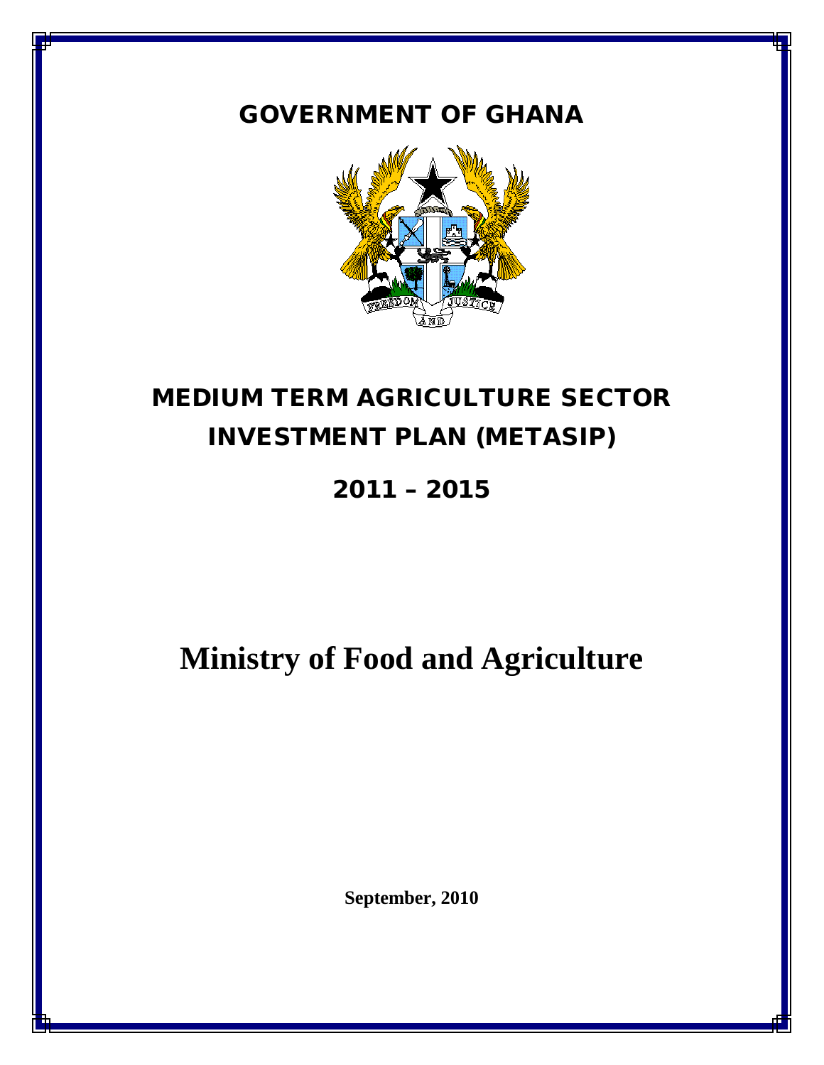# GOVERNMENT OF GHANA

# MEDIUM TERM AGRICULTURE SECTOR INVESTMENT PLAN (METASIP)

## 2011 – 2015

# Ministry of Food and Agriculture

**September, 2010**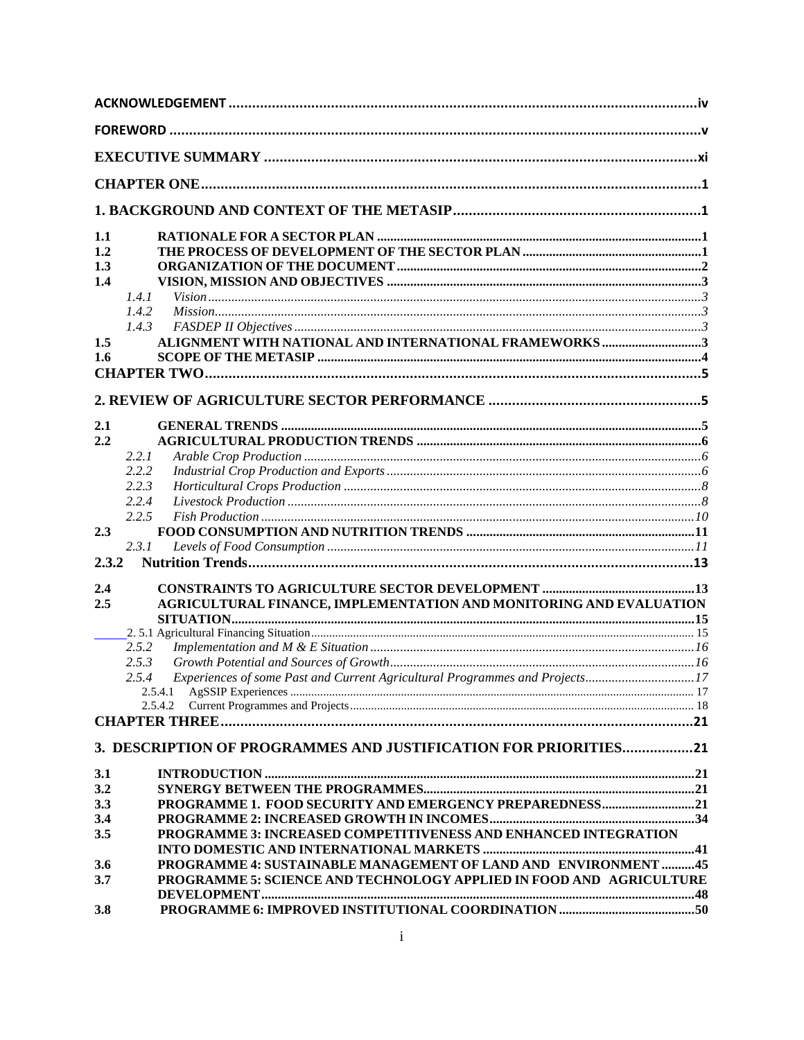| | |
|---|---|
| **ACKNOWLEDGEMENT** | **iv** |
| **FOREWORD** | **v** |
| **EXECUTIVE SUMMARY** | **xi** |
| **CHAPTER ONE** | **1** |
| **1. BACKGROUND AND CONTEXT OF THE METASIP** | **1** |
| **1.1 RATIONALE FOR A SECTOR PLAN** | **1** |
| **1.2 THE PROCESS OF DEVELOPMENT OF THE SECTOR PLAN** | **1** |
| **1.3 ORGANIZATION OF THE DOCUMENT** | **2** |
| **1.4 VISION, MISSION AND OBJECTIVES** | **3** |
| *1.4.1 Vision* | *3* |
| *1.4.2 Mission* | *3* |
| *1.4.3 FASDEP II Objectives* | *3* |
| **1.5 ALIGNMENT WITH NATIONAL AND INTERNATIONAL FRAMEWORKS** | **3** |
| **1.6 SCOPE OF THE METASIP** | **4** |
| **CHAPTER TWO** | **5** |
| **2. REVIEW OF AGRICULTURE SECTOR PERFORMANCE** | **5** |
| **2.1 GENERAL TRENDS** | **5** |
| **2.2 AGRICULTURAL PRODUCTION TRENDS** | **6** |
| *2.2.1 Arable Crop Production* | *6* |
| *2.2.2 Industrial Crop Production and Exports* | *6* |
| *2.2.3 Horticultural Crops Production* | *8* |
| *2.2.4 Livestock Production* | *8* |
| *2.2.5 Fish Production* | *10* |
| **2.3 FOOD CONSUMPTION AND NUTRITION TRENDS** | **11** |
| *2.3.1 Levels of Food Consumption* | *11* |
| **2.3.2 Nutrition Trends** | **13** |
| **2.4 CONSTRAINTS TO AGRICULTURE SECTOR DEVELOPMENT** | **13** |
| **2.5 AGRICULTURAL FINANCE, IMPLEMENTATION AND MONITORING AND EVALUATION SITUATION** | **15** |
| 2. 5.1 Agricultural Financing Situation | 15 |
| *2.5.2 Implementation and M & E Situation* | *16* |
| *2.5.3 Growth Potential and Sources of Growth* | *16* |
| *2.5.4 Experiences of some Past and Current Agricultural Programmes and Projects* | *17* |
| 2.5.4.1 AgSSIP Experiences | 17 |
| 2.5.4.2 Current Programmes and Projects | 18 |
| **CHAPTER THREE** | **21** |
| **3. DESCRIPTION OF PROGRAMMES AND JUSTIFICATION FOR PRIORITIES** | **21** |
| **3.1 INTRODUCTION** | **21** |
| **3.2 SYNERGY BETWEEN THE PROGRAMMES** | **21** |
| **3.3 PROGRAMME 1. FOOD SECURITY AND EMERGENCY PREPAREDNESS** | **21** |
| **3.4 PROGRAMME 2: INCREASED GROWTH IN INCOMES** | **34** |
| **3.5 PROGRAMME 3: INCREASED COMPETITIVENESS AND ENHANCED INTEGRATION INTO DOMESTIC AND INTERNATIONAL MARKETS** | **41** |
| **3.6 PROGRAMME 4: SUSTAINABLE MANAGEMENT OF LAND AND ENVIRONMENT** | **45** |
| **3.7 PROGRAMME 5: SCIENCE AND TECHNOLOGY APPLIED IN FOOD AND AGRICULTURE DEVELOPMENT** | **48** |
| **3.8 PROGRAMME 6: IMPROVED INSTITUTIONAL COORDINATION** | **50** |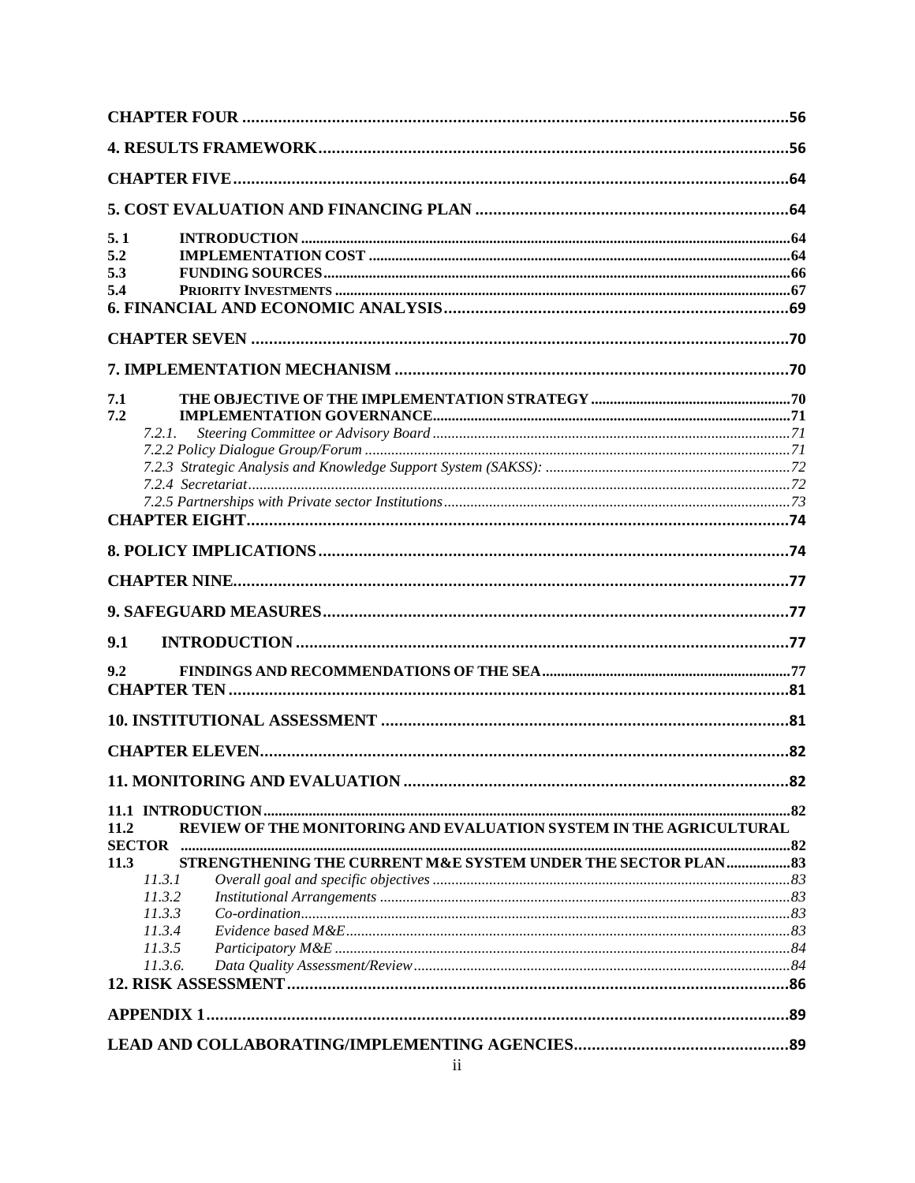**CHAPTER FOUR** .......................................................................................................................56

**4. RESULTS FRAMEWORK**.....................................................................................................56

**CHAPTER FIVE**.........................................................................................................................64

**5. COST EVALUATION AND FINANCING PLAN** ..................................................................64

**5. 1 INTRODUCTION** .............................................................................................................64

**5.2 IMPLEMENTATION COST** ................................................................................................64

**5.3 FUNDING SOURCES**...........................................................................................................66

**5.4 PRIORITY INVESTMENTS** ..................................................................................................67

**6. FINANCIAL AND ECONOMIC ANALYSIS**.............................................................................69

**CHAPTER SEVEN** ....................................................................................................................70

**7. IMPLEMENTATION MECHANISM** .........................................................................................70

**7.1 THE OBJECTIVE OF THE IMPLEMENTATION STRATEGY** ...................................................70

**7.2 IMPLEMENTATION GOVERNANCE**..........................................................................................71

*7.2.1. Steering Committee or Advisory Board* ..........................................................................71

*7.2.2 Policy Dialogue Group/Forum* .......................................................................................71

*7.2.3 Strategic Analysis and Knowledge Support System (SAKSS):* .......................................72

*7.2.4 Secretariat*..........................................................................................................................72

*7.2.5 Partnerships with Private sector Institutions*..................................................................73

**CHAPTER EIGHT**.......................................................................................................................74

**8. POLICY IMPLICATIONS**........................................................................................................74

**CHAPTER NINE**..........................................................................................................................77

**9. SAFEGUARD MEASURES**........................................................................................................77

**9.1 INTRODUCTION** ..................................................................................................................77

**9.2 FINDINGS AND RECOMMENDATIONS OF THE SEA**...............................................................77

**CHAPTER TEN** ............................................................................................................................81

**10. INSTITUTIONAL ASSESSMENT** ..............................................................................................81

**CHAPTER ELEVEN**......................................................................................................................82

**11. MONITORING AND EVALUATION** .........................................................................................82

**11.1 INTRODUCTION**.....................................................................................................................82

**11.2 REVIEW OF THE MONITORING AND EVALUATION SYSTEM IN THE AGRICULTURAL SECTOR** .....................................................................................................................................82

**11.3 STRENGTHENING THE CURRENT M&E SYSTEM UNDER THE SECTOR PLAN**.................83

*11.3.1 Overall goal and specific objectives* ..................................................................................83

*11.3.2 Institutional Arrangements* ..............................................................................................83

*11.3.3 Co-ordination*...................................................................................................................83

*11.3.4 Evidence based M&E*.......................................................................................................83

*11.3.5 Participatory M&E* ..........................................................................................................84

*11.3.6. Data Quality Assessment/Review*....................................................................................84

**12. RISK ASSESSMENT**.....................................................................................................................86

**APPENDIX 1**.....................................................................................................................................89

**LEAD AND COLLABORATING/IMPLEMENTING AGENCIES**...................................................89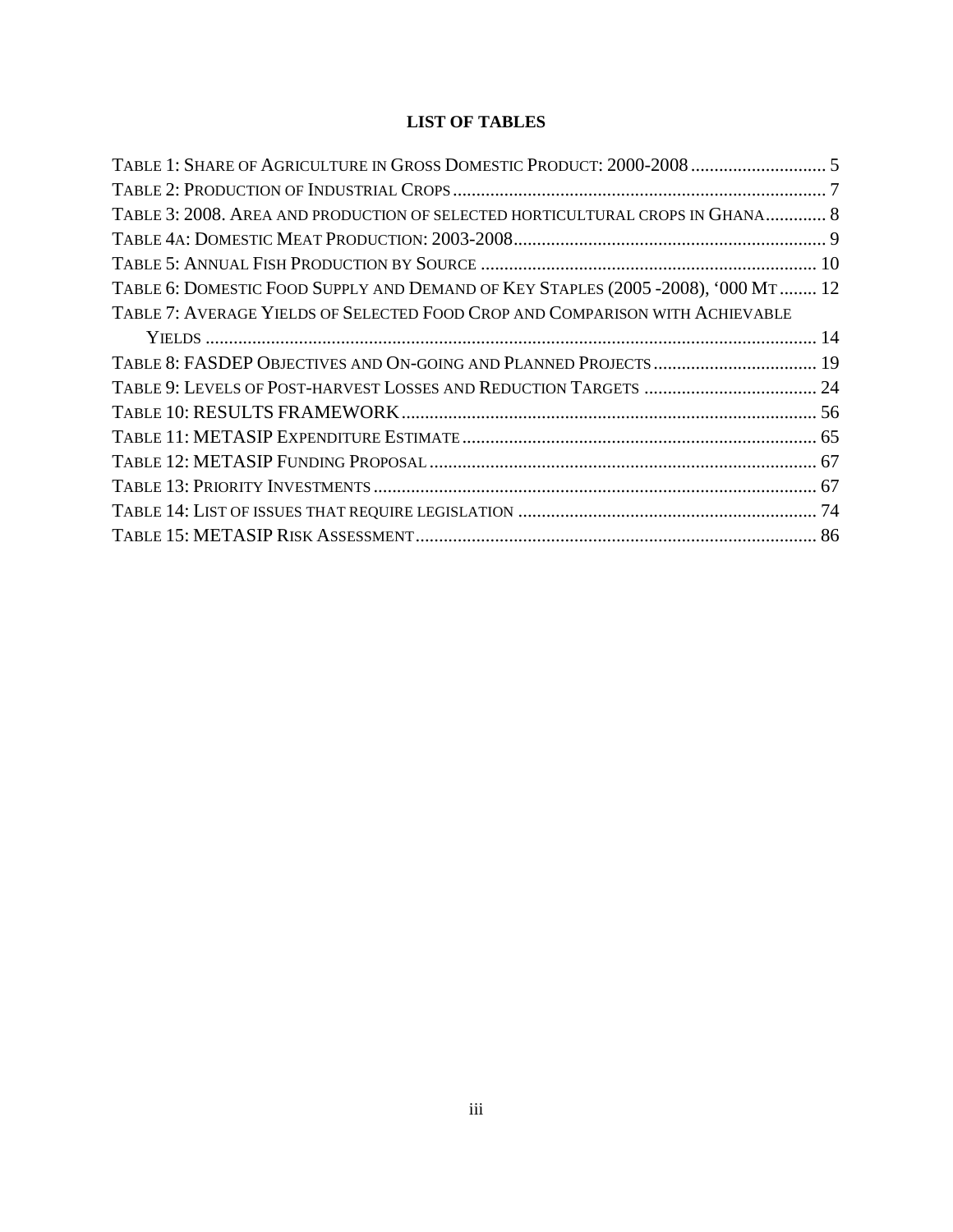**LIST OF TABLES**

TABLE 1: SHARE OF AGRICULTURE IN GROSS DOMESTIC PRODUCT: 2000-2008 ............................ 5
TABLE 2: PRODUCTION OF INDUSTRIAL CROPS ................................................................................ 7
TABLE 3: 2008. AREA AND PRODUCTION OF SELECTED HORTICULTURAL CROPS IN GHANA ............ 8
TABLE 4A: DOMESTIC MEAT PRODUCTION: 2003-2008 .................................................................. 9
TABLE 5: ANNUAL FISH PRODUCTION BY SOURCE ....................................................................... 10
TABLE 6: DOMESTIC FOOD SUPPLY AND DEMAND OF KEY STAPLES (2005 -2008), '000 MT ........ 12
TABLE 7: AVERAGE YIELDS OF SELECTED FOOD CROP AND COMPARISON WITH ACHIEVABLE YIELDS .................................................................................................................................. 14
TABLE 8: FASDEP OBJECTIVES AND ON-GOING AND PLANNED PROJECTS ................................... 19
TABLE 9: LEVELS OF POST-HARVEST LOSSES AND REDUCTION TARGETS ..................................... 24
TABLE 10: RESULTS FRAMEWORK ........................................................................................ 56
TABLE 11: METASIP EXPENDITURE ESTIMATE ........................................................................... 65
TABLE 12: METASIP FUNDING PROPOSAL .................................................................................. 67
TABLE 13: PRIORITY INVESTMENTS ............................................................................................... 67
TABLE 14: LIST OF ISSUES THAT REQUIRE LEGISLATION ................................................................ 74
TABLE 15: METASIP RISK ASSESSMENT ....................................................................................... 86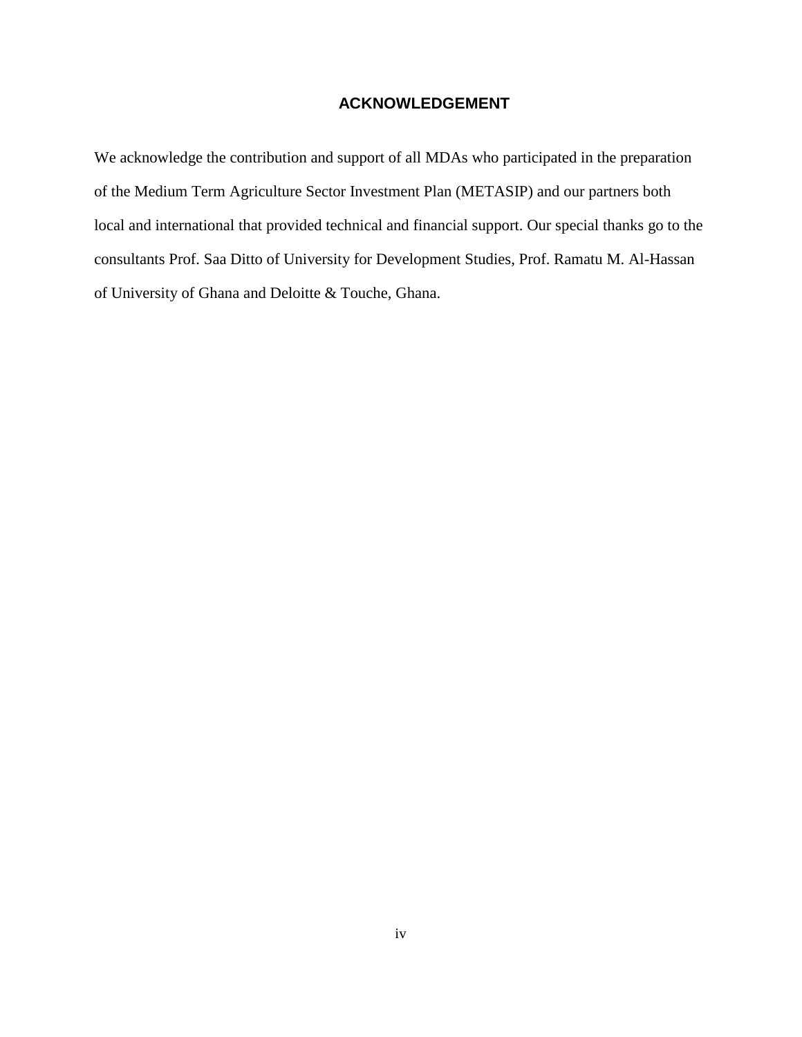## ACKNOWLEDGEMENT

We acknowledge the contribution and support of all MDAs who participated in the preparation of the Medium Term Agriculture Sector Investment Plan (METASIP) and our partners both local and international that provided technical and financial support. Our special thanks go to the consultants Prof. Saa Ditto of University for Development Studies, Prof. Ramatu M. Al-Hassan of University of Ghana and Deloitte & Touche, Ghana.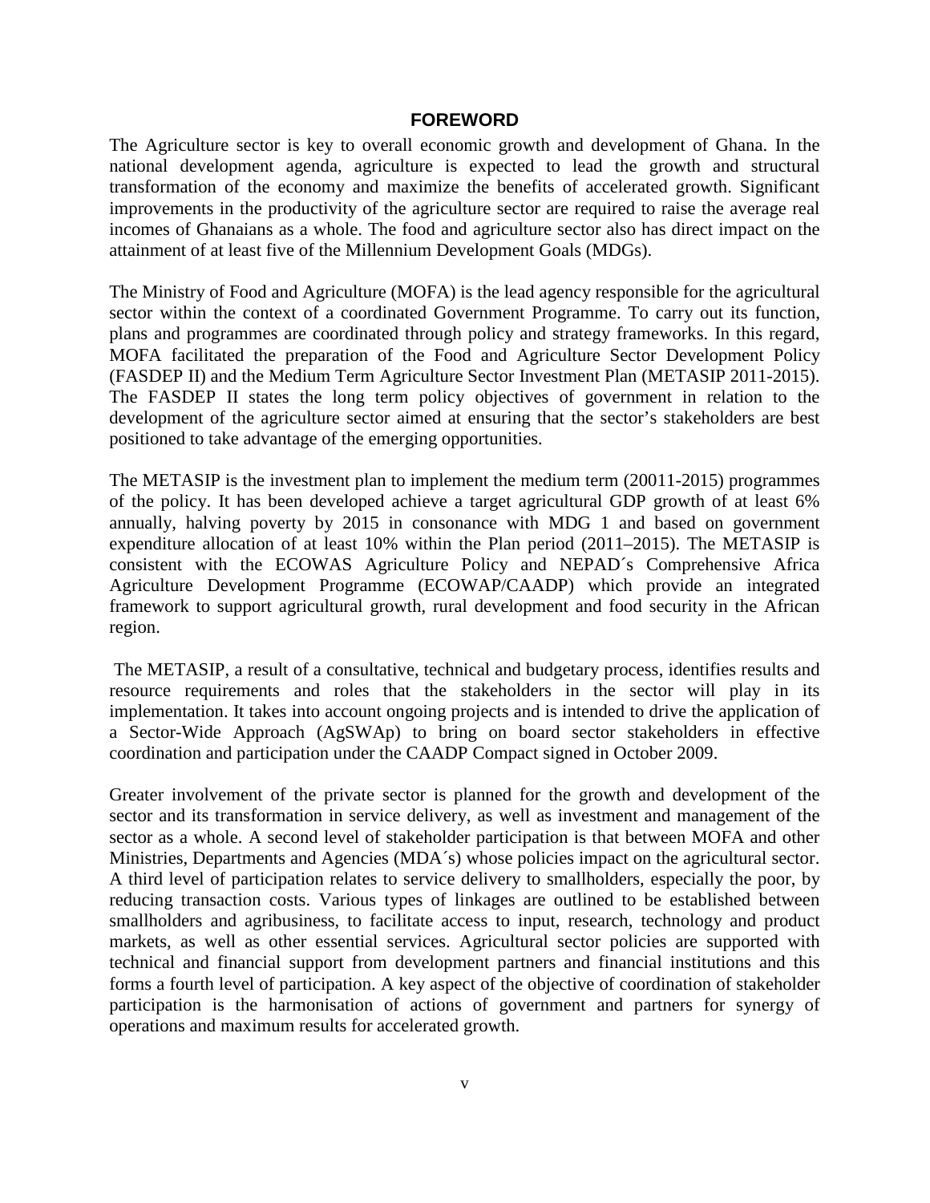## FOREWORD

The Agriculture sector is key to overall economic growth and development of Ghana. In the national development agenda, agriculture is expected to lead the growth and structural transformation of the economy and maximize the benefits of accelerated growth. Significant improvements in the productivity of the agriculture sector are required to raise the average real incomes of Ghanaians as a whole. The food and agriculture sector also has direct impact on the attainment of at least five of the Millennium Development Goals (MDGs).

The Ministry of Food and Agriculture (MOFA) is the lead agency responsible for the agricultural sector within the context of a coordinated Government Programme. To carry out its function, plans and programmes are coordinated through policy and strategy frameworks. In this regard, MOFA facilitated the preparation of the Food and Agriculture Sector Development Policy (FASDEP II) and the Medium Term Agriculture Sector Investment Plan (METASIP 2011-2015). The FASDEP II states the long term policy objectives of government in relation to the development of the agriculture sector aimed at ensuring that the sector's stakeholders are best positioned to take advantage of the emerging opportunities.

The METASIP is the investment plan to implement the medium term (20011-2015) programmes of the policy. It has been developed achieve a target agricultural GDP growth of at least 6% annually, halving poverty by 2015 in consonance with MDG 1 and based on government expenditure allocation of at least 10% within the Plan period (2011–2015). The METASIP is consistent with the ECOWAS Agriculture Policy and NEPAD´s Comprehensive Africa Agriculture Development Programme (ECOWAP/CAADP) which provide an integrated framework to support agricultural growth, rural development and food security in the African region.

The METASIP, a result of a consultative, technical and budgetary process, identifies results and resource requirements and roles that the stakeholders in the sector will play in its implementation. It takes into account ongoing projects and is intended to drive the application of a Sector-Wide Approach (AgSWAp) to bring on board sector stakeholders in effective coordination and participation under the CAADP Compact signed in October 2009.

Greater involvement of the private sector is planned for the growth and development of the sector and its transformation in service delivery, as well as investment and management of the sector as a whole. A second level of stakeholder participation is that between MOFA and other Ministries, Departments and Agencies (MDA´s) whose policies impact on the agricultural sector. A third level of participation relates to service delivery to smallholders, especially the poor, by reducing transaction costs. Various types of linkages are outlined to be established between smallholders and agribusiness, to facilitate access to input, research, technology and product markets, as well as other essential services. Agricultural sector policies are supported with technical and financial support from development partners and financial institutions and this forms a fourth level of participation. A key aspect of the objective of coordination of stakeholder participation is the harmonisation of actions of government and partners for synergy of operations and maximum results for accelerated growth.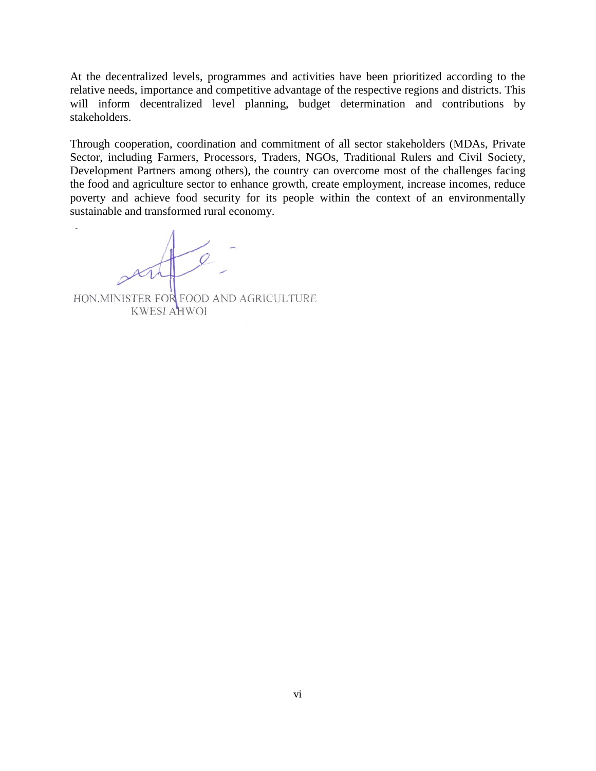At the decentralized levels, programmes and activities have been prioritized according to the relative needs, importance and competitive advantage of the respective regions and districts. This will inform decentralized level planning, budget determination and contributions by stakeholders.

Through cooperation, coordination and commitment of all sector stakeholders (MDAs, Private Sector, including Farmers, Processors, Traders, NGOs, Traditional Rulers and Civil Society, Development Partners among others), the country can overcome most of the challenges facing the food and agriculture sector to enhance growth, create employment, increase incomes, reduce poverty and achieve food security for its people within the context of an environmentally sustainable and transformed rural economy.

HON.MINISTER FOR FOOD AND AGRICULTURE
KWESI AHWOI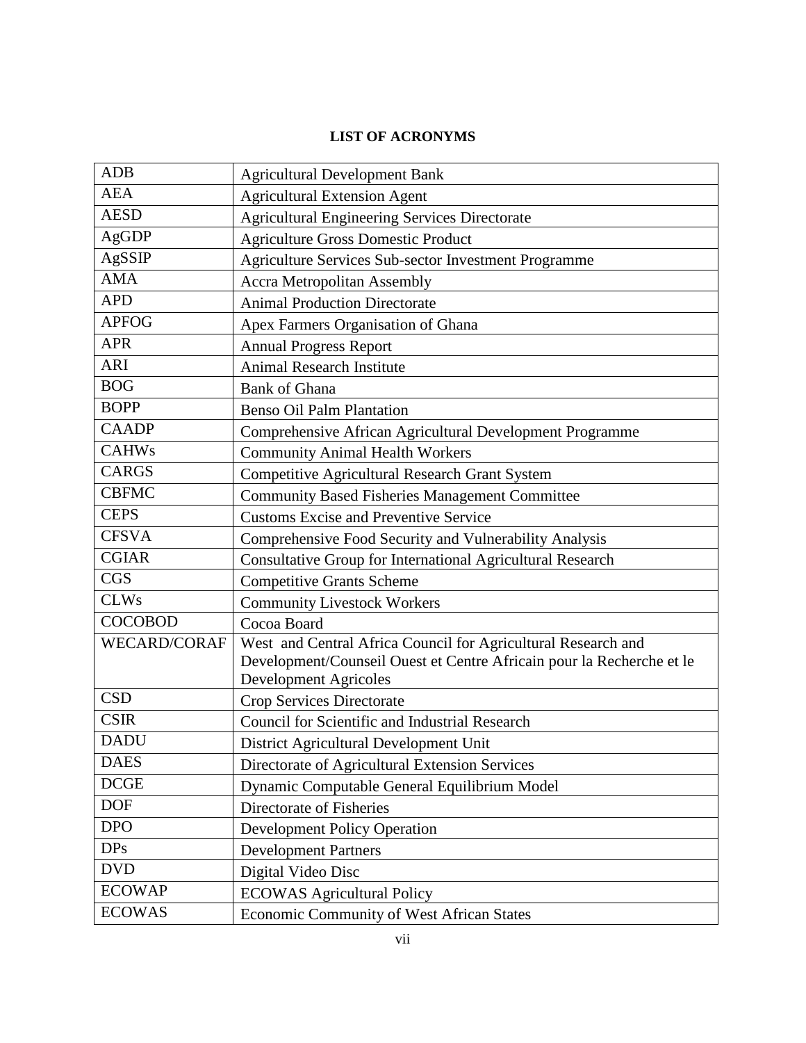**LIST OF ACRONYMS**

| ADB | Agricultural Development Bank |
|---|---|
| AEA | Agricultural Extension Agent |
| AESD | Agricultural Engineering Services Directorate |
| AgGDP | Agriculture Gross Domestic Product |
| AgSSIP | Agriculture Services Sub-sector Investment Programme |
| AMA | Accra Metropolitan Assembly |
| APD | Animal Production Directorate |
| APFOG | Apex Farmers Organisation of Ghana |
| APR | Annual Progress Report |
| ARI | Animal Research Institute |
| BOG | Bank of Ghana |
| BOPP | Benso Oil Palm Plantation |
| CAADP | Comprehensive African Agricultural Development Programme |
| CAHWs | Community Animal Health Workers |
| CARGS | Competitive Agricultural Research Grant System |
| CBFMC | Community Based Fisheries Management Committee |
| CEPS | Customs Excise and Preventive Service |
| CFSVA | Comprehensive Food Security and Vulnerability Analysis |
| CGIAR | Consultative Group for International Agricultural Research |
| CGS | Competitive Grants Scheme |
| CLWs | Community Livestock Workers |
| COCOBOD | Cocoa Board |
| WECARD/CORAF | West and Central Africa Council for Agricultural Research and Development/Counseil Ouest et Centre Africain pour la Recherche et le Development Agricoles |
| CSD | Crop Services Directorate |
| CSIR | Council for Scientific and Industrial Research |
| DADU | District Agricultural Development Unit |
| DAES | Directorate of Agricultural Extension Services |
| DCGE | Dynamic Computable General Equilibrium Model |
| DOF | Directorate of Fisheries |
| DPO | Development Policy Operation |
| DPs | Development Partners |
| DVD | Digital Video Disc |
| ECOWAP | ECOWAS Agricultural Policy |
| ECOWAS | Economic Community of West African States |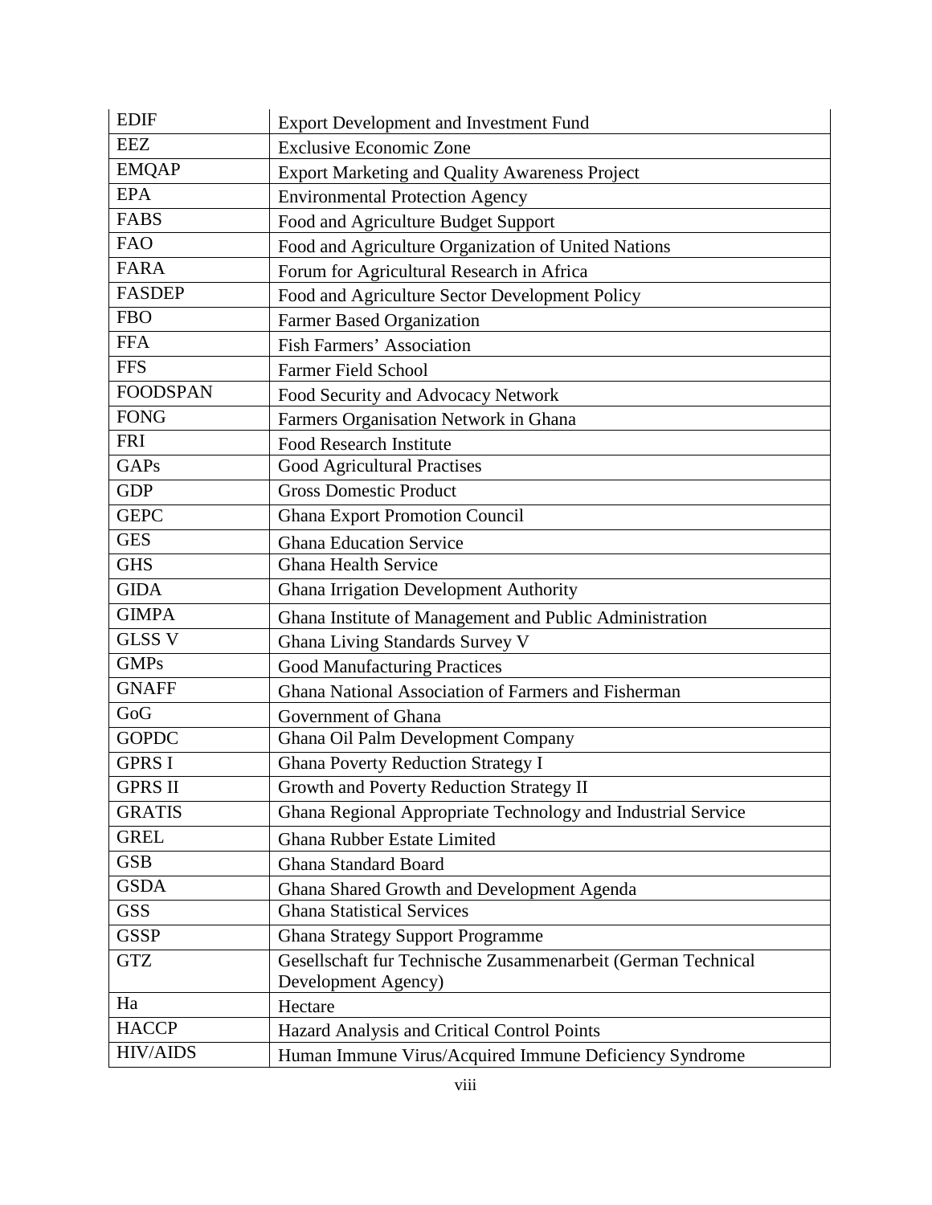| | |
|---|---|
| EDIF | Export Development and Investment Fund |
| EEZ | Exclusive Economic Zone |
| EMQAP | Export Marketing and Quality Awareness Project |
| EPA | Environmental Protection Agency |
| FABS | Food and Agriculture Budget Support |
| FAO | Food and Agriculture Organization of United Nations |
| FARA | Forum for Agricultural Research in Africa |
| FASDEP | Food and Agriculture Sector Development Policy |
| FBO | Farmer Based Organization |
| FFA | Fish Farmers' Association |
| FFS | Farmer Field School |
| FOODSPAN | Food Security and Advocacy Network |
| FONG | Farmers Organisation Network in Ghana |
| FRI | Food Research Institute |
| GAPs | Good Agricultural Practises |
| GDP | Gross Domestic Product |
| GEPC | Ghana Export Promotion Council |
| GES | Ghana Education Service |
| GHS | Ghana Health Service |
| GIDA | Ghana Irrigation Development Authority |
| GIMPA | Ghana Institute of Management and Public Administration |
| GLSS V | Ghana Living Standards Survey V |
| GMPs | Good Manufacturing Practices |
| GNAFF | Ghana National Association of Farmers and Fisherman |
| GoG | Government of Ghana |
| GOPDC | Ghana Oil Palm Development Company |
| GPRS I | Ghana Poverty Reduction Strategy I |
| GPRS II | Growth and Poverty Reduction Strategy II |
| GRATIS | Ghana Regional Appropriate Technology and Industrial Service |
| GREL | Ghana Rubber Estate Limited |
| GSB | Ghana Standard Board |
| GSDA | Ghana Shared Growth and Development Agenda |
| GSS | Ghana Statistical Services |
| GSSP | Ghana Strategy Support Programme |
| GTZ | Gesellschaft fur Technische Zusammenarbeit (German Technical Development Agency) |
| Ha | Hectare |
| HACCP | Hazard Analysis and Critical Control Points |
| HIV/AIDS | Human Immune Virus/Acquired Immune Deficiency Syndrome |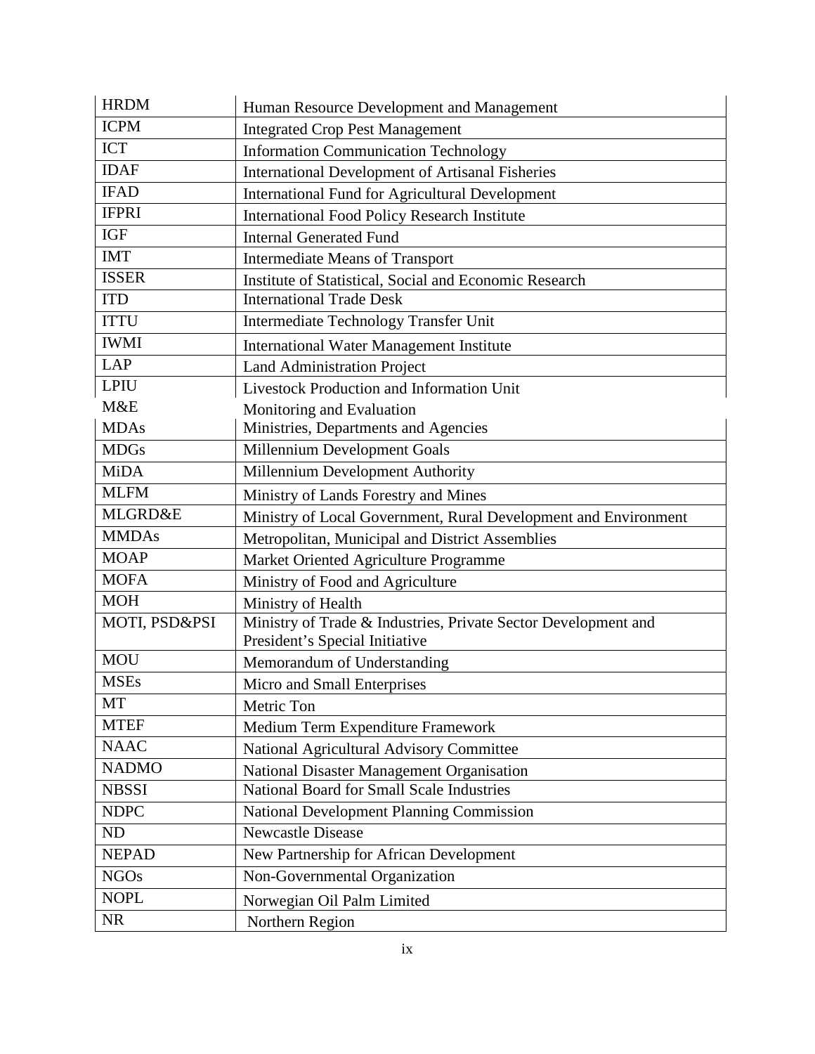| | |
|---|---|
| HRDM | Human Resource Development and Management |
| ICPM | Integrated Crop Pest Management |
| ICT | Information Communication Technology |
| IDAF | International Development of Artisanal Fisheries |
| IFAD | International Fund for Agricultural Development |
| IFPRI | International Food Policy Research Institute |
| IGF | Internal Generated Fund |
| IMT | Intermediate Means of Transport |
| ISSER | Institute of Statistical, Social and Economic Research |
| ITD | International Trade Desk |
| ITTU | Intermediate Technology Transfer Unit |
| IWMI | International Water Management Institute |
| LAP | Land Administration Project |
| LPIU | Livestock Production and Information Unit |
| M&E | Monitoring and Evaluation |
| MDAs | Ministries, Departments and Agencies |
| MDGs | Millennium Development Goals |
| MiDA | Millennium Development Authority |
| MLFM | Ministry of Lands Forestry and Mines |
| MLGRD&E | Ministry of Local Government, Rural Development and Environment |
| MMDAs | Metropolitan, Municipal and District Assemblies |
| MOAP | Market Oriented Agriculture Programme |
| MOFA | Ministry of Food and Agriculture |
| MOH | Ministry of Health |
| MOTI, PSD&PSI | Ministry of Trade & Industries, Private Sector Development and President's Special Initiative |
| MOU | Memorandum of Understanding |
| MSEs | Micro and Small Enterprises |
| MT | Metric Ton |
| MTEF | Medium Term Expenditure Framework |
| NAAC | National Agricultural Advisory Committee |
| NADMO | National Disaster Management Organisation |
| NBSSI | National Board for Small Scale Industries |
| NDPC | National Development Planning Commission |
| ND | Newcastle Disease |
| NEPAD | New Partnership for African Development |
| NGOs | Non-Governmental Organization |
| NOPL | Norwegian Oil Palm Limited |
| NR | Northern Region |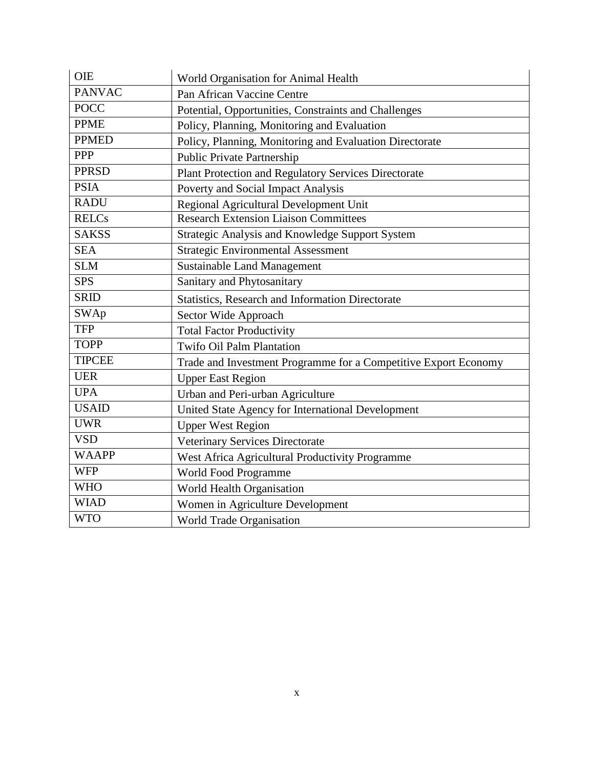| | |
|---|---|
| OIE | World Organisation for Animal Health |
| PANVAC | Pan African Vaccine Centre |
| POCC | Potential, Opportunities, Constraints and Challenges |
| PPME | Policy, Planning, Monitoring and Evaluation |
| PPMED | Policy, Planning, Monitoring and Evaluation Directorate |
| PPP | Public Private Partnership |
| PPRSD | Plant Protection and Regulatory Services Directorate |
| PSIA | Poverty and Social Impact Analysis |
| RADU | Regional Agricultural Development Unit |
| RELCs | Research Extension Liaison Committees |
| SAKSS | Strategic Analysis and Knowledge Support System |
| SEA | Strategic Environmental Assessment |
| SLM | Sustainable Land Management |
| SPS | Sanitary and Phytosanitary |
| SRID | Statistics, Research and Information Directorate |
| SWAp | Sector Wide Approach |
| TFP | Total Factor Productivity |
| TOPP | Twifo Oil Palm Plantation |
| TIPCEE | Trade and Investment Programme for a Competitive Export Economy |
| UER | Upper East Region |
| UPA | Urban and Peri-urban Agriculture |
| USAID | United State Agency for International Development |
| UWR | Upper West Region |
| VSD | Veterinary Services Directorate |
| WAAPP | West Africa Agricultural Productivity Programme |
| WFP | World Food Programme |
| WHO | World Health Organisation |
| WIAD | Women in Agriculture Development |
| WTO | World Trade Organisation |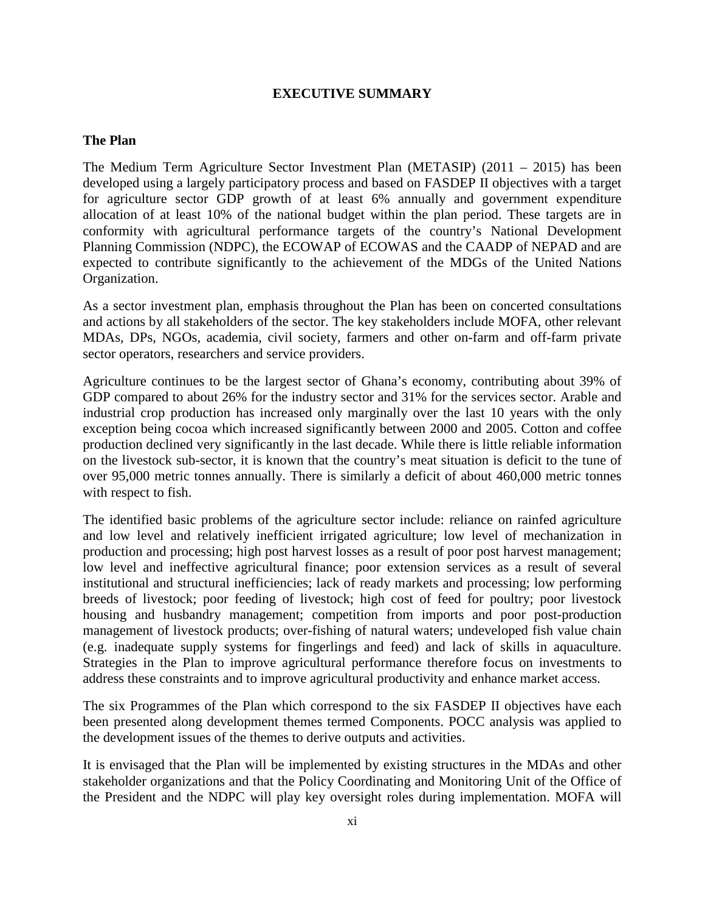# EXECUTIVE SUMMARY

## The Plan

The Medium Term Agriculture Sector Investment Plan (METASIP) (2011 – 2015) has been developed using a largely participatory process and based on FASDEP II objectives with a target for agriculture sector GDP growth of at least 6% annually and government expenditure allocation of at least 10% of the national budget within the plan period. These targets are in conformity with agricultural performance targets of the country's National Development Planning Commission (NDPC), the ECOWAP of ECOWAS and the CAADP of NEPAD and are expected to contribute significantly to the achievement of the MDGs of the United Nations Organization.

As a sector investment plan, emphasis throughout the Plan has been on concerted consultations and actions by all stakeholders of the sector. The key stakeholders include MOFA, other relevant MDAs, DPs, NGOs, academia, civil society, farmers and other on-farm and off-farm private sector operators, researchers and service providers.

Agriculture continues to be the largest sector of Ghana's economy, contributing about 39% of GDP compared to about 26% for the industry sector and 31% for the services sector. Arable and industrial crop production has increased only marginally over the last 10 years with the only exception being cocoa which increased significantly between 2000 and 2005. Cotton and coffee production declined very significantly in the last decade. While there is little reliable information on the livestock sub-sector, it is known that the country's meat situation is deficit to the tune of over 95,000 metric tonnes annually. There is similarly a deficit of about 460,000 metric tonnes with respect to fish.

The identified basic problems of the agriculture sector include: reliance on rainfed agriculture and low level and relatively inefficient irrigated agriculture; low level of mechanization in production and processing; high post harvest losses as a result of poor post harvest management; low level and ineffective agricultural finance; poor extension services as a result of several institutional and structural inefficiencies; lack of ready markets and processing; low performing breeds of livestock; poor feeding of livestock; high cost of feed for poultry; poor livestock housing and husbandry management; competition from imports and poor post-production management of livestock products; over-fishing of natural waters; undeveloped fish value chain (e.g. inadequate supply systems for fingerlings and feed) and lack of skills in aquaculture. Strategies in the Plan to improve agricultural performance therefore focus on investments to address these constraints and to improve agricultural productivity and enhance market access.

The six Programmes of the Plan which correspond to the six FASDEP II objectives have each been presented along development themes termed Components. POCC analysis was applied to the development issues of the themes to derive outputs and activities.

It is envisaged that the Plan will be implemented by existing structures in the MDAs and other stakeholder organizations and that the Policy Coordinating and Monitoring Unit of the Office of the President and the NDPC will play key oversight roles during implementation. MOFA will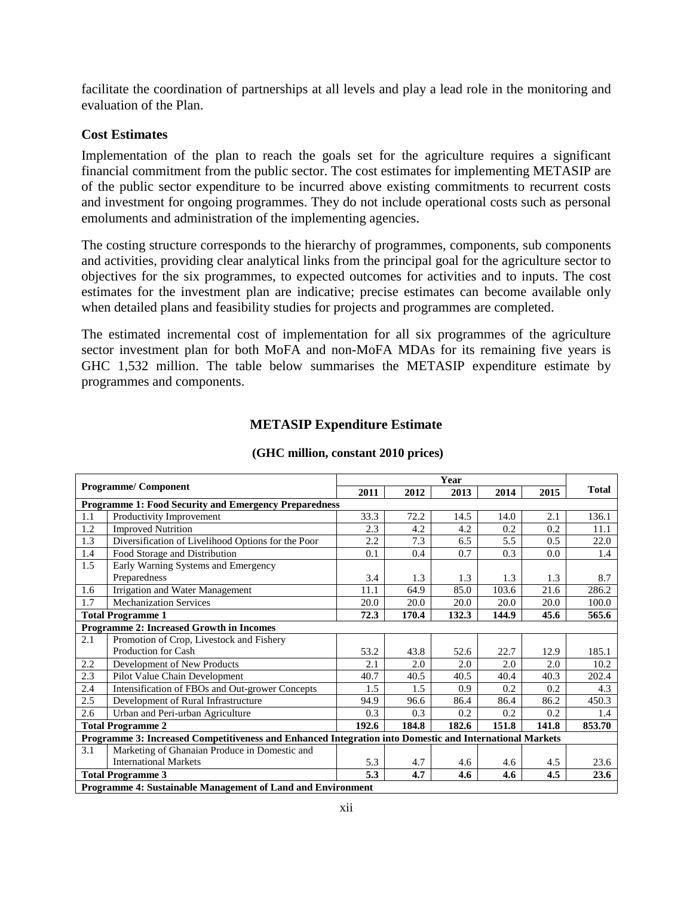facilitate the coordination of partnerships at all levels and play a lead role in the monitoring and evaluation of the Plan.

### Cost Estimates

Implementation of the plan to reach the goals set for the agriculture requires a significant financial commitment from the public sector. The cost estimates for implementing METASIP are of the public sector expenditure to be incurred above existing commitments to recurrent costs and investment for ongoing programmes. They do not include operational costs such as personal emoluments and administration of the implementing agencies.

The costing structure corresponds to the hierarchy of programmes, components, sub components and activities, providing clear analytical links from the principal goal for the agriculture sector to objectives for the six programmes, to expected outcomes for activities and to inputs. The cost estimates for the investment plan are indicative; precise estimates can become available only when detailed plans and feasibility studies for projects and programmes are completed.

The estimated incremental cost of implementation for all six programmes of the agriculture sector investment plan for both MoFA and non-MoFA MDAs for its remaining five years is GHC 1,532 million. The table below summarises the METASIP expenditure estimate by programmes and components.

**METASIP Expenditure Estimate**

**(GHC million, constant 2010 prices)**

| Programme/ Component | | Year | | | | | Total |
|---|---|---|---|---|---|---|---|
| | | 2011 | 2012 | 2013 | 2014 | 2015 | |
| **Programme 1: Food Security and Emergency Preparedness** | | | | | | | |
| 1.1 | Productivity Improvement | 33.3 | 72.2 | 14.5 | 14.0 | 2.1 | 136.1 |
| 1.2 | Improved Nutrition | 2.3 | 4.2 | 4.2 | 0.2 | 0.2 | 11.1 |
| 1.3 | Diversification of Livelihood Options for the Poor | 2.2 | 7.3 | 6.5 | 5.5 | 0.5 | 22.0 |
| 1.4 | Food Storage and Distribution | 0.1 | 0.4 | 0.7 | 0.3 | 0.0 | 1.4 |
| 1.5 | Early Warning Systems and Emergency Preparedness | 3.4 | 1.3 | 1.3 | 1.3 | 1.3 | 8.7 |
| 1.6 | Irrigation and Water Management | 11.1 | 64.9 | 85.0 | 103.6 | 21.6 | 286.2 |
| 1.7 | Mechanization Services | 20.0 | 20.0 | 20.0 | 20.0 | 20.0 | 100.0 |
| **Total Programme 1** | | **72.3** | **170.4** | **132.3** | **144.9** | **45.6** | **565.6** |
| **Programme 2: Increased Growth in Incomes** | | | | | | | |
| 2.1 | Promotion of Crop, Livestock and Fishery Production for Cash | 53.2 | 43.8 | 52.6 | 22.7 | 12.9 | 185.1 |
| 2.2 | Development of New Products | 2.1 | 2.0 | 2.0 | 2.0 | 2.0 | 10.2 |
| 2.3 | Pilot Value Chain Development | 40.7 | 40.5 | 40.5 | 40.4 | 40.3 | 202.4 |
| 2.4 | Intensification of FBOs and Out-grower Concepts | 1.5 | 1.5 | 0.9 | 0.2 | 0.2 | 4.3 |
| 2.5 | Development of Rural Infrastructure | 94.9 | 96.6 | 86.4 | 86.4 | 86.2 | 450.3 |
| 2.6 | Urban and Peri-urban Agriculture | 0.3 | 0.3 | 0.2 | 0.2 | 0.2 | 1.4 |
| **Total Programme 2** | | **192.6** | **184.8** | **182.6** | **151.8** | **141.8** | **853.70** |
| **Programme 3: Increased Competitiveness and Enhanced Integration into Domestic and International Markets** | | | | | | | |
| 3.1 | Marketing of Ghanaian Produce in Domestic and International Markets | 5.3 | 4.7 | 4.6 | 4.6 | 4.5 | 23.6 |
| **Total Programme 3** | | **5.3** | **4.7** | **4.6** | **4.6** | **4.5** | **23.6** |
| **Programme 4: Sustainable Management of Land and Environment** | | | | | | | |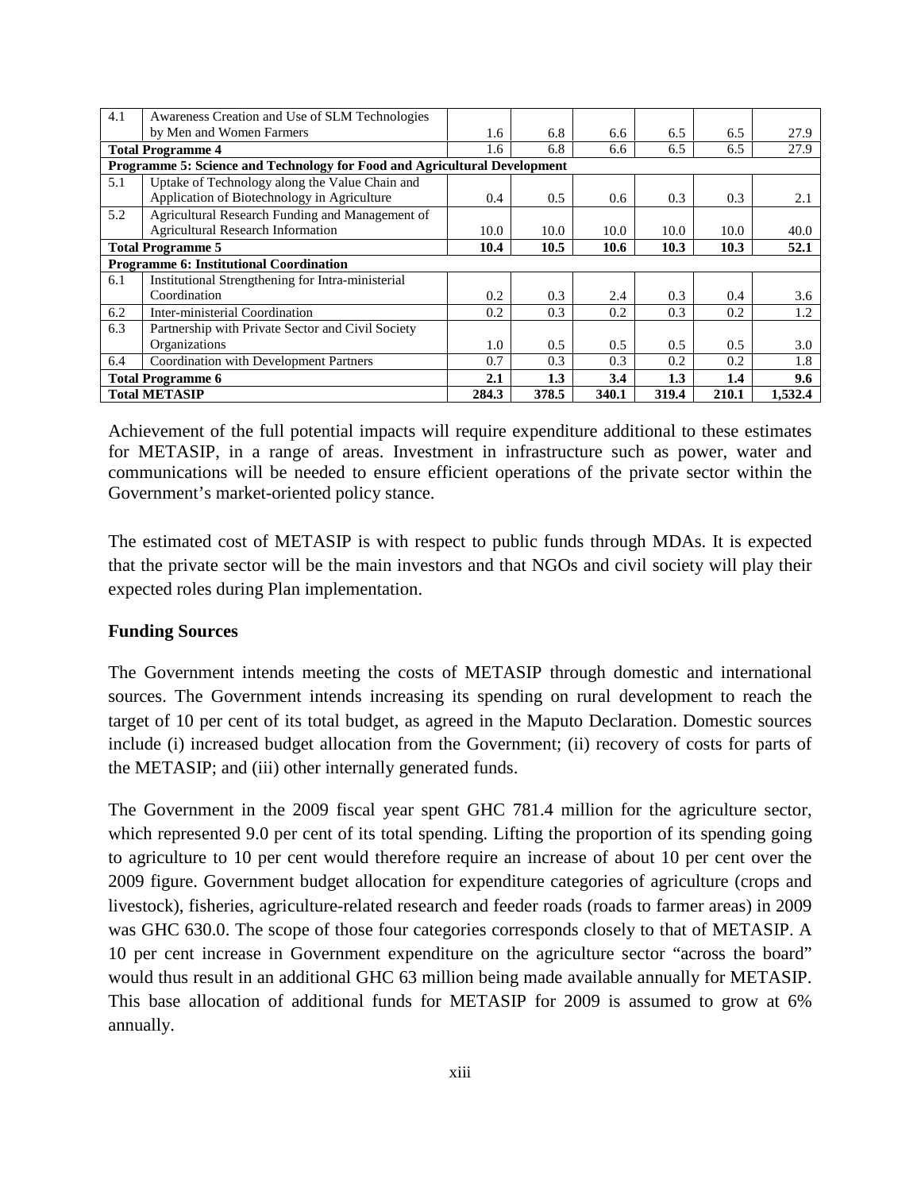| | | | | | | | |
|---|---|---|---|---|---|---|---|
| 4.1 | Awareness Creation and Use of SLM Technologies by Men and Women Farmers | 1.6 | 6.8 | 6.6 | 6.5 | 6.5 | 27.9 |
| **Total Programme 4** | | 1.6 | 6.8 | 6.6 | 6.5 | 6.5 | 27.9 |
| **Programme 5: Science and Technology for Food and Agricultural Development** | | | | | | | |
| 5.1 | Uptake of Technology along the Value Chain and Application of Biotechnology in Agriculture | 0.4 | 0.5 | 0.6 | 0.3 | 0.3 | 2.1 |
| 5.2 | Agricultural Research Funding and Management of Agricultural Research Information | 10.0 | 10.0 | 10.0 | 10.0 | 10.0 | 40.0 |
| **Total Programme 5** | | **10.4** | **10.5** | **10.6** | **10.3** | **10.3** | **52.1** |
| **Programme 6: Institutional Coordination** | | | | | | | |
| 6.1 | Institutional Strengthening for Intra-ministerial Coordination | 0.2 | 0.3 | 2.4 | 0.3 | 0.4 | 3.6 |
| 6.2 | Inter-ministerial Coordination | 0.2 | 0.3 | 0.2 | 0.3 | 0.2 | 1.2 |
| 6.3 | Partnership with Private Sector and Civil Society Organizations | 1.0 | 0.5 | 0.5 | 0.5 | 0.5 | 3.0 |
| 6.4 | Coordination with Development Partners | 0.7 | 0.3 | 0.3 | 0.2 | 0.2 | 1.8 |
| **Total Programme 6** | | **2.1** | **1.3** | **3.4** | **1.3** | **1.4** | **9.6** |
| **Total METASIP** | | **284.3** | **378.5** | **340.1** | **319.4** | **210.1** | **1,532.4** |

Achievement of the full potential impacts will require expenditure additional to these estimates for METASIP, in a range of areas. Investment in infrastructure such as power, water and communications will be needed to ensure efficient operations of the private sector within the Government's market-oriented policy stance.

The estimated cost of METASIP is with respect to public funds through MDAs. It is expected that the private sector will be the main investors and that NGOs and civil society will play their expected roles during Plan implementation.

**Funding Sources**

The Government intends meeting the costs of METASIP through domestic and international sources. The Government intends increasing its spending on rural development to reach the target of 10 per cent of its total budget, as agreed in the Maputo Declaration. Domestic sources include (i) increased budget allocation from the Government; (ii) recovery of costs for parts of the METASIP; and (iii) other internally generated funds.

The Government in the 2009 fiscal year spent GHC 781.4 million for the agriculture sector, which represented 9.0 per cent of its total spending. Lifting the proportion of its spending going to agriculture to 10 per cent would therefore require an increase of about 10 per cent over the 2009 figure. Government budget allocation for expenditure categories of agriculture (crops and livestock), fisheries, agriculture-related research and feeder roads (roads to farmer areas) in 2009 was GHC 630.0. The scope of those four categories corresponds closely to that of METASIP. A 10 per cent increase in Government expenditure on the agriculture sector "across the board" would thus result in an additional GHC 63 million being made available annually for METASIP. This base allocation of additional funds for METASIP for 2009 is assumed to grow at 6% annually.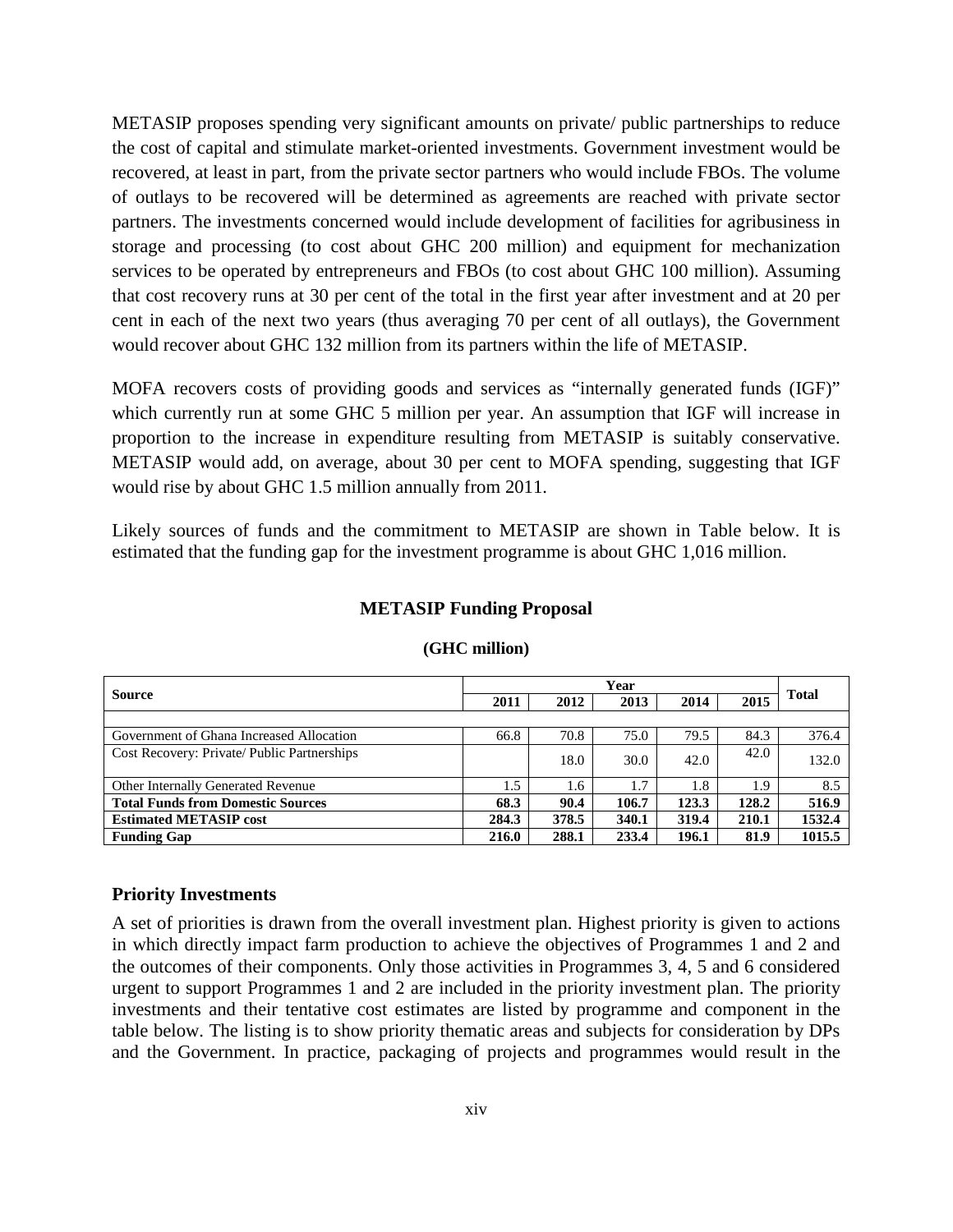METASIP proposes spending very significant amounts on private/ public partnerships to reduce the cost of capital and stimulate market-oriented investments. Government investment would be recovered, at least in part, from the private sector partners who would include FBOs. The volume of outlays to be recovered will be determined as agreements are reached with private sector partners. The investments concerned would include development of facilities for agribusiness in storage and processing (to cost about GHC 200 million) and equipment for mechanization services to be operated by entrepreneurs and FBOs (to cost about GHC 100 million). Assuming that cost recovery runs at 30 per cent of the total in the first year after investment and at 20 per cent in each of the next two years (thus averaging 70 per cent of all outlays), the Government would recover about GHC 132 million from its partners within the life of METASIP.

MOFA recovers costs of providing goods and services as "internally generated funds (IGF)" which currently run at some GHC 5 million per year. An assumption that IGF will increase in proportion to the increase in expenditure resulting from METASIP is suitably conservative. METASIP would add, on average, about 30 per cent to MOFA spending, suggesting that IGF would rise by about GHC 1.5 million annually from 2011.

Likely sources of funds and the commitment to METASIP are shown in Table below. It is estimated that the funding gap for the investment programme is about GHC 1,016 million.

**METASIP Funding Proposal**

**(GHC million)**

| Source | Year | | | | | Total |
|---|---|---|---|---|---|---|
| | 2011 | 2012 | 2013 | 2014 | 2015 | |
| Government of Ghana Increased Allocation | 66.8 | 70.8 | 75.0 | 79.5 | 84.3 | 376.4 |
| Cost Recovery: Private/ Public Partnerships | | 18.0 | 30.0 | 42.0 | 42.0 | 132.0 |
| Other Internally Generated Revenue | 1.5 | 1.6 | 1.7 | 1.8 | 1.9 | 8.5 |
| **Total Funds from Domestic Sources** | **68.3** | **90.4** | **106.7** | **123.3** | **128.2** | **516.9** |
| **Estimated METASIP cost** | **284.3** | **378.5** | **340.1** | **319.4** | **210.1** | **1532.4** |
| **Funding Gap** | **216.0** | **288.1** | **233.4** | **196.1** | **81.9** | **1015.5** |

### Priority Investments

A set of priorities is drawn from the overall investment plan. Highest priority is given to actions in which directly impact farm production to achieve the objectives of Programmes 1 and 2 and the outcomes of their components. Only those activities in Programmes 3, 4, 5 and 6 considered urgent to support Programmes 1 and 2 are included in the priority investment plan. The priority investments and their tentative cost estimates are listed by programme and component in the table below. The listing is to show priority thematic areas and subjects for consideration by DPs and the Government. In practice, packaging of projects and programmes would result in the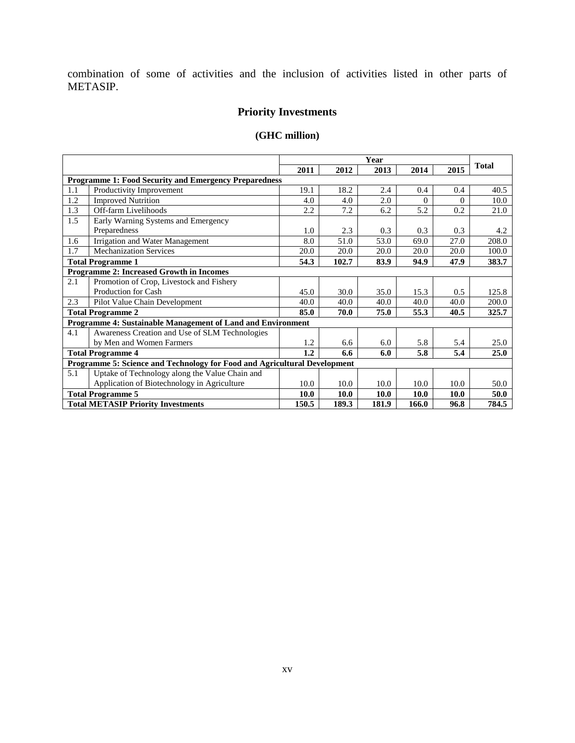combination of some of activities and the inclusion of activities listed in other parts of METASIP.

## Priority Investments

### (GHC million)

| | | Year | | | | | Total |
|---|---|---|---|---|---|---|---|
| | | 2011 | 2012 | 2013 | 2014 | 2015 | |
| **Programme 1: Food Security and Emergency Preparedness** | | | | | | | |
| 1.1 | Productivity Improvement | 19.1 | 18.2 | 2.4 | 0.4 | 0.4 | 40.5 |
| 1.2 | Improved Nutrition | 4.0 | 4.0 | 2.0 | 0 | 0 | 10.0 |
| 1.3 | Off-farm Livelihoods | 2.2 | 7.2 | 6.2 | 5.2 | 0.2 | 21.0 |
| 1.5 | Early Warning Systems and Emergency Preparedness | 1.0 | 2.3 | 0.3 | 0.3 | 0.3 | 4.2 |
| 1.6 | Irrigation and Water Management | 8.0 | 51.0 | 53.0 | 69.0 | 27.0 | 208.0 |
| 1.7 | Mechanization Services | 20.0 | 20.0 | 20.0 | 20.0 | 20.0 | 100.0 |
| **Total Programme 1** | | **54.3** | **102.7** | **83.9** | **94.9** | **47.9** | **383.7** |
| **Programme 2: Increased Growth in Incomes** | | | | | | | |
| 2.1 | Promotion of Crop, Livestock and Fishery Production for Cash | 45.0 | 30.0 | 35.0 | 15.3 | 0.5 | 125.8 |
| 2.3 | Pilot Value Chain Development | 40.0 | 40.0 | 40.0 | 40.0 | 40.0 | 200.0 |
| **Total Programme 2** | | **85.0** | **70.0** | **75.0** | **55.3** | **40.5** | **325.7** |
| **Programme 4: Sustainable Management of Land and Environment** | | | | | | | |
| 4.1 | Awareness Creation and Use of SLM Technologies by Men and Women Farmers | 1.2 | 6.6 | 6.0 | 5.8 | 5.4 | 25.0 |
| **Total Programme 4** | | **1.2** | **6.6** | **6.0** | **5.8** | **5.4** | **25.0** |
| **Programme 5: Science and Technology for Food and Agricultural Development** | | | | | | | |
| 5.1 | Uptake of Technology along the Value Chain and Application of Biotechnology in Agriculture | 10.0 | 10.0 | 10.0 | 10.0 | 10.0 | 50.0 |
| **Total Programme 5** | | **10.0** | **10.0** | **10.0** | **10.0** | **10.0** | **50.0** |
| **Total METASIP Priority Investments** | | **150.5** | **189.3** | **181.9** | **166.0** | **96.8** | **784.5** |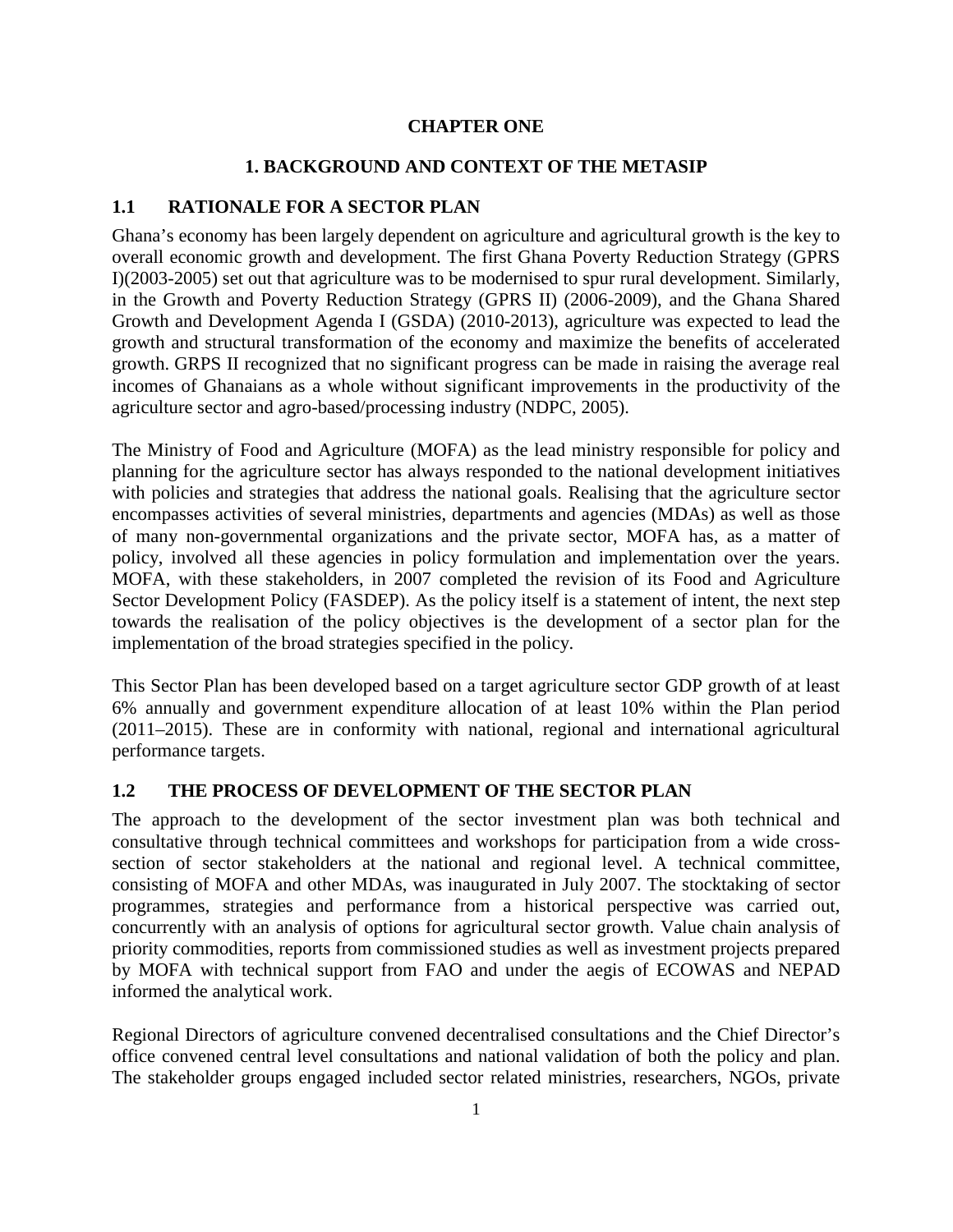# CHAPTER ONE

## 1. BACKGROUND AND CONTEXT OF THE METASIP

### 1.1 RATIONALE FOR A SECTOR PLAN

Ghana's economy has been largely dependent on agriculture and agricultural growth is the key to overall economic growth and development. The first Ghana Poverty Reduction Strategy (GPRS I)(2003-2005) set out that agriculture was to be modernised to spur rural development. Similarly, in the Growth and Poverty Reduction Strategy (GPRS II) (2006-2009), and the Ghana Shared Growth and Development Agenda I (GSDA) (2010-2013), agriculture was expected to lead the growth and structural transformation of the economy and maximize the benefits of accelerated growth. GRPS II recognized that no significant progress can be made in raising the average real incomes of Ghanaians as a whole without significant improvements in the productivity of the agriculture sector and agro-based/processing industry (NDPC, 2005).

The Ministry of Food and Agriculture (MOFA) as the lead ministry responsible for policy and planning for the agriculture sector has always responded to the national development initiatives with policies and strategies that address the national goals. Realising that the agriculture sector encompasses activities of several ministries, departments and agencies (MDAs) as well as those of many non-governmental organizations and the private sector, MOFA has, as a matter of policy, involved all these agencies in policy formulation and implementation over the years. MOFA, with these stakeholders, in 2007 completed the revision of its Food and Agriculture Sector Development Policy (FASDEP). As the policy itself is a statement of intent, the next step towards the realisation of the policy objectives is the development of a sector plan for the implementation of the broad strategies specified in the policy.

This Sector Plan has been developed based on a target agriculture sector GDP growth of at least 6% annually and government expenditure allocation of at least 10% within the Plan period (2011–2015). These are in conformity with national, regional and international agricultural performance targets.

### 1.2 THE PROCESS OF DEVELOPMENT OF THE SECTOR PLAN

The approach to the development of the sector investment plan was both technical and consultative through technical committees and workshops for participation from a wide cross-section of sector stakeholders at the national and regional level. A technical committee, consisting of MOFA and other MDAs, was inaugurated in July 2007. The stocktaking of sector programmes, strategies and performance from a historical perspective was carried out, concurrently with an analysis of options for agricultural sector growth. Value chain analysis of priority commodities, reports from commissioned studies as well as investment projects prepared by MOFA with technical support from FAO and under the aegis of ECOWAS and NEPAD informed the analytical work.

Regional Directors of agriculture convened decentralised consultations and the Chief Director's office convened central level consultations and national validation of both the policy and plan. The stakeholder groups engaged included sector related ministries, researchers, NGOs, private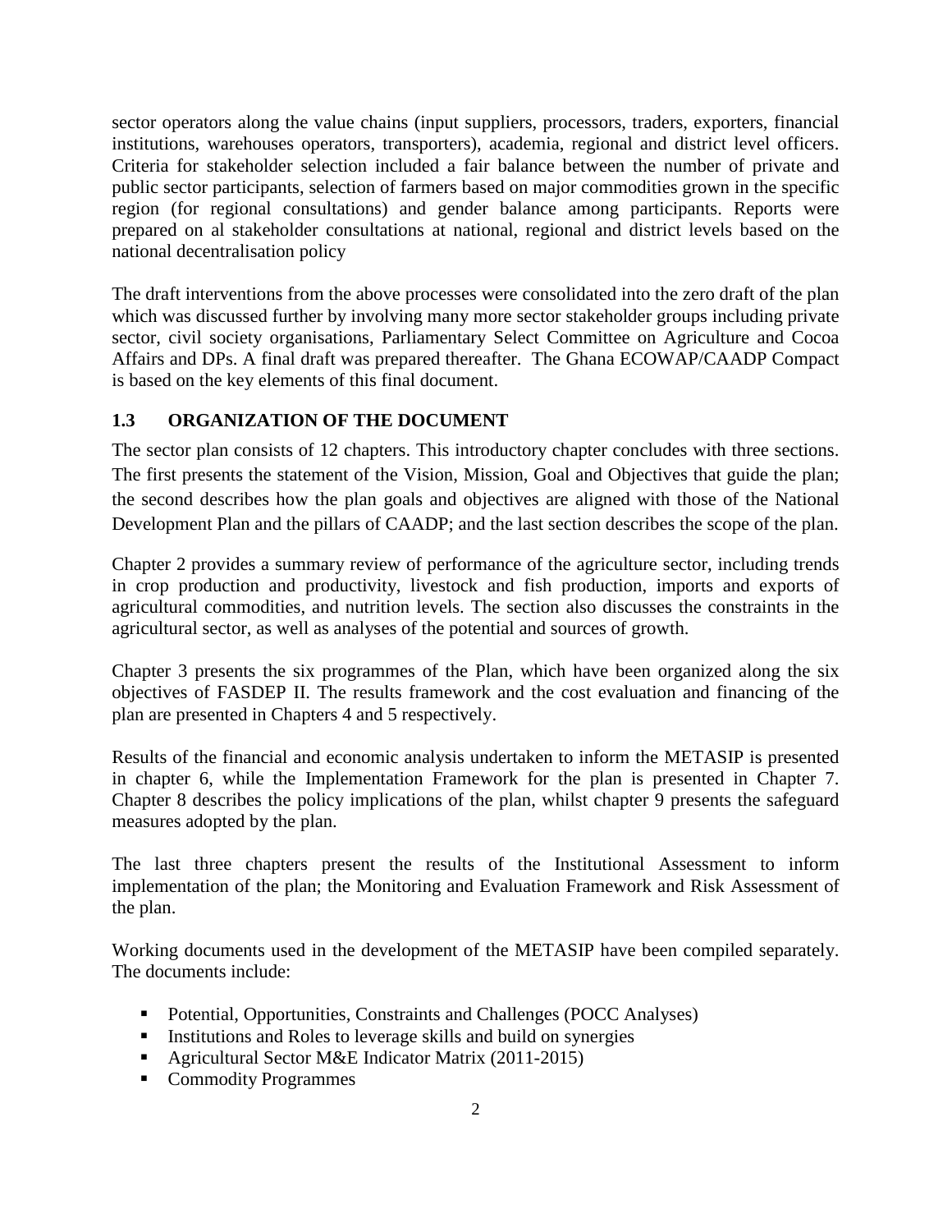sector operators along the value chains (input suppliers, processors, traders, exporters, financial institutions, warehouses operators, transporters), academia, regional and district level officers. Criteria for stakeholder selection included a fair balance between the number of private and public sector participants, selection of farmers based on major commodities grown in the specific region (for regional consultations) and gender balance among participants. Reports were prepared on al stakeholder consultations at national, regional and district levels based on the national decentralisation policy

The draft interventions from the above processes were consolidated into the zero draft of the plan which was discussed further by involving many more sector stakeholder groups including private sector, civil society organisations, Parliamentary Select Committee on Agriculture and Cocoa Affairs and DPs. A final draft was prepared thereafter. The Ghana ECOWAP/CAADP Compact is based on the key elements of this final document.

## 1.3 ORGANIZATION OF THE DOCUMENT

The sector plan consists of 12 chapters. This introductory chapter concludes with three sections. The first presents the statement of the Vision, Mission, Goal and Objectives that guide the plan; the second describes how the plan goals and objectives are aligned with those of the National Development Plan and the pillars of CAADP; and the last section describes the scope of the plan.

Chapter 2 provides a summary review of performance of the agriculture sector, including trends in crop production and productivity, livestock and fish production, imports and exports of agricultural commodities, and nutrition levels. The section also discusses the constraints in the agricultural sector, as well as analyses of the potential and sources of growth.

Chapter 3 presents the six programmes of the Plan, which have been organized along the six objectives of FASDEP II. The results framework and the cost evaluation and financing of the plan are presented in Chapters 4 and 5 respectively.

Results of the financial and economic analysis undertaken to inform the METASIP is presented in chapter 6, while the Implementation Framework for the plan is presented in Chapter 7. Chapter 8 describes the policy implications of the plan, whilst chapter 9 presents the safeguard measures adopted by the plan.

The last three chapters present the results of the Institutional Assessment to inform implementation of the plan; the Monitoring and Evaluation Framework and Risk Assessment of the plan.

Working documents used in the development of the METASIP have been compiled separately. The documents include:

- Potential, Opportunities, Constraints and Challenges (POCC Analyses)
- Institutions and Roles to leverage skills and build on synergies
- Agricultural Sector M&E Indicator Matrix (2011-2015)
- Commodity Programmes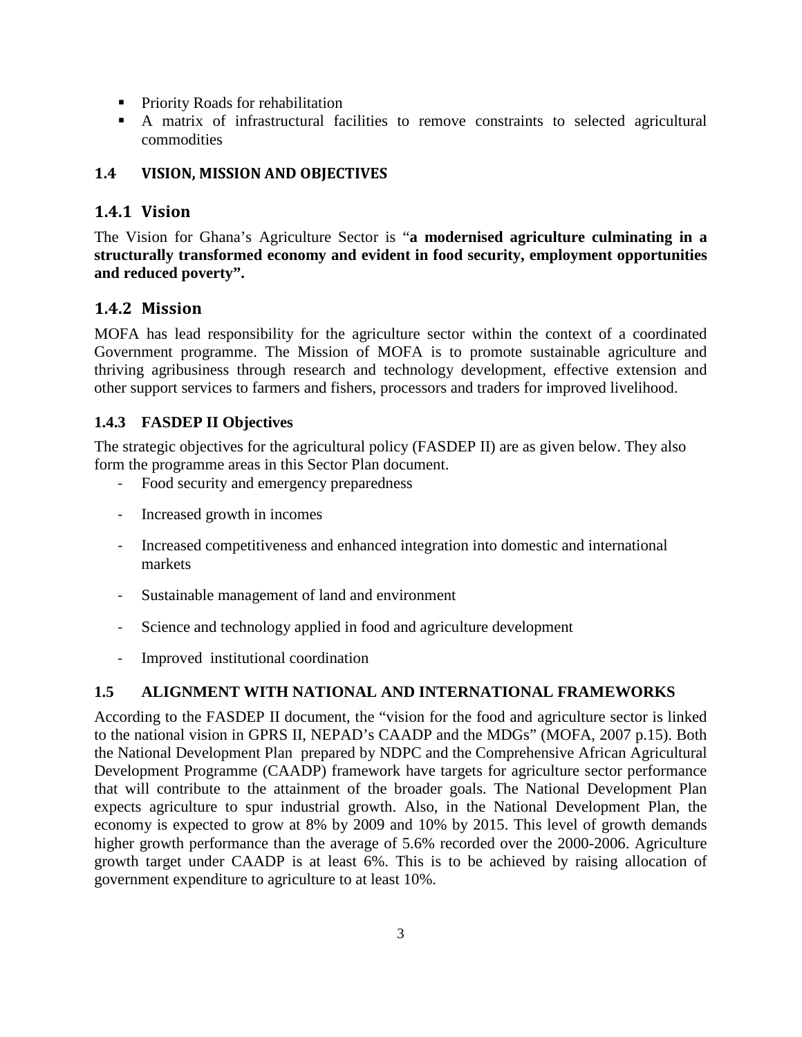- Priority Roads for rehabilitation
- A matrix of infrastructural facilities to remove constraints to selected agricultural commodities

## 1.4 VISION, MISSION AND OBJECTIVES

### 1.4.1 Vision

The Vision for Ghana's Agriculture Sector is "**a modernised agriculture culminating in a structurally transformed economy and evident in food security, employment opportunities and reduced poverty".**

### 1.4.2 Mission

MOFA has lead responsibility for the agriculture sector within the context of a coordinated Government programme. The Mission of MOFA is to promote sustainable agriculture and thriving agribusiness through research and technology development, effective extension and other support services to farmers and fishers, processors and traders for improved livelihood.

### 1.4.3 FASDEP II Objectives

The strategic objectives for the agricultural policy (FASDEP II) are as given below. They also form the programme areas in this Sector Plan document.

- Food security and emergency preparedness
- Increased growth in incomes
- Increased competitiveness and enhanced integration into domestic and international markets
- Sustainable management of land and environment
- Science and technology applied in food and agriculture development
- Improved institutional coordination

## 1.5 ALIGNMENT WITH NATIONAL AND INTERNATIONAL FRAMEWORKS

According to the FASDEP II document, the "vision for the food and agriculture sector is linked to the national vision in GPRS II, NEPAD's CAADP and the MDGs" (MOFA, 2007 p.15). Both the National Development Plan prepared by NDPC and the Comprehensive African Agricultural Development Programme (CAADP) framework have targets for agriculture sector performance that will contribute to the attainment of the broader goals. The National Development Plan expects agriculture to spur industrial growth. Also, in the National Development Plan, the economy is expected to grow at 8% by 2009 and 10% by 2015. This level of growth demands higher growth performance than the average of 5.6% recorded over the 2000-2006. Agriculture growth target under CAADP is at least 6%. This is to be achieved by raising allocation of government expenditure to agriculture to at least 10%.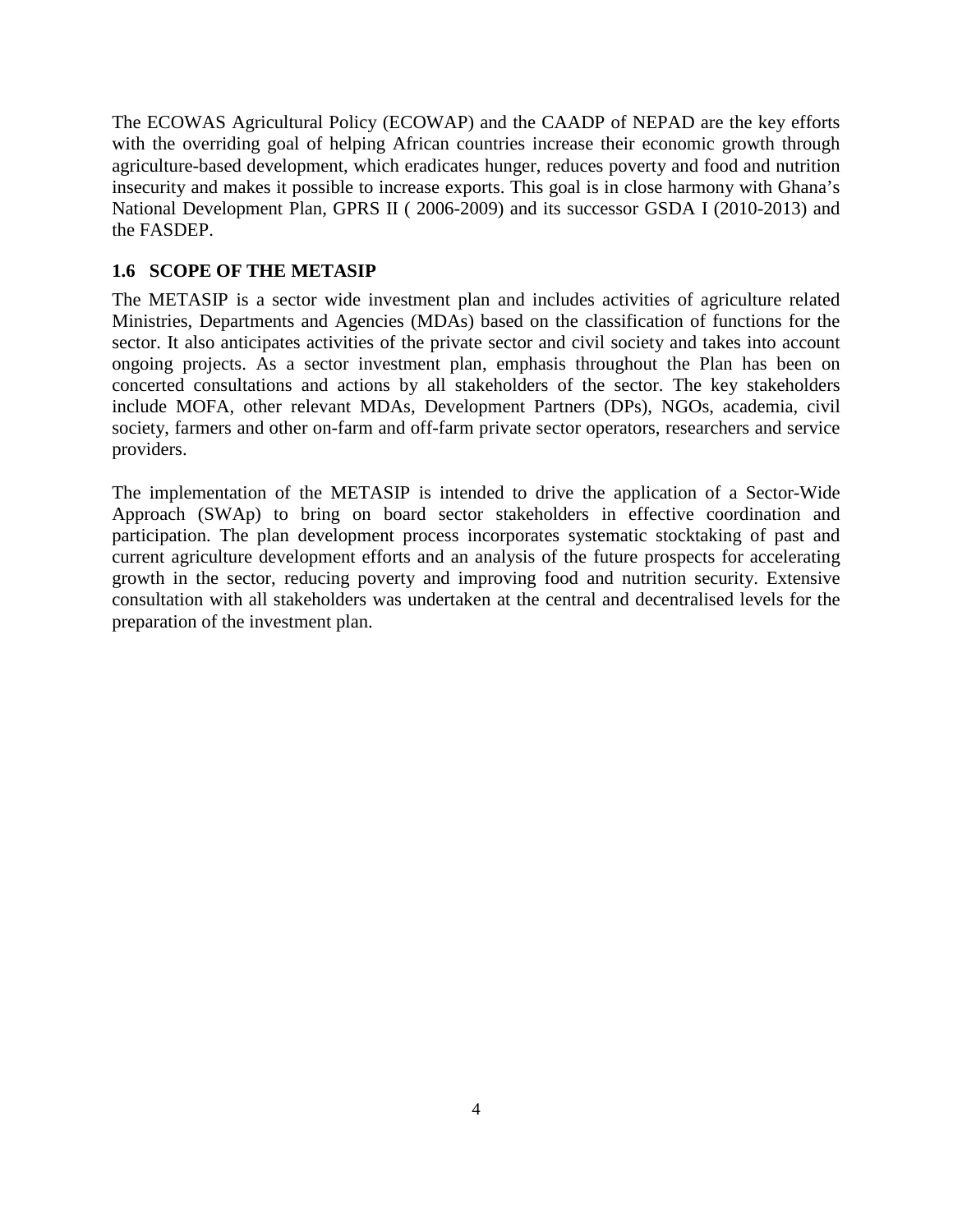The ECOWAS Agricultural Policy (ECOWAP) and the CAADP of NEPAD are the key efforts with the overriding goal of helping African countries increase their economic growth through agriculture-based development, which eradicates hunger, reduces poverty and food and nutrition insecurity and makes it possible to increase exports. This goal is in close harmony with Ghana's National Development Plan, GPRS II ( 2006-2009) and its successor GSDA I (2010-2013) and the FASDEP.

## 1.6 SCOPE OF THE METASIP

The METASIP is a sector wide investment plan and includes activities of agriculture related Ministries, Departments and Agencies (MDAs) based on the classification of functions for the sector. It also anticipates activities of the private sector and civil society and takes into account ongoing projects. As a sector investment plan, emphasis throughout the Plan has been on concerted consultations and actions by all stakeholders of the sector. The key stakeholders include MOFA, other relevant MDAs, Development Partners (DPs), NGOs, academia, civil society, farmers and other on-farm and off-farm private sector operators, researchers and service providers.

The implementation of the METASIP is intended to drive the application of a Sector-Wide Approach (SWAp) to bring on board sector stakeholders in effective coordination and participation. The plan development process incorporates systematic stocktaking of past and current agriculture development efforts and an analysis of the future prospects for accelerating growth in the sector, reducing poverty and improving food and nutrition security. Extensive consultation with all stakeholders was undertaken at the central and decentralised levels for the preparation of the investment plan.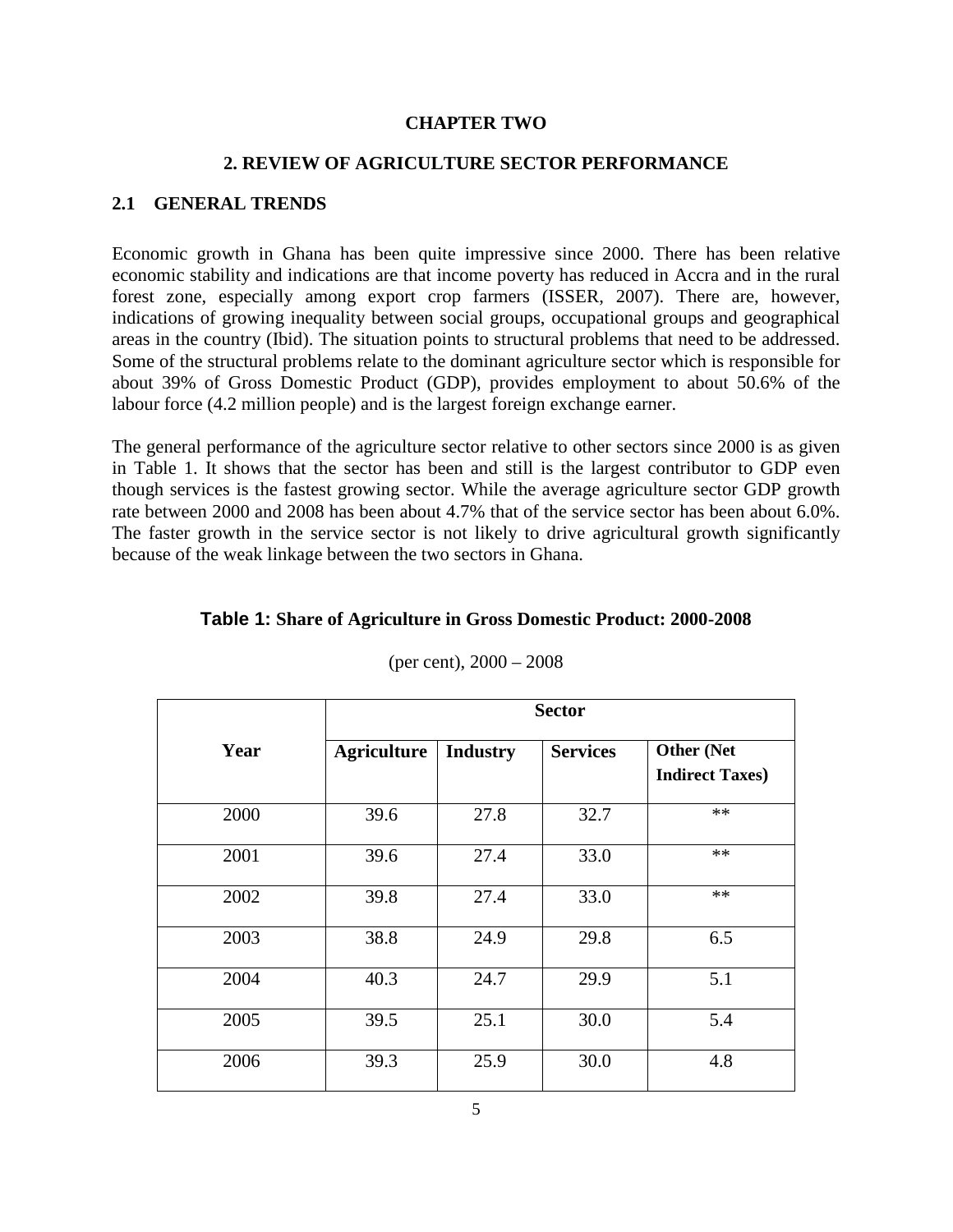# CHAPTER TWO

## 2. REVIEW OF AGRICULTURE SECTOR PERFORMANCE

### 2.1 GENERAL TRENDS

Economic growth in Ghana has been quite impressive since 2000. There has been relative economic stability and indications are that income poverty has reduced in Accra and in the rural forest zone, especially among export crop farmers (ISSER, 2007). There are, however, indications of growing inequality between social groups, occupational groups and geographical areas in the country (Ibid). The situation points to structural problems that need to be addressed. Some of the structural problems relate to the dominant agriculture sector which is responsible for about 39% of Gross Domestic Product (GDP), provides employment to about 50.6% of the labour force (4.2 million people) and is the largest foreign exchange earner.

The general performance of the agriculture sector relative to other sectors since 2000 is as given in Table 1. It shows that the sector has been and still is the largest contributor to GDP even though services is the fastest growing sector. While the average agriculture sector GDP growth rate between 2000 and 2008 has been about 4.7% that of the service sector has been about 6.0%. The faster growth in the service sector is not likely to drive agricultural growth significantly because of the weak linkage between the two sectors in Ghana.

**Table 1: Share of Agriculture in Gross Domestic Product: 2000-2008**

(per cent), 2000 – 2008

| Year | Sector | | | |
|---|---|---|---|---|
| | **Agriculture** | **Industry** | **Services** | **Other (Net Indirect Taxes)** |
| 2000 | 39.6 | 27.8 | 32.7 | ** |
| 2001 | 39.6 | 27.4 | 33.0 | ** |
| 2002 | 39.8 | 27.4 | 33.0 | ** |
| 2003 | 38.8 | 24.9 | 29.8 | 6.5 |
| 2004 | 40.3 | 24.7 | 29.9 | 5.1 |
| 2005 | 39.5 | 25.1 | 30.0 | 5.4 |
| 2006 | 39.3 | 25.9 | 30.0 | 4.8 |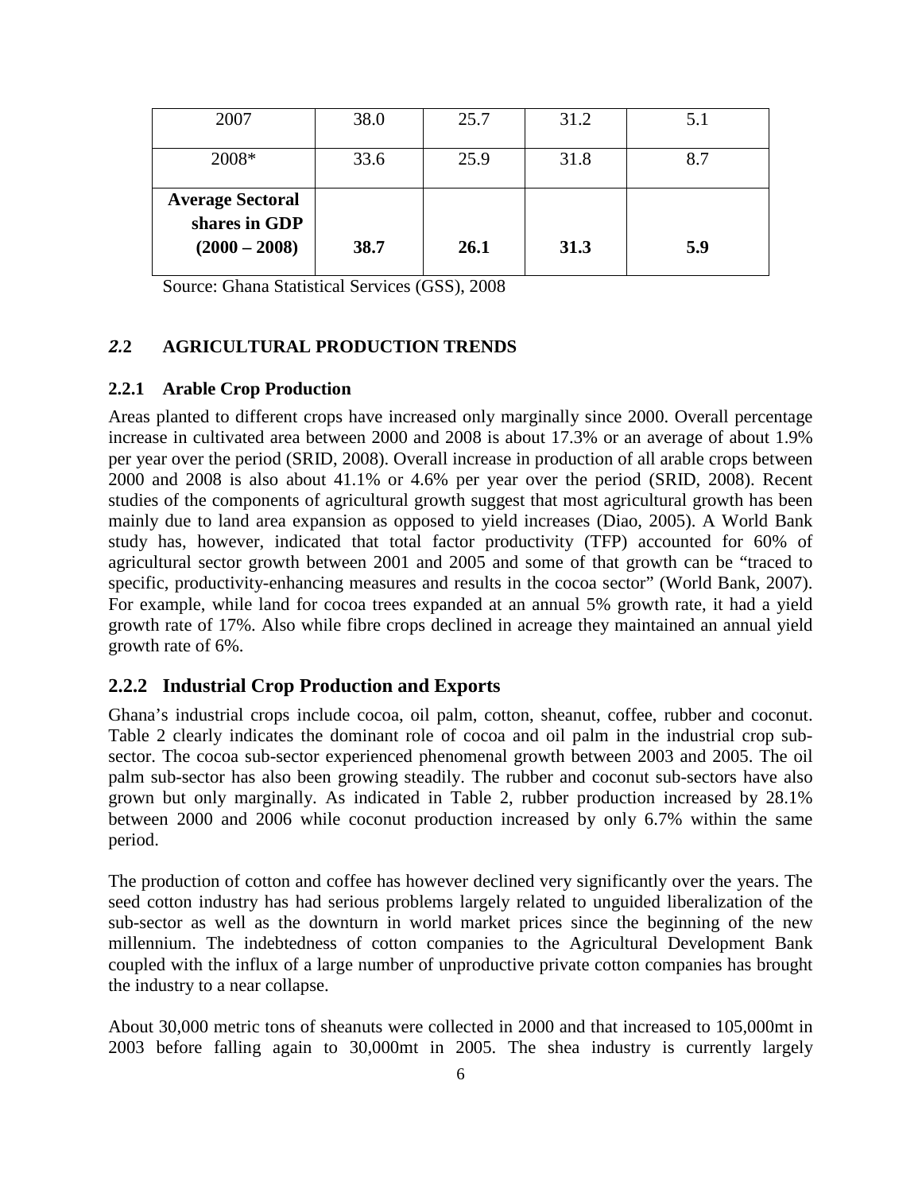| 2007 | 38.0 | 25.7 | 31.2 | 5.1 |
|---|---|---|---|---|
| 2008* | 33.6 | 25.9 | 31.8 | 8.7 |
| **Average Sectoral shares in GDP (2000 – 2008)** | **38.7** | **26.1** | **31.3** | **5.9** |

Source: Ghana Statistical Services (GSS), 2008

## *2.*2 AGRICULTURAL PRODUCTION TRENDS

### 2.2.1 Arable Crop Production

Areas planted to different crops have increased only marginally since 2000. Overall percentage increase in cultivated area between 2000 and 2008 is about 17.3% or an average of about 1.9% per year over the period (SRID, 2008). Overall increase in production of all arable crops between 2000 and 2008 is also about 41.1% or 4.6% per year over the period (SRID, 2008). Recent studies of the components of agricultural growth suggest that most agricultural growth has been mainly due to land area expansion as opposed to yield increases (Diao, 2005). A World Bank study has, however, indicated that total factor productivity (TFP) accounted for 60% of agricultural sector growth between 2001 and 2005 and some of that growth can be "traced to specific, productivity-enhancing measures and results in the cocoa sector" (World Bank, 2007). For example, while land for cocoa trees expanded at an annual 5% growth rate, it had a yield growth rate of 17%. Also while fibre crops declined in acreage they maintained an annual yield growth rate of 6%.

### 2.2.2 Industrial Crop Production and Exports

Ghana's industrial crops include cocoa, oil palm, cotton, sheanut, coffee, rubber and coconut. Table 2 clearly indicates the dominant role of cocoa and oil palm in the industrial crop sub-sector. The cocoa sub-sector experienced phenomenal growth between 2003 and 2005. The oil palm sub-sector has also been growing steadily. The rubber and coconut sub-sectors have also grown but only marginally. As indicated in Table 2, rubber production increased by 28.1% between 2000 and 2006 while coconut production increased by only 6.7% within the same period.

The production of cotton and coffee has however declined very significantly over the years. The seed cotton industry has had serious problems largely related to unguided liberalization of the sub-sector as well as the downturn in world market prices since the beginning of the new millennium. The indebtedness of cotton companies to the Agricultural Development Bank coupled with the influx of a large number of unproductive private cotton companies has brought the industry to a near collapse.

About 30,000 metric tons of sheanuts were collected in 2000 and that increased to 105,000mt in 2003 before falling again to 30,000mt in 2005. The shea industry is currently largely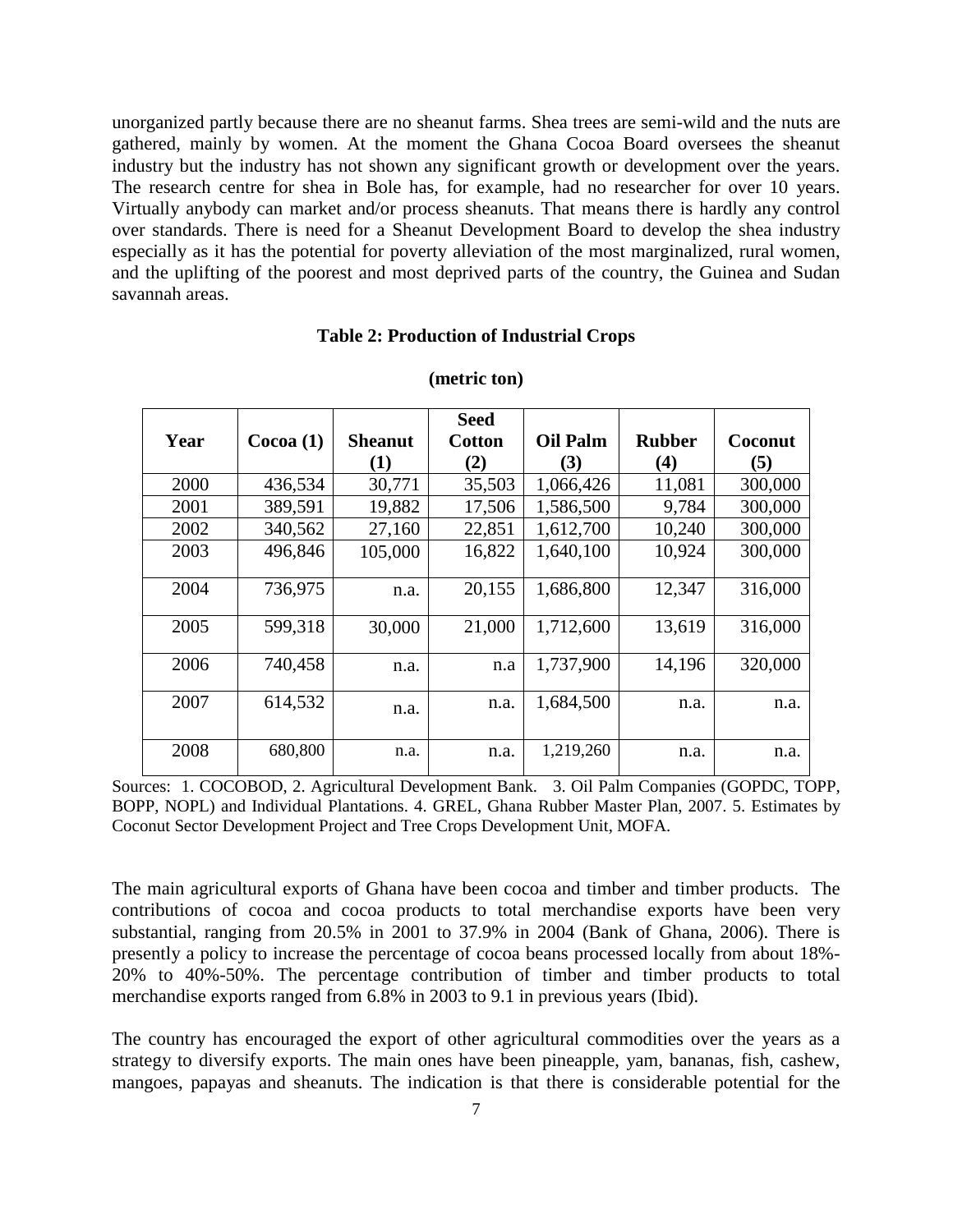unorganized partly because there are no sheanut farms. Shea trees are semi-wild and the nuts are gathered, mainly by women. At the moment the Ghana Cocoa Board oversees the sheanut industry but the industry has not shown any significant growth or development over the years. The research centre for shea in Bole has, for example, had no researcher for over 10 years. Virtually anybody can market and/or process sheanuts. That means there is hardly any control over standards. There is need for a Sheanut Development Board to develop the shea industry especially as it has the potential for poverty alleviation of the most marginalized, rural women, and the uplifting of the poorest and most deprived parts of the country, the Guinea and Sudan savannah areas.

**Table 2: Production of Industrial Crops**

**(metric ton)**

| Year | Cocoa (1) | Sheanut (1) | Seed Cotton (2) | Oil Palm (3) | Rubber (4) | Coconut (5) |
|---|---|---|---|---|---|---|
| 2000 | 436,534 | 30,771 | 35,503 | 1,066,426 | 11,081 | 300,000 |
| 2001 | 389,591 | 19,882 | 17,506 | 1,586,500 | 9,784 | 300,000 |
| 2002 | 340,562 | 27,160 | 22,851 | 1,612,700 | 10,240 | 300,000 |
| 2003 | 496,846 | 105,000 | 16,822 | 1,640,100 | 10,924 | 300,000 |
| 2004 | 736,975 | n.a. | 20,155 | 1,686,800 | 12,347 | 316,000 |
| 2005 | 599,318 | 30,000 | 21,000 | 1,712,600 | 13,619 | 316,000 |
| 2006 | 740,458 | n.a. | n.a | 1,737,900 | 14,196 | 320,000 |
| 2007 | 614,532 | n.a. | n.a. | 1,684,500 | n.a. | n.a. |
| 2008 | 680,800 | n.a. | n.a. | 1,219,260 | n.a. | n.a. |

Sources: 1. COCOBOD, 2. Agricultural Development Bank. 3. Oil Palm Companies (GOPDC, TOPP, BOPP, NOPL) and Individual Plantations. 4. GREL, Ghana Rubber Master Plan, 2007. 5. Estimates by Coconut Sector Development Project and Tree Crops Development Unit, MOFA.

The main agricultural exports of Ghana have been cocoa and timber and timber products. The contributions of cocoa and cocoa products to total merchandise exports have been very substantial, ranging from 20.5% in 2001 to 37.9% in 2004 (Bank of Ghana, 2006). There is presently a policy to increase the percentage of cocoa beans processed locally from about 18%-20% to 40%-50%. The percentage contribution of timber and timber products to total merchandise exports ranged from 6.8% in 2003 to 9.1 in previous years (Ibid).

The country has encouraged the export of other agricultural commodities over the years as a strategy to diversify exports. The main ones have been pineapple, yam, bananas, fish, cashew, mangoes, papayas and sheanuts. The indication is that there is considerable potential for the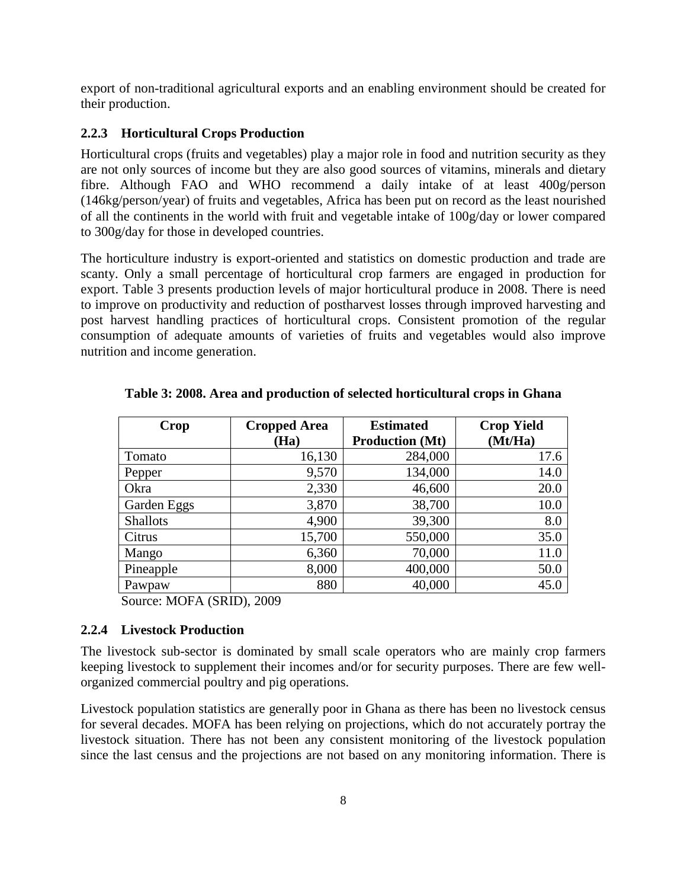export of non-traditional agricultural exports and an enabling environment should be created for their production.

### 2.2.3 Horticultural Crops Production

Horticultural crops (fruits and vegetables) play a major role in food and nutrition security as they are not only sources of income but they are also good sources of vitamins, minerals and dietary fibre. Although FAO and WHO recommend a daily intake of at least 400g/person (146kg/person/year) of fruits and vegetables, Africa has been put on record as the least nourished of all the continents in the world with fruit and vegetable intake of 100g/day or lower compared to 300g/day for those in developed countries.

The horticulture industry is export-oriented and statistics on domestic production and trade are scanty. Only a small percentage of horticultural crop farmers are engaged in production for export. Table 3 presents production levels of major horticultural produce in 2008. There is need to improve on productivity and reduction of postharvest losses through improved harvesting and post harvest handling practices of horticultural crops. Consistent promotion of the regular consumption of adequate amounts of varieties of fruits and vegetables would also improve nutrition and income generation.

**Table 3: 2008. Area and production of selected horticultural crops in Ghana**

| Crop | Cropped Area (Ha) | Estimated Production (Mt) | Crop Yield (Mt/Ha) |
|---|---|---|---|
| Tomato | 16,130 | 284,000 | 17.6 |
| Pepper | 9,570 | 134,000 | 14.0 |
| Okra | 2,330 | 46,600 | 20.0 |
| Garden Eggs | 3,870 | 38,700 | 10.0 |
| Shallots | 4,900 | 39,300 | 8.0 |
| Citrus | 15,700 | 550,000 | 35.0 |
| Mango | 6,360 | 70,000 | 11.0 |
| Pineapple | 8,000 | 400,000 | 50.0 |
| Pawpaw | 880 | 40,000 | 45.0 |

Source: MOFA (SRID), 2009

### 2.2.4 Livestock Production

The livestock sub-sector is dominated by small scale operators who are mainly crop farmers keeping livestock to supplement their incomes and/or for security purposes. There are few well-organized commercial poultry and pig operations.

Livestock population statistics are generally poor in Ghana as there has been no livestock census for several decades. MOFA has been relying on projections, which do not accurately portray the livestock situation. There has not been any consistent monitoring of the livestock population since the last census and the projections are not based on any monitoring information. There is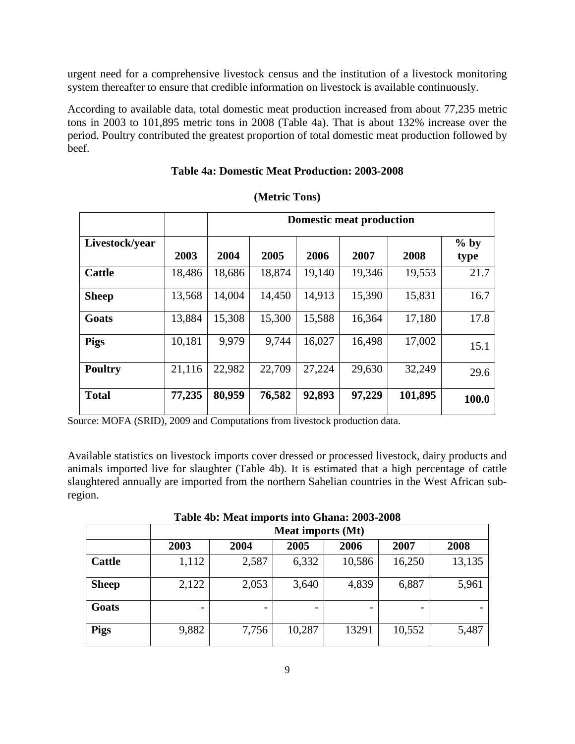urgent need for a comprehensive livestock census and the institution of a livestock monitoring system thereafter to ensure that credible information on livestock is available continuously.

According to available data, total domestic meat production increased from about 77,235 metric tons in 2003 to 101,895 metric tons in 2008 (Table 4a). That is about 132% increase over the period. Poultry contributed the greatest proportion of total domestic meat production followed by beef.

**Table 4a: Domestic Meat Production: 2003-2008**

**(Metric Tons)**

| | | **Domestic meat production** | | | | | |
|---|---|---|---|---|---|---|---|
| **Livestock/year** | **2003** | **2004** | **2005** | **2006** | **2007** | **2008** | **% by type** |
| **Cattle** | 18,486 | 18,686 | 18,874 | 19,140 | 19,346 | 19,553 | 21.7 |
| **Sheep** | 13,568 | 14,004 | 14,450 | 14,913 | 15,390 | 15,831 | 16.7 |
| **Goats** | 13,884 | 15,308 | 15,300 | 15,588 | 16,364 | 17,180 | 17.8 |
| **Pigs** | 10,181 | 9,979 | 9,744 | 16,027 | 16,498 | 17,002 | 15.1 |
| **Poultry** | 21,116 | 22,982 | 22,709 | 27,224 | 29,630 | 32,249 | 29.6 |
| **Total** | **77,235** | **80,959** | **76,582** | **92,893** | **97,229** | **101,895** | **100.0** |

Source: MOFA (SRID), 2009 and Computations from livestock production data.

Available statistics on livestock imports cover dressed or processed livestock, dairy products and animals imported live for slaughter (Table 4b). It is estimated that a high percentage of cattle slaughtered annually are imported from the northern Sahelian countries in the West African sub-region.

**Table 4b: Meat imports into Ghana: 2003-2008**

| | **Meat imports (Mt)** | | | | | |
|---|---|---|---|---|---|---|
| | **2003** | **2004** | **2005** | **2006** | **2007** | **2008** |
| **Cattle** | 1,112 | 2,587 | 6,332 | 10,586 | 16,250 | 13,135 |
| **Sheep** | 2,122 | 2,053 | 3,640 | 4,839 | 6,887 | 5,961 |
| **Goats** | - | - | - | - | - | - |
| **Pigs** | 9,882 | 7,756 | 10,287 | 13291 | 10,552 | 5,487 |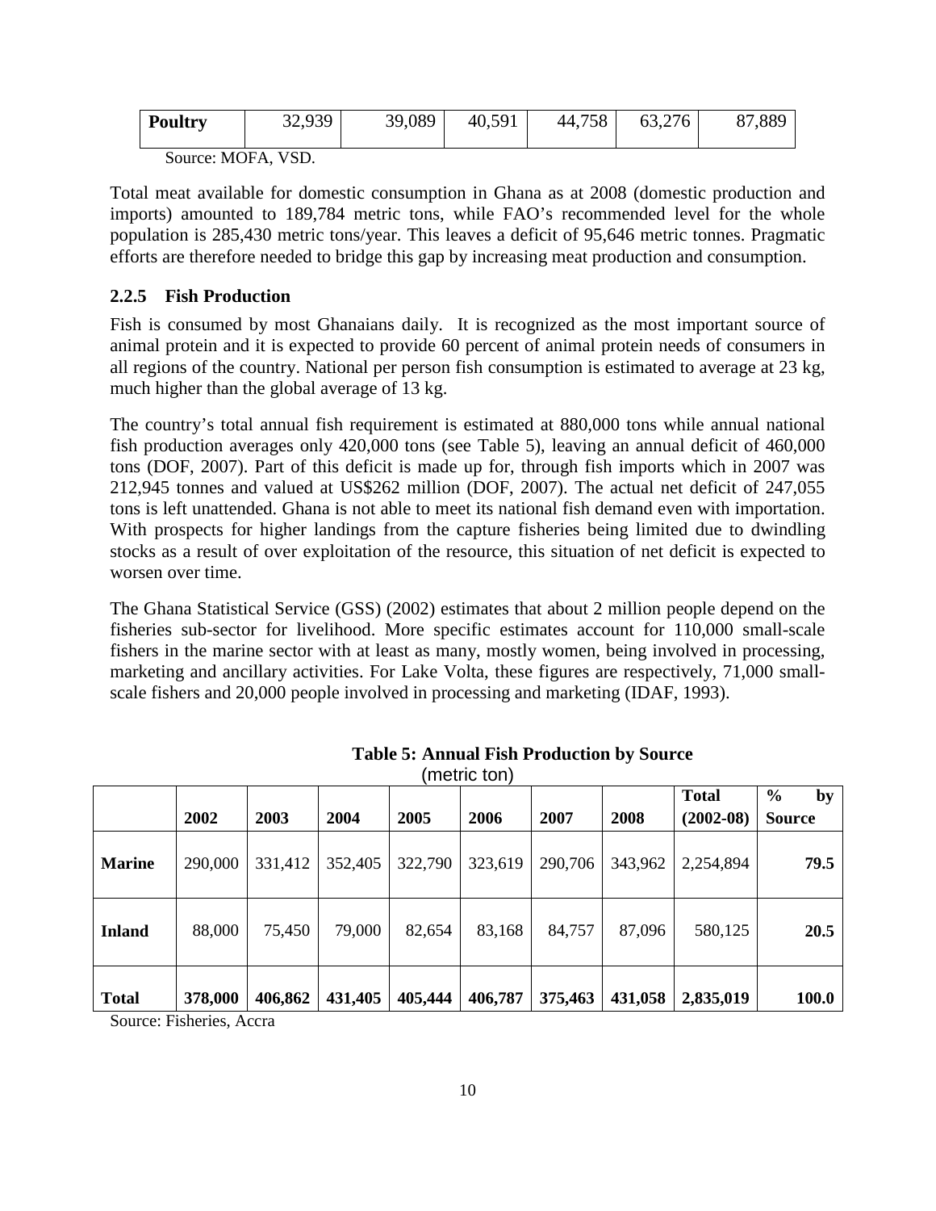| Poultry | 32,939 | 39,089 | 40,591 | 44,758 | 63,276 | 87,889 |
|---|---|---|---|---|---|---|

Source: MOFA, VSD.

Total meat available for domestic consumption in Ghana as at 2008 (domestic production and imports) amounted to 189,784 metric tons, while FAO's recommended level for the whole population is 285,430 metric tons/year. This leaves a deficit of 95,646 metric tonnes. Pragmatic efforts are therefore needed to bridge this gap by increasing meat production and consumption.

### 2.2.5 Fish Production

Fish is consumed by most Ghanaians daily. It is recognized as the most important source of animal protein and it is expected to provide 60 percent of animal protein needs of consumers in all regions of the country. National per person fish consumption is estimated to average at 23 kg, much higher than the global average of 13 kg.

The country's total annual fish requirement is estimated at 880,000 tons while annual national fish production averages only 420,000 tons (see Table 5), leaving an annual deficit of 460,000 tons (DOF, 2007). Part of this deficit is made up for, through fish imports which in 2007 was 212,945 tonnes and valued at US$262 million (DOF, 2007). The actual net deficit of 247,055 tons is left unattended. Ghana is not able to meet its national fish demand even with importation. With prospects for higher landings from the capture fisheries being limited due to dwindling stocks as a result of over exploitation of the resource, this situation of net deficit is expected to worsen over time.

The Ghana Statistical Service (GSS) (2002) estimates that about 2 million people depend on the fisheries sub-sector for livelihood. More specific estimates account for 110,000 small-scale fishers in the marine sector with at least as many, mostly women, being involved in processing, marketing and ancillary activities. For Lake Volta, these figures are respectively, 71,000 small-scale fishers and 20,000 people involved in processing and marketing (IDAF, 1993).

**Table 5: Annual Fish Production by Source**
(metric ton)

| | 2002 | 2003 | 2004 | 2005 | 2006 | 2007 | 2008 | Total (2002-08) | % by Source |
|---|---|---|---|---|---|---|---|---|---|
| **Marine** | 290,000 | 331,412 | 352,405 | 322,790 | 323,619 | 290,706 | 343,962 | 2,254,894 | **79.5** |
| **Inland** | 88,000 | 75,450 | 79,000 | 82,654 | 83,168 | 84,757 | 87,096 | 580,125 | **20.5** |
| **Total** | **378,000** | **406,862** | **431,405** | **405,444** | **406,787** | **375,463** | **431,058** | **2,835,019** | **100.0** |

Source: Fisheries, Accra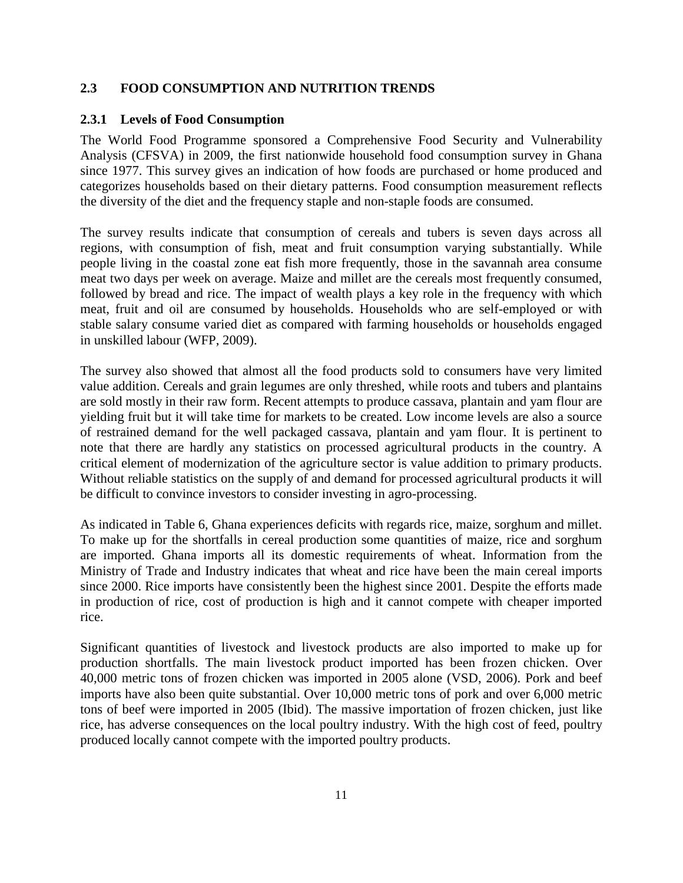## 2.3 FOOD CONSUMPTION AND NUTRITION TRENDS

### 2.3.1 Levels of Food Consumption

The World Food Programme sponsored a Comprehensive Food Security and Vulnerability Analysis (CFSVA) in 2009, the first nationwide household food consumption survey in Ghana since 1977. This survey gives an indication of how foods are purchased or home produced and categorizes households based on their dietary patterns. Food consumption measurement reflects the diversity of the diet and the frequency staple and non-staple foods are consumed.

The survey results indicate that consumption of cereals and tubers is seven days across all regions, with consumption of fish, meat and fruit consumption varying substantially. While people living in the coastal zone eat fish more frequently, those in the savannah area consume meat two days per week on average. Maize and millet are the cereals most frequently consumed, followed by bread and rice. The impact of wealth plays a key role in the frequency with which meat, fruit and oil are consumed by households. Households who are self-employed or with stable salary consume varied diet as compared with farming households or households engaged in unskilled labour (WFP, 2009).

The survey also showed that almost all the food products sold to consumers have very limited value addition. Cereals and grain legumes are only threshed, while roots and tubers and plantains are sold mostly in their raw form. Recent attempts to produce cassava, plantain and yam flour are yielding fruit but it will take time for markets to be created. Low income levels are also a source of restrained demand for the well packaged cassava, plantain and yam flour. It is pertinent to note that there are hardly any statistics on processed agricultural products in the country. A critical element of modernization of the agriculture sector is value addition to primary products. Without reliable statistics on the supply of and demand for processed agricultural products it will be difficult to convince investors to consider investing in agro-processing.

As indicated in Table 6, Ghana experiences deficits with regards rice, maize, sorghum and millet. To make up for the shortfalls in cereal production some quantities of maize, rice and sorghum are imported. Ghana imports all its domestic requirements of wheat. Information from the Ministry of Trade and Industry indicates that wheat and rice have been the main cereal imports since 2000. Rice imports have consistently been the highest since 2001. Despite the efforts made in production of rice, cost of production is high and it cannot compete with cheaper imported rice.

Significant quantities of livestock and livestock products are also imported to make up for production shortfalls. The main livestock product imported has been frozen chicken. Over 40,000 metric tons of frozen chicken was imported in 2005 alone (VSD, 2006). Pork and beef imports have also been quite substantial. Over 10,000 metric tons of pork and over 6,000 metric tons of beef were imported in 2005 (Ibid). The massive importation of frozen chicken, just like rice, has adverse consequences on the local poultry industry. With the high cost of feed, poultry produced locally cannot compete with the imported poultry products.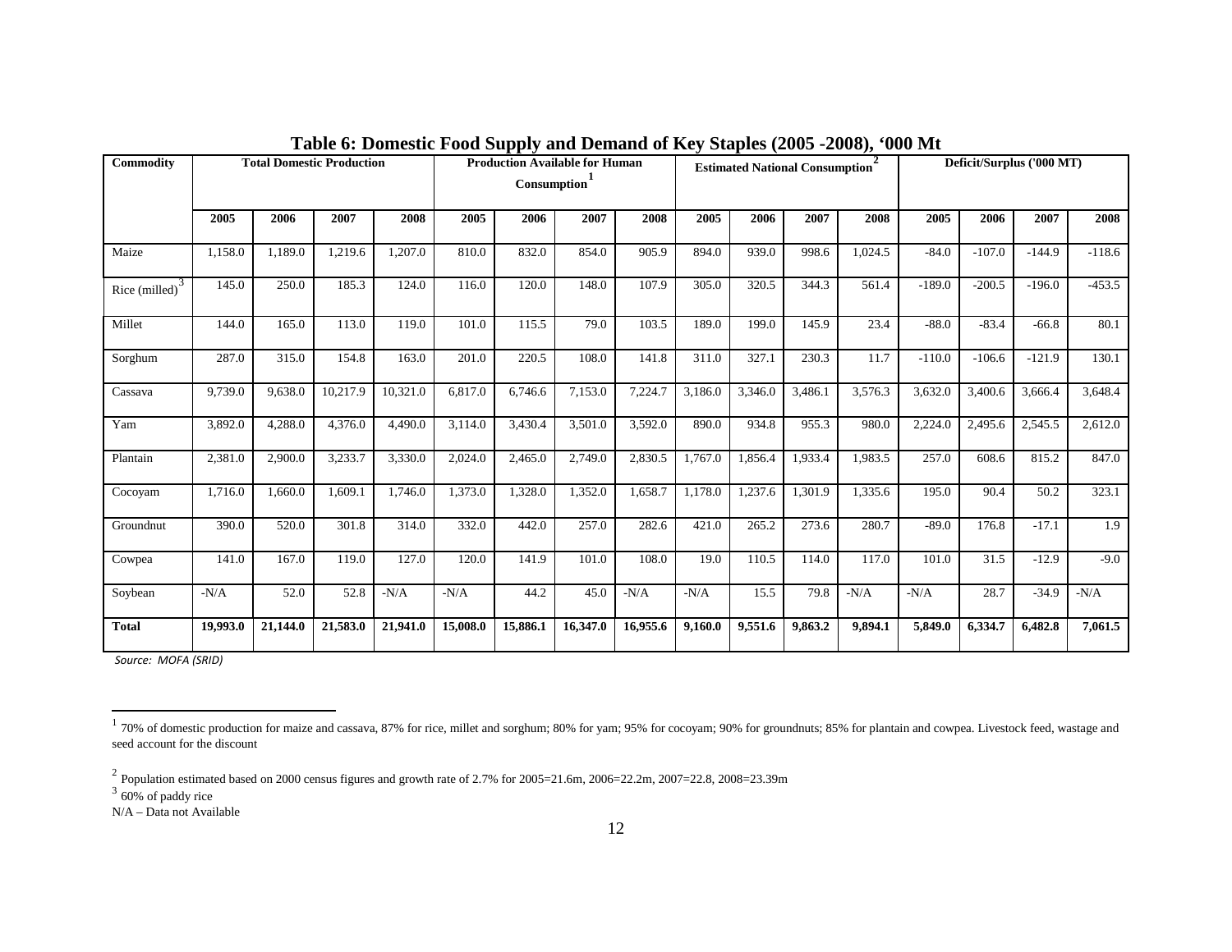**Table 6: Domestic Food Supply and Demand of Key Staples (2005 -2008), '000 Mt**

| Commodity | Total Domestic Production | | | | Production Available for Human Consumption[1] | | | | Estimated National Consumption[2] | | | | Deficit/Surplus ('000 MT) | | | |
|---|---|---|---|---|---|---|---|---|---|---|---|---|---|---|---|---|
| | 2005 | 2006 | 2007 | 2008 | 2005 | 2006 | 2007 | 2008 | 2005 | 2006 | 2007 | 2008 | 2005 | 2006 | 2007 | 2008 |
| Maize | 1,158.0 | 1,189.0 | 1,219.6 | 1,207.0 | 810.0 | 832.0 | 854.0 | 905.9 | 894.0 | 939.0 | 998.6 | 1,024.5 | -84.0 | -107.0 | -144.9 | -118.6 |
| Rice (milled)[3] | 145.0 | 250.0 | 185.3 | 124.0 | 116.0 | 120.0 | 148.0 | 107.9 | 305.0 | 320.5 | 344.3 | 561.4 | -189.0 | -200.5 | -196.0 | -453.5 |
| Millet | 144.0 | 165.0 | 113.0 | 119.0 | 101.0 | 115.5 | 79.0 | 103.5 | 189.0 | 199.0 | 145.9 | 23.4 | -88.0 | -83.4 | -66.8 | 80.1 |
| Sorghum | 287.0 | 315.0 | 154.8 | 163.0 | 201.0 | 220.5 | 108.0 | 141.8 | 311.0 | 327.1 | 230.3 | 11.7 | -110.0 | -106.6 | -121.9 | 130.1 |
| Cassava | 9,739.0 | 9,638.0 | 10,217.9 | 10,321.0 | 6,817.0 | 6,746.6 | 7,153.0 | 7,224.7 | 3,186.0 | 3,346.0 | 3,486.1 | 3,576.3 | 3,632.0 | 3,400.6 | 3,666.4 | 3,648.4 |
| Yam | 3,892.0 | 4,288.0 | 4,376.0 | 4,490.0 | 3,114.0 | 3,430.4 | 3,501.0 | 3,592.0 | 890.0 | 934.8 | 955.3 | 980.0 | 2,224.0 | 2,495.6 | 2,545.5 | 2,612.0 |
| Plantain | 2,381.0 | 2,900.0 | 3,233.7 | 3,330.0 | 2,024.0 | 2,465.0 | 2,749.0 | 2,830.5 | 1,767.0 | 1,856.4 | 1,933.4 | 1,983.5 | 257.0 | 608.6 | 815.2 | 847.0 |
| Cocoyam | 1,716.0 | 1,660.0 | 1,609.1 | 1,746.0 | 1,373.0 | 1,328.0 | 1,352.0 | 1,658.7 | 1,178.0 | 1,237.6 | 1,301.9 | 1,335.6 | 195.0 | 90.4 | 50.2 | 323.1 |
| Groundnut | 390.0 | 520.0 | 301.8 | 314.0 | 332.0 | 442.0 | 257.0 | 282.6 | 421.0 | 265.2 | 273.6 | 280.7 | -89.0 | 176.8 | -17.1 | 1.9 |
| Cowpea | 141.0 | 167.0 | 119.0 | 127.0 | 120.0 | 141.9 | 101.0 | 108.0 | 19.0 | 110.5 | 114.0 | 117.0 | 101.0 | 31.5 | -12.9 | -9.0 |
| Soybean | -N/A | 52.0 | 52.8 | -N/A | -N/A | 44.2 | 45.0 | -N/A | -N/A | 15.5 | 79.8 | -N/A | -N/A | 28.7 | -34.9 | -N/A |
| **Total** | **19,993.0** | **21,144.0** | **21,583.0** | **21,941.0** | **15,008.0** | **15,886.1** | **16,347.0** | **16,955.6** | **9,160.0** | **9,551.6** | **9,863.2** | **9,894.1** | **5,849.0** | **6,334.7** | **6,482.8** | **7,061.5** |

*Source: MOFA (SRID)*

[1] 70% of domestic production for maize and cassava, 87% for rice, millet and sorghum; 80% for yam; 95% for cocoyam; 90% for groundnuts; 85% for plantain and cowpea. Livestock feed, wastage and seed account for the discount

[2] Population estimated based on 2000 census figures and growth rate of 2.7% for 2005=21.6m, 2006=22.2m, 2007=22.8, 2008=23.39m

[3] 60% of paddy rice

N/A – Data not Available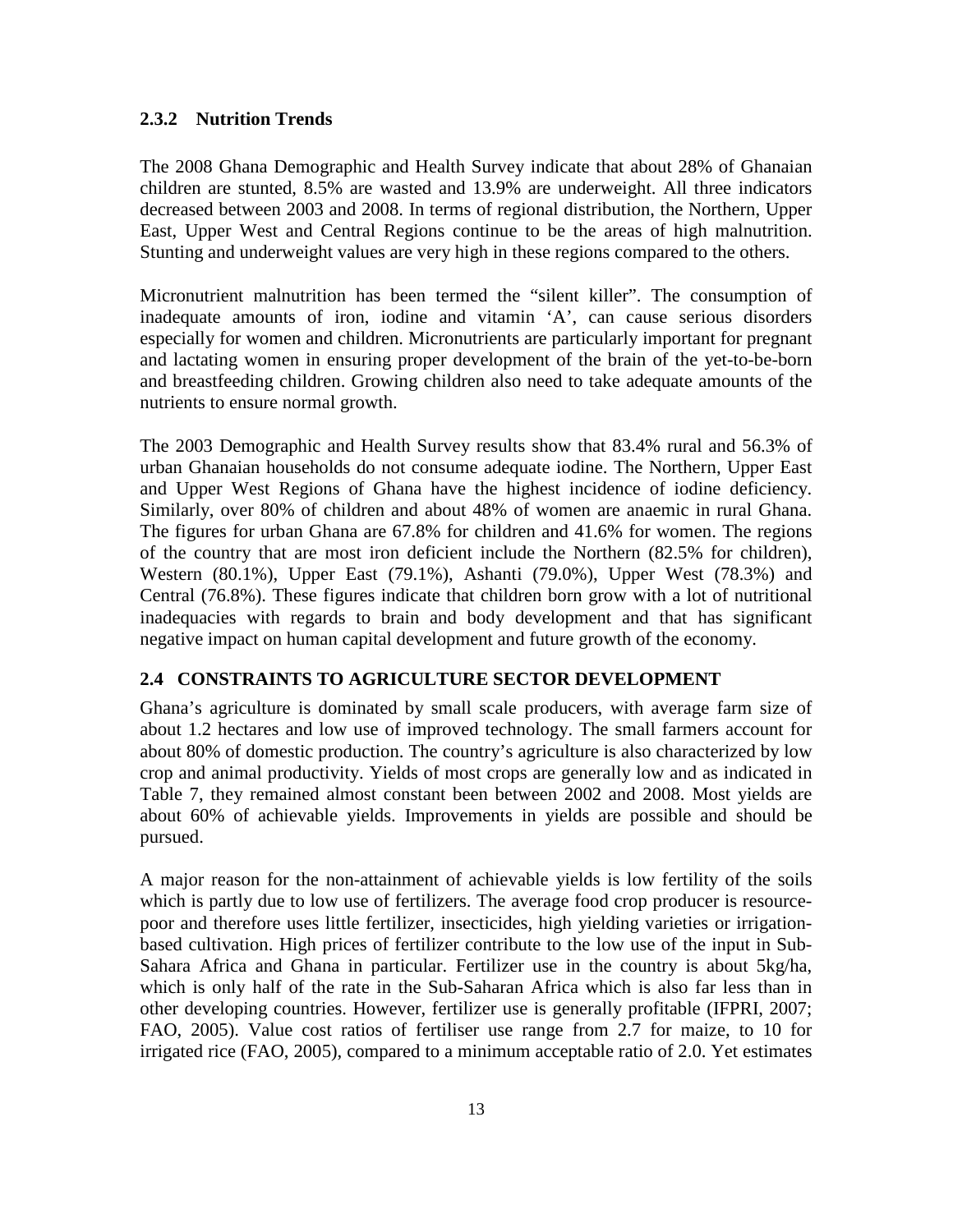### 2.3.2 Nutrition Trends

The 2008 Ghana Demographic and Health Survey indicate that about 28% of Ghanaian children are stunted, 8.5% are wasted and 13.9% are underweight. All three indicators decreased between 2003 and 2008. In terms of regional distribution, the Northern, Upper East, Upper West and Central Regions continue to be the areas of high malnutrition. Stunting and underweight values are very high in these regions compared to the others.

Micronutrient malnutrition has been termed the "silent killer". The consumption of inadequate amounts of iron, iodine and vitamin 'A', can cause serious disorders especially for women and children. Micronutrients are particularly important for pregnant and lactating women in ensuring proper development of the brain of the yet-to-be-born and breastfeeding children. Growing children also need to take adequate amounts of the nutrients to ensure normal growth.

The 2003 Demographic and Health Survey results show that 83.4% rural and 56.3% of urban Ghanaian households do not consume adequate iodine. The Northern, Upper East and Upper West Regions of Ghana have the highest incidence of iodine deficiency. Similarly, over 80% of children and about 48% of women are anaemic in rural Ghana. The figures for urban Ghana are 67.8% for children and 41.6% for women. The regions of the country that are most iron deficient include the Northern (82.5% for children), Western (80.1%), Upper East (79.1%), Ashanti (79.0%), Upper West (78.3%) and Central (76.8%). These figures indicate that children born grow with a lot of nutritional inadequacies with regards to brain and body development and that has significant negative impact on human capital development and future growth of the economy.

## 2.4 CONSTRAINTS TO AGRICULTURE SECTOR DEVELOPMENT

Ghana's agriculture is dominated by small scale producers, with average farm size of about 1.2 hectares and low use of improved technology. The small farmers account for about 80% of domestic production. The country's agriculture is also characterized by low crop and animal productivity. Yields of most crops are generally low and as indicated in Table 7, they remained almost constant been between 2002 and 2008. Most yields are about 60% of achievable yields. Improvements in yields are possible and should be pursued.

A major reason for the non-attainment of achievable yields is low fertility of the soils which is partly due to low use of fertilizers. The average food crop producer is resource-poor and therefore uses little fertilizer, insecticides, high yielding varieties or irrigation-based cultivation. High prices of fertilizer contribute to the low use of the input in Sub-Sahara Africa and Ghana in particular. Fertilizer use in the country is about 5kg/ha, which is only half of the rate in the Sub-Saharan Africa which is also far less than in other developing countries. However, fertilizer use is generally profitable (IFPRI, 2007; FAO, 2005). Value cost ratios of fertiliser use range from 2.7 for maize, to 10 for irrigated rice (FAO, 2005), compared to a minimum acceptable ratio of 2.0. Yet estimates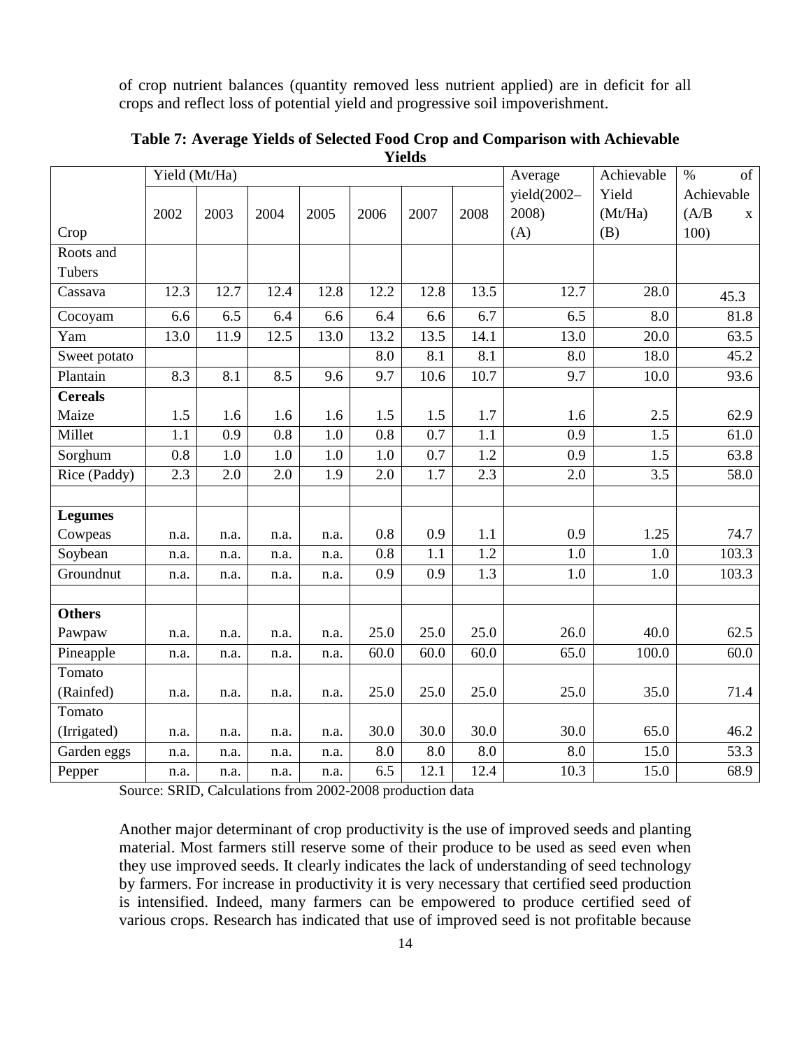of crop nutrient balances (quantity removed less nutrient applied) are in deficit for all crops and reflect loss of potential yield and progressive soil impoverishment.

**Table 7: Average Yields of Selected Food Crop and Comparison with Achievable Yields**

| Crop | Yield (Mt/Ha) | | | | | | | Average yield(2002–2008) (A) | Achievable Yield (Mt/Ha) (B) | % of Achievable (A/B x 100) |
|---|---|---|---|---|---|---|---|---|---|---|
| | 2002 | 2003 | 2004 | 2005 | 2006 | 2007 | 2008 | | | |
| Roots and Tubers | | | | | | | | | | |
| Cassava | 12.3 | 12.7 | 12.4 | 12.8 | 12.2 | 12.8 | 13.5 | 12.7 | 28.0 | 45.3 |
| Cocoyam | 6.6 | 6.5 | 6.4 | 6.6 | 6.4 | 6.6 | 6.7 | 6.5 | 8.0 | 81.8 |
| Yam | 13.0 | 11.9 | 12.5 | 13.0 | 13.2 | 13.5 | 14.1 | 13.0 | 20.0 | 63.5 |
| Sweet potato | | | | | 8.0 | 8.1 | 8.1 | 8.0 | 18.0 | 45.2 |
| Plantain | 8.3 | 8.1 | 8.5 | 9.6 | 9.7 | 10.6 | 10.7 | 9.7 | 10.0 | 93.6 |
| **Cereals** | | | | | | | | | | |
| Maize | 1.5 | 1.6 | 1.6 | 1.6 | 1.5 | 1.5 | 1.7 | 1.6 | 2.5 | 62.9 |
| Millet | 1.1 | 0.9 | 0.8 | 1.0 | 0.8 | 0.7 | 1.1 | 0.9 | 1.5 | 61.0 |
| Sorghum | 0.8 | 1.0 | 1.0 | 1.0 | 1.0 | 0.7 | 1.2 | 0.9 | 1.5 | 63.8 |
| Rice (Paddy) | 2.3 | 2.0 | 2.0 | 1.9 | 2.0 | 1.7 | 2.3 | 2.0 | 3.5 | 58.0 |
| | | | | | | | | | | |
| **Legumes** | | | | | | | | | | |
| Cowpeas | n.a. | n.a. | n.a. | n.a. | 0.8 | 0.9 | 1.1 | 0.9 | 1.25 | 74.7 |
| Soybean | n.a. | n.a. | n.a. | n.a. | 0.8 | 1.1 | 1.2 | 1.0 | 1.0 | 103.3 |
| Groundnut | n.a. | n.a. | n.a. | n.a. | 0.9 | 0.9 | 1.3 | 1.0 | 1.0 | 103.3 |
| | | | | | | | | | | |
| **Others** | | | | | | | | | | |
| Pawpaw | n.a. | n.a. | n.a. | n.a. | 25.0 | 25.0 | 25.0 | 26.0 | 40.0 | 62.5 |
| Pineapple | n.a. | n.a. | n.a. | n.a. | 60.0 | 60.0 | 60.0 | 65.0 | 100.0 | 60.0 |
| Tomato (Rainfed) | n.a. | n.a. | n.a. | n.a. | 25.0 | 25.0 | 25.0 | 25.0 | 35.0 | 71.4 |
| Tomato (Irrigated) | n.a. | n.a. | n.a. | n.a. | 30.0 | 30.0 | 30.0 | 30.0 | 65.0 | 46.2 |
| Garden eggs | n.a. | n.a. | n.a. | n.a. | 8.0 | 8.0 | 8.0 | 8.0 | 15.0 | 53.3 |
| Pepper | n.a. | n.a. | n.a. | n.a. | 6.5 | 12.1 | 12.4 | 10.3 | 15.0 | 68.9 |

Source: SRID, Calculations from 2002-2008 production data

Another major determinant of crop productivity is the use of improved seeds and planting material. Most farmers still reserve some of their produce to be used as seed even when they use improved seeds. It clearly indicates the lack of understanding of seed technology by farmers. For increase in productivity it is very necessary that certified seed production is intensified. Indeed, many farmers can be empowered to produce certified seed of various crops. Research has indicated that use of improved seed is not profitable because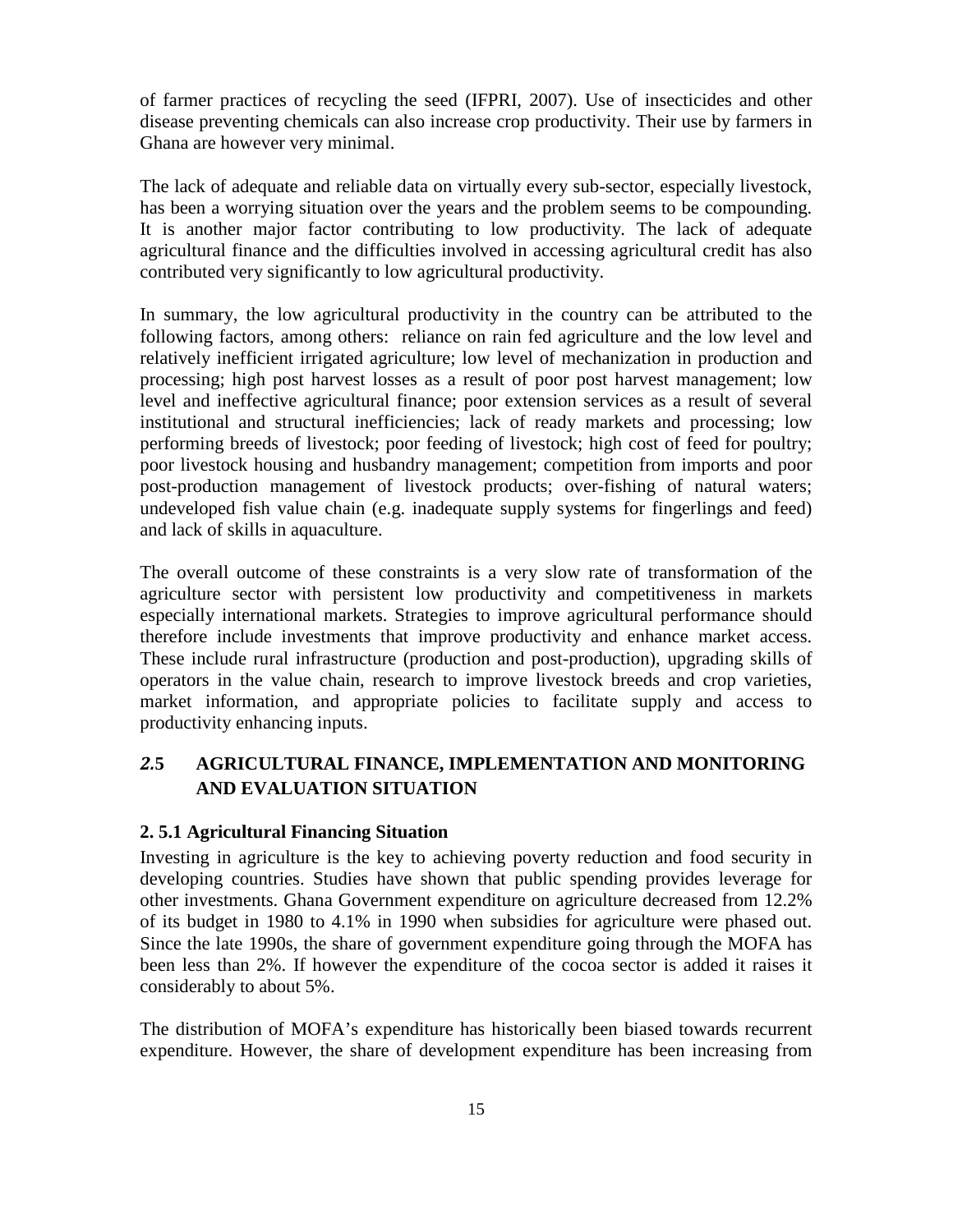of farmer practices of recycling the seed (IFPRI, 2007). Use of insecticides and other disease preventing chemicals can also increase crop productivity. Their use by farmers in Ghana are however very minimal.

The lack of adequate and reliable data on virtually every sub-sector, especially livestock, has been a worrying situation over the years and the problem seems to be compounding. It is another major factor contributing to low productivity. The lack of adequate agricultural finance and the difficulties involved in accessing agricultural credit has also contributed very significantly to low agricultural productivity.

In summary, the low agricultural productivity in the country can be attributed to the following factors, among others: reliance on rain fed agriculture and the low level and relatively inefficient irrigated agriculture; low level of mechanization in production and processing; high post harvest losses as a result of poor post harvest management; low level and ineffective agricultural finance; poor extension services as a result of several institutional and structural inefficiencies; lack of ready markets and processing; low performing breeds of livestock; poor feeding of livestock; high cost of feed for poultry; poor livestock housing and husbandry management; competition from imports and poor post-production management of livestock products; over-fishing of natural waters; undeveloped fish value chain (e.g. inadequate supply systems for fingerlings and feed) and lack of skills in aquaculture.

The overall outcome of these constraints is a very slow rate of transformation of the agriculture sector with persistent low productivity and competitiveness in markets especially international markets. Strategies to improve agricultural performance should therefore include investments that improve productivity and enhance market access. These include rural infrastructure (production and post-production), upgrading skills of operators in the value chain, research to improve livestock breeds and crop varieties, market information, and appropriate policies to facilitate supply and access to productivity enhancing inputs.

## *2.*5 AGRICULTURAL FINANCE, IMPLEMENTATION AND MONITORING AND EVALUATION SITUATION

### 2. 5.1 Agricultural Financing Situation

Investing in agriculture is the key to achieving poverty reduction and food security in developing countries. Studies have shown that public spending provides leverage for other investments. Ghana Government expenditure on agriculture decreased from 12.2% of its budget in 1980 to 4.1% in 1990 when subsidies for agriculture were phased out. Since the late 1990s, the share of government expenditure going through the MOFA has been less than 2%. If however the expenditure of the cocoa sector is added it raises it considerably to about 5%.

The distribution of MOFA's expenditure has historically been biased towards recurrent expenditure. However, the share of development expenditure has been increasing from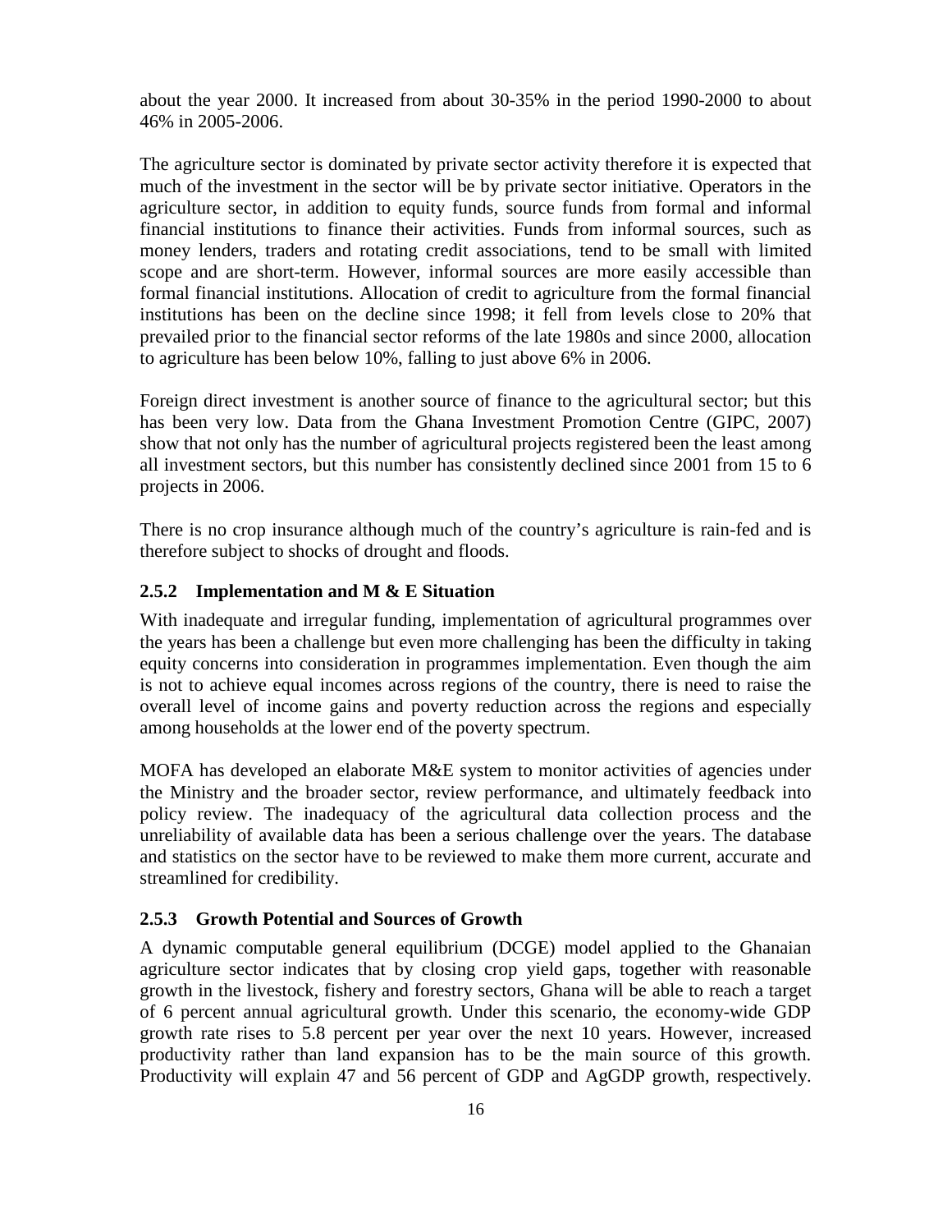about the year 2000. It increased from about 30-35% in the period 1990-2000 to about 46% in 2005-2006.

The agriculture sector is dominated by private sector activity therefore it is expected that much of the investment in the sector will be by private sector initiative. Operators in the agriculture sector, in addition to equity funds, source funds from formal and informal financial institutions to finance their activities. Funds from informal sources, such as money lenders, traders and rotating credit associations, tend to be small with limited scope and are short-term. However, informal sources are more easily accessible than formal financial institutions. Allocation of credit to agriculture from the formal financial institutions has been on the decline since 1998; it fell from levels close to 20% that prevailed prior to the financial sector reforms of the late 1980s and since 2000, allocation to agriculture has been below 10%, falling to just above 6% in 2006.

Foreign direct investment is another source of finance to the agricultural sector; but this has been very low. Data from the Ghana Investment Promotion Centre (GIPC, 2007) show that not only has the number of agricultural projects registered been the least among all investment sectors, but this number has consistently declined since 2001 from 15 to 6 projects in 2006.

There is no crop insurance although much of the country's agriculture is rain-fed and is therefore subject to shocks of drought and floods.

### 2.5.2 Implementation and M & E Situation

With inadequate and irregular funding, implementation of agricultural programmes over the years has been a challenge but even more challenging has been the difficulty in taking equity concerns into consideration in programmes implementation. Even though the aim is not to achieve equal incomes across regions of the country, there is need to raise the overall level of income gains and poverty reduction across the regions and especially among households at the lower end of the poverty spectrum.

MOFA has developed an elaborate M&E system to monitor activities of agencies under the Ministry and the broader sector, review performance, and ultimately feedback into policy review. The inadequacy of the agricultural data collection process and the unreliability of available data has been a serious challenge over the years. The database and statistics on the sector have to be reviewed to make them more current, accurate and streamlined for credibility.

### 2.5.3 Growth Potential and Sources of Growth

A dynamic computable general equilibrium (DCGE) model applied to the Ghanaian agriculture sector indicates that by closing crop yield gaps, together with reasonable growth in the livestock, fishery and forestry sectors, Ghana will be able to reach a target of 6 percent annual agricultural growth. Under this scenario, the economy-wide GDP growth rate rises to 5.8 percent per year over the next 10 years. However, increased productivity rather than land expansion has to be the main source of this growth. Productivity will explain 47 and 56 percent of GDP and AgGDP growth, respectively.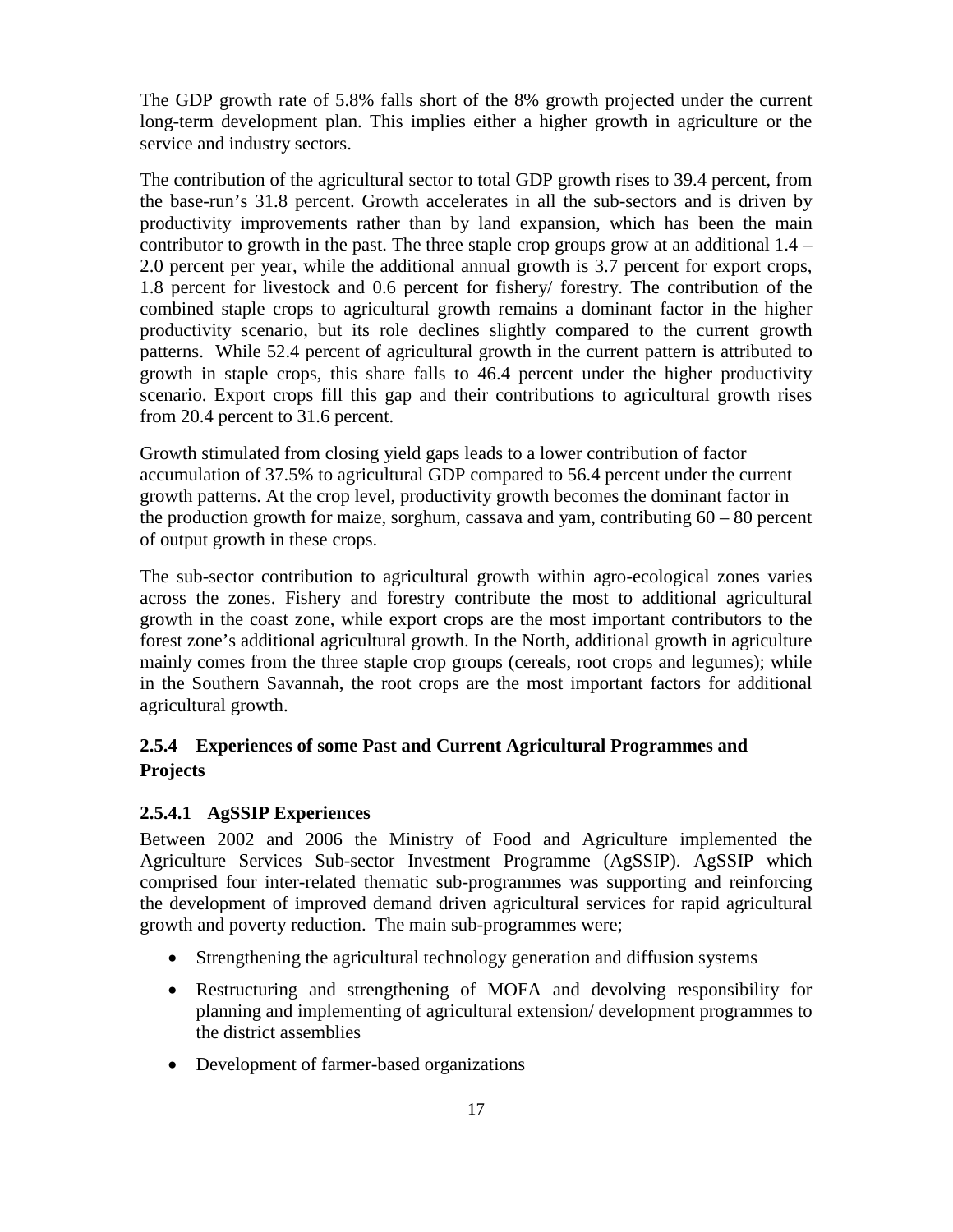The GDP growth rate of 5.8% falls short of the 8% growth projected under the current long-term development plan. This implies either a higher growth in agriculture or the service and industry sectors.

The contribution of the agricultural sector to total GDP growth rises to 39.4 percent, from the base-run's 31.8 percent. Growth accelerates in all the sub-sectors and is driven by productivity improvements rather than by land expansion, which has been the main contributor to growth in the past. The three staple crop groups grow at an additional 1.4 – 2.0 percent per year, while the additional annual growth is 3.7 percent for export crops, 1.8 percent for livestock and 0.6 percent for fishery/ forestry. The contribution of the combined staple crops to agricultural growth remains a dominant factor in the higher productivity scenario, but its role declines slightly compared to the current growth patterns. While 52.4 percent of agricultural growth in the current pattern is attributed to growth in staple crops, this share falls to 46.4 percent under the higher productivity scenario. Export crops fill this gap and their contributions to agricultural growth rises from 20.4 percent to 31.6 percent.

Growth stimulated from closing yield gaps leads to a lower contribution of factor accumulation of 37.5% to agricultural GDP compared to 56.4 percent under the current growth patterns. At the crop level, productivity growth becomes the dominant factor in the production growth for maize, sorghum, cassava and yam, contributing 60 – 80 percent of output growth in these crops.

The sub-sector contribution to agricultural growth within agro-ecological zones varies across the zones. Fishery and forestry contribute the most to additional agricultural growth in the coast zone, while export crops are the most important contributors to the forest zone's additional agricultural growth. In the North, additional growth in agriculture mainly comes from the three staple crop groups (cereals, root crops and legumes); while in the Southern Savannah, the root crops are the most important factors for additional agricultural growth.

### 2.5.4 Experiences of some Past and Current Agricultural Programmes and Projects

#### 2.5.4.1 AgSSIP Experiences

Between 2002 and 2006 the Ministry of Food and Agriculture implemented the Agriculture Services Sub-sector Investment Programme (AgSSIP). AgSSIP which comprised four inter-related thematic sub-programmes was supporting and reinforcing the development of improved demand driven agricultural services for rapid agricultural growth and poverty reduction. The main sub-programmes were;

- Strengthening the agricultural technology generation and diffusion systems
- Restructuring and strengthening of MOFA and devolving responsibility for planning and implementing of agricultural extension/ development programmes to the district assemblies
- Development of farmer-based organizations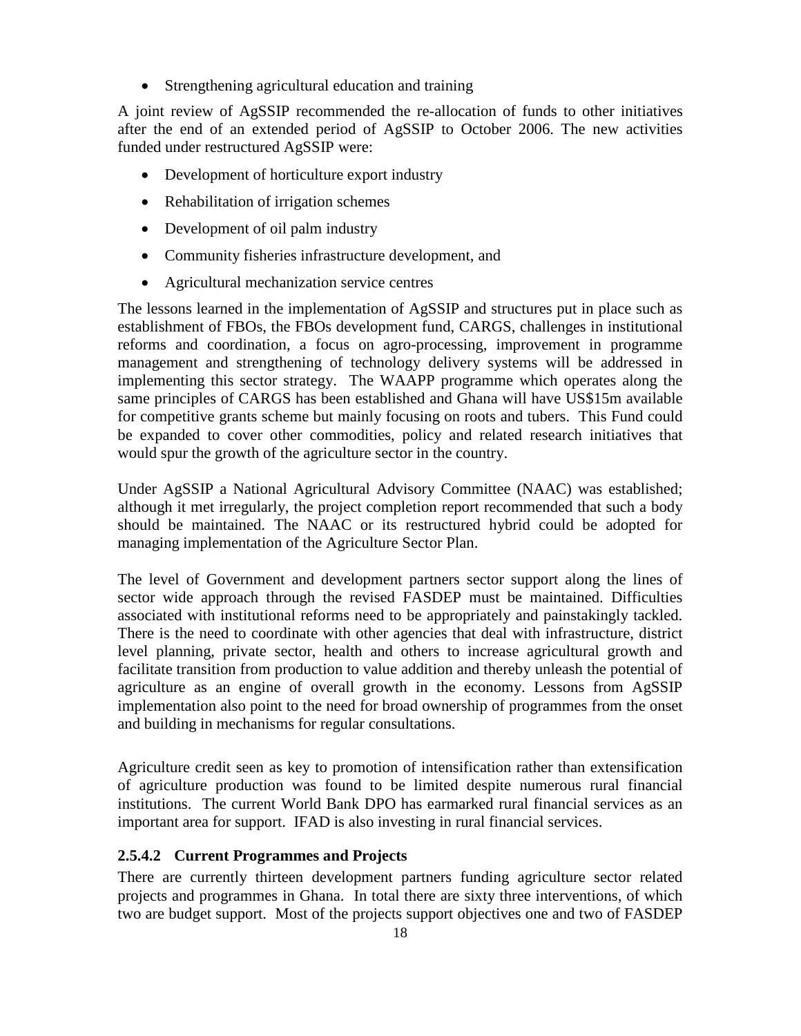- Strengthening agricultural education and training

A joint review of AgSSIP recommended the re-allocation of funds to other initiatives after the end of an extended period of AgSSIP to October 2006. The new activities funded under restructured AgSSIP were:

- Development of horticulture export industry
- Rehabilitation of irrigation schemes
- Development of oil palm industry
- Community fisheries infrastructure development, and
- Agricultural mechanization service centres

The lessons learned in the implementation of AgSSIP and structures put in place such as establishment of FBOs, the FBOs development fund, CARGS, challenges in institutional reforms and coordination, a focus on agro-processing, improvement in programme management and strengthening of technology delivery systems will be addressed in implementing this sector strategy. The WAAPP programme which operates along the same principles of CARGS has been established and Ghana will have US$15m available for competitive grants scheme but mainly focusing on roots and tubers. This Fund could be expanded to cover other commodities, policy and related research initiatives that would spur the growth of the agriculture sector in the country.

Under AgSSIP a National Agricultural Advisory Committee (NAAC) was established; although it met irregularly, the project completion report recommended that such a body should be maintained. The NAAC or its restructured hybrid could be adopted for managing implementation of the Agriculture Sector Plan.

The level of Government and development partners sector support along the lines of sector wide approach through the revised FASDEP must be maintained. Difficulties associated with institutional reforms need to be appropriately and painstakingly tackled. There is the need to coordinate with other agencies that deal with infrastructure, district level planning, private sector, health and others to increase agricultural growth and facilitate transition from production to value addition and thereby unleash the potential of agriculture as an engine of overall growth in the economy. Lessons from AgSSIP implementation also point to the need for broad ownership of programmes from the onset and building in mechanisms for regular consultations.

Agriculture credit seen as key to promotion of intensification rather than extensification of agriculture production was found to be limited despite numerous rural financial institutions. The current World Bank DPO has earmarked rural financial services as an important area for support. IFAD is also investing in rural financial services.

#### 2.5.4.2 Current Programmes and Projects

There are currently thirteen development partners funding agriculture sector related projects and programmes in Ghana. In total there are sixty three interventions, of which two are budget support. Most of the projects support objectives one and two of FASDEP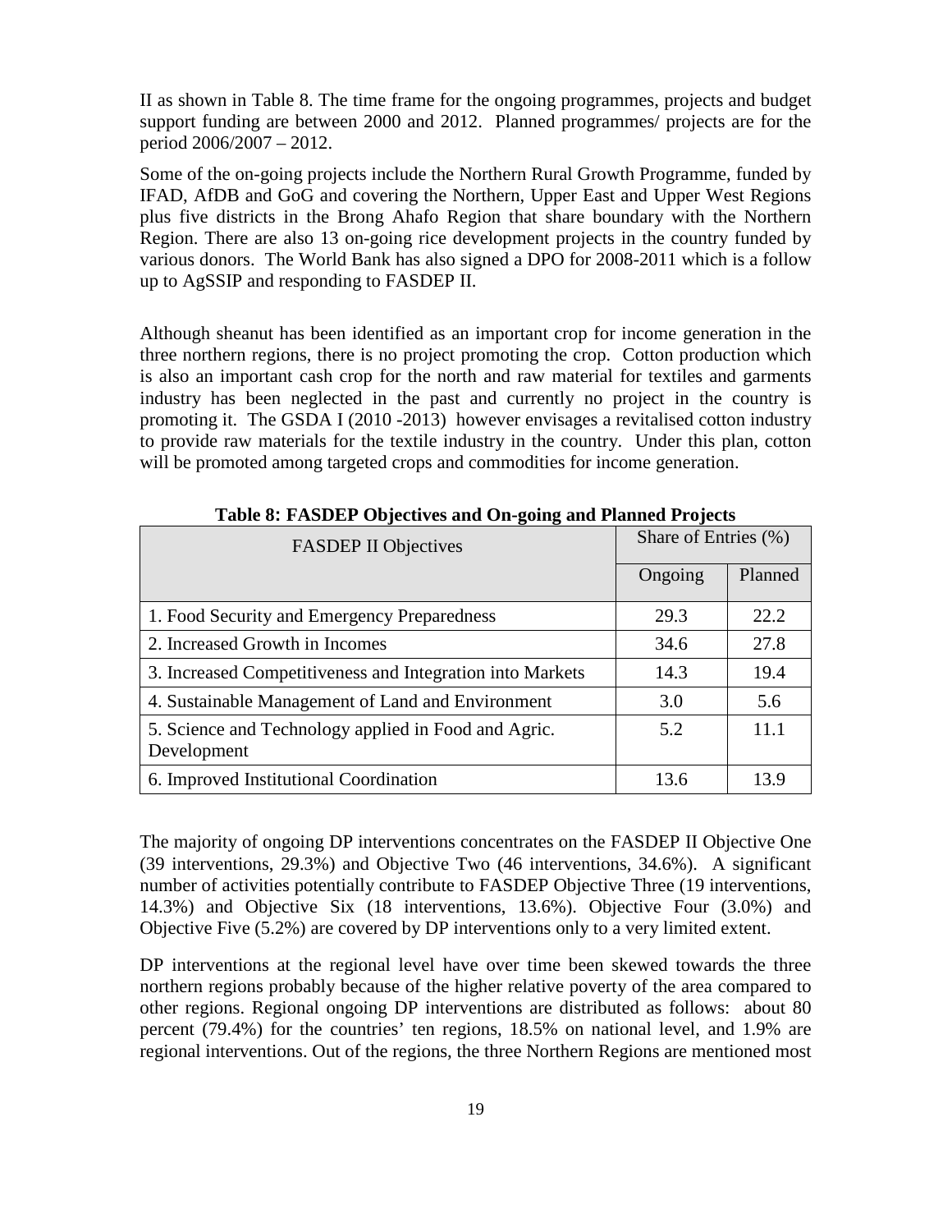II as shown in Table 8. The time frame for the ongoing programmes, projects and budget support funding are between 2000 and 2012. Planned programmes/ projects are for the period 2006/2007 – 2012.

Some of the on-going projects include the Northern Rural Growth Programme, funded by IFAD, AfDB and GoG and covering the Northern, Upper East and Upper West Regions plus five districts in the Brong Ahafo Region that share boundary with the Northern Region. There are also 13 on-going rice development projects in the country funded by various donors. The World Bank has also signed a DPO for 2008-2011 which is a follow up to AgSSIP and responding to FASDEP II.

Although sheanut has been identified as an important crop for income generation in the three northern regions, there is no project promoting the crop. Cotton production which is also an important cash crop for the north and raw material for textiles and garments industry has been neglected in the past and currently no project in the country is promoting it. The GSDA I (2010 -2013) however envisages a revitalised cotton industry to provide raw materials for the textile industry in the country. Under this plan, cotton will be promoted among targeted crops and commodities for income generation.

**Table 8: FASDEP Objectives and On-going and Planned Projects**

| FASDEP II Objectives | Share of Entries (%) | |
|---|---|---|
| | Ongoing | Planned |
| 1. Food Security and Emergency Preparedness | 29.3 | 22.2 |
| 2. Increased Growth in Incomes | 34.6 | 27.8 |
| 3. Increased Competitiveness and Integration into Markets | 14.3 | 19.4 |
| 4. Sustainable Management of Land and Environment | 3.0 | 5.6 |
| 5. Science and Technology applied in Food and Agric. Development | 5.2 | 11.1 |
| 6. Improved Institutional Coordination | 13.6 | 13.9 |

The majority of ongoing DP interventions concentrates on the FASDEP II Objective One (39 interventions, 29.3%) and Objective Two (46 interventions, 34.6%). A significant number of activities potentially contribute to FASDEP Objective Three (19 interventions, 14.3%) and Objective Six (18 interventions, 13.6%). Objective Four (3.0%) and Objective Five (5.2%) are covered by DP interventions only to a very limited extent.

DP interventions at the regional level have over time been skewed towards the three northern regions probably because of the higher relative poverty of the area compared to other regions. Regional ongoing DP interventions are distributed as follows: about 80 percent (79.4%) for the countries' ten regions, 18.5% on national level, and 1.9% are regional interventions. Out of the regions, the three Northern Regions are mentioned most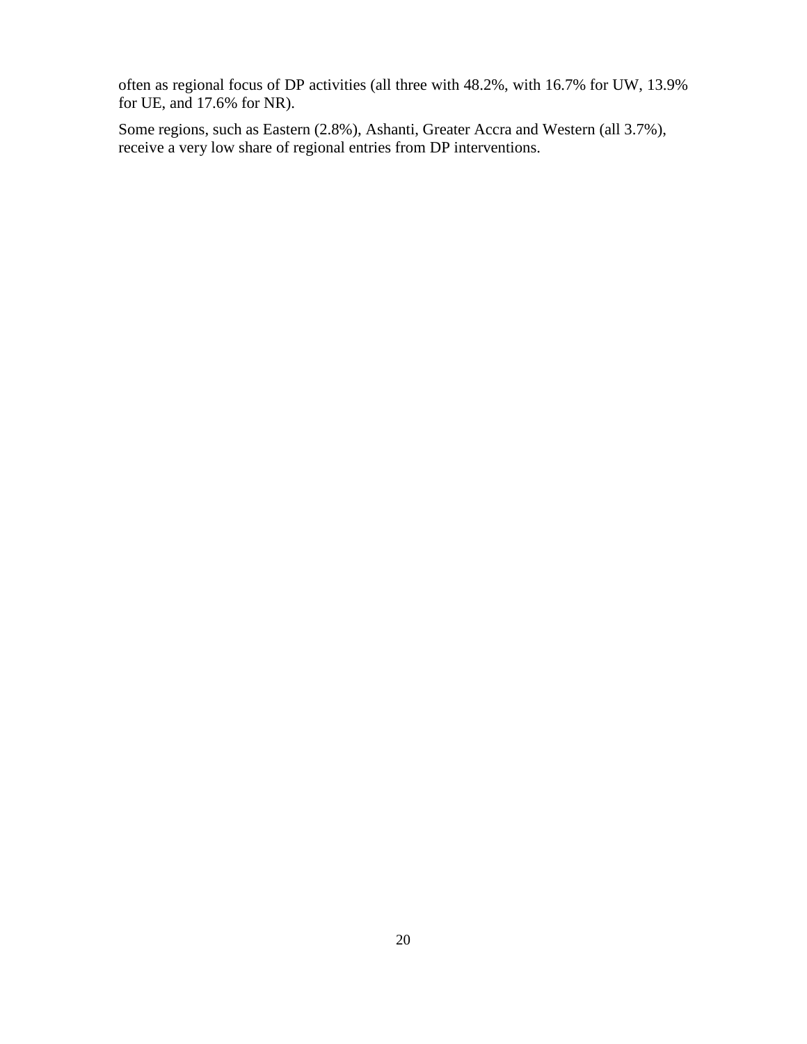often as regional focus of DP activities (all three with 48.2%, with 16.7% for UW, 13.9% for UE, and 17.6% for NR).

Some regions, such as Eastern (2.8%), Ashanti, Greater Accra and Western (all 3.7%), receive a very low share of regional entries from DP interventions.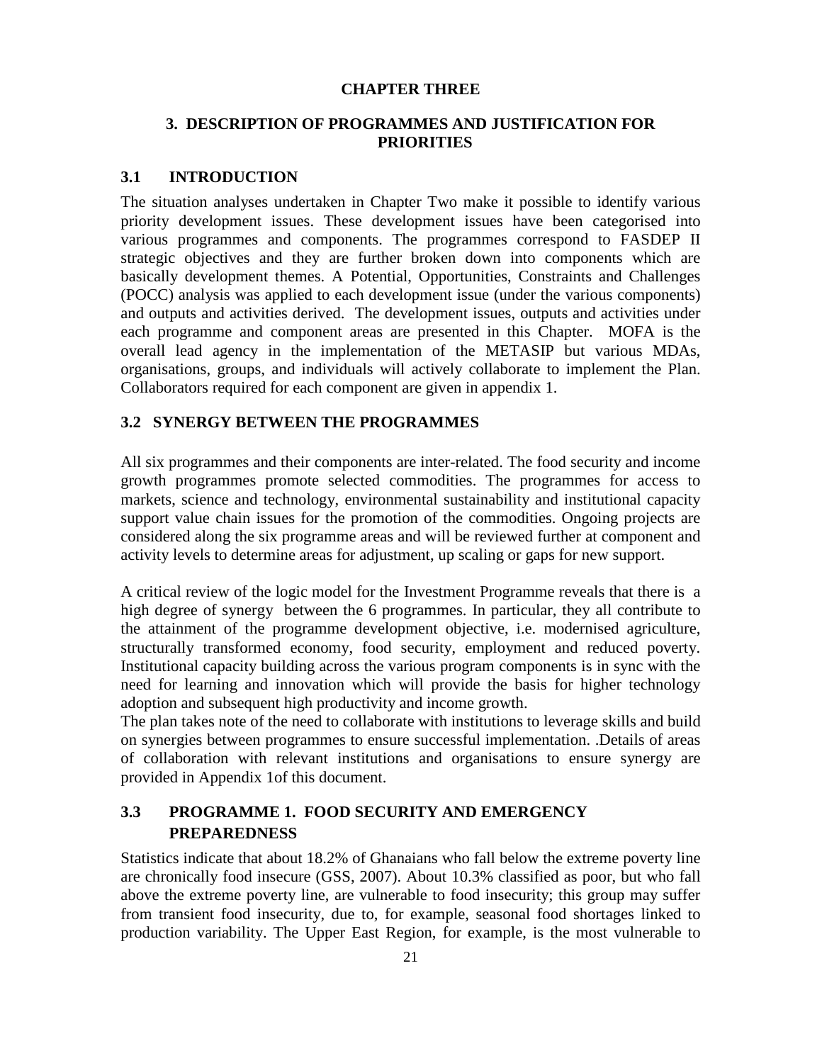# CHAPTER THREE

## 3. DESCRIPTION OF PROGRAMMES AND JUSTIFICATION FOR PRIORITIES

### 3.1 INTRODUCTION

The situation analyses undertaken in Chapter Two make it possible to identify various priority development issues. These development issues have been categorised into various programmes and components. The programmes correspond to FASDEP II strategic objectives and they are further broken down into components which are basically development themes. A Potential, Opportunities, Constraints and Challenges (POCC) analysis was applied to each development issue (under the various components) and outputs and activities derived. The development issues, outputs and activities under each programme and component areas are presented in this Chapter. MOFA is the overall lead agency in the implementation of the METASIP but various MDAs, organisations, groups, and individuals will actively collaborate to implement the Plan. Collaborators required for each component are given in appendix 1.

### 3.2 SYNERGY BETWEEN THE PROGRAMMES

All six programmes and their components are inter-related. The food security and income growth programmes promote selected commodities. The programmes for access to markets, science and technology, environmental sustainability and institutional capacity support value chain issues for the promotion of the commodities. Ongoing projects are considered along the six programme areas and will be reviewed further at component and activity levels to determine areas for adjustment, up scaling or gaps for new support.

A critical review of the logic model for the Investment Programme reveals that there is a high degree of synergy between the 6 programmes. In particular, they all contribute to the attainment of the programme development objective, i.e. modernised agriculture, structurally transformed economy, food security, employment and reduced poverty. Institutional capacity building across the various program components is in sync with the need for learning and innovation which will provide the basis for higher technology adoption and subsequent high productivity and income growth.

The plan takes note of the need to collaborate with institutions to leverage skills and build on synergies between programmes to ensure successful implementation. .Details of areas of collaboration with relevant institutions and organisations to ensure synergy are provided in Appendix 1of this document.

### 3.3 PROGRAMME 1. FOOD SECURITY AND EMERGENCY PREPAREDNESS

Statistics indicate that about 18.2% of Ghanaians who fall below the extreme poverty line are chronically food insecure (GSS, 2007). About 10.3% classified as poor, but who fall above the extreme poverty line, are vulnerable to food insecurity; this group may suffer from transient food insecurity, due to, for example, seasonal food shortages linked to production variability. The Upper East Region, for example, is the most vulnerable to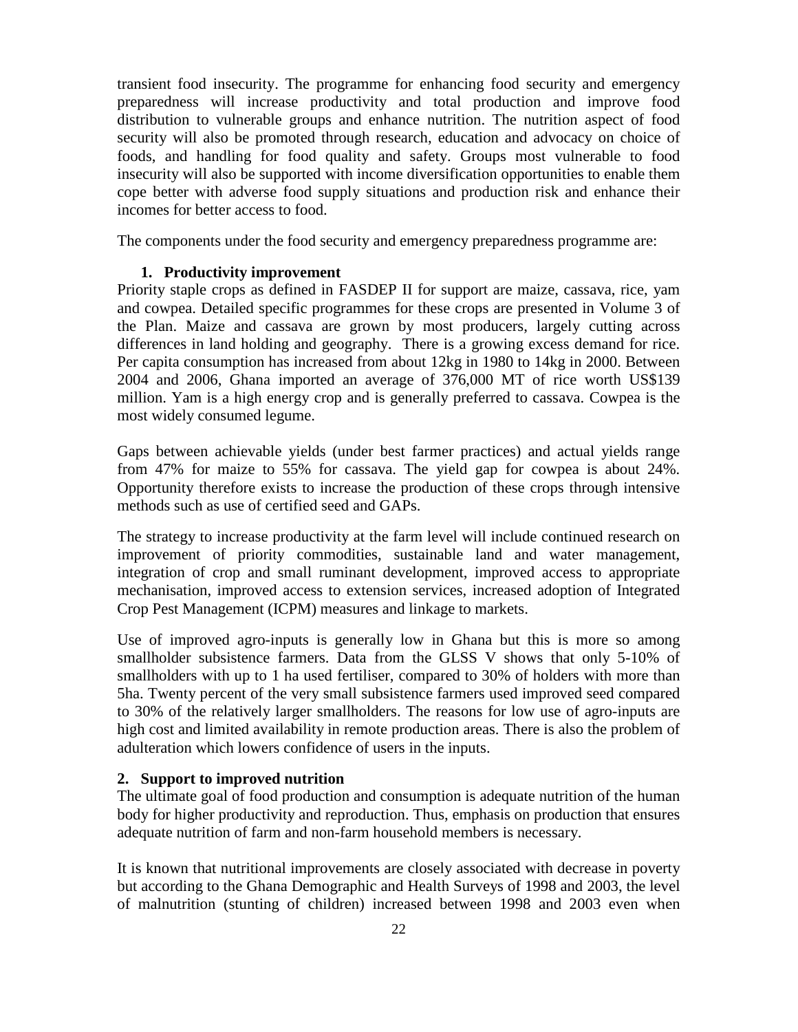transient food insecurity. The programme for enhancing food security and emergency preparedness will increase productivity and total production and improve food distribution to vulnerable groups and enhance nutrition. The nutrition aspect of food security will also be promoted through research, education and advocacy on choice of foods, and handling for food quality and safety. Groups most vulnerable to food insecurity will also be supported with income diversification opportunities to enable them cope better with adverse food supply situations and production risk and enhance their incomes for better access to food.

The components under the food security and emergency preparedness programme are:

### 1. Productivity improvement

Priority staple crops as defined in FASDEP II for support are maize, cassava, rice, yam and cowpea. Detailed specific programmes for these crops are presented in Volume 3 of the Plan. Maize and cassava are grown by most producers, largely cutting across differences in land holding and geography. There is a growing excess demand for rice. Per capita consumption has increased from about 12kg in 1980 to 14kg in 2000. Between 2004 and 2006, Ghana imported an average of 376,000 MT of rice worth US$139 million. Yam is a high energy crop and is generally preferred to cassava. Cowpea is the most widely consumed legume.

Gaps between achievable yields (under best farmer practices) and actual yields range from 47% for maize to 55% for cassava. The yield gap for cowpea is about 24%. Opportunity therefore exists to increase the production of these crops through intensive methods such as use of certified seed and GAPs.

The strategy to increase productivity at the farm level will include continued research on improvement of priority commodities, sustainable land and water management, integration of crop and small ruminant development, improved access to appropriate mechanisation, improved access to extension services, increased adoption of Integrated Crop Pest Management (ICPM) measures and linkage to markets.

Use of improved agro-inputs is generally low in Ghana but this is more so among smallholder subsistence farmers. Data from the GLSS V shows that only 5-10% of smallholders with up to 1 ha used fertiliser, compared to 30% of holders with more than 5ha. Twenty percent of the very small subsistence farmers used improved seed compared to 30% of the relatively larger smallholders. The reasons for low use of agro-inputs are high cost and limited availability in remote production areas. There is also the problem of adulteration which lowers confidence of users in the inputs.

### 2. Support to improved nutrition

The ultimate goal of food production and consumption is adequate nutrition of the human body for higher productivity and reproduction. Thus, emphasis on production that ensures adequate nutrition of farm and non-farm household members is necessary.

It is known that nutritional improvements are closely associated with decrease in poverty but according to the Ghana Demographic and Health Surveys of 1998 and 2003, the level of malnutrition (stunting of children) increased between 1998 and 2003 even when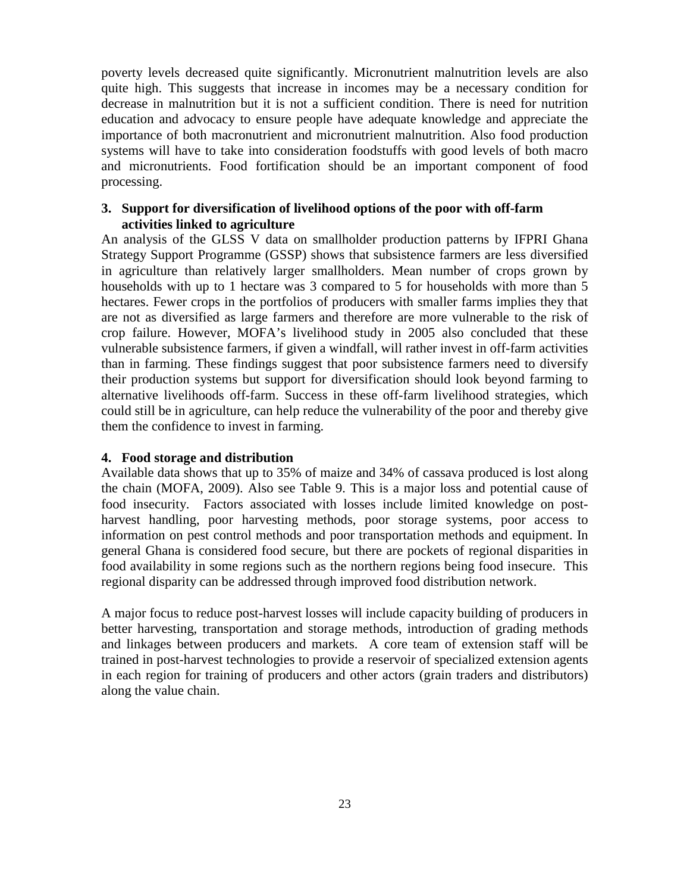poverty levels decreased quite significantly. Micronutrient malnutrition levels are also quite high. This suggests that increase in incomes may be a necessary condition for decrease in malnutrition but it is not a sufficient condition. There is need for nutrition education and advocacy to ensure people have adequate knowledge and appreciate the importance of both macronutrient and micronutrient malnutrition. Also food production systems will have to take into consideration foodstuffs with good levels of both macro and micronutrients. Food fortification should be an important component of food processing.

**3. Support for diversification of livelihood options of the poor with off-farm activities linked to agriculture**

An analysis of the GLSS V data on smallholder production patterns by IFPRI Ghana Strategy Support Programme (GSSP) shows that subsistence farmers are less diversified in agriculture than relatively larger smallholders. Mean number of crops grown by households with up to 1 hectare was 3 compared to 5 for households with more than 5 hectares. Fewer crops in the portfolios of producers with smaller farms implies they that are not as diversified as large farmers and therefore are more vulnerable to the risk of crop failure. However, MOFA's livelihood study in 2005 also concluded that these vulnerable subsistence farmers, if given a windfall, will rather invest in off-farm activities than in farming. These findings suggest that poor subsistence farmers need to diversify their production systems but support for diversification should look beyond farming to alternative livelihoods off-farm. Success in these off-farm livelihood strategies, which could still be in agriculture, can help reduce the vulnerability of the poor and thereby give them the confidence to invest in farming.

**4. Food storage and distribution**

Available data shows that up to 35% of maize and 34% of cassava produced is lost along the chain (MOFA, 2009). Also see Table 9. This is a major loss and potential cause of food insecurity. Factors associated with losses include limited knowledge on post-harvest handling, poor harvesting methods, poor storage systems, poor access to information on pest control methods and poor transportation methods and equipment. In general Ghana is considered food secure, but there are pockets of regional disparities in food availability in some regions such as the northern regions being food insecure. This regional disparity can be addressed through improved food distribution network.

A major focus to reduce post-harvest losses will include capacity building of producers in better harvesting, transportation and storage methods, introduction of grading methods and linkages between producers and markets. A core team of extension staff will be trained in post-harvest technologies to provide a reservoir of specialized extension agents in each region for training of producers and other actors (grain traders and distributors) along the value chain.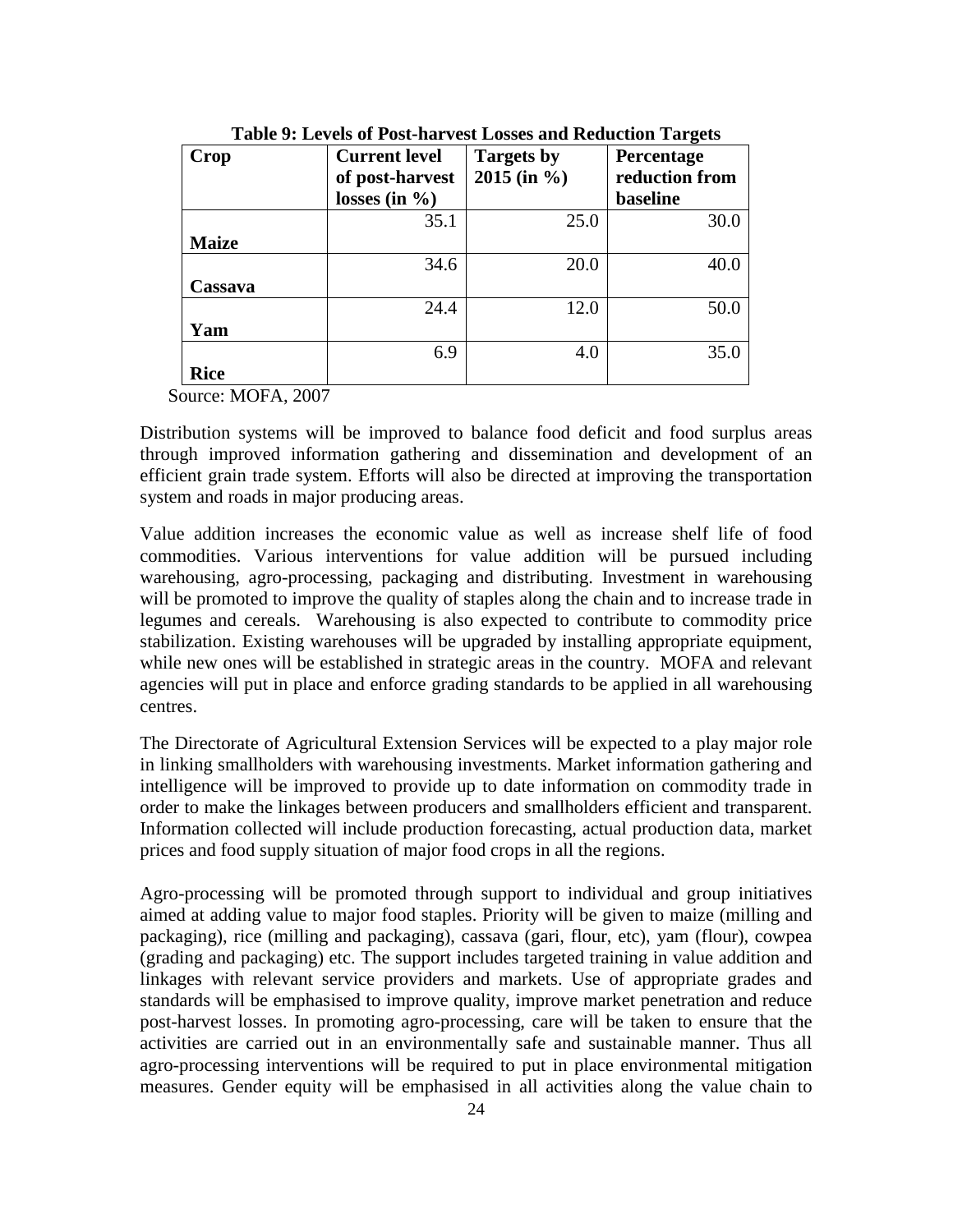**Table 9: Levels of Post-harvest Losses and Reduction Targets**

| Crop | Current level of post-harvest losses (in %) | Targets by 2015 (in %) | Percentage reduction from baseline |
|---|---|---|---|
| Maize | 35.1 | 25.0 | 30.0 |
| Cassava | 34.6 | 20.0 | 40.0 |
| Yam | 24.4 | 12.0 | 50.0 |
| Rice | 6.9 | 4.0 | 35.0 |

Source: MOFA, 2007

Distribution systems will be improved to balance food deficit and food surplus areas through improved information gathering and dissemination and development of an efficient grain trade system. Efforts will also be directed at improving the transportation system and roads in major producing areas.

Value addition increases the economic value as well as increase shelf life of food commodities. Various interventions for value addition will be pursued including warehousing, agro-processing, packaging and distributing. Investment in warehousing will be promoted to improve the quality of staples along the chain and to increase trade in legumes and cereals. Warehousing is also expected to contribute to commodity price stabilization. Existing warehouses will be upgraded by installing appropriate equipment, while new ones will be established in strategic areas in the country. MOFA and relevant agencies will put in place and enforce grading standards to be applied in all warehousing centres.

The Directorate of Agricultural Extension Services will be expected to a play major role in linking smallholders with warehousing investments. Market information gathering and intelligence will be improved to provide up to date information on commodity trade in order to make the linkages between producers and smallholders efficient and transparent. Information collected will include production forecasting, actual production data, market prices and food supply situation of major food crops in all the regions.

Agro-processing will be promoted through support to individual and group initiatives aimed at adding value to major food staples. Priority will be given to maize (milling and packaging), rice (milling and packaging), cassava (gari, flour, etc), yam (flour), cowpea (grading and packaging) etc. The support includes targeted training in value addition and linkages with relevant service providers and markets. Use of appropriate grades and standards will be emphasised to improve quality, improve market penetration and reduce post-harvest losses. In promoting agro-processing, care will be taken to ensure that the activities are carried out in an environmentally safe and sustainable manner. Thus all agro-processing interventions will be required to put in place environmental mitigation measures. Gender equity will be emphasised in all activities along the value chain to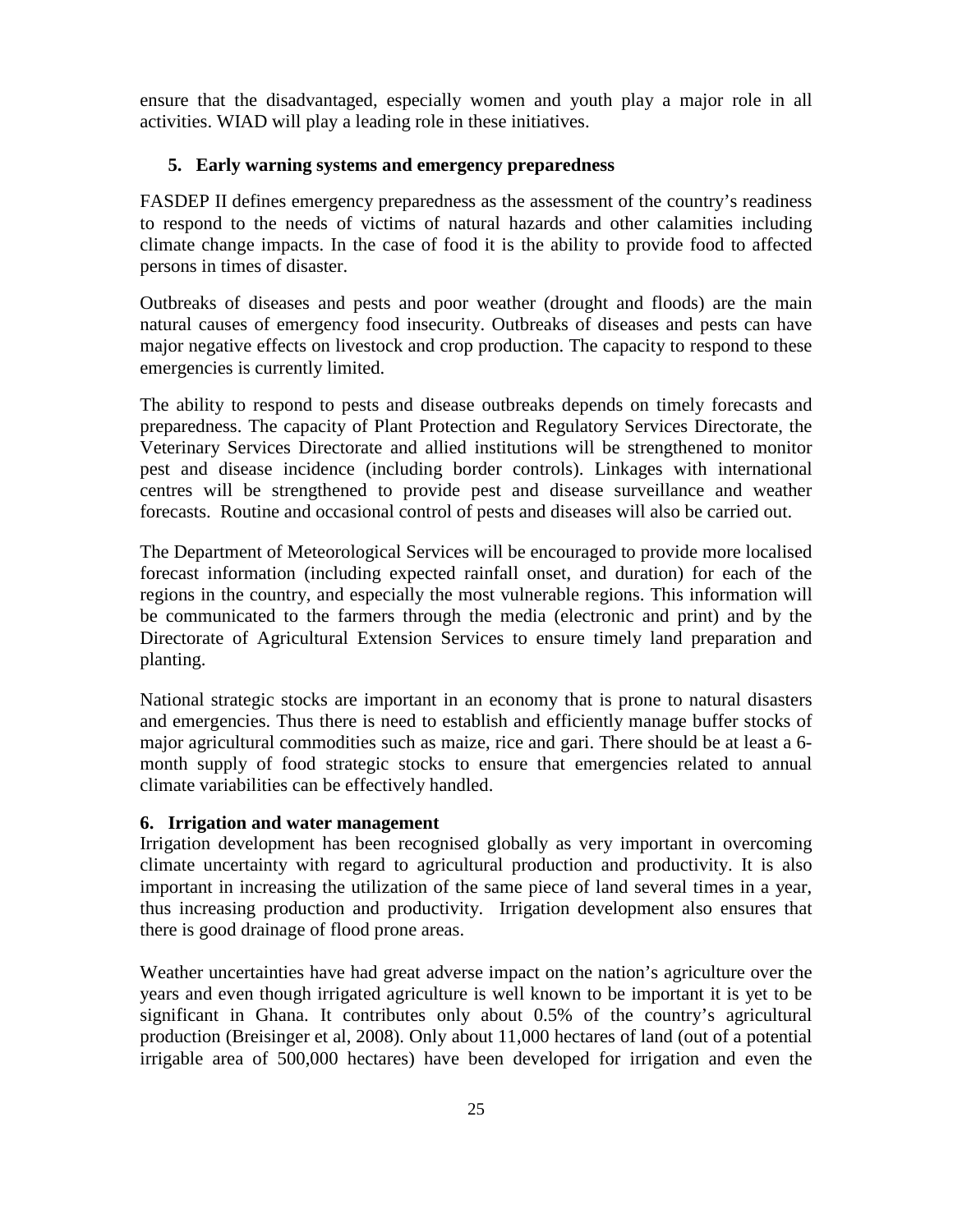ensure that the disadvantaged, especially women and youth play a major role in all activities. WIAD will play a leading role in these initiatives.

### 5. Early warning systems and emergency preparedness

FASDEP II defines emergency preparedness as the assessment of the country's readiness to respond to the needs of victims of natural hazards and other calamities including climate change impacts. In the case of food it is the ability to provide food to affected persons in times of disaster.

Outbreaks of diseases and pests and poor weather (drought and floods) are the main natural causes of emergency food insecurity. Outbreaks of diseases and pests can have major negative effects on livestock and crop production. The capacity to respond to these emergencies is currently limited.

The ability to respond to pests and disease outbreaks depends on timely forecasts and preparedness. The capacity of Plant Protection and Regulatory Services Directorate, the Veterinary Services Directorate and allied institutions will be strengthened to monitor pest and disease incidence (including border controls). Linkages with international centres will be strengthened to provide pest and disease surveillance and weather forecasts. Routine and occasional control of pests and diseases will also be carried out.

The Department of Meteorological Services will be encouraged to provide more localised forecast information (including expected rainfall onset, and duration) for each of the regions in the country, and especially the most vulnerable regions. This information will be communicated to the farmers through the media (electronic and print) and by the Directorate of Agricultural Extension Services to ensure timely land preparation and planting.

National strategic stocks are important in an economy that is prone to natural disasters and emergencies. Thus there is need to establish and efficiently manage buffer stocks of major agricultural commodities such as maize, rice and gari. There should be at least a 6-month supply of food strategic stocks to ensure that emergencies related to annual climate variabilities can be effectively handled.

### 6. Irrigation and water management

Irrigation development has been recognised globally as very important in overcoming climate uncertainty with regard to agricultural production and productivity. It is also important in increasing the utilization of the same piece of land several times in a year, thus increasing production and productivity. Irrigation development also ensures that there is good drainage of flood prone areas.

Weather uncertainties have had great adverse impact on the nation's agriculture over the years and even though irrigated agriculture is well known to be important it is yet to be significant in Ghana. It contributes only about 0.5% of the country's agricultural production (Breisinger et al, 2008). Only about 11,000 hectares of land (out of a potential irrigable area of 500,000 hectares) have been developed for irrigation and even the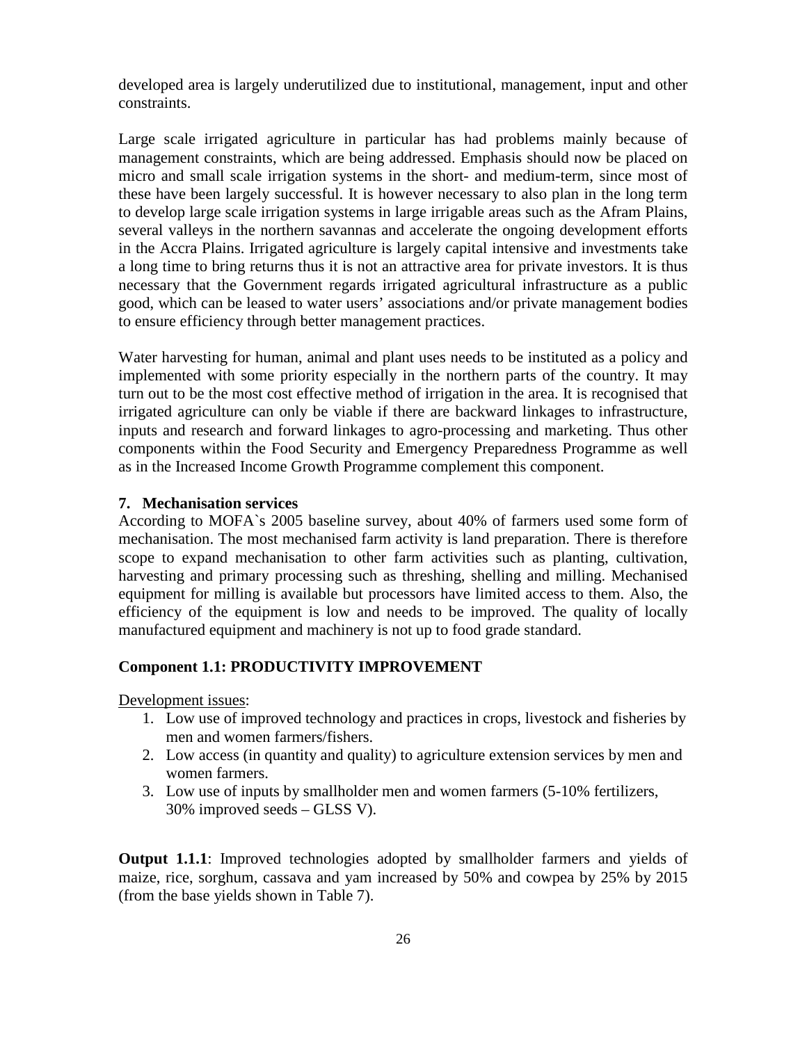developed area is largely underutilized due to institutional, management, input and other constraints.

Large scale irrigated agriculture in particular has had problems mainly because of management constraints, which are being addressed. Emphasis should now be placed on micro and small scale irrigation systems in the short- and medium-term, since most of these have been largely successful. It is however necessary to also plan in the long term to develop large scale irrigation systems in large irrigable areas such as the Afram Plains, several valleys in the northern savannas and accelerate the ongoing development efforts in the Accra Plains. Irrigated agriculture is largely capital intensive and investments take a long time to bring returns thus it is not an attractive area for private investors. It is thus necessary that the Government regards irrigated agricultural infrastructure as a public good, which can be leased to water users' associations and/or private management bodies to ensure efficiency through better management practices.

Water harvesting for human, animal and plant uses needs to be instituted as a policy and implemented with some priority especially in the northern parts of the country. It may turn out to be the most cost effective method of irrigation in the area. It is recognised that irrigated agriculture can only be viable if there are backward linkages to infrastructure, inputs and research and forward linkages to agro-processing and marketing. Thus other components within the Food Security and Emergency Preparedness Programme as well as in the Increased Income Growth Programme complement this component.

**7. Mechanisation services**

According to MOFA`s 2005 baseline survey, about 40% of farmers used some form of mechanisation. The most mechanised farm activity is land preparation. There is therefore scope to expand mechanisation to other farm activities such as planting, cultivation, harvesting and primary processing such as threshing, shelling and milling. Mechanised equipment for milling is available but processors have limited access to them. Also, the efficiency of the equipment is low and needs to be improved. The quality of locally manufactured equipment and machinery is not up to food grade standard.

### Component 1.1: PRODUCTIVITY IMPROVEMENT

Development issues:

1. Low use of improved technology and practices in crops, livestock and fisheries by men and women farmers/fishers.
2. Low access (in quantity and quality) to agriculture extension services by men and women farmers.
3. Low use of inputs by smallholder men and women farmers (5-10% fertilizers, 30% improved seeds – GLSS V).

**Output 1.1.1**: Improved technologies adopted by smallholder farmers and yields of maize, rice, sorghum, cassava and yam increased by 50% and cowpea by 25% by 2015 (from the base yields shown in Table 7).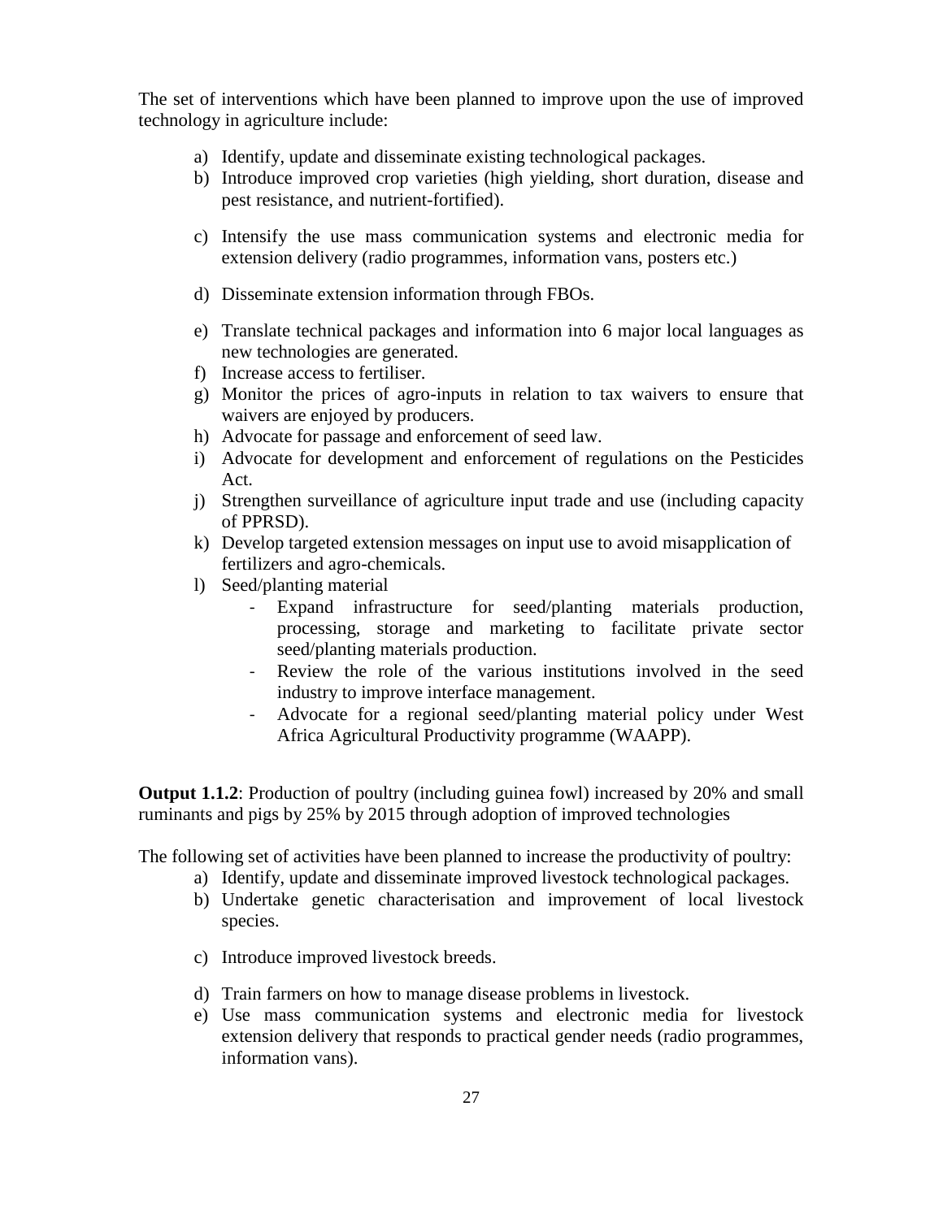The set of interventions which have been planned to improve upon the use of improved technology in agriculture include:

a) Identify, update and disseminate existing technological packages.
b) Introduce improved crop varieties (high yielding, short duration, disease and pest resistance, and nutrient-fortified).
c) Intensify the use mass communication systems and electronic media for extension delivery (radio programmes, information vans, posters etc.)
d) Disseminate extension information through FBOs.
e) Translate technical packages and information into 6 major local languages as new technologies are generated.
f) Increase access to fertiliser.
g) Monitor the prices of agro-inputs in relation to tax waivers to ensure that waivers are enjoyed by producers.
h) Advocate for passage and enforcement of seed law.
i) Advocate for development and enforcement of regulations on the Pesticides Act.
j) Strengthen surveillance of agriculture input trade and use (including capacity of PPRSD).
k) Develop targeted extension messages on input use to avoid misapplication of fertilizers and agro-chemicals.
l) Seed/planting material
    - Expand infrastructure for seed/planting materials production, processing, storage and marketing to facilitate private sector seed/planting materials production.
    - Review the role of the various institutions involved in the seed industry to improve interface management.
    - Advocate for a regional seed/planting material policy under West Africa Agricultural Productivity programme (WAAPP).

**Output 1.1.2**: Production of poultry (including guinea fowl) increased by 20% and small ruminants and pigs by 25% by 2015 through adoption of improved technologies

The following set of activities have been planned to increase the productivity of poultry:

a) Identify, update and disseminate improved livestock technological packages.
b) Undertake genetic characterisation and improvement of local livestock species.
c) Introduce improved livestock breeds.
d) Train farmers on how to manage disease problems in livestock.
e) Use mass communication systems and electronic media for livestock extension delivery that responds to practical gender needs (radio programmes, information vans).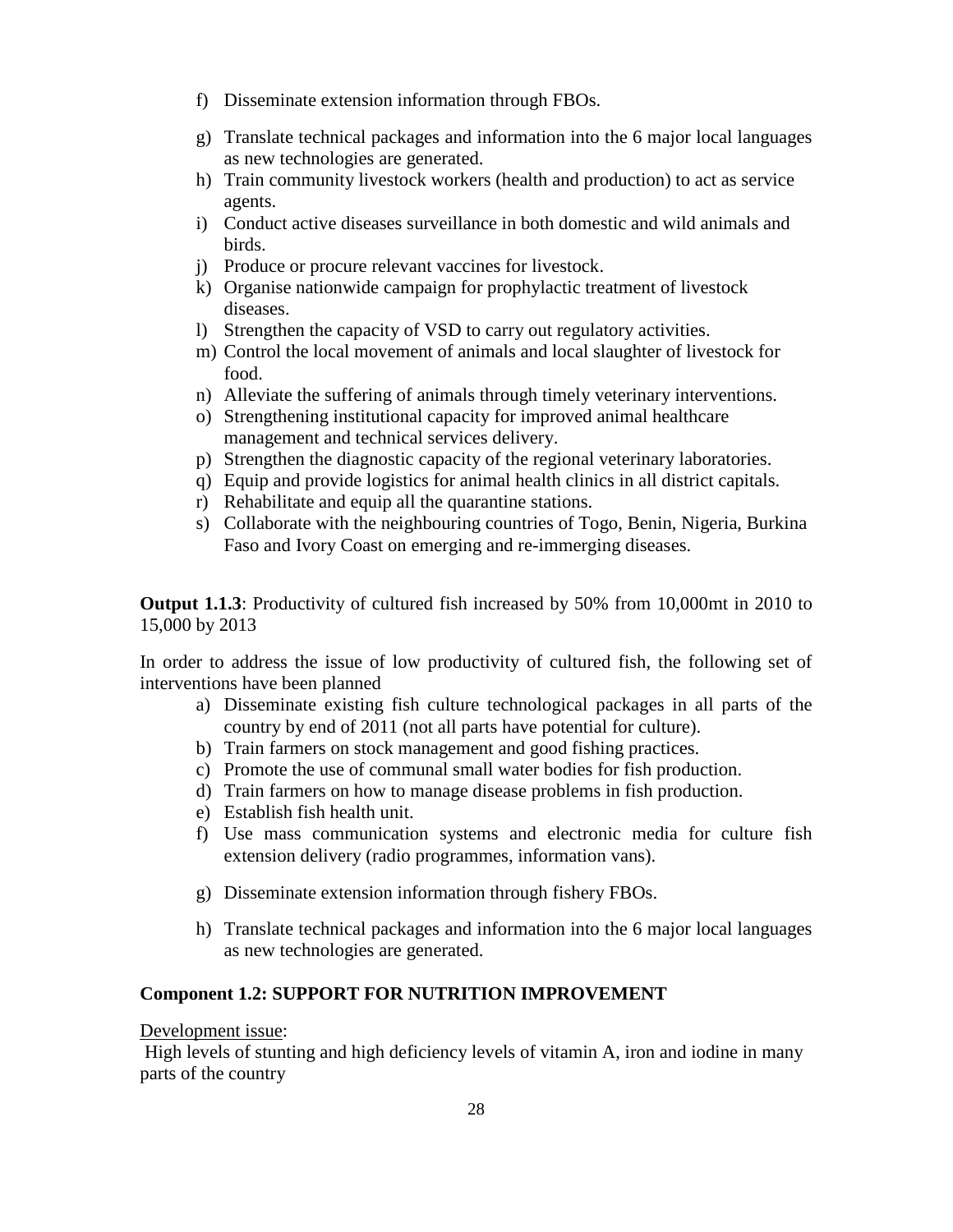f) Disseminate extension information through FBOs.

g) Translate technical packages and information into the 6 major local languages as new technologies are generated.

h) Train community livestock workers (health and production) to act as service agents.

i) Conduct active diseases surveillance in both domestic and wild animals and birds.

j) Produce or procure relevant vaccines for livestock.

k) Organise nationwide campaign for prophylactic treatment of livestock diseases.

l) Strengthen the capacity of VSD to carry out regulatory activities.

m) Control the local movement of animals and local slaughter of livestock for food.

n) Alleviate the suffering of animals through timely veterinary interventions.

o) Strengthening institutional capacity for improved animal healthcare management and technical services delivery.

p) Strengthen the diagnostic capacity of the regional veterinary laboratories.

q) Equip and provide logistics for animal health clinics in all district capitals.

r) Rehabilitate and equip all the quarantine stations.

s) Collaborate with the neighbouring countries of Togo, Benin, Nigeria, Burkina Faso and Ivory Coast on emerging and re-immerging diseases.

**Output 1.1.3**: Productivity of cultured fish increased by 50% from 10,000mt in 2010 to 15,000 by 2013

In order to address the issue of low productivity of cultured fish, the following set of interventions have been planned

a) Disseminate existing fish culture technological packages in all parts of the country by end of 2011 (not all parts have potential for culture).

b) Train farmers on stock management and good fishing practices.

c) Promote the use of communal small water bodies for fish production.

d) Train farmers on how to manage disease problems in fish production.

e) Establish fish health unit.

f) Use mass communication systems and electronic media for culture fish extension delivery (radio programmes, information vans).

g) Disseminate extension information through fishery FBOs.

h) Translate technical packages and information into the 6 major local languages as new technologies are generated.

#### Component 1.2: SUPPORT FOR NUTRITION IMPROVEMENT

Development issue:

High levels of stunting and high deficiency levels of vitamin A, iron and iodine in many parts of the country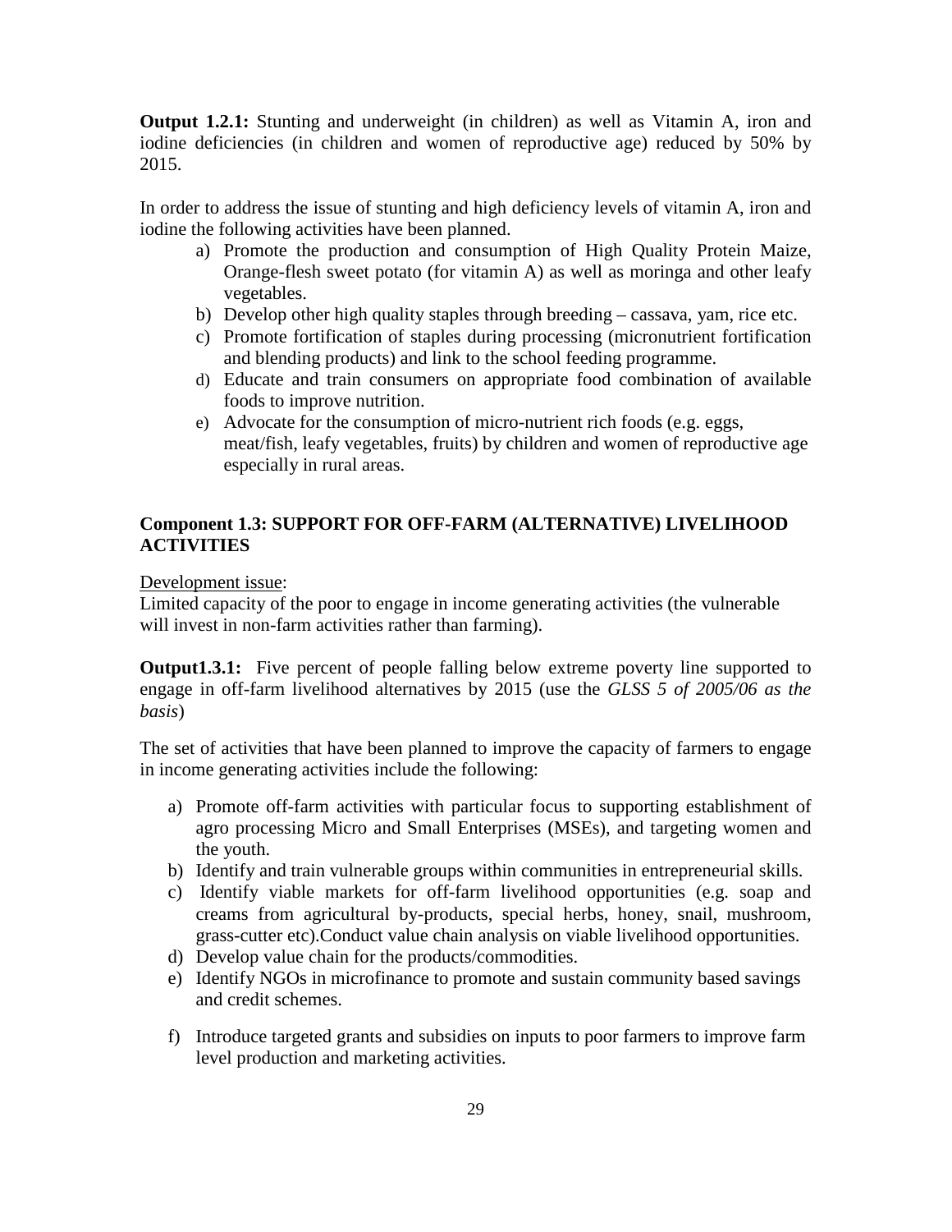**Output 1.2.1:** Stunting and underweight (in children) as well as Vitamin A, iron and iodine deficiencies (in children and women of reproductive age) reduced by 50% by 2015.

In order to address the issue of stunting and high deficiency levels of vitamin A, iron and iodine the following activities have been planned.

a) Promote the production and consumption of High Quality Protein Maize, Orange-flesh sweet potato (for vitamin A) as well as moringa and other leafy vegetables.
b) Develop other high quality staples through breeding – cassava, yam, rice etc.
c) Promote fortification of staples during processing (micronutrient fortification and blending products) and link to the school feeding programme.
d) Educate and train consumers on appropriate food combination of available foods to improve nutrition.
e) Advocate for the consumption of micro-nutrient rich foods (e.g. eggs, meat/fish, leafy vegetables, fruits) by children and women of reproductive age especially in rural areas.

### Component 1.3: SUPPORT FOR OFF-FARM (ALTERNATIVE) LIVELIHOOD ACTIVITIES

Development issue:
Limited capacity of the poor to engage in income generating activities (the vulnerable will invest in non-farm activities rather than farming).

**Output1.3.1:** Five percent of people falling below extreme poverty line supported to engage in off-farm livelihood alternatives by 2015 (use the *GLSS 5 of 2005/06 as the basis*)

The set of activities that have been planned to improve the capacity of farmers to engage in income generating activities include the following:

a) Promote off-farm activities with particular focus to supporting establishment of agro processing Micro and Small Enterprises (MSEs), and targeting women and the youth.
b) Identify and train vulnerable groups within communities in entrepreneurial skills.
c) Identify viable markets for off-farm livelihood opportunities (e.g. soap and creams from agricultural by-products, special herbs, honey, snail, mushroom, grass-cutter etc).Conduct value chain analysis on viable livelihood opportunities.
d) Develop value chain for the products/commodities.
e) Identify NGOs in microfinance to promote and sustain community based savings and credit schemes.
f) Introduce targeted grants and subsidies on inputs to poor farmers to improve farm level production and marketing activities.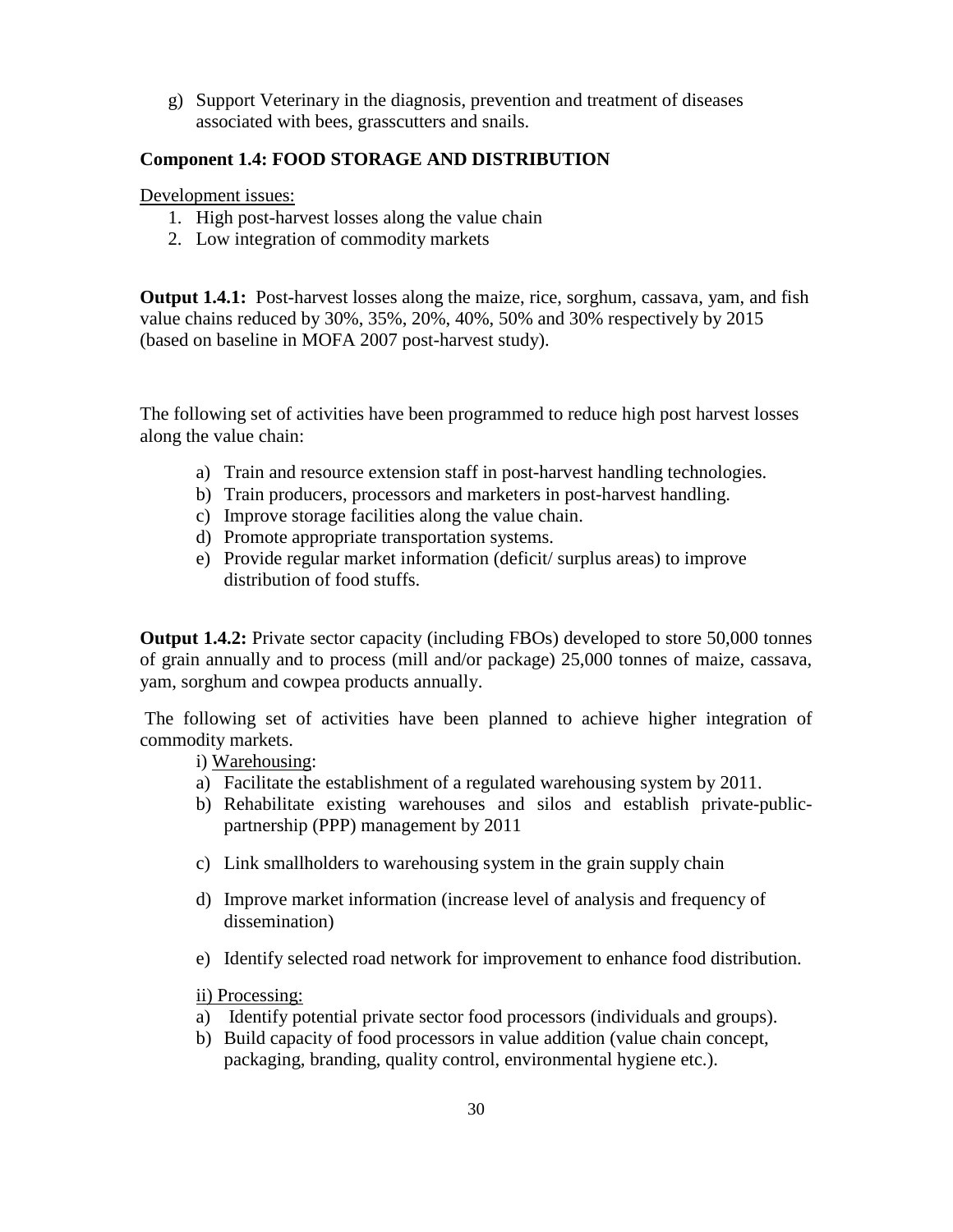g) Support Veterinary in the diagnosis, prevention and treatment of diseases associated with bees, grasscutters and snails.

### Component 1.4: FOOD STORAGE AND DISTRIBUTION

Development issues:

1. High post-harvest losses along the value chain
2. Low integration of commodity markets

**Output 1.4.1:** Post-harvest losses along the maize, rice, sorghum, cassava, yam, and fish value chains reduced by 30%, 35%, 20%, 40%, 50% and 30% respectively by 2015 (based on baseline in MOFA 2007 post-harvest study).

The following set of activities have been programmed to reduce high post harvest losses along the value chain:

a) Train and resource extension staff in post-harvest handling technologies.
b) Train producers, processors and marketers in post-harvest handling.
c) Improve storage facilities along the value chain.
d) Promote appropriate transportation systems.
e) Provide regular market information (deficit/ surplus areas) to improve distribution of food stuffs.

**Output 1.4.2:** Private sector capacity (including FBOs) developed to store 50,000 tonnes of grain annually and to process (mill and/or package) 25,000 tonnes of maize, cassava, yam, sorghum and cowpea products annually.

The following set of activities have been planned to achieve higher integration of commodity markets.

i) Warehousing:

a) Facilitate the establishment of a regulated warehousing system by 2011.
b) Rehabilitate existing warehouses and silos and establish private-public-partnership (PPP) management by 2011
c) Link smallholders to warehousing system in the grain supply chain
d) Improve market information (increase level of analysis and frequency of dissemination)
e) Identify selected road network for improvement to enhance food distribution.

ii) Processing:

a) Identify potential private sector food processors (individuals and groups).
b) Build capacity of food processors in value addition (value chain concept, packaging, branding, quality control, environmental hygiene etc.).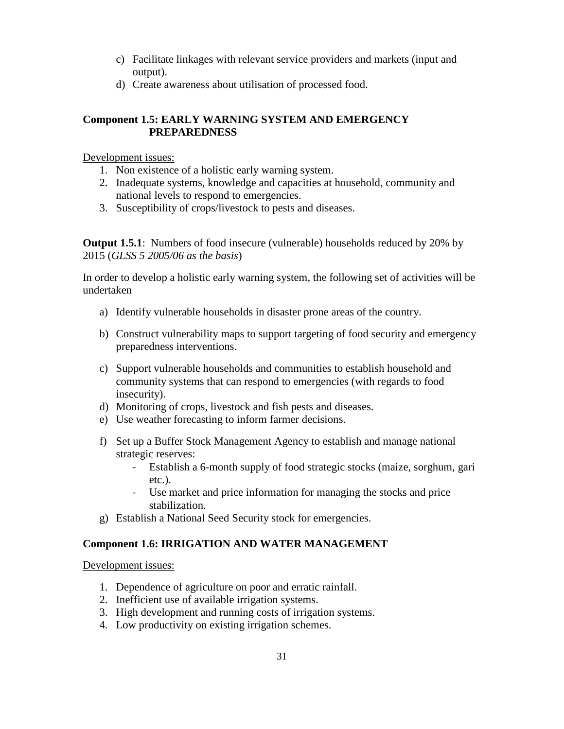c) Facilitate linkages with relevant service providers and markets (input and output).
d) Create awareness about utilisation of processed food.

**Component 1.5: EARLY WARNING SYSTEM AND EMERGENCY PREPAREDNESS**

Development issues:

1. Non existence of a holistic early warning system.
2. Inadequate systems, knowledge and capacities at household, community and national levels to respond to emergencies.
3. Susceptibility of crops/livestock to pests and diseases.

**Output 1.5.1**: Numbers of food insecure (vulnerable) households reduced by 20% by 2015 (*GLSS 5 2005/06 as the basis*)

In order to develop a holistic early warning system, the following set of activities will be undertaken

a) Identify vulnerable households in disaster prone areas of the country.
b) Construct vulnerability maps to support targeting of food security and emergency preparedness interventions.
c) Support vulnerable households and communities to establish household and community systems that can respond to emergencies (with regards to food insecurity).
d) Monitoring of crops, livestock and fish pests and diseases.
e) Use weather forecasting to inform farmer decisions.
f) Set up a Buffer Stock Management Agency to establish and manage national strategic reserves:
   - Establish a 6-month supply of food strategic stocks (maize, sorghum, gari etc.).
   - Use market and price information for managing the stocks and price stabilization.
g) Establish a National Seed Security stock for emergencies.

**Component 1.6: IRRIGATION AND WATER MANAGEMENT**

Development issues:

1. Dependence of agriculture on poor and erratic rainfall.
2. Inefficient use of available irrigation systems.
3. High development and running costs of irrigation systems.
4. Low productivity on existing irrigation schemes.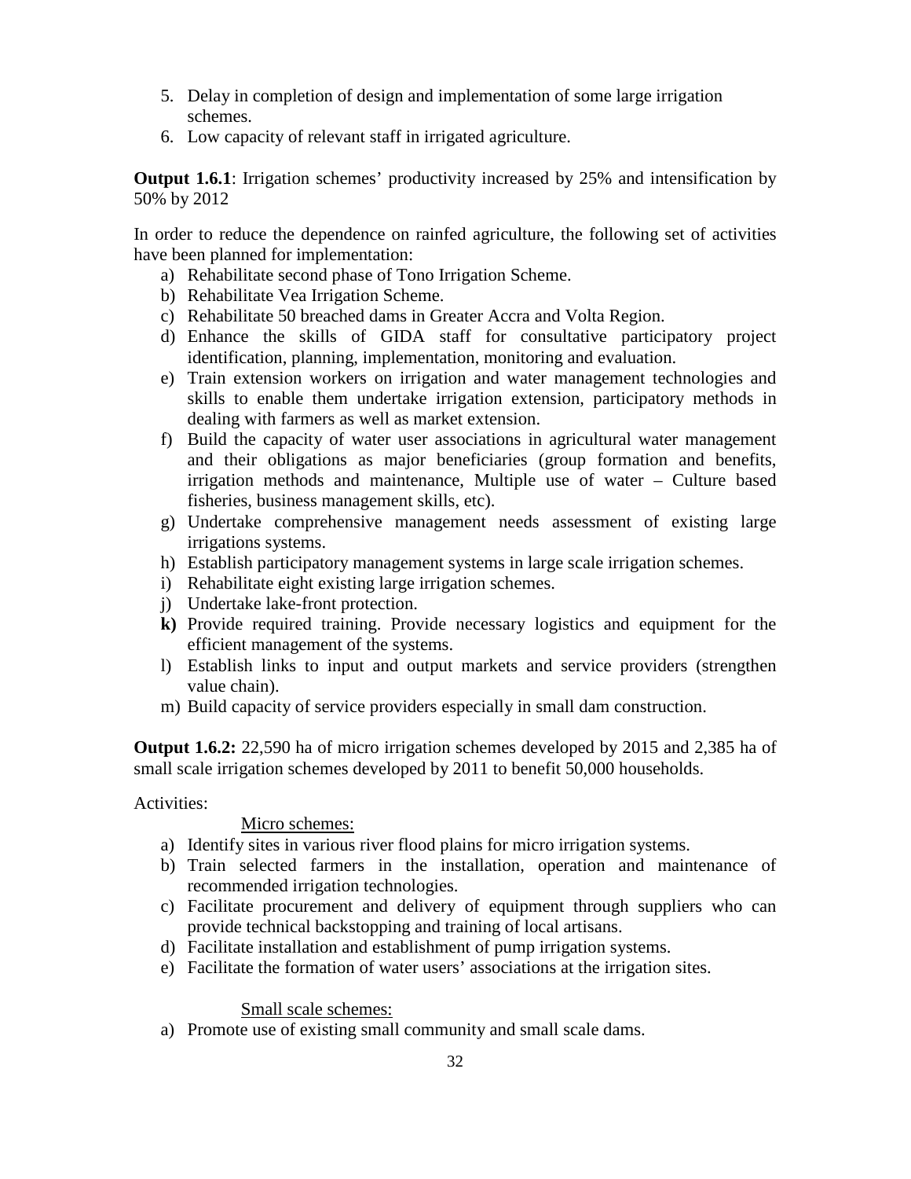5. Delay in completion of design and implementation of some large irrigation schemes.
6. Low capacity of relevant staff in irrigated agriculture.

**Output 1.6.1**: Irrigation schemes' productivity increased by 25% and intensification by 50% by 2012

In order to reduce the dependence on rainfed agriculture, the following set of activities have been planned for implementation:

a) Rehabilitate second phase of Tono Irrigation Scheme.
b) Rehabilitate Vea Irrigation Scheme.
c) Rehabilitate 50 breached dams in Greater Accra and Volta Region.
d) Enhance the skills of GIDA staff for consultative participatory project identification, planning, implementation, monitoring and evaluation.
e) Train extension workers on irrigation and water management technologies and skills to enable them undertake irrigation extension, participatory methods in dealing with farmers as well as market extension.
f) Build the capacity of water user associations in agricultural water management and their obligations as major beneficiaries (group formation and benefits, irrigation methods and maintenance, Multiple use of water – Culture based fisheries, business management skills, etc).
g) Undertake comprehensive management needs assessment of existing large irrigations systems.
h) Establish participatory management systems in large scale irrigation schemes.
i) Rehabilitate eight existing large irrigation schemes.
j) Undertake lake-front protection.
**k)** Provide required training. Provide necessary logistics and equipment for the efficient management of the systems.
l) Establish links to input and output markets and service providers (strengthen value chain).
m) Build capacity of service providers especially in small dam construction.

**Output 1.6.2:** 22,590 ha of micro irrigation schemes developed by 2015 and 2,385 ha of small scale irrigation schemes developed by 2011 to benefit 50,000 households.

Activities:

<u>Micro schemes:</u>

a) Identify sites in various river flood plains for micro irrigation systems.
b) Train selected farmers in the installation, operation and maintenance of recommended irrigation technologies.
c) Facilitate procurement and delivery of equipment through suppliers who can provide technical backstopping and training of local artisans.
d) Facilitate installation and establishment of pump irrigation systems.
e) Facilitate the formation of water users' associations at the irrigation sites.

<u>Small scale schemes:</u>

a) Promote use of existing small community and small scale dams.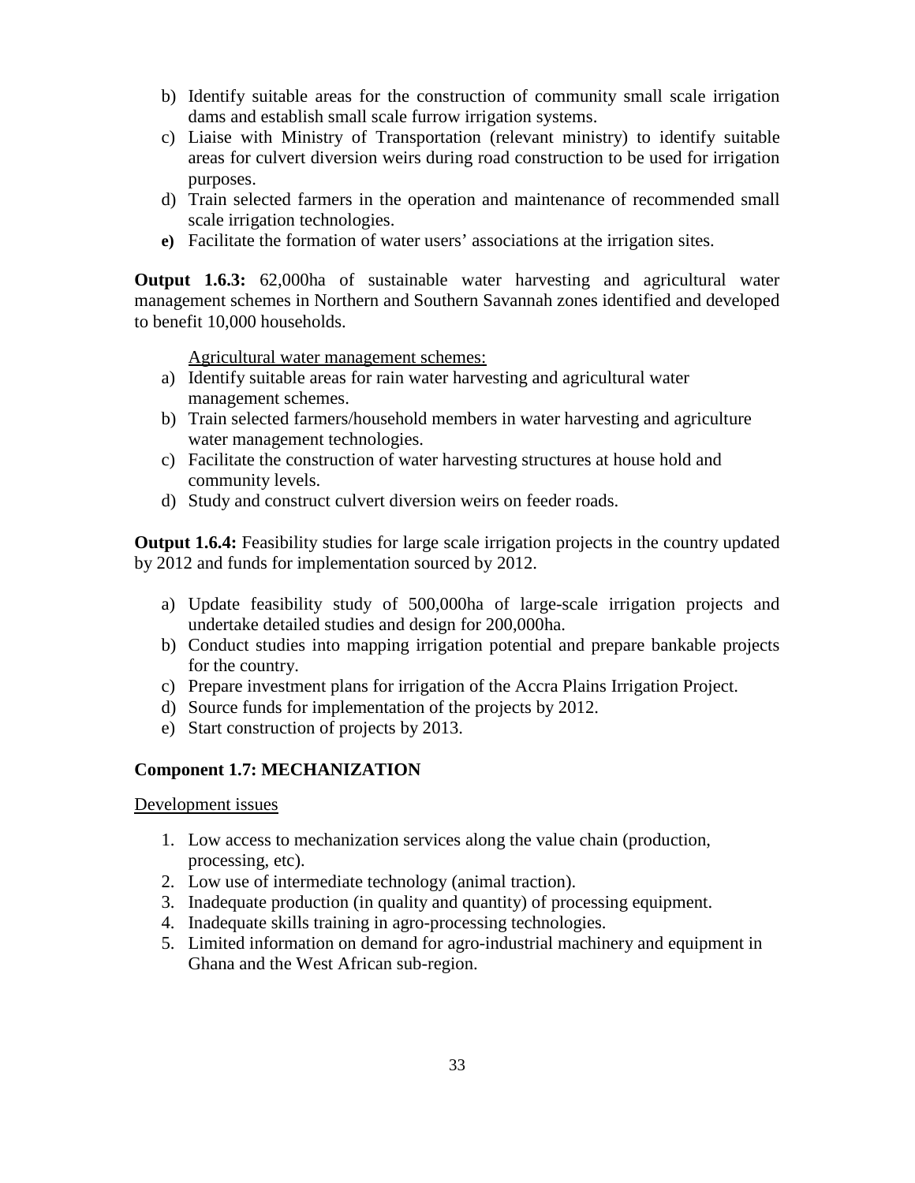b) Identify suitable areas for the construction of community small scale irrigation dams and establish small scale furrow irrigation systems.
c) Liaise with Ministry of Transportation (relevant ministry) to identify suitable areas for culvert diversion weirs during road construction to be used for irrigation purposes.
d) Train selected farmers in the operation and maintenance of recommended small scale irrigation technologies.
**e)** Facilitate the formation of water users' associations at the irrigation sites.

**Output 1.6.3:** 62,000ha of sustainable water harvesting and agricultural water management schemes in Northern and Southern Savannah zones identified and developed to benefit 10,000 households.

Agricultural water management schemes:

a) Identify suitable areas for rain water harvesting and agricultural water management schemes.
b) Train selected farmers/household members in water harvesting and agriculture water management technologies.
c) Facilitate the construction of water harvesting structures at house hold and community levels.
d) Study and construct culvert diversion weirs on feeder roads.

**Output 1.6.4:** Feasibility studies for large scale irrigation projects in the country updated by 2012 and funds for implementation sourced by 2012.

a) Update feasibility study of 500,000ha of large-scale irrigation projects and undertake detailed studies and design for 200,000ha.
b) Conduct studies into mapping irrigation potential and prepare bankable projects for the country.
c) Prepare investment plans for irrigation of the Accra Plains Irrigation Project.
d) Source funds for implementation of the projects by 2012.
e) Start construction of projects by 2013.

**Component 1.7: MECHANIZATION**

Development issues

1. Low access to mechanization services along the value chain (production, processing, etc).
2. Low use of intermediate technology (animal traction).
3. Inadequate production (in quality and quantity) of processing equipment.
4. Inadequate skills training in agro-processing technologies.
5. Limited information on demand for agro-industrial machinery and equipment in Ghana and the West African sub-region.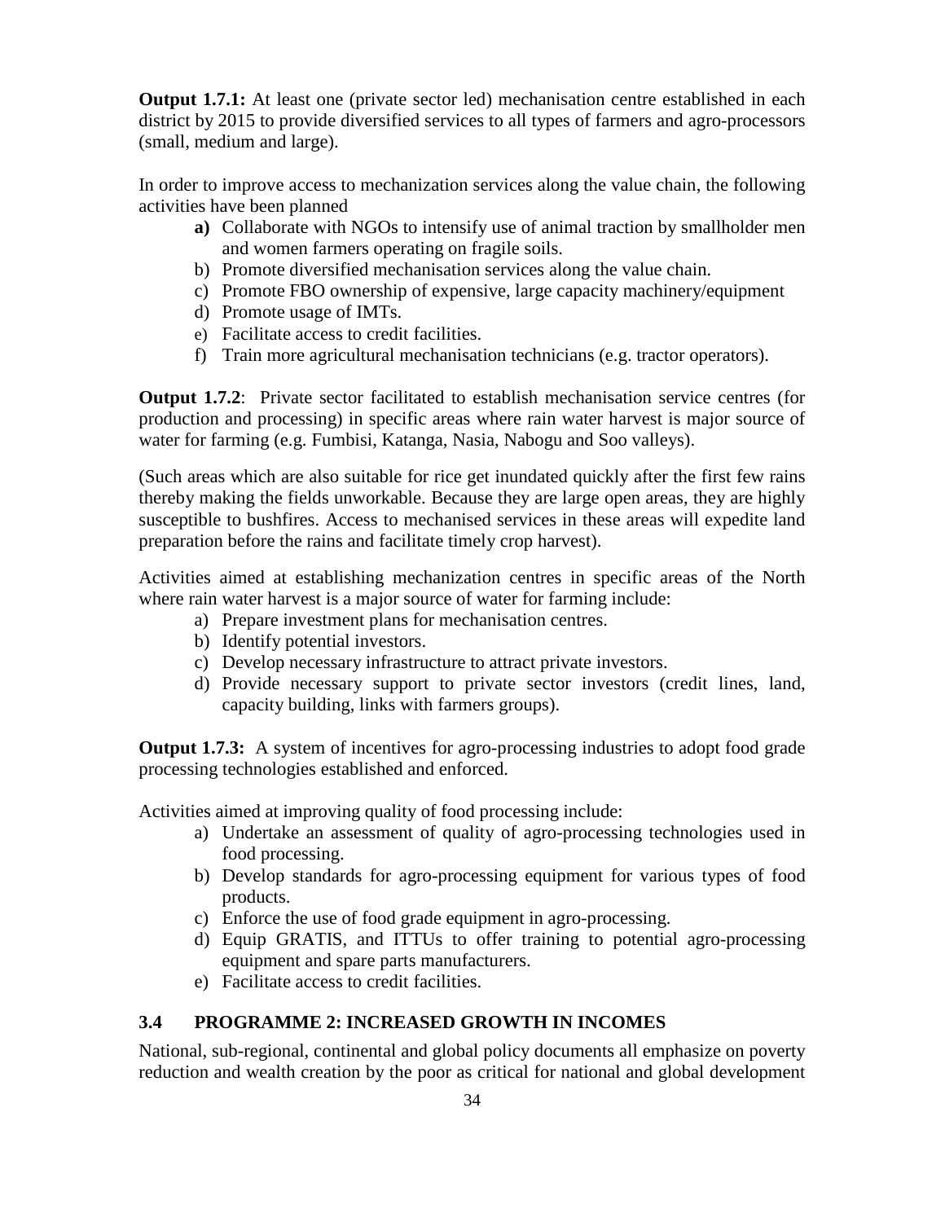**Output 1.7.1:** At least one (private sector led) mechanisation centre established in each district by 2015 to provide diversified services to all types of farmers and agro-processors (small, medium and large).

In order to improve access to mechanization services along the value chain, the following activities have been planned

- **a)** Collaborate with NGOs to intensify use of animal traction by smallholder men and women farmers operating on fragile soils.
- b) Promote diversified mechanisation services along the value chain.
- c) Promote FBO ownership of expensive, large capacity machinery/equipment
- d) Promote usage of IMTs.
- e) Facilitate access to credit facilities.
- f) Train more agricultural mechanisation technicians (e.g. tractor operators).

**Output 1.7.2**: Private sector facilitated to establish mechanisation service centres (for production and processing) in specific areas where rain water harvest is major source of water for farming (e.g. Fumbisi, Katanga, Nasia, Nabogu and Soo valleys).

(Such areas which are also suitable for rice get inundated quickly after the first few rains thereby making the fields unworkable. Because they are large open areas, they are highly susceptible to bushfires. Access to mechanised services in these areas will expedite land preparation before the rains and facilitate timely crop harvest).

Activities aimed at establishing mechanization centres in specific areas of the North where rain water harvest is a major source of water for farming include:

- a) Prepare investment plans for mechanisation centres.
- b) Identify potential investors.
- c) Develop necessary infrastructure to attract private investors.
- d) Provide necessary support to private sector investors (credit lines, land, capacity building, links with farmers groups).

**Output 1.7.3:** A system of incentives for agro-processing industries to adopt food grade processing technologies established and enforced.

Activities aimed at improving quality of food processing include:

- a) Undertake an assessment of quality of agro-processing technologies used in food processing.
- b) Develop standards for agro-processing equipment for various types of food products.
- c) Enforce the use of food grade equipment in agro-processing.
- d) Equip GRATIS, and ITTUs to offer training to potential agro-processing equipment and spare parts manufacturers.
- e) Facilitate access to credit facilities.

## 3.4 PROGRAMME 2: INCREASED GROWTH IN INCOMES

National, sub-regional, continental and global policy documents all emphasize on poverty reduction and wealth creation by the poor as critical for national and global development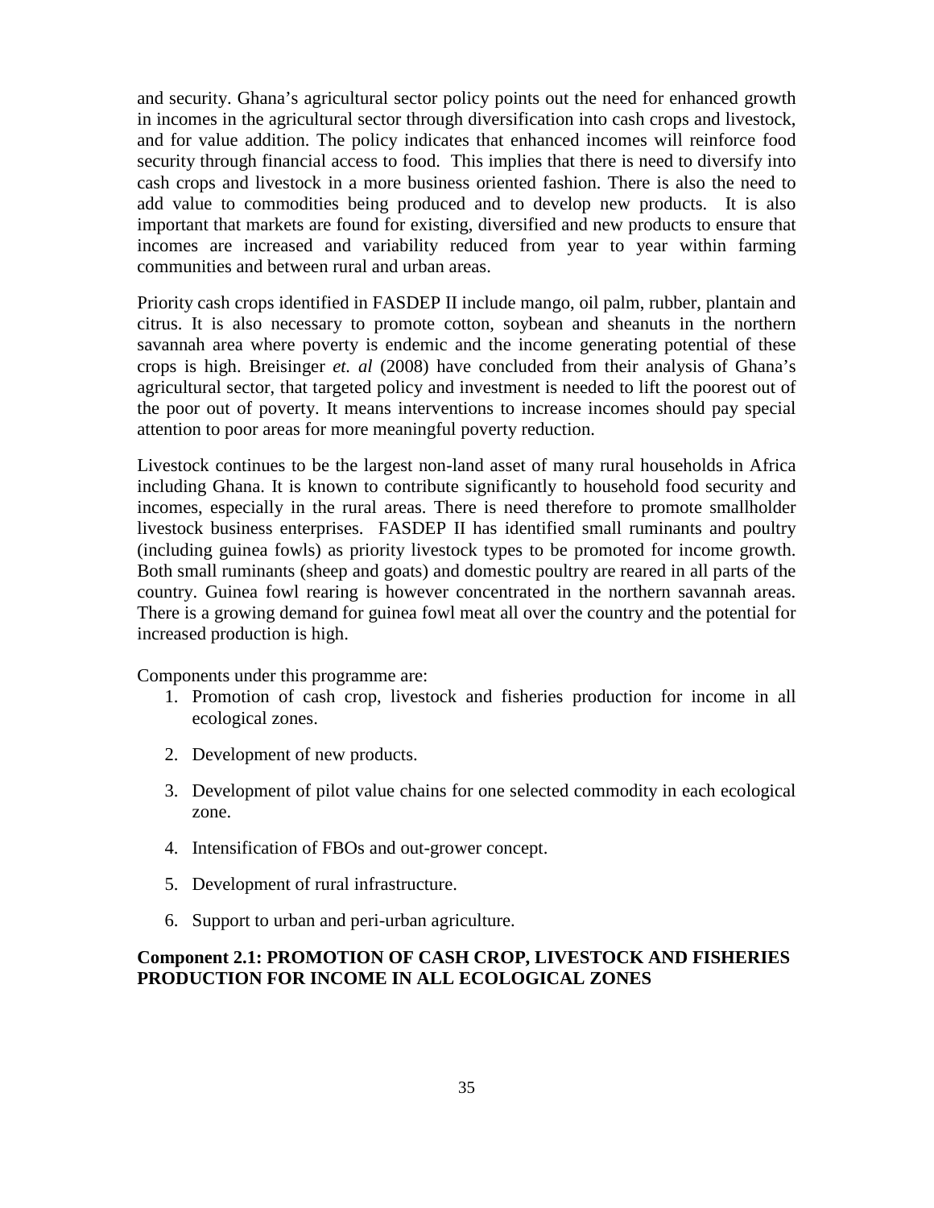and security. Ghana's agricultural sector policy points out the need for enhanced growth in incomes in the agricultural sector through diversification into cash crops and livestock, and for value addition. The policy indicates that enhanced incomes will reinforce food security through financial access to food. This implies that there is need to diversify into cash crops and livestock in a more business oriented fashion. There is also the need to add value to commodities being produced and to develop new products. It is also important that markets are found for existing, diversified and new products to ensure that incomes are increased and variability reduced from year to year within farming communities and between rural and urban areas.

Priority cash crops identified in FASDEP II include mango, oil palm, rubber, plantain and citrus. It is also necessary to promote cotton, soybean and sheanuts in the northern savannah area where poverty is endemic and the income generating potential of these crops is high. Breisinger *et. al* (2008) have concluded from their analysis of Ghana's agricultural sector, that targeted policy and investment is needed to lift the poorest out of the poor out of poverty. It means interventions to increase incomes should pay special attention to poor areas for more meaningful poverty reduction.

Livestock continues to be the largest non-land asset of many rural households in Africa including Ghana. It is known to contribute significantly to household food security and incomes, especially in the rural areas. There is need therefore to promote smallholder livestock business enterprises. FASDEP II has identified small ruminants and poultry (including guinea fowls) as priority livestock types to be promoted for income growth. Both small ruminants (sheep and goats) and domestic poultry are reared in all parts of the country. Guinea fowl rearing is however concentrated in the northern savannah areas. There is a growing demand for guinea fowl meat all over the country and the potential for increased production is high.

Components under this programme are:

1. Promotion of cash crop, livestock and fisheries production for income in all ecological zones.
2. Development of new products.
3. Development of pilot value chains for one selected commodity in each ecological zone.
4. Intensification of FBOs and out-grower concept.
5. Development of rural infrastructure.
6. Support to urban and peri-urban agriculture.

### Component 2.1: PROMOTION OF CASH CROP, LIVESTOCK AND FISHERIES PRODUCTION FOR INCOME IN ALL ECOLOGICAL ZONES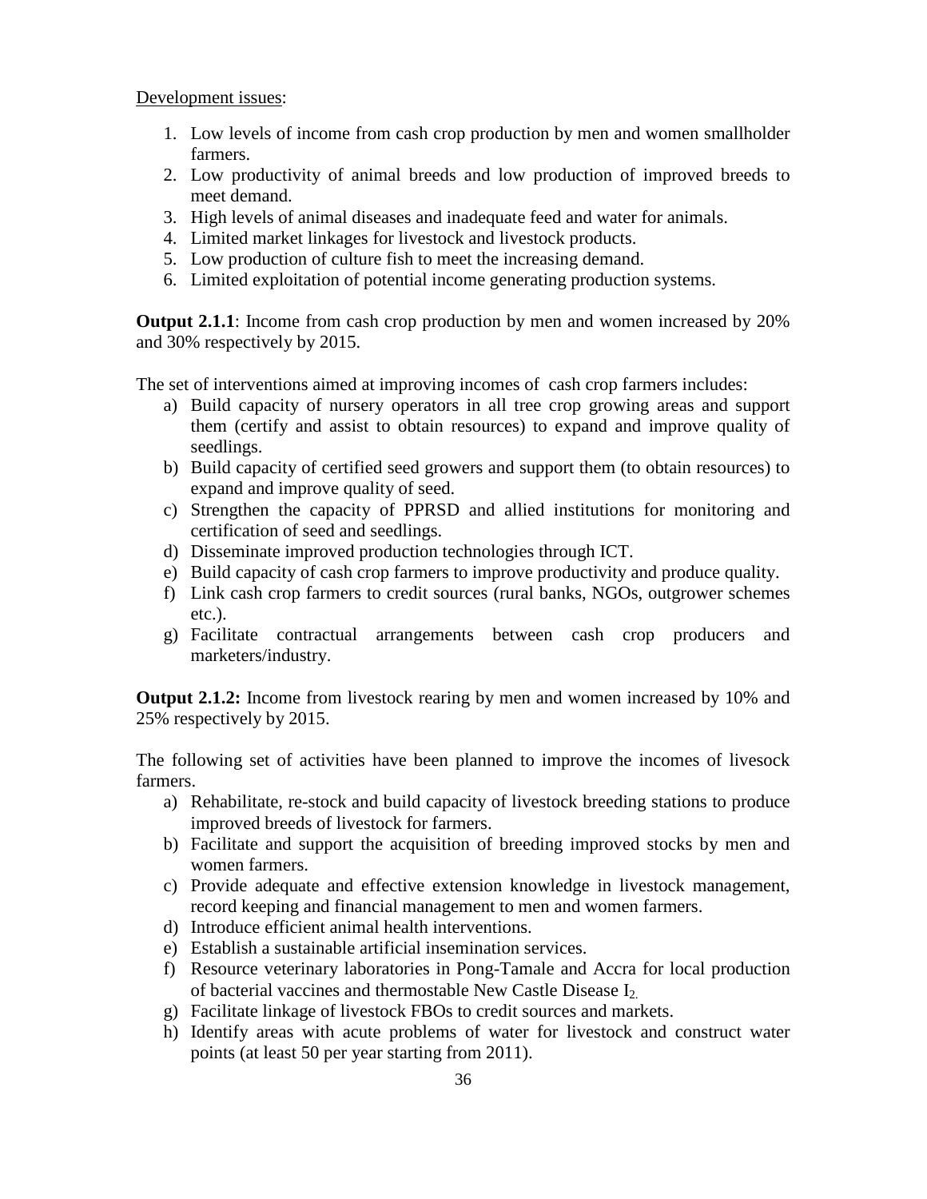Development issues:

1. Low levels of income from cash crop production by men and women smallholder farmers.
2. Low productivity of animal breeds and low production of improved breeds to meet demand.
3. High levels of animal diseases and inadequate feed and water for animals.
4. Limited market linkages for livestock and livestock products.
5. Low production of culture fish to meet the increasing demand.
6. Limited exploitation of potential income generating production systems.

**Output 2.1.1**: Income from cash crop production by men and women increased by 20% and 30% respectively by 2015.

The set of interventions aimed at improving incomes of cash crop farmers includes:

a) Build capacity of nursery operators in all tree crop growing areas and support them (certify and assist to obtain resources) to expand and improve quality of seedlings.
b) Build capacity of certified seed growers and support them (to obtain resources) to expand and improve quality of seed.
c) Strengthen the capacity of PPRSD and allied institutions for monitoring and certification of seed and seedlings.
d) Disseminate improved production technologies through ICT.
e) Build capacity of cash crop farmers to improve productivity and produce quality.
f) Link cash crop farmers to credit sources (rural banks, NGOs, outgrower schemes etc.).
g) Facilitate contractual arrangements between cash crop producers and marketers/industry.

**Output 2.1.2:** Income from livestock rearing by men and women increased by 10% and 25% respectively by 2015.

The following set of activities have been planned to improve the incomes of livesock farmers.

a) Rehabilitate, re-stock and build capacity of livestock breeding stations to produce improved breeds of livestock for farmers.
b) Facilitate and support the acquisition of breeding improved stocks by men and women farmers.
c) Provide adequate and effective extension knowledge in livestock management, record keeping and financial management to men and women farmers.
d) Introduce efficient animal health interventions.
e) Establish a sustainable artificial insemination services.
f) Resource veterinary laboratories in Pong-Tamale and Accra for local production of bacterial vaccines and thermostable New Castle Disease $I_2$.
g) Facilitate linkage of livestock FBOs to credit sources and markets.
h) Identify areas with acute problems of water for livestock and construct water points (at least 50 per year starting from 2011).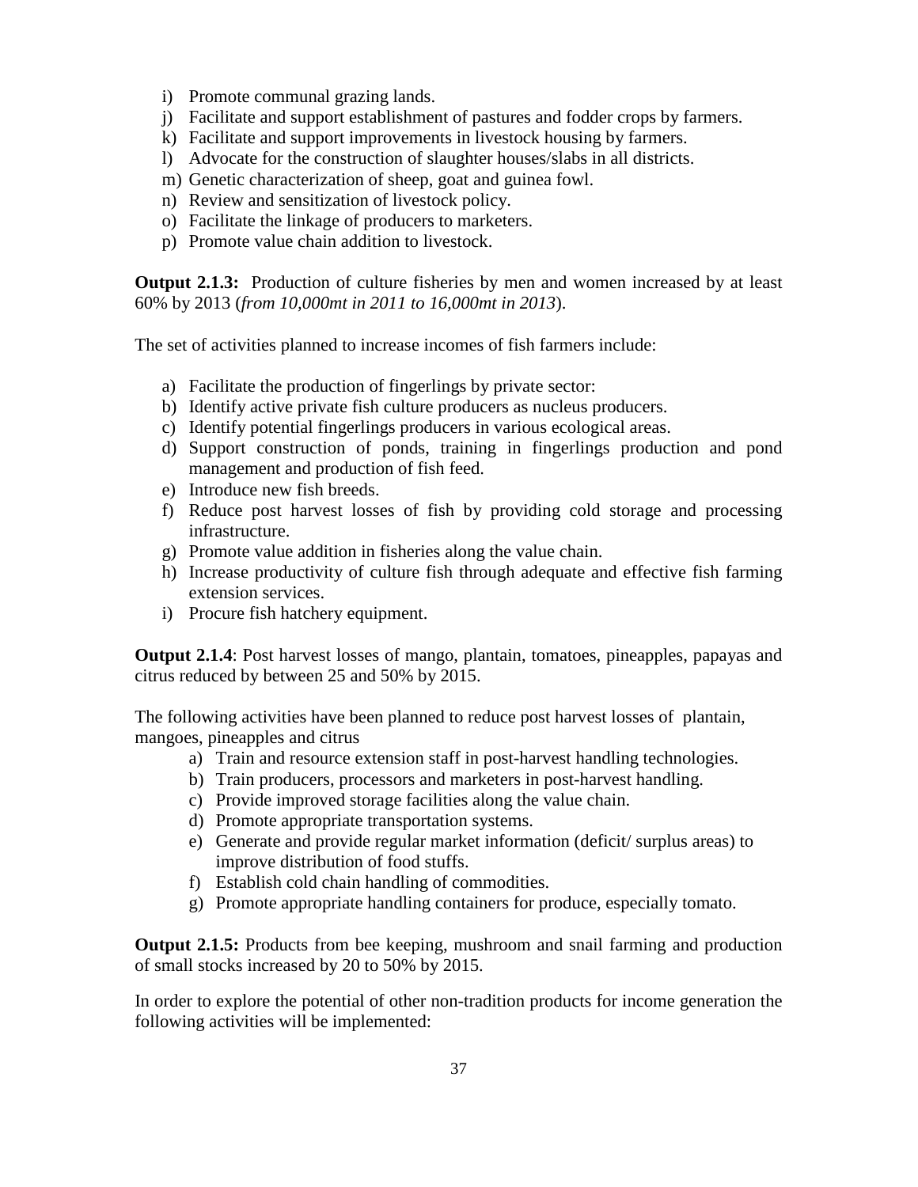i) Promote communal grazing lands.
j) Facilitate and support establishment of pastures and fodder crops by farmers.
k) Facilitate and support improvements in livestock housing by farmers.
l) Advocate for the construction of slaughter houses/slabs in all districts.
m) Genetic characterization of sheep, goat and guinea fowl.
n) Review and sensitization of livestock policy.
o) Facilitate the linkage of producers to marketers.
p) Promote value chain addition to livestock.

**Output 2.1.3:** Production of culture fisheries by men and women increased by at least 60% by 2013 (*from 10,000mt in 2011 to 16,000mt in 2013*).

The set of activities planned to increase incomes of fish farmers include:

a) Facilitate the production of fingerlings by private sector:
b) Identify active private fish culture producers as nucleus producers.
c) Identify potential fingerlings producers in various ecological areas.
d) Support construction of ponds, training in fingerlings production and pond management and production of fish feed.
e) Introduce new fish breeds.
f) Reduce post harvest losses of fish by providing cold storage and processing infrastructure.
g) Promote value addition in fisheries along the value chain.
h) Increase productivity of culture fish through adequate and effective fish farming extension services.
i) Procure fish hatchery equipment.

**Output 2.1.4**: Post harvest losses of mango, plantain, tomatoes, pineapples, papayas and citrus reduced by between 25 and 50% by 2015.

The following activities have been planned to reduce post harvest losses of plantain, mangoes, pineapples and citrus

a) Train and resource extension staff in post-harvest handling technologies.
b) Train producers, processors and marketers in post-harvest handling.
c) Provide improved storage facilities along the value chain.
d) Promote appropriate transportation systems.
e) Generate and provide regular market information (deficit/ surplus areas) to improve distribution of food stuffs.
f) Establish cold chain handling of commodities.
g) Promote appropriate handling containers for produce, especially tomato.

**Output 2.1.5:** Products from bee keeping, mushroom and snail farming and production of small stocks increased by 20 to 50% by 2015.

In order to explore the potential of other non-tradition products for income generation the following activities will be implemented: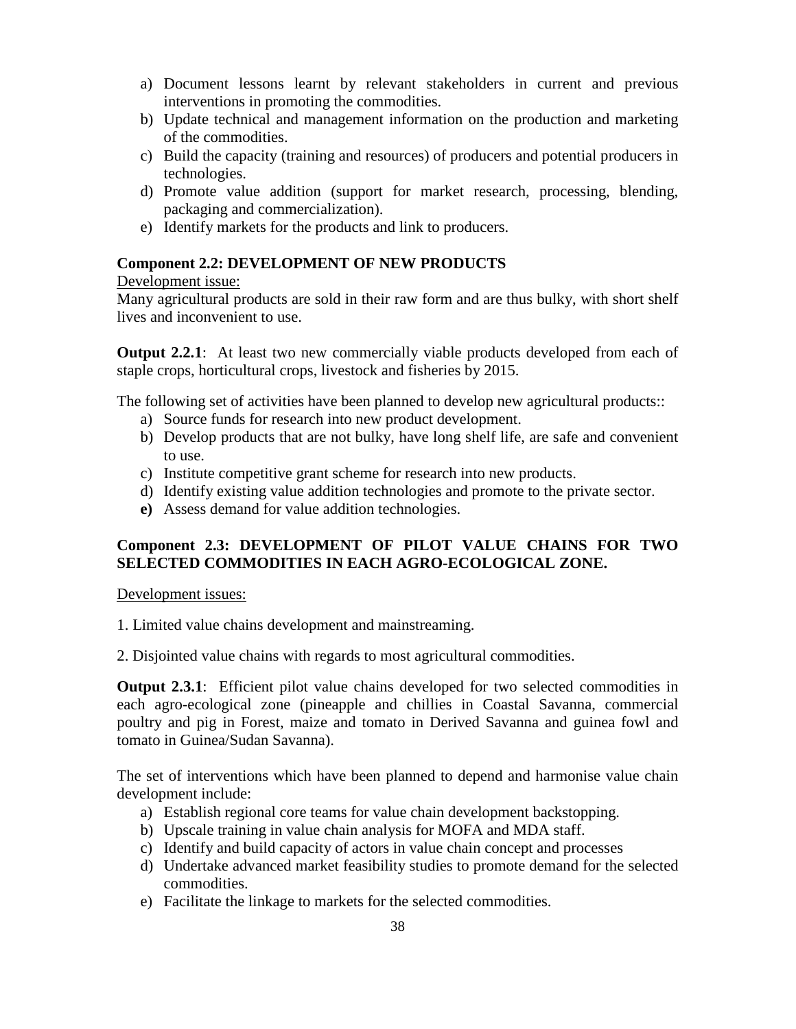a) Document lessons learnt by relevant stakeholders in current and previous interventions in promoting the commodities.
b) Update technical and management information on the production and marketing of the commodities.
c) Build the capacity (training and resources) of producers and potential producers in technologies.
d) Promote value addition (support for market research, processing, blending, packaging and commercialization).
e) Identify markets for the products and link to producers.

**Component 2.2: DEVELOPMENT OF NEW PRODUCTS**

Development issue:

Many agricultural products are sold in their raw form and are thus bulky, with short shelf lives and inconvenient to use.

**Output 2.2.1**: At least two new commercially viable products developed from each of staple crops, horticultural crops, livestock and fisheries by 2015.

The following set of activities have been planned to develop new agricultural products::

a) Source funds for research into new product development.
b) Develop products that are not bulky, have long shelf life, are safe and convenient to use.
c) Institute competitive grant scheme for research into new products.
d) Identify existing value addition technologies and promote to the private sector.
**e)** Assess demand for value addition technologies.

**Component 2.3: DEVELOPMENT OF PILOT VALUE CHAINS FOR TWO SELECTED COMMODITIES IN EACH AGRO-ECOLOGICAL ZONE.**

Development issues:

1. Limited value chains development and mainstreaming.

2. Disjointed value chains with regards to most agricultural commodities.

**Output 2.3.1**: Efficient pilot value chains developed for two selected commodities in each agro-ecological zone (pineapple and chillies in Coastal Savanna, commercial poultry and pig in Forest, maize and tomato in Derived Savanna and guinea fowl and tomato in Guinea/Sudan Savanna).

The set of interventions which have been planned to depend and harmonise value chain development include:

a) Establish regional core teams for value chain development backstopping.
b) Upscale training in value chain analysis for MOFA and MDA staff.
c) Identify and build capacity of actors in value chain concept and processes
d) Undertake advanced market feasibility studies to promote demand for the selected commodities.
e) Facilitate the linkage to markets for the selected commodities.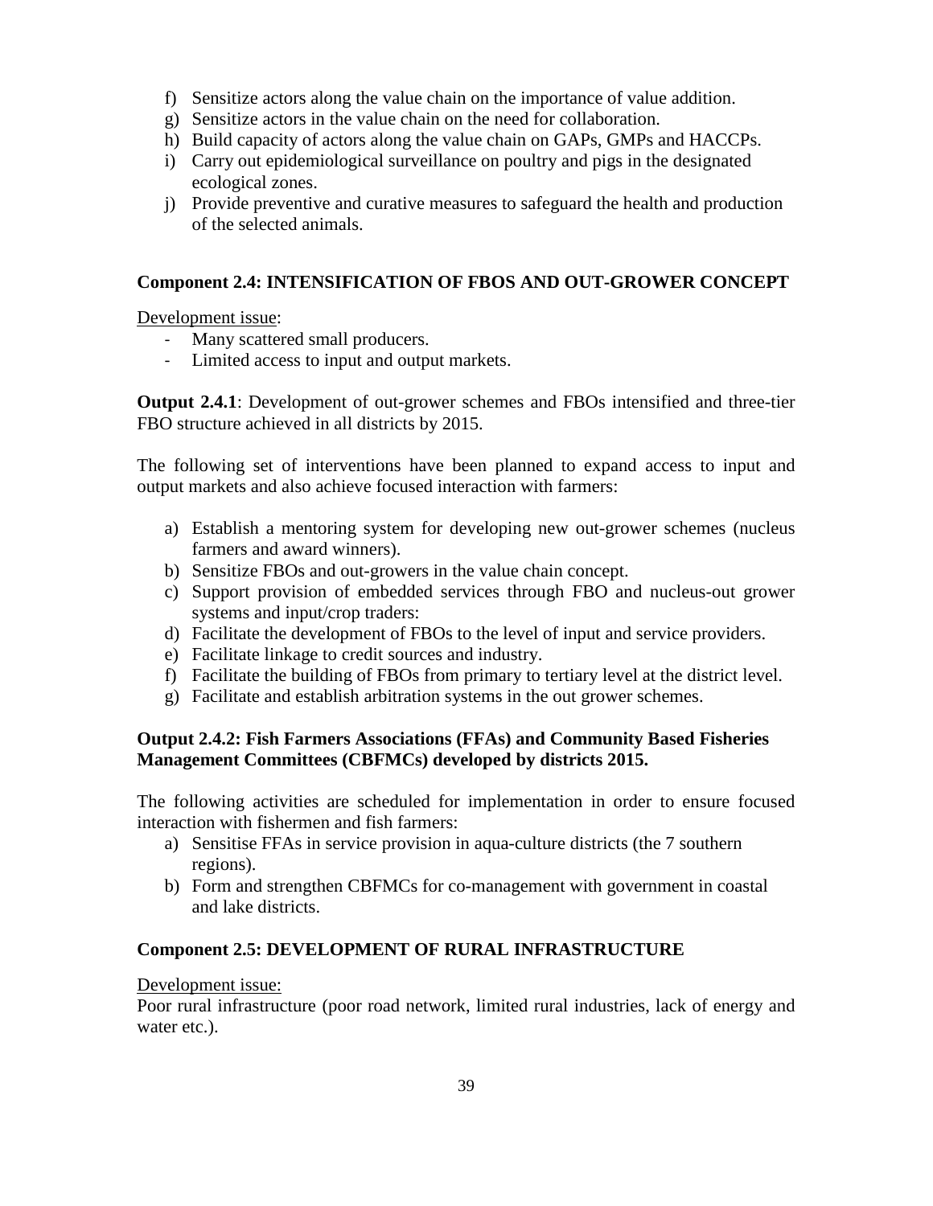f) Sensitize actors along the value chain on the importance of value addition.
g) Sensitize actors in the value chain on the need for collaboration.
h) Build capacity of actors along the value chain on GAPs, GMPs and HACCPs.
i) Carry out epidemiological surveillance on poultry and pigs in the designated ecological zones.
j) Provide preventive and curative measures to safeguard the health and production of the selected animals.

**Component 2.4: INTENSIFICATION OF FBOS AND OUT-GROWER CONCEPT**

Development issue:

- Many scattered small producers.
- Limited access to input and output markets.

**Output 2.4.1**: Development of out-grower schemes and FBOs intensified and three-tier FBO structure achieved in all districts by 2015.

The following set of interventions have been planned to expand access to input and output markets and also achieve focused interaction with farmers:

a) Establish a mentoring system for developing new out-grower schemes (nucleus farmers and award winners).
b) Sensitize FBOs and out-growers in the value chain concept.
c) Support provision of embedded services through FBO and nucleus-out grower systems and input/crop traders:
d) Facilitate the development of FBOs to the level of input and service providers.
e) Facilitate linkage to credit sources and industry.
f) Facilitate the building of FBOs from primary to tertiary level at the district level.
g) Facilitate and establish arbitration systems in the out grower schemes.

**Output 2.4.2: Fish Farmers Associations (FFAs) and Community Based Fisheries Management Committees (CBFMCs) developed by districts 2015.**

The following activities are scheduled for implementation in order to ensure focused interaction with fishermen and fish farmers:

a) Sensitise FFAs in service provision in aqua-culture districts (the 7 southern regions).
b) Form and strengthen CBFMCs for co-management with government in coastal and lake districts.

**Component 2.5: DEVELOPMENT OF RURAL INFRASTRUCTURE**

Development issue:

Poor rural infrastructure (poor road network, limited rural industries, lack of energy and water etc.).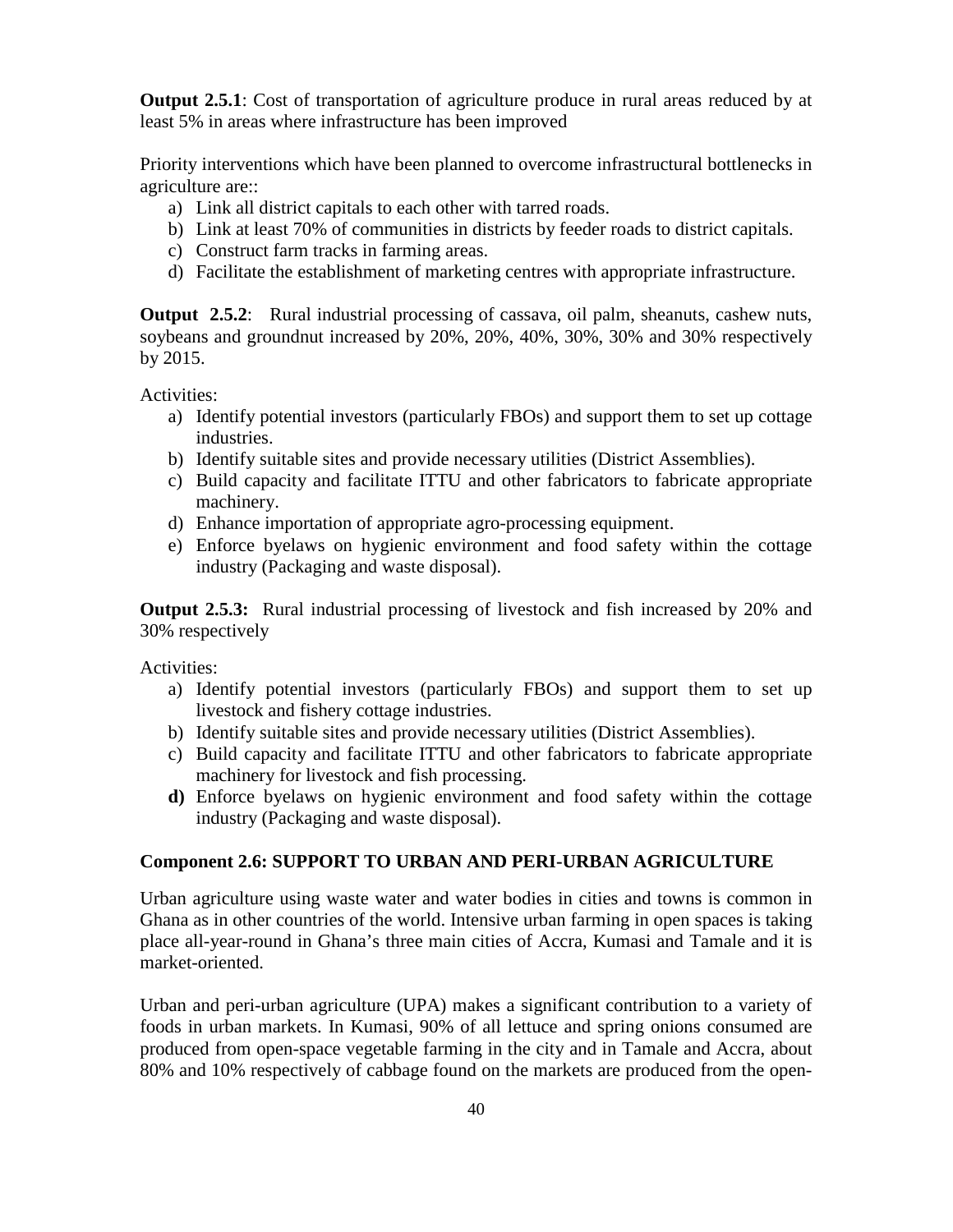**Output 2.5.1**: Cost of transportation of agriculture produce in rural areas reduced by at least 5% in areas where infrastructure has been improved

Priority interventions which have been planned to overcome infrastructural bottlenecks in agriculture are::

a) Link all district capitals to each other with tarred roads.
b) Link at least 70% of communities in districts by feeder roads to district capitals.
c) Construct farm tracks in farming areas.
d) Facilitate the establishment of marketing centres with appropriate infrastructure.

**Output 2.5.2**: Rural industrial processing of cassava, oil palm, sheanuts, cashew nuts, soybeans and groundnut increased by 20%, 20%, 40%, 30%, 30% and 30% respectively by 2015.

Activities:

a) Identify potential investors (particularly FBOs) and support them to set up cottage industries.
b) Identify suitable sites and provide necessary utilities (District Assemblies).
c) Build capacity and facilitate ITTU and other fabricators to fabricate appropriate machinery.
d) Enhance importation of appropriate agro-processing equipment.
e) Enforce byelaws on hygienic environment and food safety within the cottage industry (Packaging and waste disposal).

**Output 2.5.3:** Rural industrial processing of livestock and fish increased by 20% and 30% respectively

Activities:

a) Identify potential investors (particularly FBOs) and support them to set up livestock and fishery cottage industries.
b) Identify suitable sites and provide necessary utilities (District Assemblies).
c) Build capacity and facilitate ITTU and other fabricators to fabricate appropriate machinery for livestock and fish processing.
**d)** Enforce byelaws on hygienic environment and food safety within the cottage industry (Packaging and waste disposal).

### Component 2.6: SUPPORT TO URBAN AND PERI-URBAN AGRICULTURE

Urban agriculture using waste water and water bodies in cities and towns is common in Ghana as in other countries of the world. Intensive urban farming in open spaces is taking place all-year-round in Ghana's three main cities of Accra, Kumasi and Tamale and it is market-oriented.

Urban and peri-urban agriculture (UPA) makes a significant contribution to a variety of foods in urban markets. In Kumasi, 90% of all lettuce and spring onions consumed are produced from open-space vegetable farming in the city and in Tamale and Accra, about 80% and 10% respectively of cabbage found on the markets are produced from the open-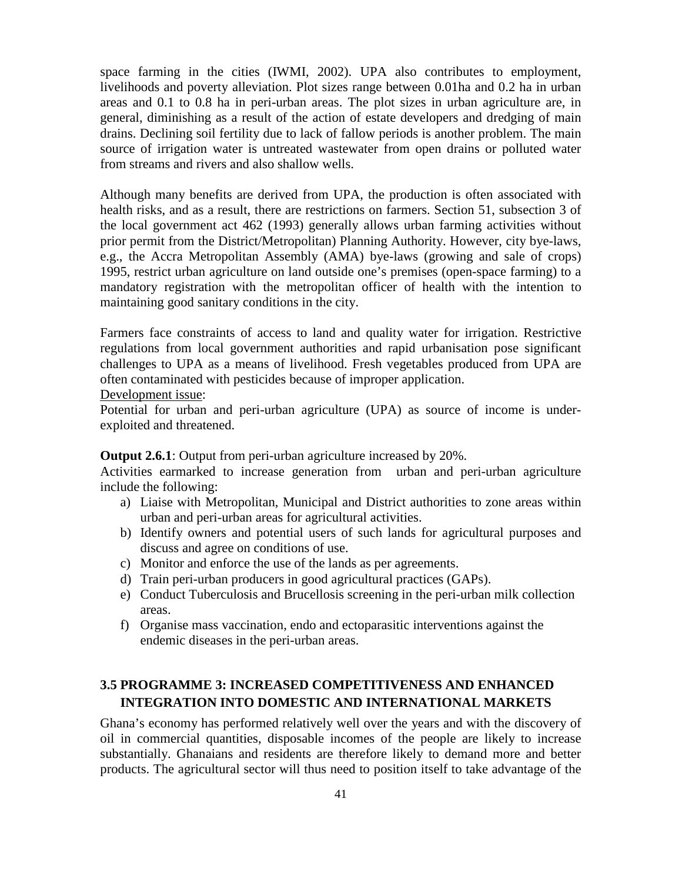space farming in the cities (IWMI, 2002). UPA also contributes to employment, livelihoods and poverty alleviation. Plot sizes range between 0.01ha and 0.2 ha in urban areas and 0.1 to 0.8 ha in peri-urban areas. The plot sizes in urban agriculture are, in general, diminishing as a result of the action of estate developers and dredging of main drains. Declining soil fertility due to lack of fallow periods is another problem. The main source of irrigation water is untreated wastewater from open drains or polluted water from streams and rivers and also shallow wells.

Although many benefits are derived from UPA, the production is often associated with health risks, and as a result, there are restrictions on farmers. Section 51, subsection 3 of the local government act 462 (1993) generally allows urban farming activities without prior permit from the District/Metropolitan) Planning Authority. However, city bye-laws, e.g., the Accra Metropolitan Assembly (AMA) bye-laws (growing and sale of crops) 1995, restrict urban agriculture on land outside one's premises (open-space farming) to a mandatory registration with the metropolitan officer of health with the intention to maintaining good sanitary conditions in the city.

Farmers face constraints of access to land and quality water for irrigation. Restrictive regulations from local government authorities and rapid urbanisation pose significant challenges to UPA as a means of livelihood. Fresh vegetables produced from UPA are often contaminated with pesticides because of improper application.

Development issue:

Potential for urban and peri-urban agriculture (UPA) as source of income is under-exploited and threatened.

**Output 2.6.1**: Output from peri-urban agriculture increased by 20%.

Activities earmarked to increase generation from urban and peri-urban agriculture include the following:

a) Liaise with Metropolitan, Municipal and District authorities to zone areas within urban and peri-urban areas for agricultural activities.
b) Identify owners and potential users of such lands for agricultural purposes and discuss and agree on conditions of use.
c) Monitor and enforce the use of the lands as per agreements.
d) Train peri-urban producers in good agricultural practices (GAPs).
e) Conduct Tuberculosis and Brucellosis screening in the peri-urban milk collection areas.
f) Organise mass vaccination, endo and ectoparasitic interventions against the endemic diseases in the peri-urban areas.

## 3.5 PROGRAMME 3: INCREASED COMPETITIVENESS AND ENHANCED INTEGRATION INTO DOMESTIC AND INTERNATIONAL MARKETS

Ghana's economy has performed relatively well over the years and with the discovery of oil in commercial quantities, disposable incomes of the people are likely to increase substantially. Ghanaians and residents are therefore likely to demand more and better products. The agricultural sector will thus need to position itself to take advantage of the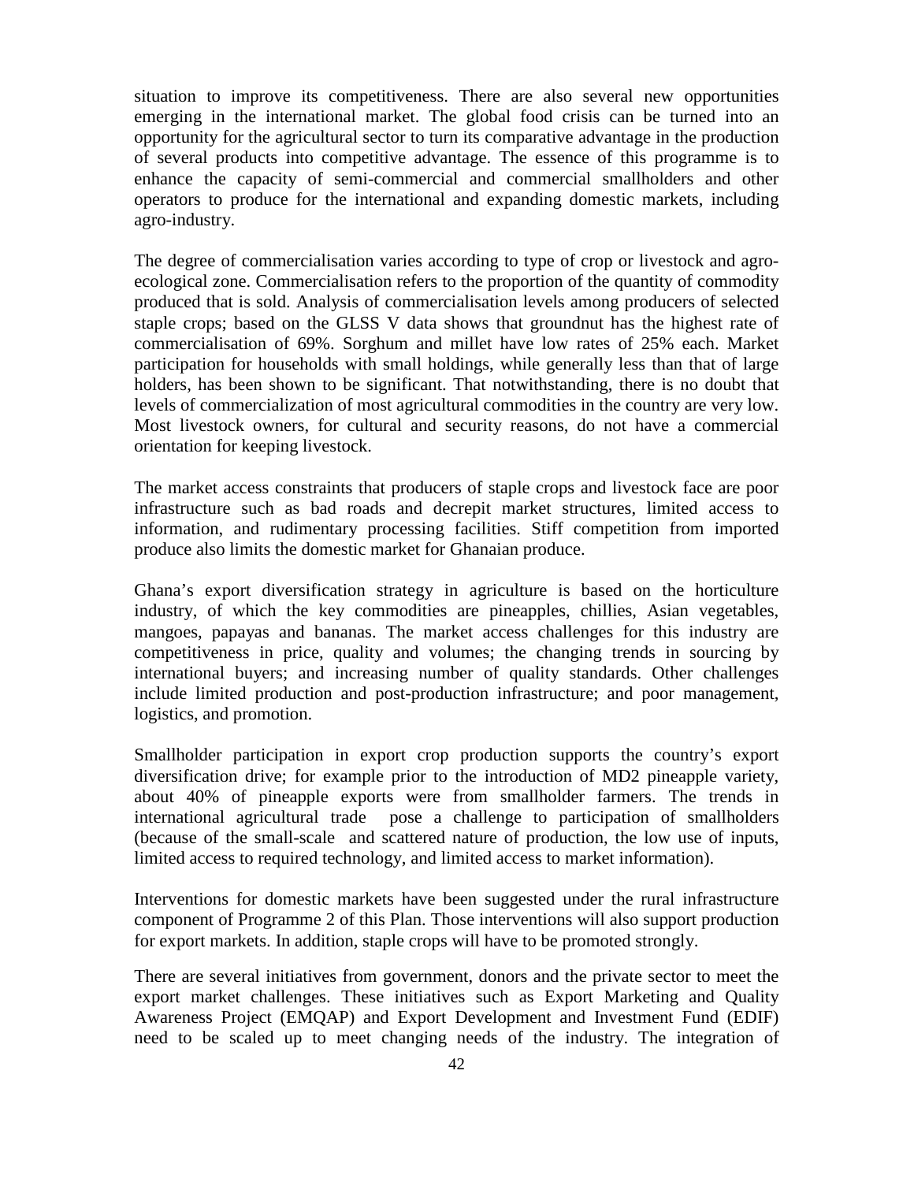situation to improve its competitiveness. There are also several new opportunities emerging in the international market. The global food crisis can be turned into an opportunity for the agricultural sector to turn its comparative advantage in the production of several products into competitive advantage. The essence of this programme is to enhance the capacity of semi-commercial and commercial smallholders and other operators to produce for the international and expanding domestic markets, including agro-industry.

The degree of commercialisation varies according to type of crop or livestock and agro-ecological zone. Commercialisation refers to the proportion of the quantity of commodity produced that is sold. Analysis of commercialisation levels among producers of selected staple crops; based on the GLSS V data shows that groundnut has the highest rate of commercialisation of 69%. Sorghum and millet have low rates of 25% each. Market participation for households with small holdings, while generally less than that of large holders, has been shown to be significant. That notwithstanding, there is no doubt that levels of commercialization of most agricultural commodities in the country are very low. Most livestock owners, for cultural and security reasons, do not have a commercial orientation for keeping livestock.

The market access constraints that producers of staple crops and livestock face are poor infrastructure such as bad roads and decrepit market structures, limited access to information, and rudimentary processing facilities. Stiff competition from imported produce also limits the domestic market for Ghanaian produce.

Ghana's export diversification strategy in agriculture is based on the horticulture industry, of which the key commodities are pineapples, chillies, Asian vegetables, mangoes, papayas and bananas. The market access challenges for this industry are competitiveness in price, quality and volumes; the changing trends in sourcing by international buyers; and increasing number of quality standards. Other challenges include limited production and post-production infrastructure; and poor management, logistics, and promotion.

Smallholder participation in export crop production supports the country's export diversification drive; for example prior to the introduction of MD2 pineapple variety, about 40% of pineapple exports were from smallholder farmers. The trends in international agricultural trade pose a challenge to participation of smallholders (because of the small-scale and scattered nature of production, the low use of inputs, limited access to required technology, and limited access to market information).

Interventions for domestic markets have been suggested under the rural infrastructure component of Programme 2 of this Plan. Those interventions will also support production for export markets. In addition, staple crops will have to be promoted strongly.

There are several initiatives from government, donors and the private sector to meet the export market challenges. These initiatives such as Export Marketing and Quality Awareness Project (EMQAP) and Export Development and Investment Fund (EDIF) need to be scaled up to meet changing needs of the industry. The integration of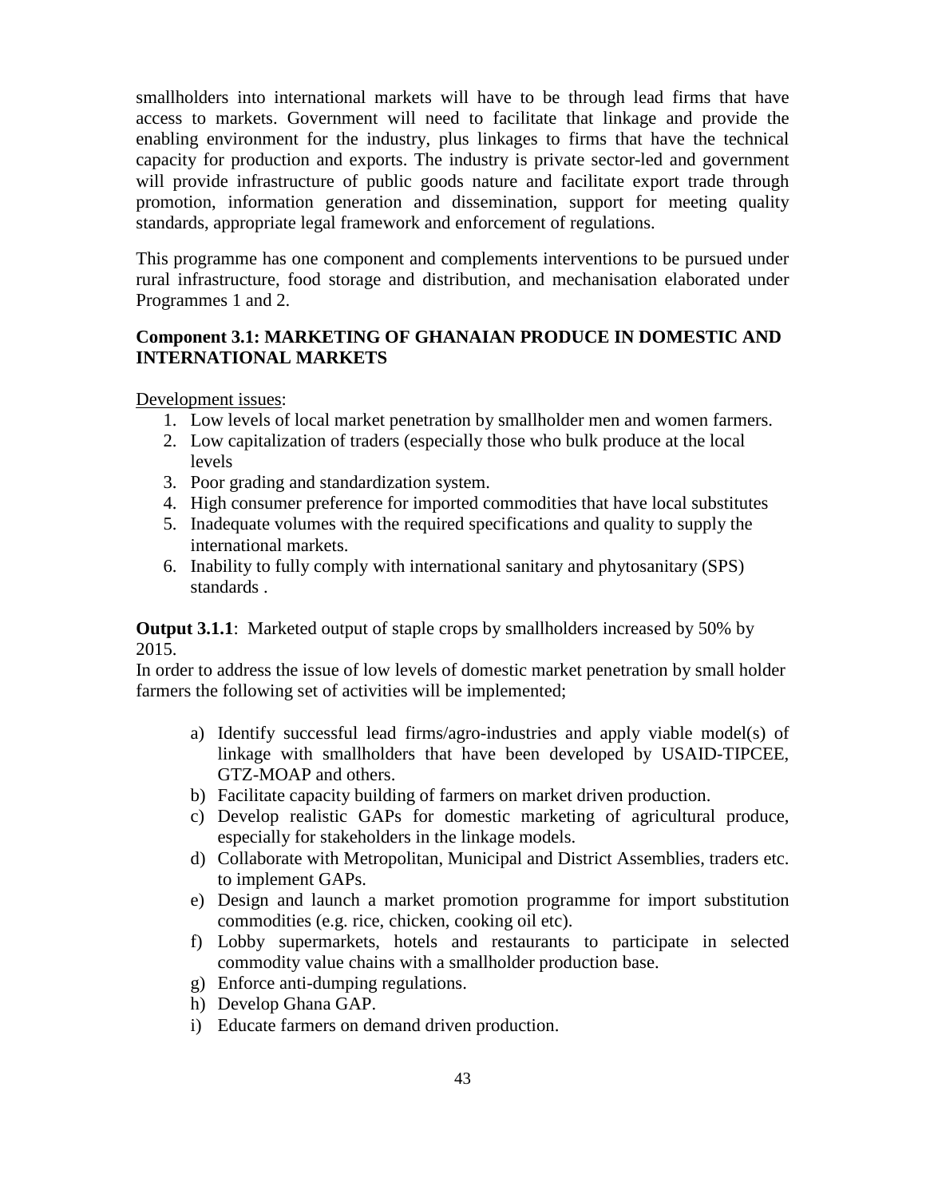smallholders into international markets will have to be through lead firms that have access to markets. Government will need to facilitate that linkage and provide the enabling environment for the industry, plus linkages to firms that have the technical capacity for production and exports. The industry is private sector-led and government will provide infrastructure of public goods nature and facilitate export trade through promotion, information generation and dissemination, support for meeting quality standards, appropriate legal framework and enforcement of regulations.

This programme has one component and complements interventions to be pursued under rural infrastructure, food storage and distribution, and mechanisation elaborated under Programmes 1 and 2.

**Component 3.1: MARKETING OF GHANAIAN PRODUCE IN DOMESTIC AND INTERNATIONAL MARKETS**

Development issues:

1. Low levels of local market penetration by smallholder men and women farmers.
2. Low capitalization of traders (especially those who bulk produce at the local levels
3. Poor grading and standardization system.
4. High consumer preference for imported commodities that have local substitutes
5. Inadequate volumes with the required specifications and quality to supply the international markets.
6. Inability to fully comply with international sanitary and phytosanitary (SPS) standards .

**Output 3.1.1**: Marketed output of staple crops by smallholders increased by 50% by 2015.

In order to address the issue of low levels of domestic market penetration by small holder farmers the following set of activities will be implemented;

a) Identify successful lead firms/agro-industries and apply viable model(s) of linkage with smallholders that have been developed by USAID-TIPCEE, GTZ-MOAP and others.
b) Facilitate capacity building of farmers on market driven production.
c) Develop realistic GAPs for domestic marketing of agricultural produce, especially for stakeholders in the linkage models.
d) Collaborate with Metropolitan, Municipal and District Assemblies, traders etc. to implement GAPs.
e) Design and launch a market promotion programme for import substitution commodities (e.g. rice, chicken, cooking oil etc).
f) Lobby supermarkets, hotels and restaurants to participate in selected commodity value chains with a smallholder production base.
g) Enforce anti-dumping regulations.
h) Develop Ghana GAP.
i) Educate farmers on demand driven production.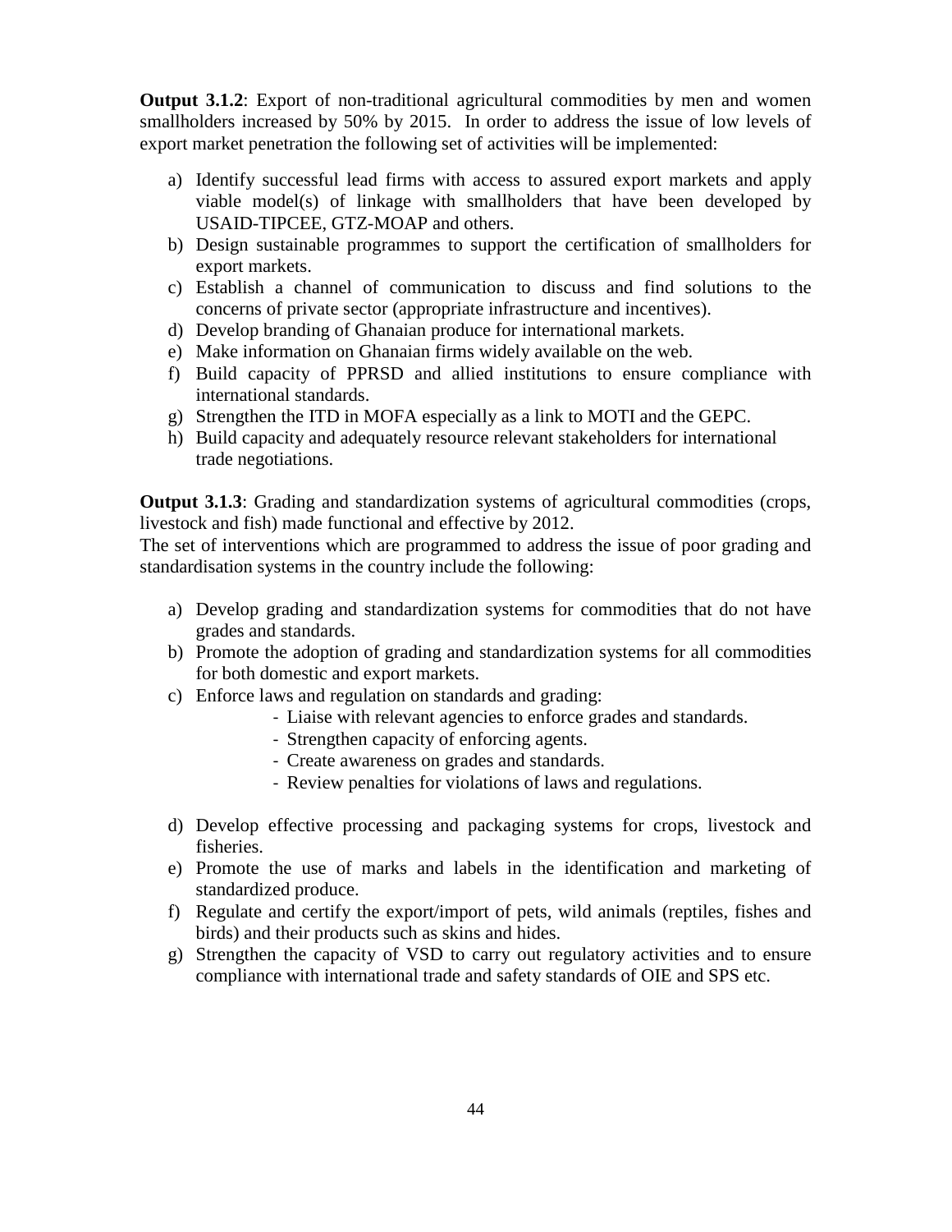**Output 3.1.2**: Export of non-traditional agricultural commodities by men and women smallholders increased by 50% by 2015. In order to address the issue of low levels of export market penetration the following set of activities will be implemented:

a) Identify successful lead firms with access to assured export markets and apply viable model(s) of linkage with smallholders that have been developed by USAID-TIPCEE, GTZ-MOAP and others.
b) Design sustainable programmes to support the certification of smallholders for export markets.
c) Establish a channel of communication to discuss and find solutions to the concerns of private sector (appropriate infrastructure and incentives).
d) Develop branding of Ghanaian produce for international markets.
e) Make information on Ghanaian firms widely available on the web.
f) Build capacity of PPRSD and allied institutions to ensure compliance with international standards.
g) Strengthen the ITD in MOFA especially as a link to MOTI and the GEPC.
h) Build capacity and adequately resource relevant stakeholders for international trade negotiations.

**Output 3.1.3**: Grading and standardization systems of agricultural commodities (crops, livestock and fish) made functional and effective by 2012.
The set of interventions which are programmed to address the issue of poor grading and standardisation systems in the country include the following:

a) Develop grading and standardization systems for commodities that do not have grades and standards.
b) Promote the adoption of grading and standardization systems for all commodities for both domestic and export markets.
c) Enforce laws and regulation on standards and grading:
    - Liaise with relevant agencies to enforce grades and standards.
    - Strengthen capacity of enforcing agents.
    - Create awareness on grades and standards.
    - Review penalties for violations of laws and regulations.
d) Develop effective processing and packaging systems for crops, livestock and fisheries.
e) Promote the use of marks and labels in the identification and marketing of standardized produce.
f) Regulate and certify the export/import of pets, wild animals (reptiles, fishes and birds) and their products such as skins and hides.
g) Strengthen the capacity of VSD to carry out regulatory activities and to ensure compliance with international trade and safety standards of OIE and SPS etc.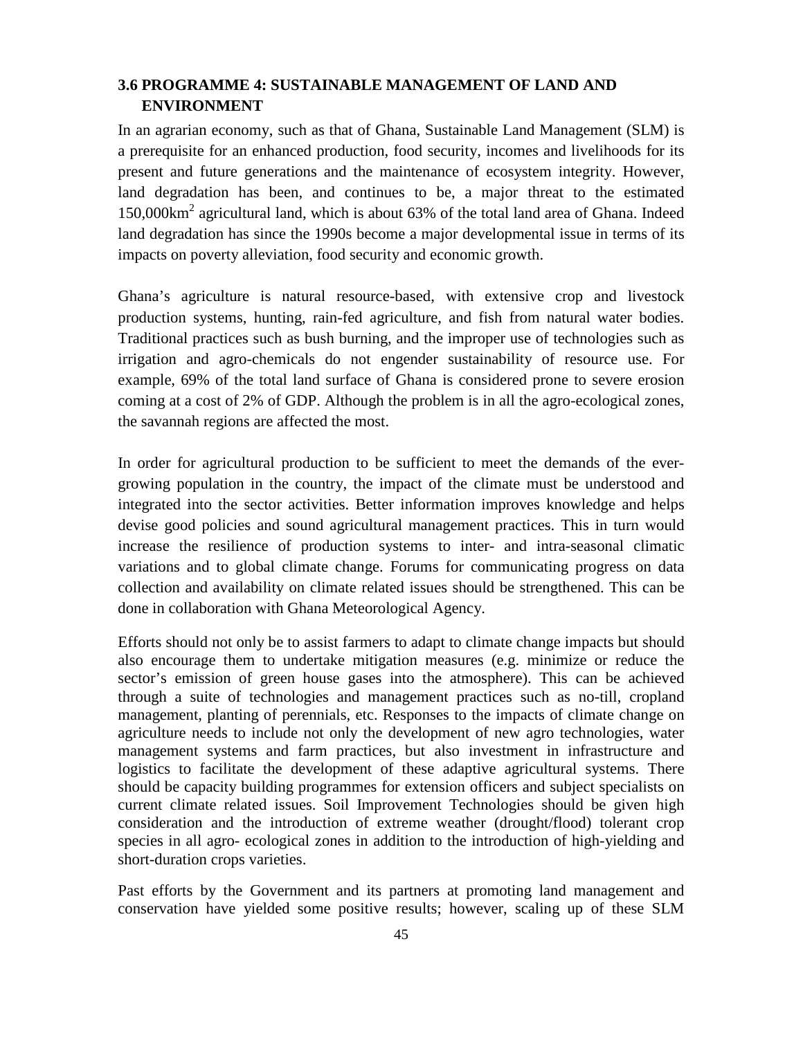### 3.6 PROGRAMME 4: SUSTAINABLE MANAGEMENT OF LAND AND ENVIRONMENT

In an agrarian economy, such as that of Ghana, Sustainable Land Management (SLM) is a prerequisite for an enhanced production, food security, incomes and livelihoods for its present and future generations and the maintenance of ecosystem integrity. However, land degradation has been, and continues to be, a major threat to the estimated 150,000km$^2$ agricultural land, which is about 63% of the total land area of Ghana. Indeed land degradation has since the 1990s become a major developmental issue in terms of its impacts on poverty alleviation, food security and economic growth.

Ghana's agriculture is natural resource-based, with extensive crop and livestock production systems, hunting, rain-fed agriculture, and fish from natural water bodies. Traditional practices such as bush burning, and the improper use of technologies such as irrigation and agro-chemicals do not engender sustainability of resource use. For example, 69% of the total land surface of Ghana is considered prone to severe erosion coming at a cost of 2% of GDP. Although the problem is in all the agro-ecological zones, the savannah regions are affected the most.

In order for agricultural production to be sufficient to meet the demands of the ever-growing population in the country, the impact of the climate must be understood and integrated into the sector activities. Better information improves knowledge and helps devise good policies and sound agricultural management practices. This in turn would increase the resilience of production systems to inter- and intra-seasonal climatic variations and to global climate change. Forums for communicating progress on data collection and availability on climate related issues should be strengthened. This can be done in collaboration with Ghana Meteorological Agency.

Efforts should not only be to assist farmers to adapt to climate change impacts but should also encourage them to undertake mitigation measures (e.g. minimize or reduce the sector's emission of green house gases into the atmosphere). This can be achieved through a suite of technologies and management practices such as no-till, cropland management, planting of perennials, etc. Responses to the impacts of climate change on agriculture needs to include not only the development of new agro technologies, water management systems and farm practices, but also investment in infrastructure and logistics to facilitate the development of these adaptive agricultural systems. There should be capacity building programmes for extension officers and subject specialists on current climate related issues. Soil Improvement Technologies should be given high consideration and the introduction of extreme weather (drought/flood) tolerant crop species in all agro- ecological zones in addition to the introduction of high-yielding and short-duration crops varieties.

Past efforts by the Government and its partners at promoting land management and conservation have yielded some positive results; however, scaling up of these SLM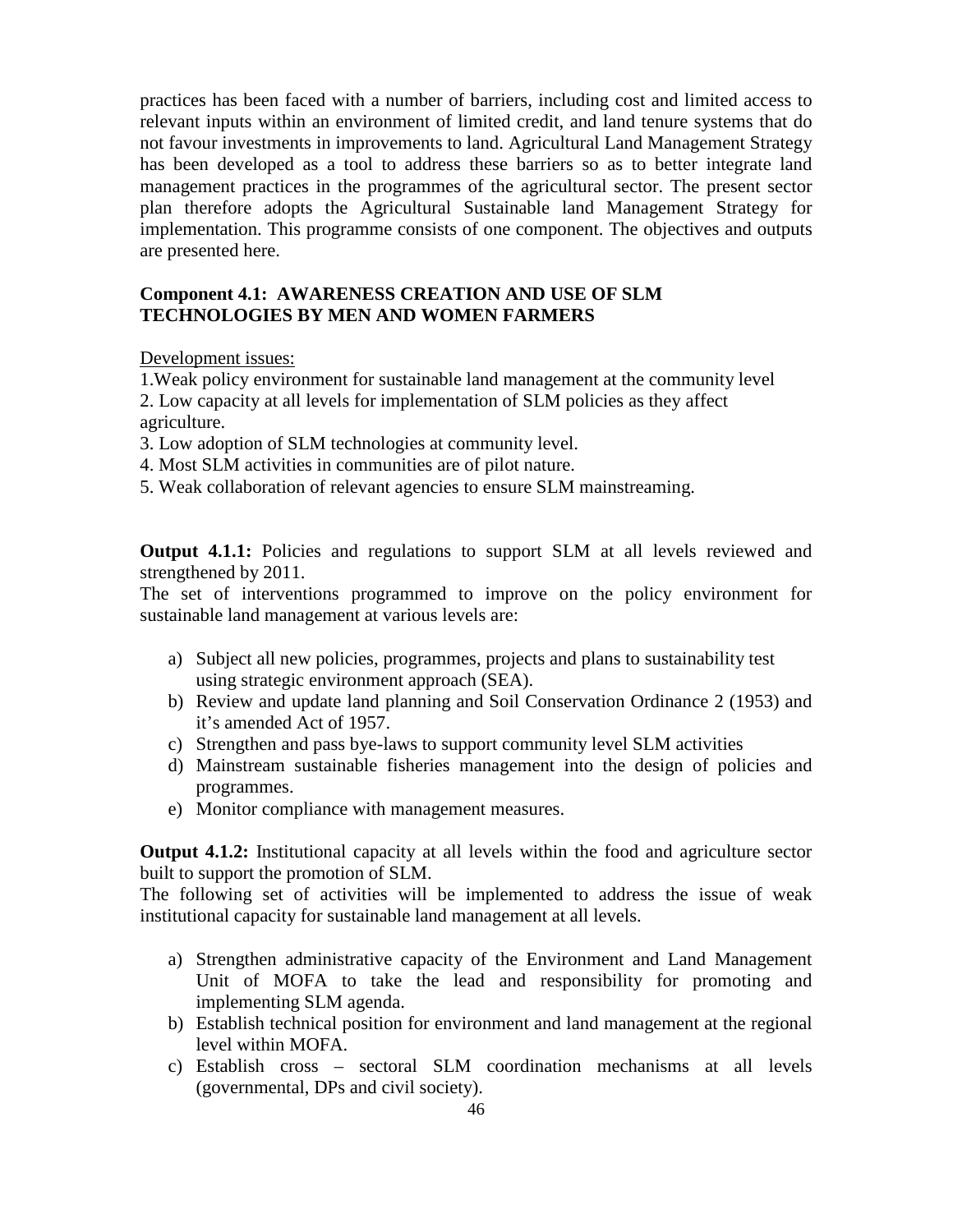practices has been faced with a number of barriers, including cost and limited access to relevant inputs within an environment of limited credit, and land tenure systems that do not favour investments in improvements to land. Agricultural Land Management Strategy has been developed as a tool to address these barriers so as to better integrate land management practices in the programmes of the agricultural sector. The present sector plan therefore adopts the Agricultural Sustainable land Management Strategy for implementation. This programme consists of one component. The objectives and outputs are presented here.

### Component 4.1: AWARENESS CREATION AND USE OF SLM TECHNOLOGIES BY MEN AND WOMEN FARMERS

Development issues:

1. Weak policy environment for sustainable land management at the community level
2. Low capacity at all levels for implementation of SLM policies as they affect agriculture.
3. Low adoption of SLM technologies at community level.
4. Most SLM activities in communities are of pilot nature.
5. Weak collaboration of relevant agencies to ensure SLM mainstreaming.

**Output 4.1.1:** Policies and regulations to support SLM at all levels reviewed and strengthened by 2011.

The set of interventions programmed to improve on the policy environment for sustainable land management at various levels are:

a) Subject all new policies, programmes, projects and plans to sustainability test using strategic environment approach (SEA).
b) Review and update land planning and Soil Conservation Ordinance 2 (1953) and it's amended Act of 1957.
c) Strengthen and pass bye-laws to support community level SLM activities
d) Mainstream sustainable fisheries management into the design of policies and programmes.
e) Monitor compliance with management measures.

**Output 4.1.2:** Institutional capacity at all levels within the food and agriculture sector built to support the promotion of SLM.

The following set of activities will be implemented to address the issue of weak institutional capacity for sustainable land management at all levels.

a) Strengthen administrative capacity of the Environment and Land Management Unit of MOFA to take the lead and responsibility for promoting and implementing SLM agenda.
b) Establish technical position for environment and land management at the regional level within MOFA.
c) Establish cross – sectoral SLM coordination mechanisms at all levels (governmental, DPs and civil society).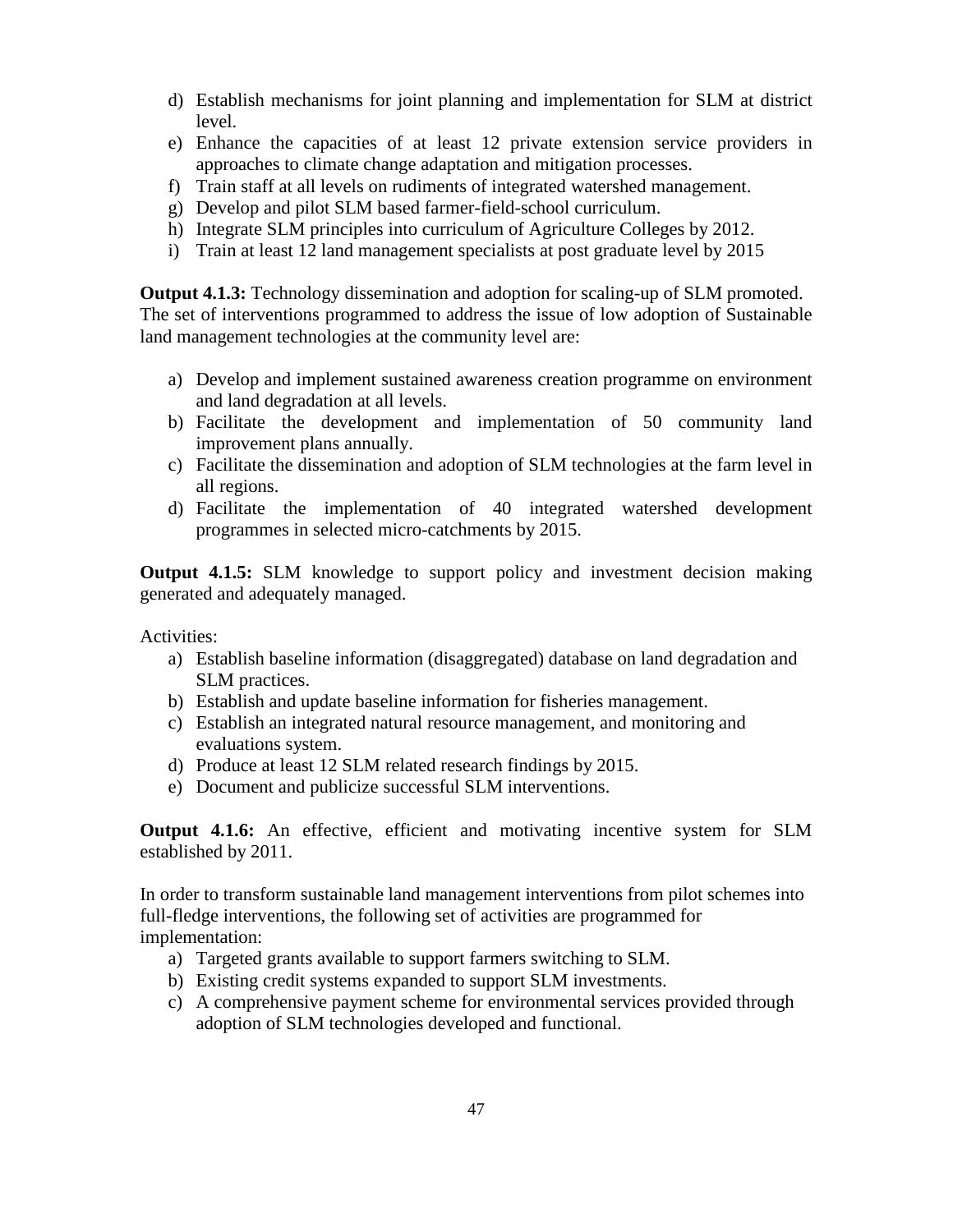d) Establish mechanisms for joint planning and implementation for SLM at district level.
e) Enhance the capacities of at least 12 private extension service providers in approaches to climate change adaptation and mitigation processes.
f) Train staff at all levels on rudiments of integrated watershed management.
g) Develop and pilot SLM based farmer-field-school curriculum.
h) Integrate SLM principles into curriculum of Agriculture Colleges by 2012.
i) Train at least 12 land management specialists at post graduate level by 2015

**Output 4.1.3:** Technology dissemination and adoption for scaling-up of SLM promoted. The set of interventions programmed to address the issue of low adoption of Sustainable land management technologies at the community level are:

a) Develop and implement sustained awareness creation programme on environment and land degradation at all levels.
b) Facilitate the development and implementation of 50 community land improvement plans annually.
c) Facilitate the dissemination and adoption of SLM technologies at the farm level in all regions.
d) Facilitate the implementation of 40 integrated watershed development programmes in selected micro-catchments by 2015.

**Output 4.1.5:** SLM knowledge to support policy and investment decision making generated and adequately managed.

Activities:

a) Establish baseline information (disaggregated) database on land degradation and SLM practices.
b) Establish and update baseline information for fisheries management.
c) Establish an integrated natural resource management, and monitoring and evaluations system.
d) Produce at least 12 SLM related research findings by 2015.
e) Document and publicize successful SLM interventions.

**Output 4.1.6:** An effective, efficient and motivating incentive system for SLM established by 2011.

In order to transform sustainable land management interventions from pilot schemes into full-fledge interventions, the following set of activities are programmed for implementation:

a) Targeted grants available to support farmers switching to SLM.
b) Existing credit systems expanded to support SLM investments.
c) A comprehensive payment scheme for environmental services provided through adoption of SLM technologies developed and functional.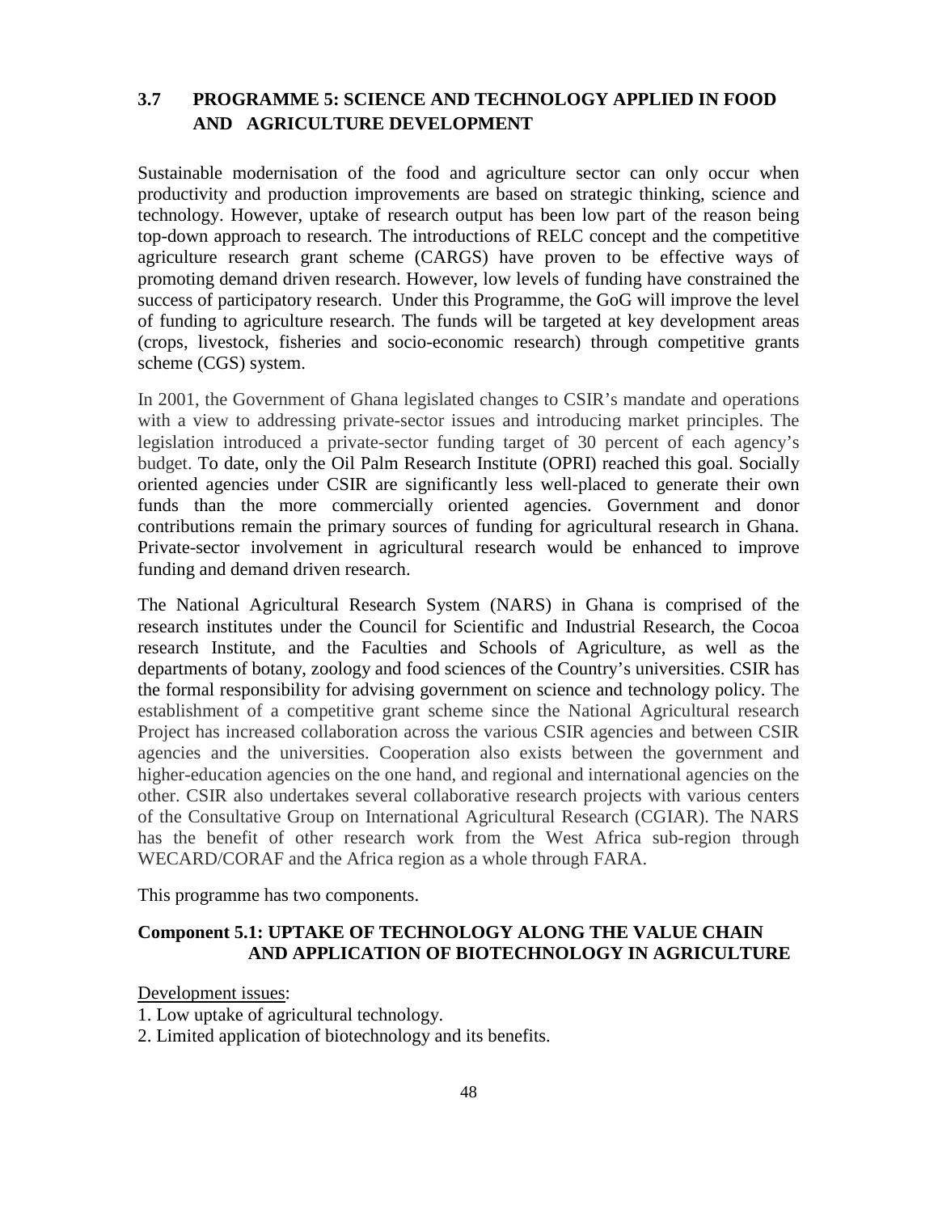### 3.7 PROGRAMME 5: SCIENCE AND TECHNOLOGY APPLIED IN FOOD AND AGRICULTURE DEVELOPMENT

Sustainable modernisation of the food and agriculture sector can only occur when productivity and production improvements are based on strategic thinking, science and technology. However, uptake of research output has been low part of the reason being top-down approach to research. The introductions of RELC concept and the competitive agriculture research grant scheme (CARGS) have proven to be effective ways of promoting demand driven research. However, low levels of funding have constrained the success of participatory research. Under this Programme, the GoG will improve the level of funding to agriculture research. The funds will be targeted at key development areas (crops, livestock, fisheries and socio-economic research) through competitive grants scheme (CGS) system.

In 2001, the Government of Ghana legislated changes to CSIR's mandate and operations with a view to addressing private-sector issues and introducing market principles. The legislation introduced a private-sector funding target of 30 percent of each agency's budget. To date, only the Oil Palm Research Institute (OPRI) reached this goal. Socially oriented agencies under CSIR are significantly less well-placed to generate their own funds than the more commercially oriented agencies. Government and donor contributions remain the primary sources of funding for agricultural research in Ghana. Private-sector involvement in agricultural research would be enhanced to improve funding and demand driven research.

The National Agricultural Research System (NARS) in Ghana is comprised of the research institutes under the Council for Scientific and Industrial Research, the Cocoa research Institute, and the Faculties and Schools of Agriculture, as well as the departments of botany, zoology and food sciences of the Country's universities. CSIR has the formal responsibility for advising government on science and technology policy. The establishment of a competitive grant scheme since the National Agricultural research Project has increased collaboration across the various CSIR agencies and between CSIR agencies and the universities. Cooperation also exists between the government and higher-education agencies on the one hand, and regional and international agencies on the other. CSIR also undertakes several collaborative research projects with various centers of the Consultative Group on International Agricultural Research (CGIAR). The NARS has the benefit of other research work from the West Africa sub-region through WECARD/CORAF and the Africa region as a whole through FARA.

This programme has two components.

#### Component 5.1: UPTAKE OF TECHNOLOGY ALONG THE VALUE CHAIN AND APPLICATION OF BIOTECHNOLOGY IN AGRICULTURE

Development issues:

1. Low uptake of agricultural technology.
2. Limited application of biotechnology and its benefits.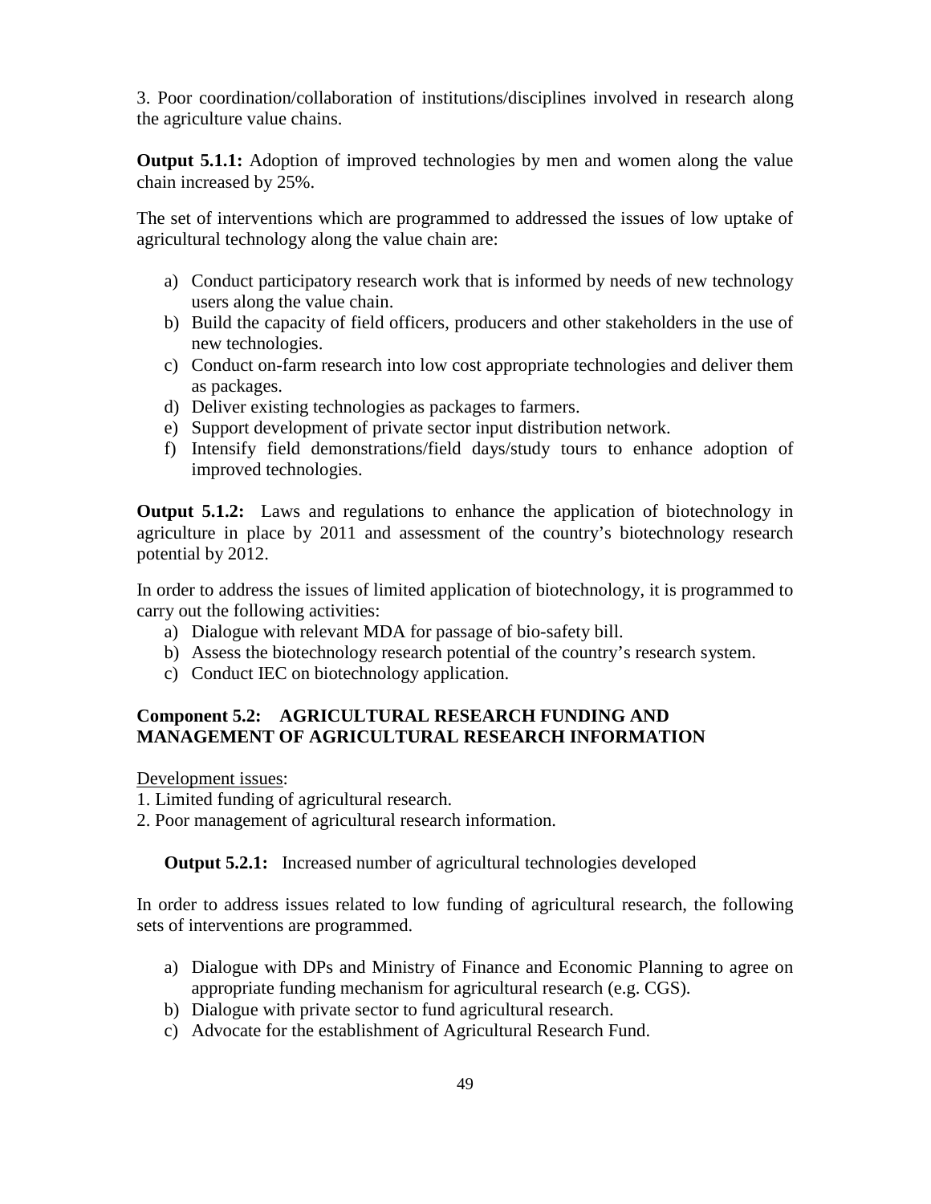3. Poor coordination/collaboration of institutions/disciplines involved in research along the agriculture value chains.

**Output 5.1.1:** Adoption of improved technologies by men and women along the value chain increased by 25%.

The set of interventions which are programmed to addressed the issues of low uptake of agricultural technology along the value chain are:

a) Conduct participatory research work that is informed by needs of new technology users along the value chain.
b) Build the capacity of field officers, producers and other stakeholders in the use of new technologies.
c) Conduct on-farm research into low cost appropriate technologies and deliver them as packages.
d) Deliver existing technologies as packages to farmers.
e) Support development of private sector input distribution network.
f) Intensify field demonstrations/field days/study tours to enhance adoption of improved technologies.

**Output 5.1.2:** Laws and regulations to enhance the application of biotechnology in agriculture in place by 2011 and assessment of the country's biotechnology research potential by 2012.

In order to address the issues of limited application of biotechnology, it is programmed to carry out the following activities:

a) Dialogue with relevant MDA for passage of bio-safety bill.
b) Assess the biotechnology research potential of the country's research system.
c) Conduct IEC on biotechnology application.

### Component 5.2: AGRICULTURAL RESEARCH FUNDING AND MANAGEMENT OF AGRICULTURAL RESEARCH INFORMATION

Development issues:

1. Limited funding of agricultural research.
2. Poor management of agricultural research information.

**Output 5.2.1:** Increased number of agricultural technologies developed

In order to address issues related to low funding of agricultural research, the following sets of interventions are programmed.

a) Dialogue with DPs and Ministry of Finance and Economic Planning to agree on appropriate funding mechanism for agricultural research (e.g. CGS).
b) Dialogue with private sector to fund agricultural research.
c) Advocate for the establishment of Agricultural Research Fund.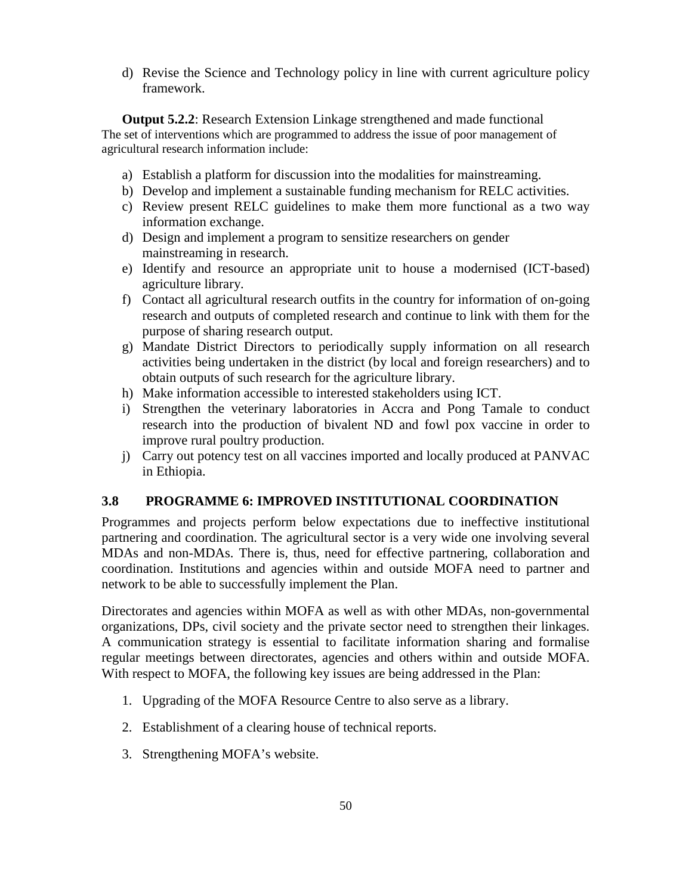d) Revise the Science and Technology policy in line with current agriculture policy framework.

**Output 5.2.2**: Research Extension Linkage strengthened and made functional

The set of interventions which are programmed to address the issue of poor management of agricultural research information include:

a) Establish a platform for discussion into the modalities for mainstreaming.
b) Develop and implement a sustainable funding mechanism for RELC activities.
c) Review present RELC guidelines to make them more functional as a two way information exchange.
d) Design and implement a program to sensitize researchers on gender mainstreaming in research.
e) Identify and resource an appropriate unit to house a modernised (ICT-based) agriculture library.
f) Contact all agricultural research outfits in the country for information of on-going research and outputs of completed research and continue to link with them for the purpose of sharing research output.
g) Mandate District Directors to periodically supply information on all research activities being undertaken in the district (by local and foreign researchers) and to obtain outputs of such research for the agriculture library.
h) Make information accessible to interested stakeholders using ICT.
i) Strengthen the veterinary laboratories in Accra and Pong Tamale to conduct research into the production of bivalent ND and fowl pox vaccine in order to improve rural poultry production.
j) Carry out potency test on all vaccines imported and locally produced at PANVAC in Ethiopia.

## 3.8 PROGRAMME 6: IMPROVED INSTITUTIONAL COORDINATION

Programmes and projects perform below expectations due to ineffective institutional partnering and coordination. The agricultural sector is a very wide one involving several MDAs and non-MDAs. There is, thus, need for effective partnering, collaboration and coordination. Institutions and agencies within and outside MOFA need to partner and network to be able to successfully implement the Plan.

Directorates and agencies within MOFA as well as with other MDAs, non-governmental organizations, DPs, civil society and the private sector need to strengthen their linkages. A communication strategy is essential to facilitate information sharing and formalise regular meetings between directorates, agencies and others within and outside MOFA. With respect to MOFA, the following key issues are being addressed in the Plan:

1. Upgrading of the MOFA Resource Centre to also serve as a library.

2. Establishment of a clearing house of technical reports.

3. Strengthening MOFA's website.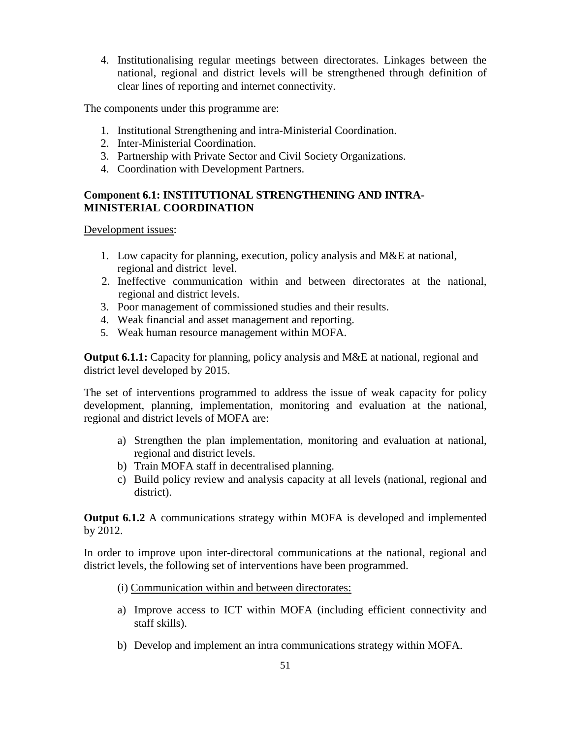4. Institutionalising regular meetings between directorates. Linkages between the national, regional and district levels will be strengthened through definition of clear lines of reporting and internet connectivity.

The components under this programme are:

1. Institutional Strengthening and intra-Ministerial Coordination.
2. Inter-Ministerial Coordination.
3. Partnership with Private Sector and Civil Society Organizations.
4. Coordination with Development Partners.

**Component 6.1: INSTITUTIONAL STRENGTHENING AND INTRA-MINISTERIAL COORDINATION**

Development issues:

1. Low capacity for planning, execution, policy analysis and M&E at national, regional and district level.
2. Ineffective communication within and between directorates at the national, regional and district levels.
3. Poor management of commissioned studies and their results.
4. Weak financial and asset management and reporting.
5. Weak human resource management within MOFA.

**Output 6.1.1:** Capacity for planning, policy analysis and M&E at national, regional and district level developed by 2015.

The set of interventions programmed to address the issue of weak capacity for policy development, planning, implementation, monitoring and evaluation at the national, regional and district levels of MOFA are:

a) Strengthen the plan implementation, monitoring and evaluation at national, regional and district levels.
b) Train MOFA staff in decentralised planning.
c) Build policy review and analysis capacity at all levels (national, regional and district).

**Output 6.1.2** A communications strategy within MOFA is developed and implemented by 2012.

In order to improve upon inter-directoral communications at the national, regional and district levels, the following set of interventions have been programmed.

(i) Communication within and between directorates:

a) Improve access to ICT within MOFA (including efficient connectivity and staff skills).
b) Develop and implement an intra communications strategy within MOFA.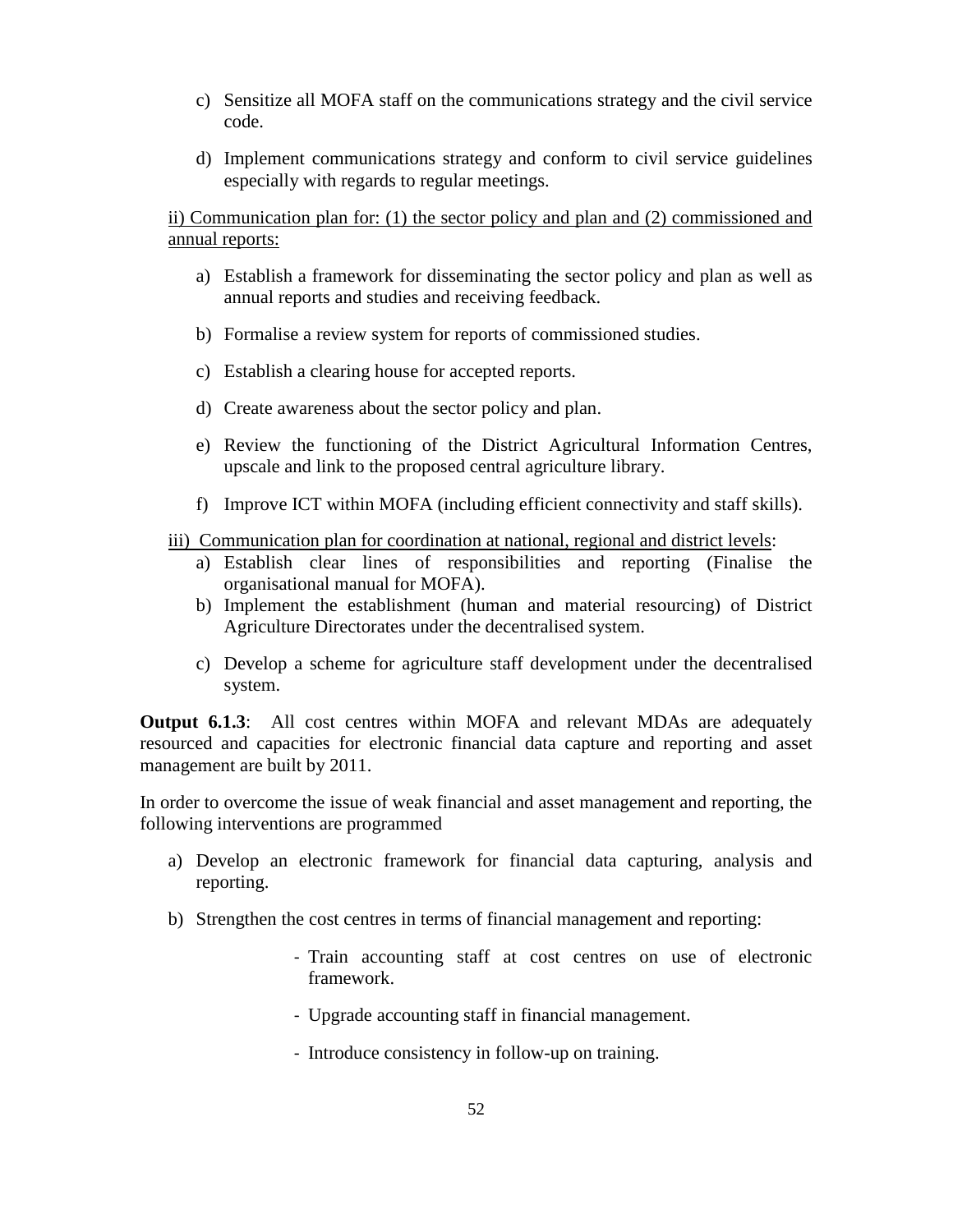c) Sensitize all MOFA staff on the communications strategy and the civil service code.

d) Implement communications strategy and conform to civil service guidelines especially with regards to regular meetings.

<u>ii) Communication plan for: (1) the sector policy and plan and (2) commissioned and annual reports:</u>

a) Establish a framework for disseminating the sector policy and plan as well as annual reports and studies and receiving feedback.

b) Formalise a review system for reports of commissioned studies.

c) Establish a clearing house for accepted reports.

d) Create awareness about the sector policy and plan.

e) Review the functioning of the District Agricultural Information Centres, upscale and link to the proposed central agriculture library.

f) Improve ICT within MOFA (including efficient connectivity and staff skills).

<u>iii) Communication plan for coordination at national, regional and district levels</u>:

a) Establish clear lines of responsibilities and reporting (Finalise the organisational manual for MOFA).

b) Implement the establishment (human and material resourcing) of District Agriculture Directorates under the decentralised system.

c) Develop a scheme for agriculture staff development under the decentralised system.

**Output 6.1.3**: All cost centres within MOFA and relevant MDAs are adequately resourced and capacities for electronic financial data capture and reporting and asset management are built by 2011.

In order to overcome the issue of weak financial and asset management and reporting, the following interventions are programmed

a) Develop an electronic framework for financial data capturing, analysis and reporting.

b) Strengthen the cost centres in terms of financial management and reporting:

   - Train accounting staff at cost centres on use of electronic framework.

   - Upgrade accounting staff in financial management.

   - Introduce consistency in follow-up on training.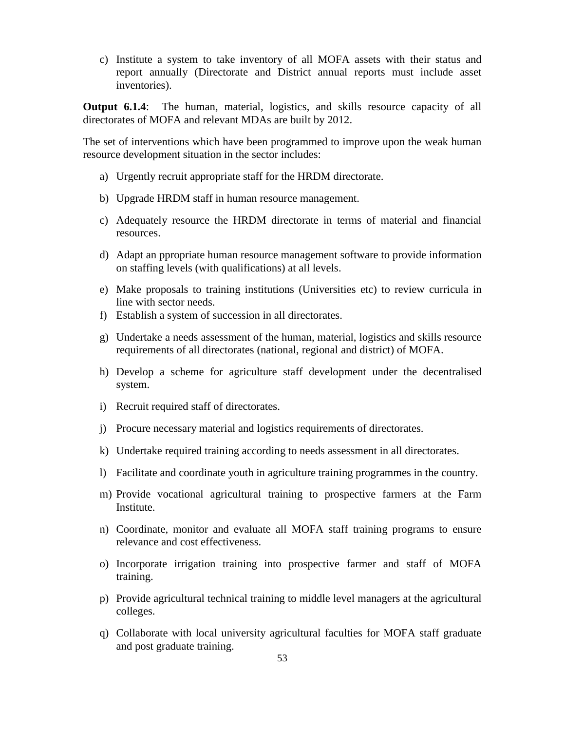c) Institute a system to take inventory of all MOFA assets with their status and report annually (Directorate and District annual reports must include asset inventories).

**Output 6.1.4**: The human, material, logistics, and skills resource capacity of all directorates of MOFA and relevant MDAs are built by 2012.

The set of interventions which have been programmed to improve upon the weak human resource development situation in the sector includes:

a) Urgently recruit appropriate staff for the HRDM directorate.

b) Upgrade HRDM staff in human resource management.

c) Adequately resource the HRDM directorate in terms of material and financial resources.

d) Adapt an ppropriate human resource management software to provide information on staffing levels (with qualifications) at all levels.

e) Make proposals to training institutions (Universities etc) to review curricula in line with sector needs.

f) Establish a system of succession in all directorates.

g) Undertake a needs assessment of the human, material, logistics and skills resource requirements of all directorates (national, regional and district) of MOFA.

h) Develop a scheme for agriculture staff development under the decentralised system.

i) Recruit required staff of directorates.

j) Procure necessary material and logistics requirements of directorates.

k) Undertake required training according to needs assessment in all directorates.

l) Facilitate and coordinate youth in agriculture training programmes in the country.

m) Provide vocational agricultural training to prospective farmers at the Farm Institute.

n) Coordinate, monitor and evaluate all MOFA staff training programs to ensure relevance and cost effectiveness.

o) Incorporate irrigation training into prospective farmer and staff of MOFA training.

p) Provide agricultural technical training to middle level managers at the agricultural colleges.

q) Collaborate with local university agricultural faculties for MOFA staff graduate and post graduate training.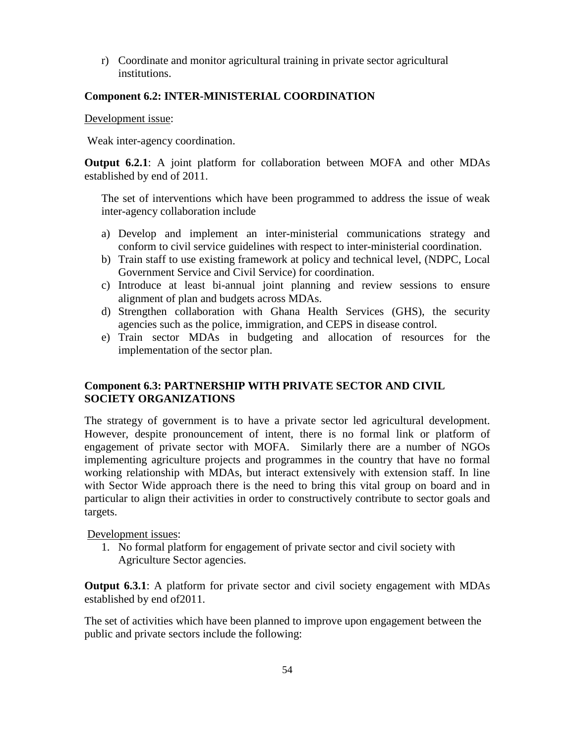r) Coordinate and monitor agricultural training in private sector agricultural institutions.

**Component 6.2: INTER-MINISTERIAL COORDINATION**

Development issue:

Weak inter-agency coordination.

**Output 6.2.1**: A joint platform for collaboration between MOFA and other MDAs established by end of 2011.

The set of interventions which have been programmed to address the issue of weak inter-agency collaboration include

a) Develop and implement an inter-ministerial communications strategy and conform to civil service guidelines with respect to inter-ministerial coordination.
b) Train staff to use existing framework at policy and technical level, (NDPC, Local Government Service and Civil Service) for coordination.
c) Introduce at least bi-annual joint planning and review sessions to ensure alignment of plan and budgets across MDAs.
d) Strengthen collaboration with Ghana Health Services (GHS), the security agencies such as the police, immigration, and CEPS in disease control.
e) Train sector MDAs in budgeting and allocation of resources for the implementation of the sector plan.

**Component 6.3: PARTNERSHIP WITH PRIVATE SECTOR AND CIVIL SOCIETY ORGANIZATIONS**

The strategy of government is to have a private sector led agricultural development. However, despite pronouncement of intent, there is no formal link or platform of engagement of private sector with MOFA. Similarly there are a number of NGOs implementing agriculture projects and programmes in the country that have no formal working relationship with MDAs, but interact extensively with extension staff. In line with Sector Wide approach there is the need to bring this vital group on board and in particular to align their activities in order to constructively contribute to sector goals and targets.

Development issues:

1. No formal platform for engagement of private sector and civil society with Agriculture Sector agencies.

**Output 6.3.1**: A platform for private sector and civil society engagement with MDAs established by end of2011.

The set of activities which have been planned to improve upon engagement between the public and private sectors include the following: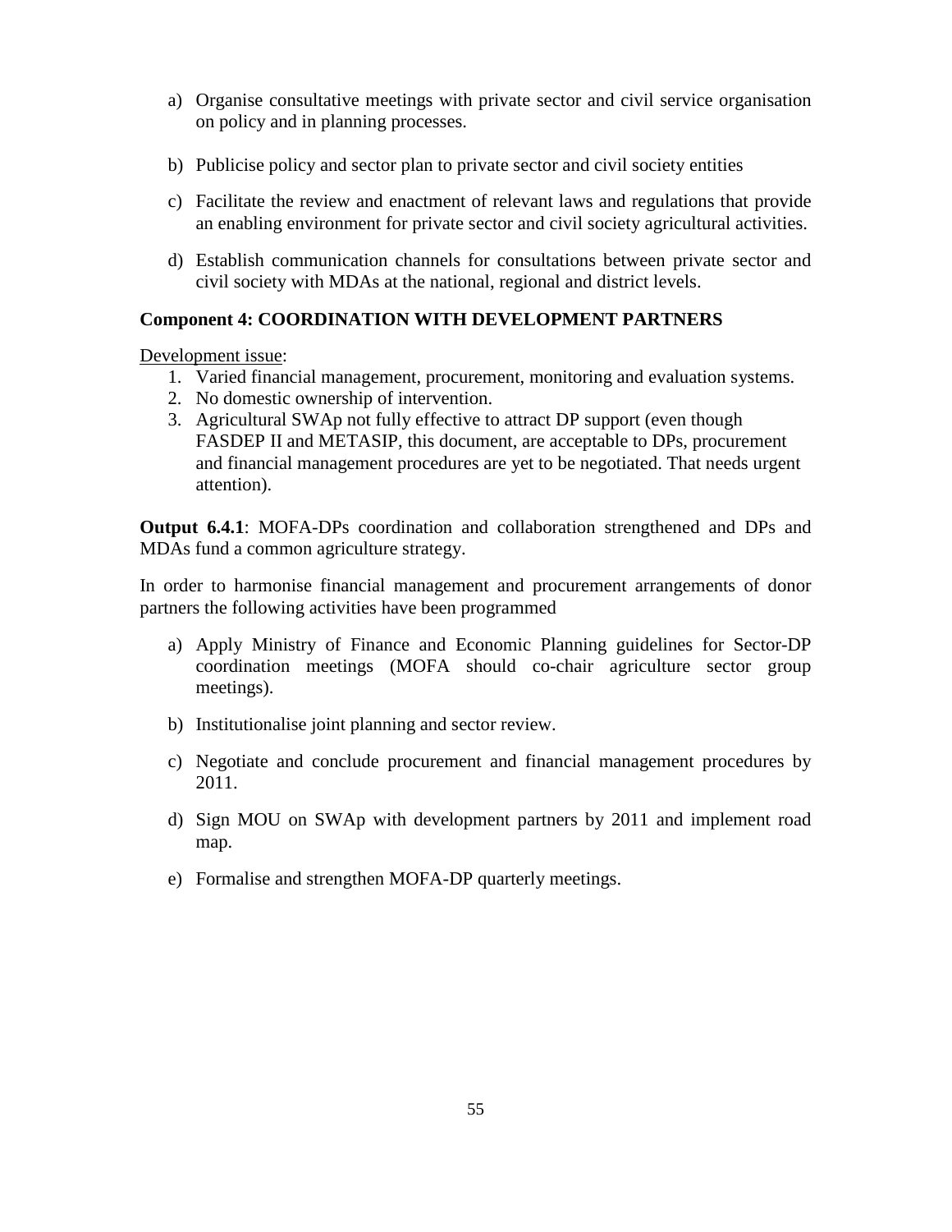a) Organise consultative meetings with private sector and civil service organisation on policy and in planning processes.

b) Publicise policy and sector plan to private sector and civil society entities

c) Facilitate the review and enactment of relevant laws and regulations that provide an enabling environment for private sector and civil society agricultural activities.

d) Establish communication channels for consultations between private sector and civil society with MDAs at the national, regional and district levels.

**Component 4: COORDINATION WITH DEVELOPMENT PARTNERS**

<u>Development issue</u>:

1. Varied financial management, procurement, monitoring and evaluation systems.
2. No domestic ownership of intervention.
3. Agricultural SWAp not fully effective to attract DP support (even though FASDEP II and METASIP, this document, are acceptable to DPs, procurement and financial management procedures are yet to be negotiated. That needs urgent attention).

**Output 6.4.1**: MOFA-DPs coordination and collaboration strengthened and DPs and MDAs fund a common agriculture strategy.

In order to harmonise financial management and procurement arrangements of donor partners the following activities have been programmed

a) Apply Ministry of Finance and Economic Planning guidelines for Sector-DP coordination meetings (MOFA should co-chair agriculture sector group meetings).

b) Institutionalise joint planning and sector review.

c) Negotiate and conclude procurement and financial management procedures by 2011.

d) Sign MOU on SWAp with development partners by 2011 and implement road map.

e) Formalise and strengthen MOFA-DP quarterly meetings.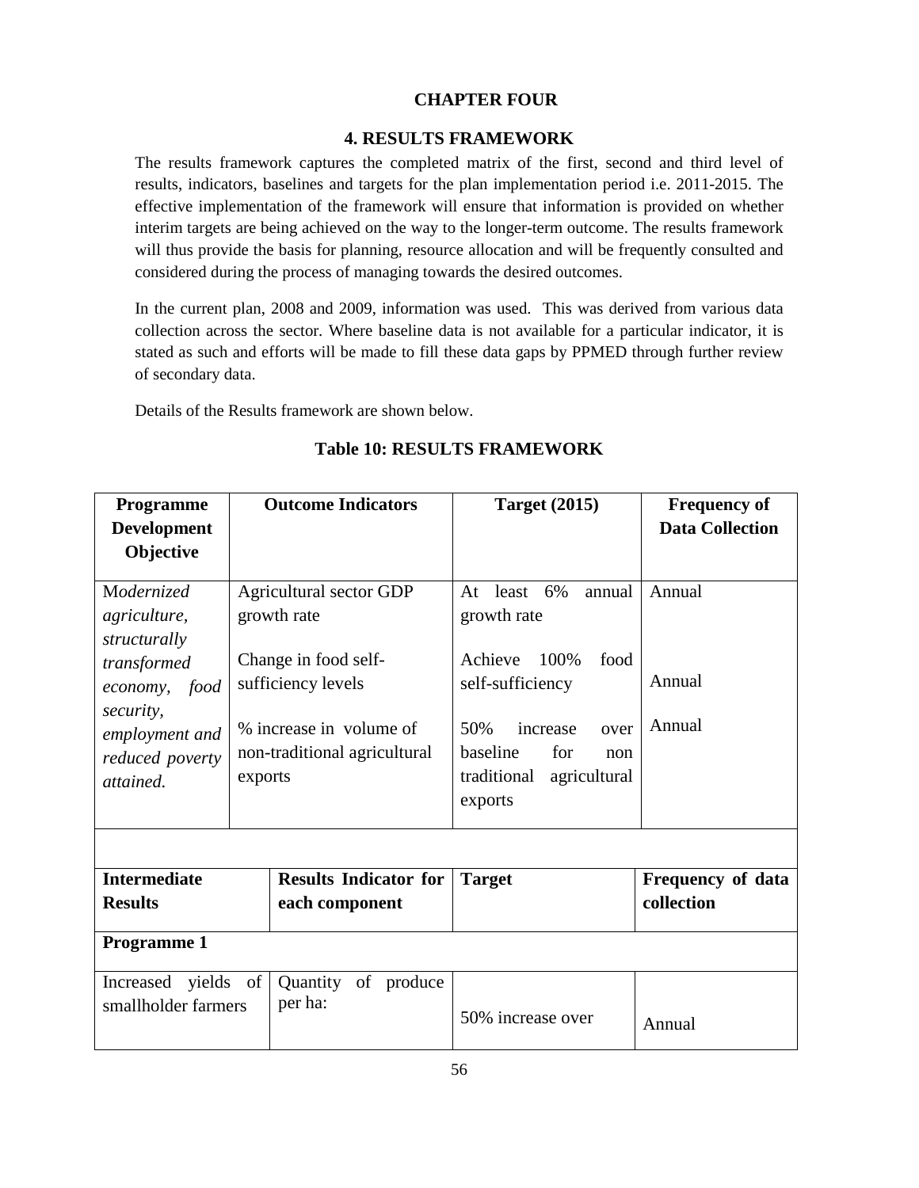## CHAPTER FOUR

## 4. RESULTS FRAMEWORK

The results framework captures the completed matrix of the first, second and third level of results, indicators, baselines and targets for the plan implementation period i.e. 2011-2015. The effective implementation of the framework will ensure that information is provided on whether interim targets are being achieved on the way to the longer-term outcome. The results framework will thus provide the basis for planning, resource allocation and will be frequently consulted and considered during the process of managing towards the desired outcomes.

In the current plan, 2008 and 2009, information was used. This was derived from various data collection across the sector. Where baseline data is not available for a particular indicator, it is stated as such and efforts will be made to fill these data gaps by PPMED through further review of secondary data.

Details of the Results framework are shown below.

### Table 10: RESULTS FRAMEWORK

| **Programme Development Objective** | **Outcome Indicators** | **Target (2015)** | **Frequency of Data Collection** |
|---|---|---|---|
| *Modernized agriculture, structurally transformed economy, food security, employment and reduced poverty attained.* | Agricultural sector GDP growth rate | At least 6% annual growth rate | Annual |
| | Change in food self-sufficiency levels | Achieve 100% food self-sufficiency | Annual |
| | % increase in volume of non-traditional agricultural exports | 50% increase over baseline for non traditional agricultural exports | Annual |
| | | | |
| **Intermediate Results** | **Results Indicator for each component** | **Target** | **Frequency of data collection** |
| **Programme 1** | | | |
| Increased yields of smallholder farmers | Quantity of produce per ha: | 50% increase over | Annual |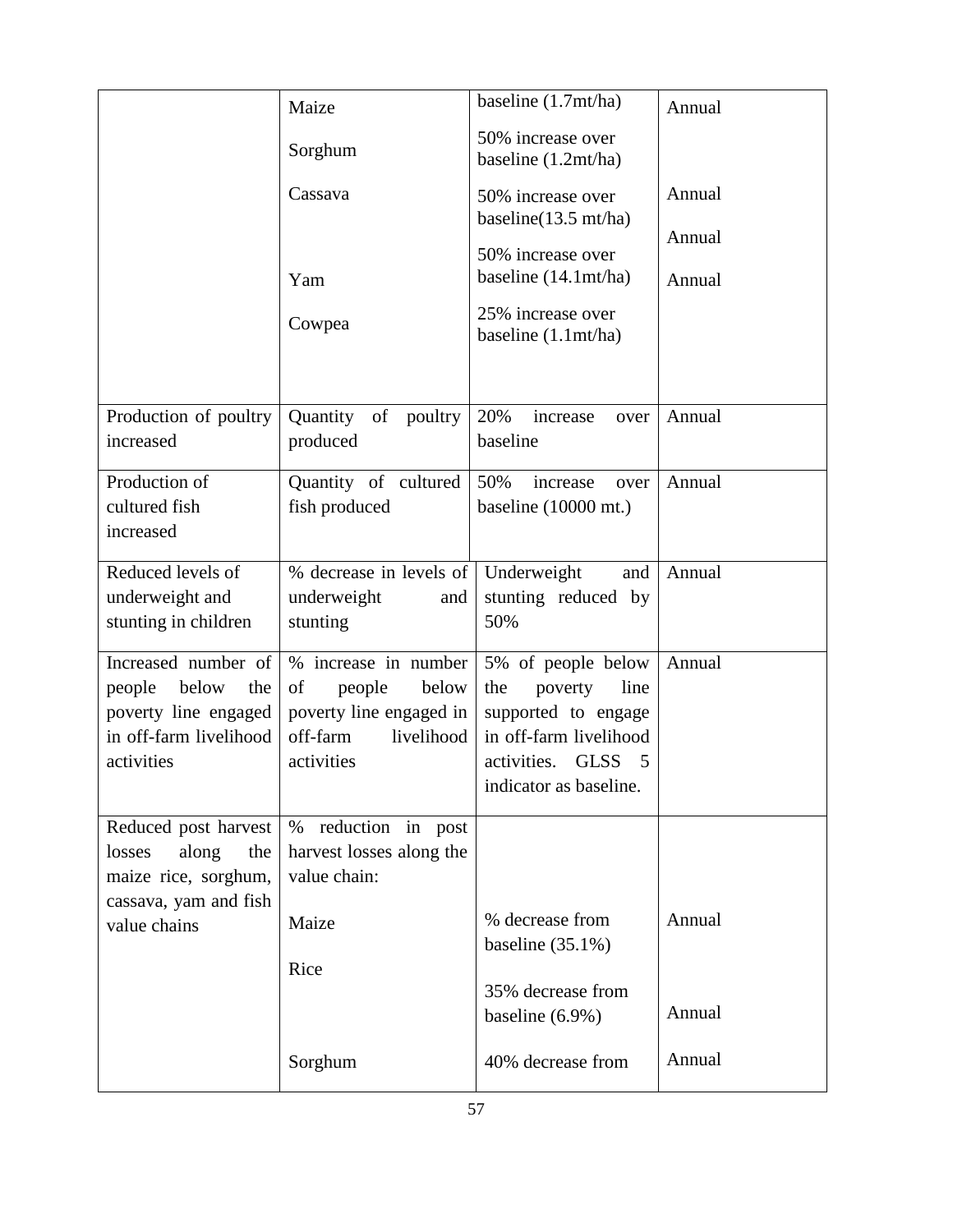| | | | |
|---|---|---|---|
| | Maize<br><br>Sorghum<br><br>Cassava<br><br><br>Yam<br><br>Cowpea | baseline (1.7mt/ha)<br><br>50% increase over baseline (1.2mt/ha)<br><br>50% increase over baseline(13.5 mt/ha)<br><br>50% increase over baseline (14.1mt/ha)<br><br>25% increase over baseline (1.1mt/ha) | Annual<br><br><br>Annual<br><br>Annual<br><br>Annual |
| Production of poultry increased | Quantity of poultry produced | 20% increase over baseline | Annual |
| Production of cultured fish increased | Quantity of cultured fish produced | 50% increase over baseline (10000 mt.) | Annual |
| Reduced levels of underweight and stunting in children | % decrease in levels of underweight and stunting | Underweight and stunting reduced by 50% | Annual |
| Increased number of people below the poverty line engaged in off-farm livelihood activities | % increase in number of people below poverty line engaged in off-farm livelihood activities | 5% of people below the poverty line supported to engage in off-farm livelihood activities. GLSS 5 indicator as baseline. | Annual |
| Reduced post harvest losses along the maize rice, sorghum, cassava, yam and fish value chains | % reduction in post harvest losses along the value chain:<br><br>Maize<br><br>Rice<br><br><br>Sorghum | <br><br><br><br>% decrease from baseline (35.1%)<br><br>35% decrease from baseline (6.9%)<br><br>40% decrease from | <br><br><br><br>Annual<br><br><br>Annual<br><br>Annual |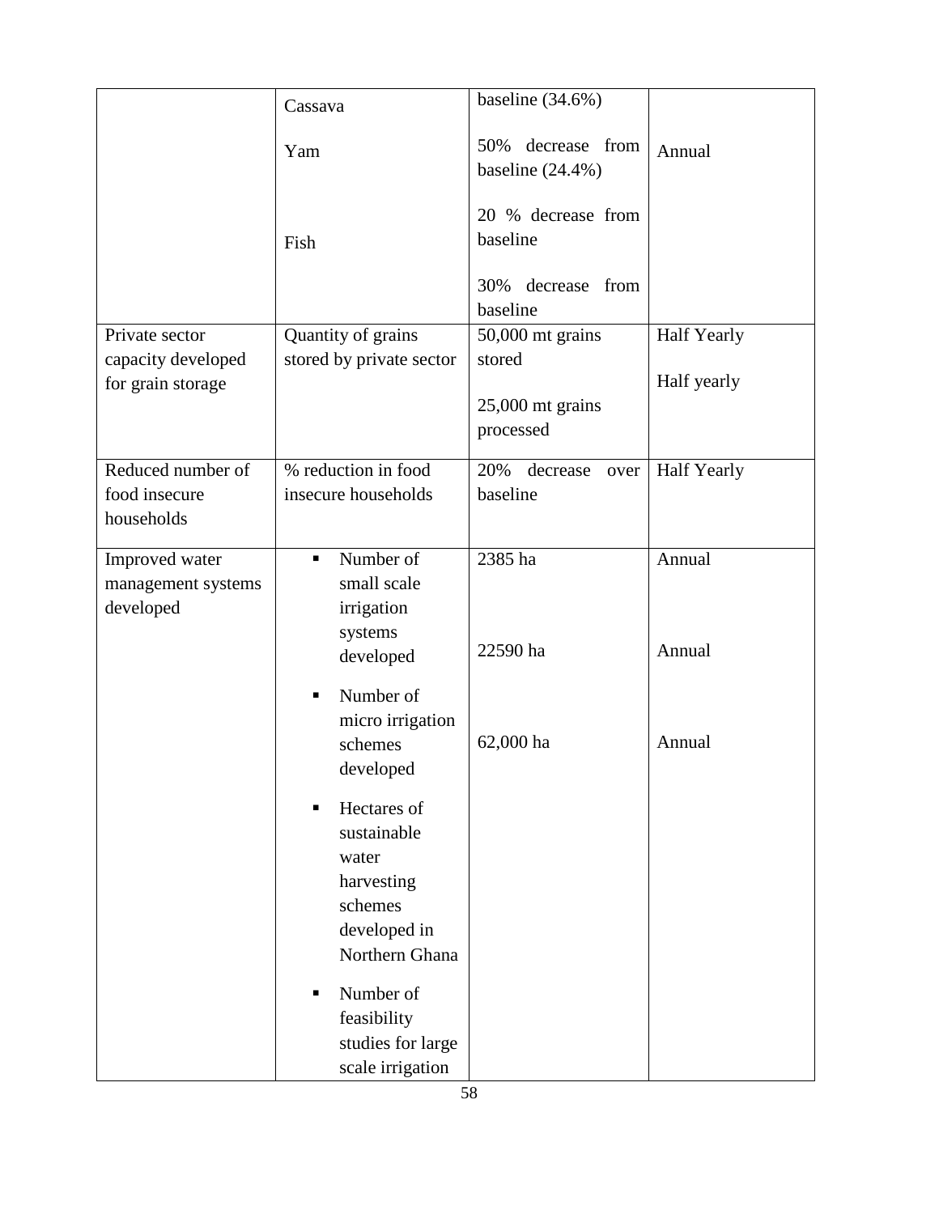| | | | |
|---|---|---|---|
| | Cassava<br><br>Yam<br><br>Fish | baseline (34.6%)<br><br>50% decrease from baseline (24.4%)<br><br>20 % decrease from baseline<br><br>30% decrease from baseline | Annual |
| Private sector capacity developed for grain storage | Quantity of grains stored by private sector | 50,000 mt grains stored<br><br>25,000 mt grains processed | Half Yearly<br><br>Half yearly |
| Reduced number of food insecure households | % reduction in food insecure households | 20% decrease over baseline | Half Yearly |
| Improved water management systems developed | ▪ Number of small scale irrigation systems developed<br><br>▪ Number of micro irrigation schemes developed<br><br>▪ Hectares of sustainable water harvesting schemes developed in Northern Ghana<br><br>▪ Number of feasibility studies for large scale irrigation | 2385 ha<br><br>22590 ha<br><br>62,000 ha | Annual<br><br>Annual<br><br>Annual |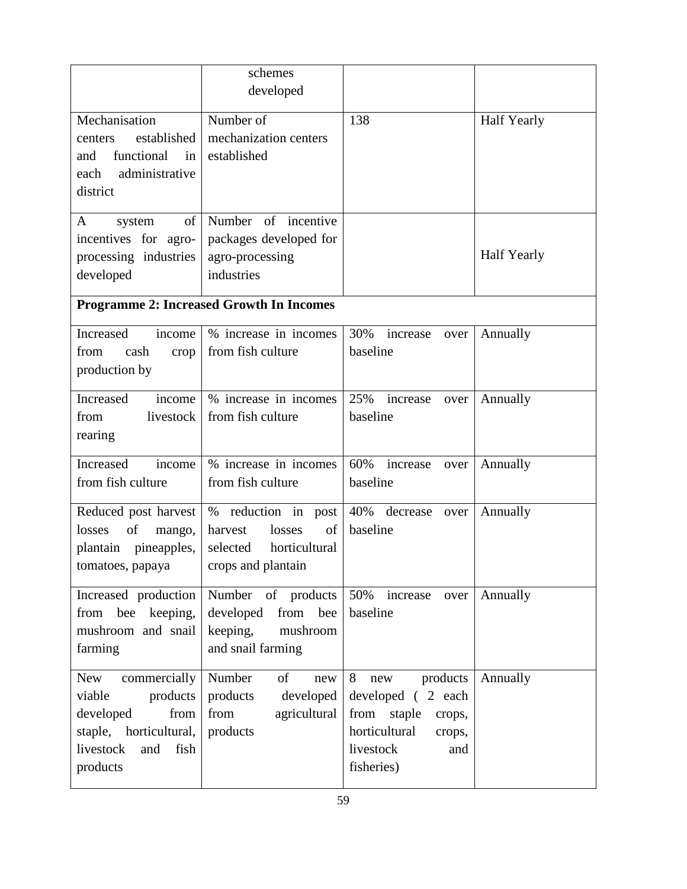| | schemes developed | | |
|---|---|---|---|
| Mechanisation centers established and functional in each administrative district | Number of mechanization centers established | 138 | Half Yearly |
| A system of incentives for agro-processing industries developed | Number of incentive packages developed for agro-processing industries | | Half Yearly |
| **Programme 2: Increased Growth In Incomes** | | | |
| Increased income from cash crop production by | % increase in incomes from fish culture | 30% increase over baseline | Annually |
| Increased income from livestock rearing | % increase in incomes from fish culture | 25% increase over baseline | Annually |
| Increased income from fish culture | % increase in incomes from fish culture | 60% increase over baseline | Annually |
| Reduced post harvest losses of mango, plantain pineapples, tomatoes, papaya | % reduction in post harvest losses of selected horticultural crops and plantain | 40% decrease over baseline | Annually |
| Increased production from bee keeping, mushroom and snail farming | Number of products developed from bee keeping, mushroom and snail farming | 50% increase over baseline | Annually |
| New commercially viable products developed from staple, horticultural, livestock and fish products | Number of new products developed from agricultural products | 8 new products developed ( 2 each from staple crops, horticultural crops, livestock and fisheries) | Annually |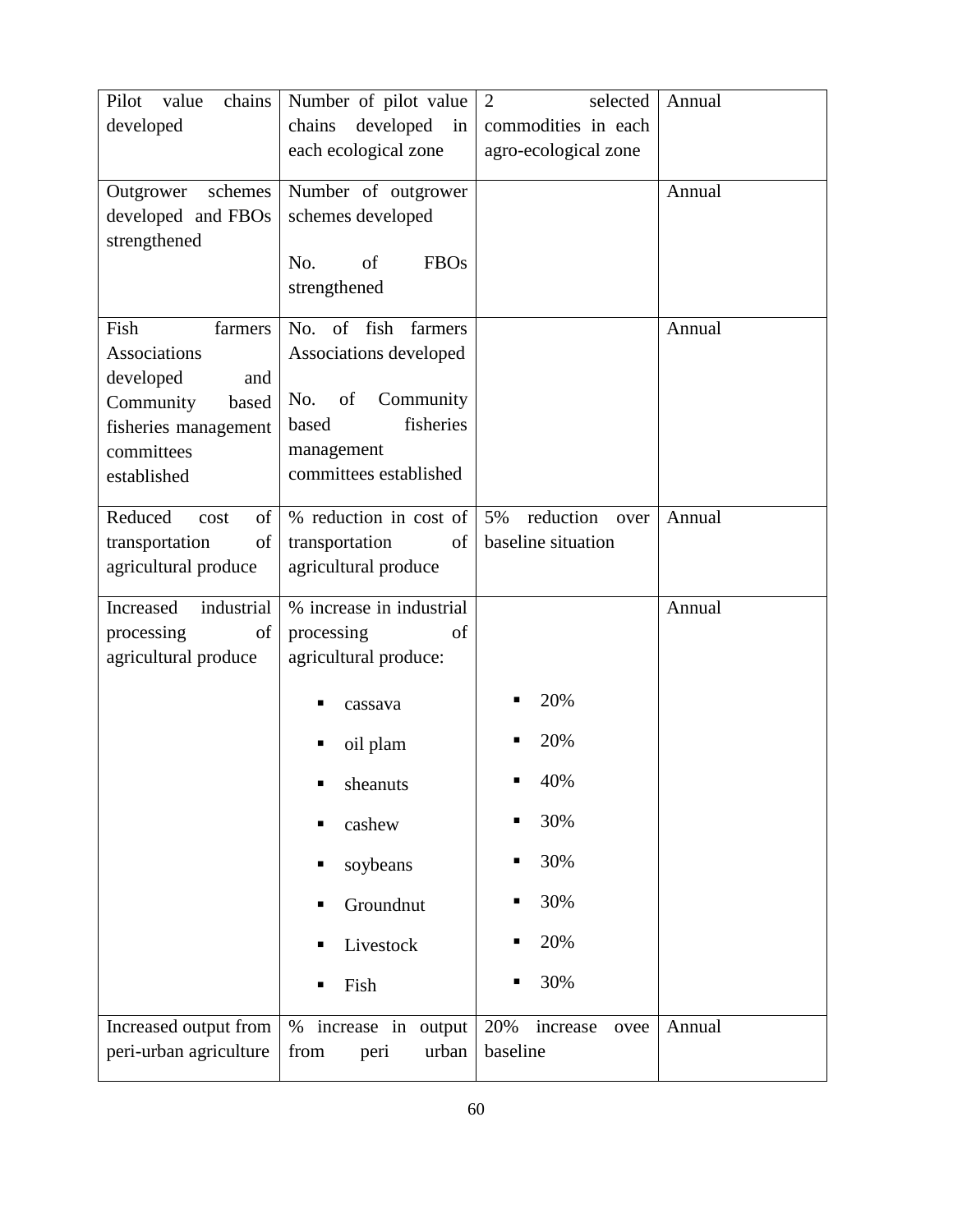| | | | |
|---|---|---|---|
| Pilot value chains developed | Number of pilot value chains developed in each ecological zone | 2 selected commodities in each agro-ecological zone | Annual |
| Outgrower schemes developed and FBOs strengthened | Number of outgrower schemes developed<br><br>No. of FBOs strengthened | | Annual |
| Fish farmers Associations developed and Community based fisheries management committees established | No. of fish farmers Associations developed<br><br>No. of Community based fisheries management committees established | | Annual |
| Reduced cost of transportation of agricultural produce | % reduction in cost of transportation of agricultural produce | 5% reduction over baseline situation | Annual |
| Increased industrial processing of agricultural produce | % increase in industrial processing of agricultural produce:<br>▪ cassava<br>▪ oil plam<br>▪ sheanuts<br>▪ cashew<br>▪ soybeans<br>▪ Groundnut<br>▪ Livestock<br>▪ Fish | <br><br>▪ 20%<br>▪ 20%<br>▪ 40%<br>▪ 30%<br>▪ 30%<br>▪ 30%<br>▪ 20%<br>▪ 30% | Annual |
| Increased output from peri-urban agriculture | % increase in output from peri urban | 20% increase ovee baseline | Annual |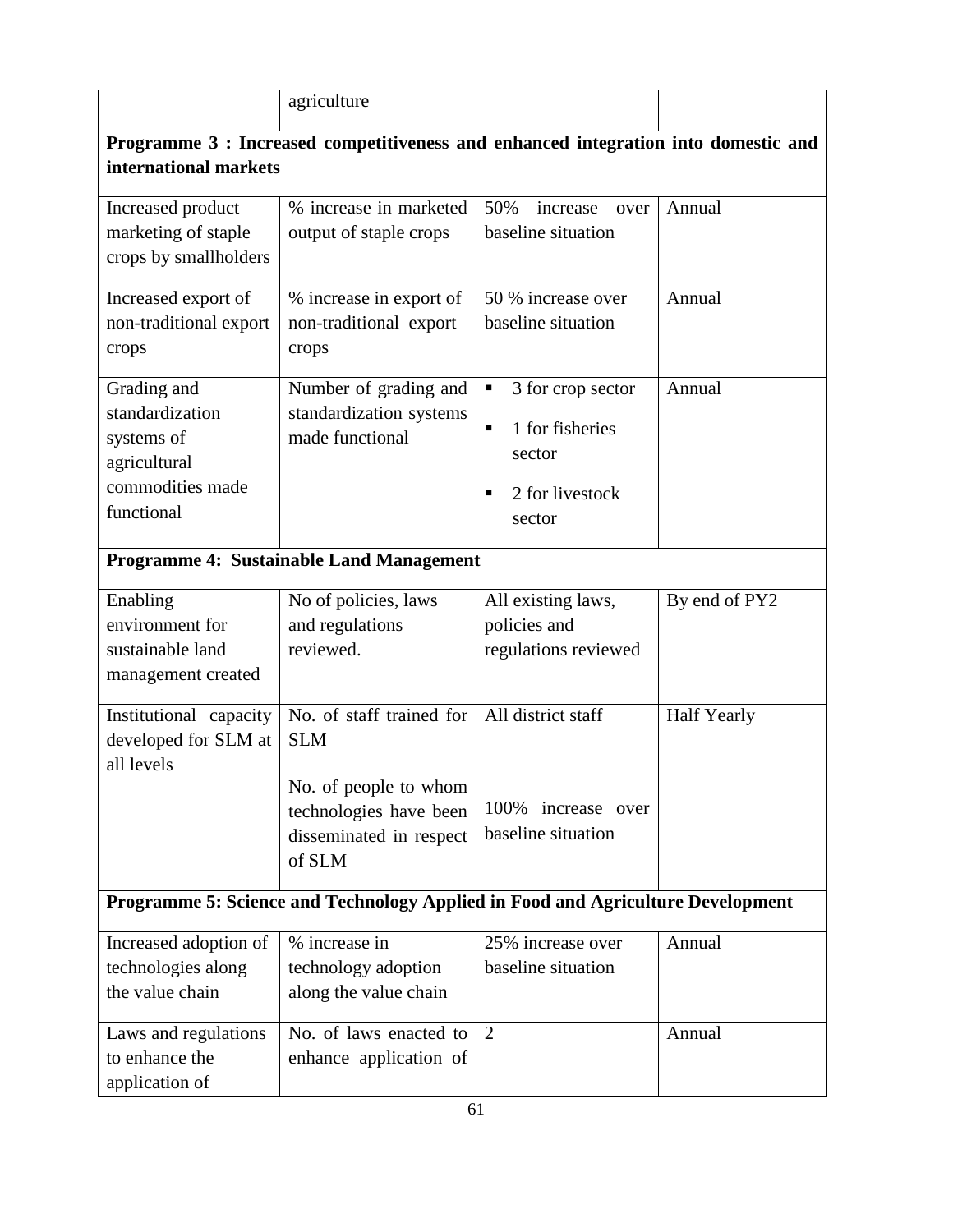|  | agriculture |  |  |
|---|---|---|---|
| **Programme 3 : Increased competitiveness and enhanced integration into domestic and international markets** | | | |
| Increased product marketing of staple crops by smallholders | % increase in marketed output of staple crops | 50% increase over baseline situation | Annual |
| Increased export of non-traditional export crops | % increase in export of non-traditional export crops | 50 % increase over baseline situation | Annual |
| Grading and standardization systems of agricultural commodities made functional | Number of grading and standardization systems made functional | ▪ 3 for crop sector<br>▪ 1 for fisheries sector<br>▪ 2 for livestock sector | Annual |
| **Programme 4: Sustainable Land Management** | | | |
| Enabling environment for sustainable land management created | No of policies, laws and regulations reviewed. | All existing laws, policies and regulations reviewed | By end of PY2 |
| Institutional capacity developed for SLM at all levels | No. of staff trained for SLM<br><br>No. of people to whom technologies have been disseminated in respect of SLM | All district staff<br><br>100% increase over baseline situation | Half Yearly |
| **Programme 5: Science and Technology Applied in Food and Agriculture Development** | | | |
| Increased adoption of technologies along the value chain | % increase in technology adoption along the value chain | 25% increase over baseline situation | Annual |
| Laws and regulations to enhance the application of | No. of laws enacted to enhance application of | 2 | Annual |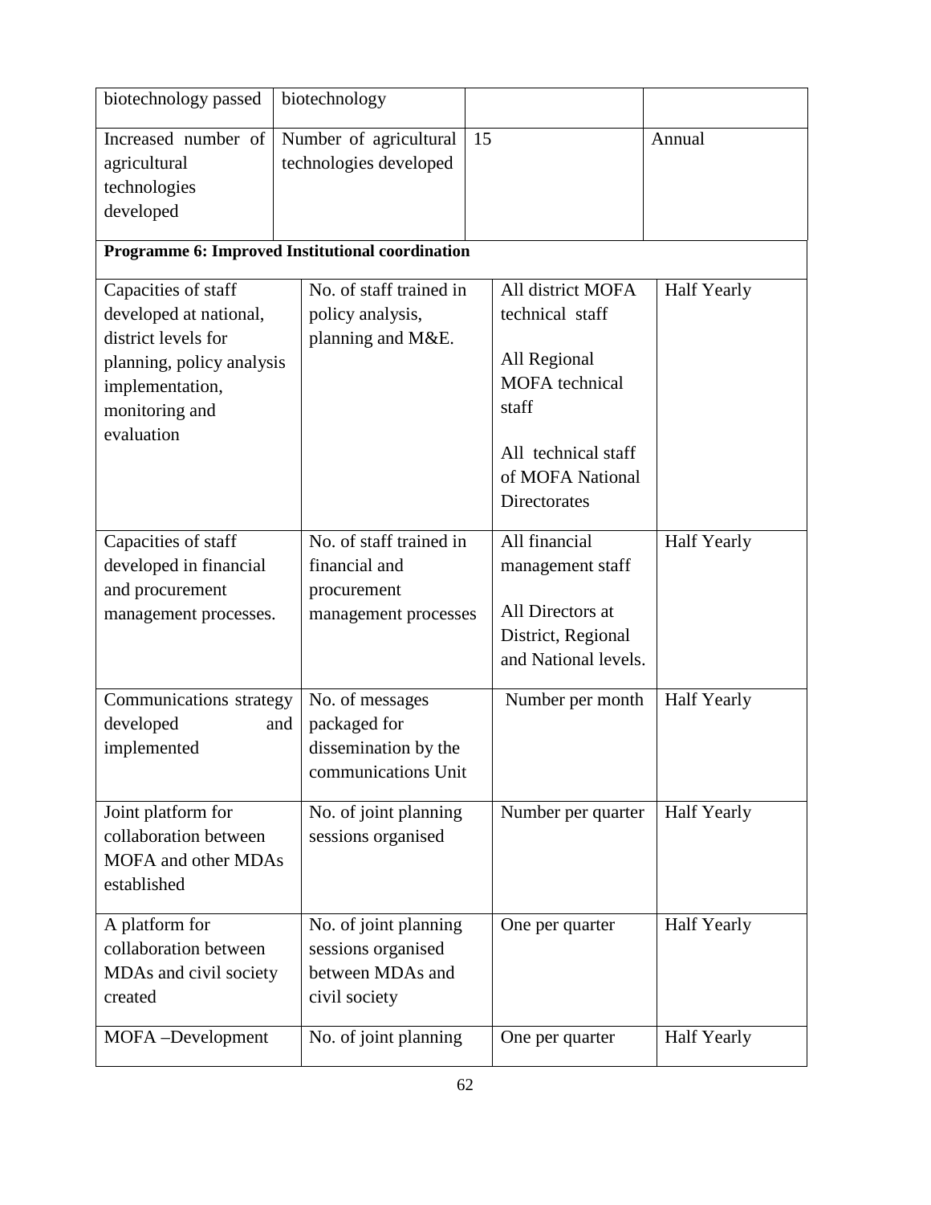| | | | |
|---|---|---|---|
| biotechnology passed | biotechnology | | |
| Increased number of agricultural technologies developed | Number of agricultural technologies developed | 15 | Annual |
| **Programme 6: Improved Institutional coordination** | | | |
| Capacities of staff developed at national, district levels for planning, policy analysis implementation, monitoring and evaluation | No. of staff trained in policy analysis, planning and M&E. | All district MOFA technical staff<br><br>All Regional MOFA technical staff<br><br>All technical staff of MOFA National Directorates | Half Yearly |
| Capacities of staff developed in financial and procurement management processes. | No. of staff trained in financial and procurement management processes | All financial management staff<br><br>All Directors at District, Regional and National levels. | Half Yearly |
| Communications strategy developed and implemented | No. of messages packaged for dissemination by the communications Unit | Number per month | Half Yearly |
| Joint platform for collaboration between MOFA and other MDAs established | No. of joint planning sessions organised | Number per quarter | Half Yearly |
| A platform for collaboration between MDAs and civil society created | No. of joint planning sessions organised between MDAs and civil society | One per quarter | Half Yearly |
| MOFA –Development | No. of joint planning | One per quarter | Half Yearly |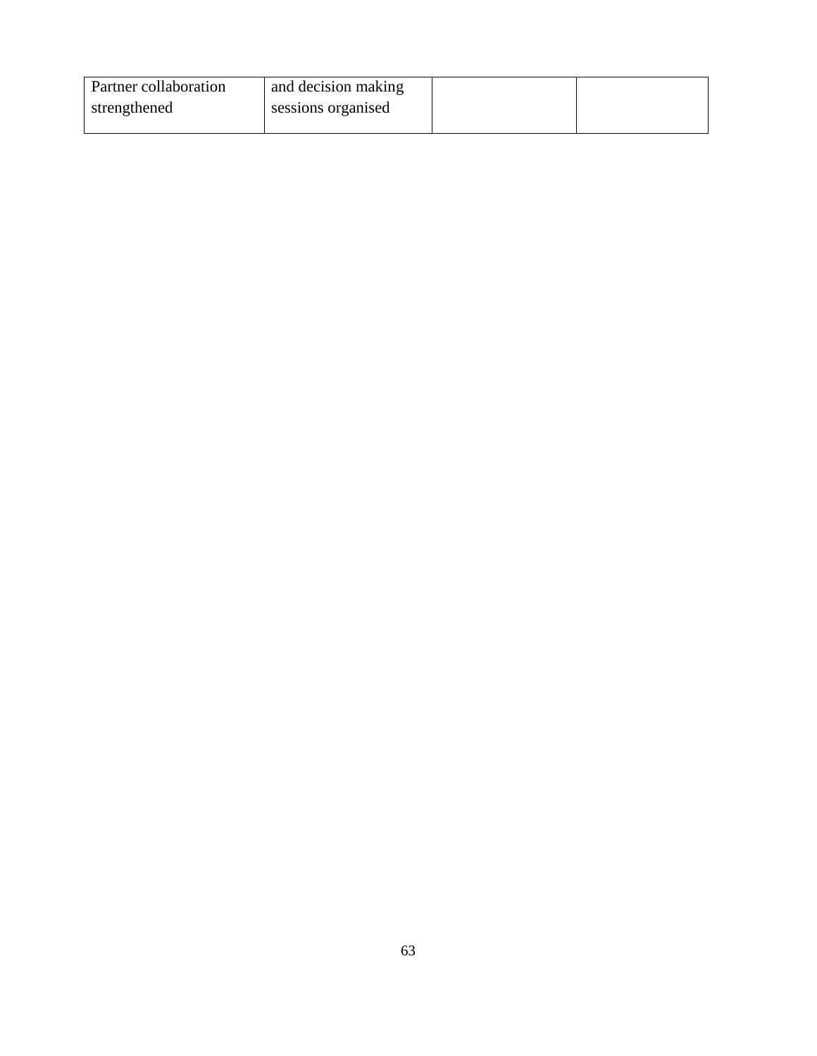| Partner collaboration strengthened | and decision making sessions organised | | |
|---|---|---|---|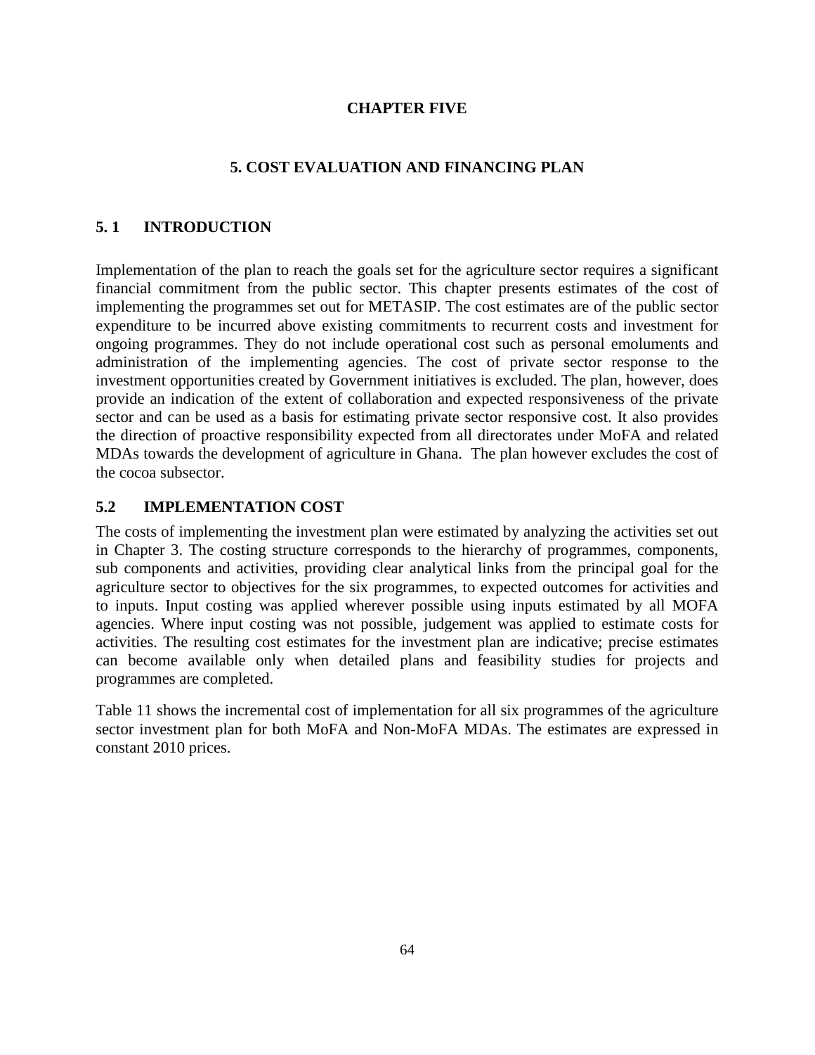# CHAPTER FIVE

## 5. COST EVALUATION AND FINANCING PLAN

### 5. 1 INTRODUCTION

Implementation of the plan to reach the goals set for the agriculture sector requires a significant financial commitment from the public sector. This chapter presents estimates of the cost of implementing the programmes set out for METASIP. The cost estimates are of the public sector expenditure to be incurred above existing commitments to recurrent costs and investment for ongoing programmes. They do not include operational cost such as personal emoluments and administration of the implementing agencies. The cost of private sector response to the investment opportunities created by Government initiatives is excluded. The plan, however, does provide an indication of the extent of collaboration and expected responsiveness of the private sector and can be used as a basis for estimating private sector responsive cost. It also provides the direction of proactive responsibility expected from all directorates under MoFA and related MDAs towards the development of agriculture in Ghana. The plan however excludes the cost of the cocoa subsector.

### 5.2 IMPLEMENTATION COST

The costs of implementing the investment plan were estimated by analyzing the activities set out in Chapter 3. The costing structure corresponds to the hierarchy of programmes, components, sub components and activities, providing clear analytical links from the principal goal for the agriculture sector to objectives for the six programmes, to expected outcomes for activities and to inputs. Input costing was applied wherever possible using inputs estimated by all MOFA agencies. Where input costing was not possible, judgement was applied to estimate costs for activities. The resulting cost estimates for the investment plan are indicative; precise estimates can become available only when detailed plans and feasibility studies for projects and programmes are completed.

Table 11 shows the incremental cost of implementation for all six programmes of the agriculture sector investment plan for both MoFA and Non-MoFA MDAs. The estimates are expressed in constant 2010 prices.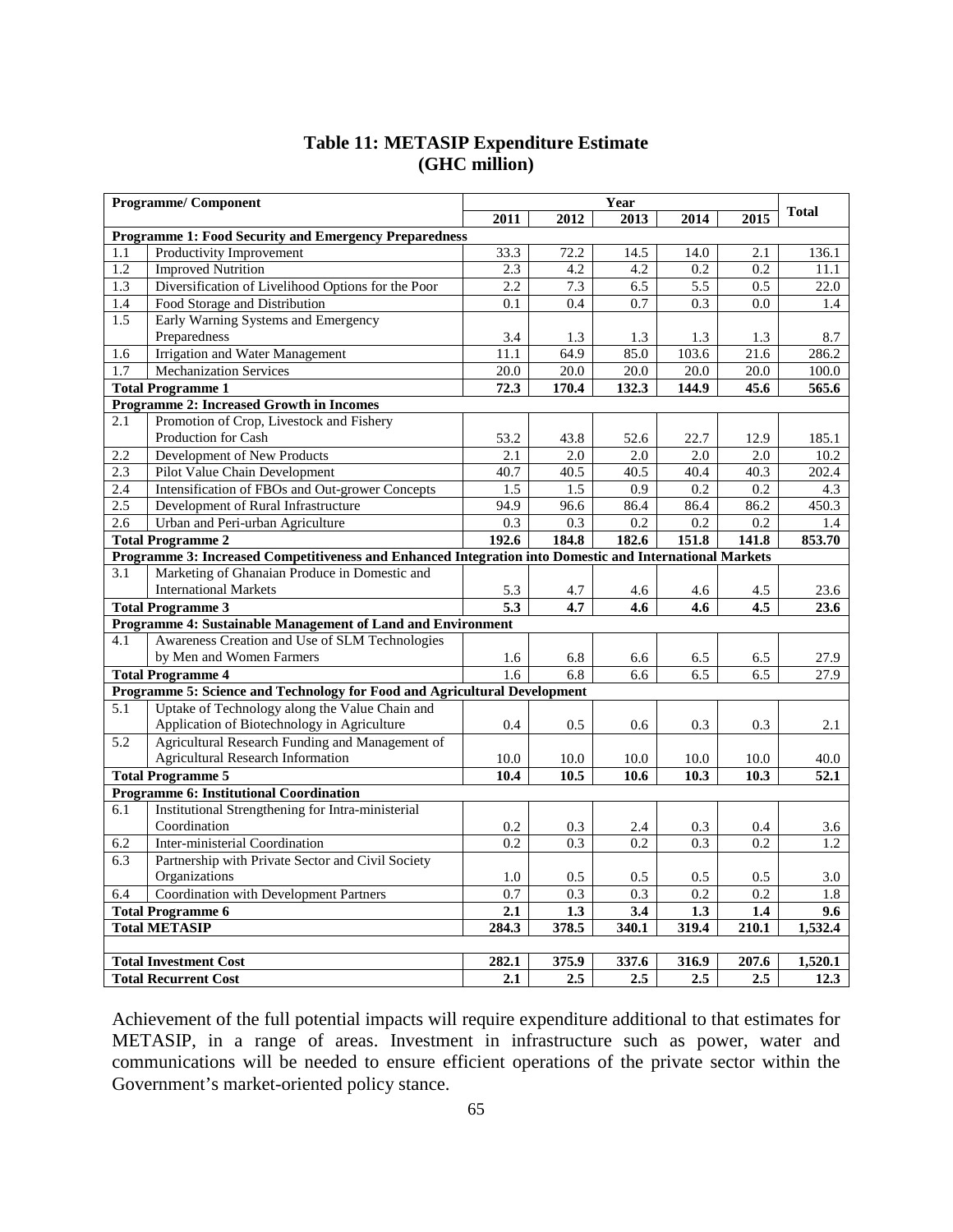**Table 11: METASIP Expenditure Estimate (GHC million)**

| Programme/ Component | | Year | | | | | Total |
|---|---|---|---|---|---|---|---|
| | | 2011 | 2012 | 2013 | 2014 | 2015 | |
| **Programme 1: Food Security and Emergency Preparedness** | | | | | | | |
| 1.1 | Productivity Improvement | 33.3 | 72.2 | 14.5 | 14.0 | 2.1 | 136.1 |
| 1.2 | Improved Nutrition | 2.3 | 4.2 | 4.2 | 0.2 | 0.2 | 11.1 |
| 1.3 | Diversification of Livelihood Options for the Poor | 2.2 | 7.3 | 6.5 | 5.5 | 0.5 | 22.0 |
| 1.4 | Food Storage and Distribution | 0.1 | 0.4 | 0.7 | 0.3 | 0.0 | 1.4 |
| 1.5 | Early Warning Systems and Emergency Preparedness | 3.4 | 1.3 | 1.3 | 1.3 | 1.3 | 8.7 |
| 1.6 | Irrigation and Water Management | 11.1 | 64.9 | 85.0 | 103.6 | 21.6 | 286.2 |
| 1.7 | Mechanization Services | 20.0 | 20.0 | 20.0 | 20.0 | 20.0 | 100.0 |
| **Total Programme 1** | | **72.3** | **170.4** | **132.3** | **144.9** | **45.6** | **565.6** |
| **Programme 2: Increased Growth in Incomes** | | | | | | | |
| 2.1 | Promotion of Crop, Livestock and Fishery Production for Cash | 53.2 | 43.8 | 52.6 | 22.7 | 12.9 | 185.1 |
| 2.2 | Development of New Products | 2.1 | 2.0 | 2.0 | 2.0 | 2.0 | 10.2 |
| 2.3 | Pilot Value Chain Development | 40.7 | 40.5 | 40.5 | 40.4 | 40.3 | 202.4 |
| 2.4 | Intensification of FBOs and Out-grower Concepts | 1.5 | 1.5 | 0.9 | 0.2 | 0.2 | 4.3 |
| 2.5 | Development of Rural Infrastructure | 94.9 | 96.6 | 86.4 | 86.4 | 86.2 | 450.3 |
| 2.6 | Urban and Peri-urban Agriculture | 0.3 | 0.3 | 0.2 | 0.2 | 0.2 | 1.4 |
| **Total Programme 2** | | **192.6** | **184.8** | **182.6** | **151.8** | **141.8** | **853.70** |
| **Programme 3: Increased Competitiveness and Enhanced Integration into Domestic and International Markets** | | | | | | | |
| 3.1 | Marketing of Ghanaian Produce in Domestic and International Markets | 5.3 | 4.7 | 4.6 | 4.6 | 4.5 | 23.6 |
| **Total Programme 3** | | **5.3** | **4.7** | **4.6** | **4.6** | **4.5** | **23.6** |
| **Programme 4: Sustainable Management of Land and Environment** | | | | | | | |
| 4.1 | Awareness Creation and Use of SLM Technologies by Men and Women Farmers | 1.6 | 6.8 | 6.6 | 6.5 | 6.5 | 27.9 |
| **Total Programme 4** | | 1.6 | 6.8 | 6.6 | 6.5 | 6.5 | 27.9 |
| **Programme 5: Science and Technology for Food and Agricultural Development** | | | | | | | |
| 5.1 | Uptake of Technology along the Value Chain and Application of Biotechnology in Agriculture | 0.4 | 0.5 | 0.6 | 0.3 | 0.3 | 2.1 |
| 5.2 | Agricultural Research Funding and Management of Agricultural Research Information | 10.0 | 10.0 | 10.0 | 10.0 | 10.0 | 40.0 |
| **Total Programme 5** | | **10.4** | **10.5** | **10.6** | **10.3** | **10.3** | **52.1** |
| **Programme 6: Institutional Coordination** | | | | | | | |
| 6.1 | Institutional Strengthening for Intra-ministerial Coordination | 0.2 | 0.3 | 2.4 | 0.3 | 0.4 | 3.6 |
| 6.2 | Inter-ministerial Coordination | 0.2 | 0.3 | 0.2 | 0.3 | 0.2 | 1.2 |
| 6.3 | Partnership with Private Sector and Civil Society Organizations | 1.0 | 0.5 | 0.5 | 0.5 | 0.5 | 3.0 |
| 6.4 | Coordination with Development Partners | 0.7 | 0.3 | 0.3 | 0.2 | 0.2 | 1.8 |
| **Total Programme 6** | | **2.1** | **1.3** | **3.4** | **1.3** | **1.4** | **9.6** |
| **Total METASIP** | | **284.3** | **378.5** | **340.1** | **319.4** | **210.1** | **1,532.4** |
| | | | | | | | |
| **Total Investment Cost** | | **282.1** | **375.9** | **337.6** | **316.9** | **207.6** | **1,520.1** |
| **Total Recurrent Cost** | | **2.1** | **2.5** | **2.5** | **2.5** | **2.5** | **12.3** |

Achievement of the full potential impacts will require expenditure additional to that estimates for METASIP, in a range of areas. Investment in infrastructure such as power, water and communications will be needed to ensure efficient operations of the private sector within the Government's market-oriented policy stance.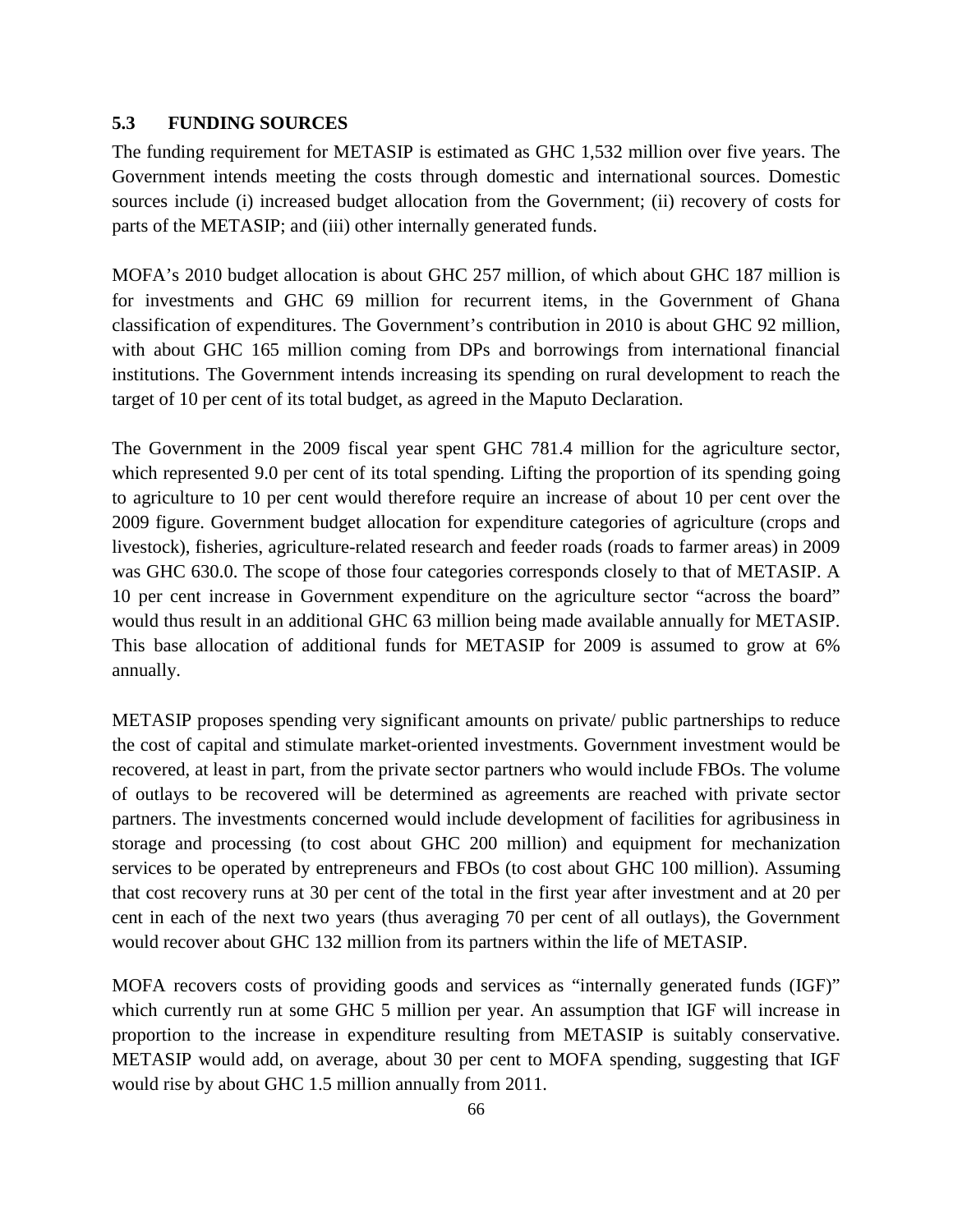### 5.3 FUNDING SOURCES

The funding requirement for METASIP is estimated as GHC 1,532 million over five years. The Government intends meeting the costs through domestic and international sources. Domestic sources include (i) increased budget allocation from the Government; (ii) recovery of costs for parts of the METASIP; and (iii) other internally generated funds.

MOFA's 2010 budget allocation is about GHC 257 million, of which about GHC 187 million is for investments and GHC 69 million for recurrent items, in the Government of Ghana classification of expenditures. The Government's contribution in 2010 is about GHC 92 million, with about GHC 165 million coming from DPs and borrowings from international financial institutions. The Government intends increasing its spending on rural development to reach the target of 10 per cent of its total budget, as agreed in the Maputo Declaration.

The Government in the 2009 fiscal year spent GHC 781.4 million for the agriculture sector, which represented 9.0 per cent of its total spending. Lifting the proportion of its spending going to agriculture to 10 per cent would therefore require an increase of about 10 per cent over the 2009 figure. Government budget allocation for expenditure categories of agriculture (crops and livestock), fisheries, agriculture-related research and feeder roads (roads to farmer areas) in 2009 was GHC 630.0. The scope of those four categories corresponds closely to that of METASIP. A 10 per cent increase in Government expenditure on the agriculture sector "across the board" would thus result in an additional GHC 63 million being made available annually for METASIP. This base allocation of additional funds for METASIP for 2009 is assumed to grow at 6% annually.

METASIP proposes spending very significant amounts on private/ public partnerships to reduce the cost of capital and stimulate market-oriented investments. Government investment would be recovered, at least in part, from the private sector partners who would include FBOs. The volume of outlays to be recovered will be determined as agreements are reached with private sector partners. The investments concerned would include development of facilities for agribusiness in storage and processing (to cost about GHC 200 million) and equipment for mechanization services to be operated by entrepreneurs and FBOs (to cost about GHC 100 million). Assuming that cost recovery runs at 30 per cent of the total in the first year after investment and at 20 per cent in each of the next two years (thus averaging 70 per cent of all outlays), the Government would recover about GHC 132 million from its partners within the life of METASIP.

MOFA recovers costs of providing goods and services as "internally generated funds (IGF)" which currently run at some GHC 5 million per year. An assumption that IGF will increase in proportion to the increase in expenditure resulting from METASIP is suitably conservative. METASIP would add, on average, about 30 per cent to MOFA spending, suggesting that IGF would rise by about GHC 1.5 million annually from 2011.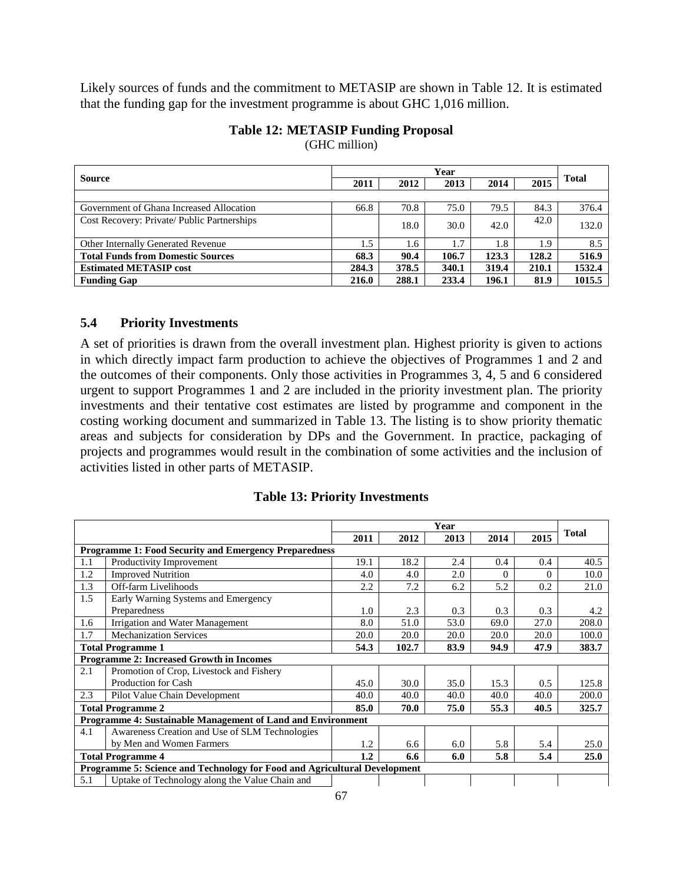Likely sources of funds and the commitment to METASIP are shown in Table 12. It is estimated that the funding gap for the investment programme is about GHC 1,016 million.

**Table 12: METASIP Funding Proposal**
(GHC million)

| Source | Year | | | | | Total |
|---|---|---|---|---|---|---|
| | 2011 | 2012 | 2013 | 2014 | 2015 | |
| Government of Ghana Increased Allocation | 66.8 | 70.8 | 75.0 | 79.5 | 84.3 | 376.4 |
| Cost Recovery: Private/ Public Partnerships | | 18.0 | 30.0 | 42.0 | 42.0 | 132.0 |
| Other Internally Generated Revenue | 1.5 | 1.6 | 1.7 | 1.8 | 1.9 | 8.5 |
| **Total Funds from Domestic Sources** | **68.3** | **90.4** | **106.7** | **123.3** | **128.2** | **516.9** |
| **Estimated METASIP cost** | **284.3** | **378.5** | **340.1** | **319.4** | **210.1** | **1532.4** |
| **Funding Gap** | **216.0** | **288.1** | **233.4** | **196.1** | **81.9** | **1015.5** |

## 5.4 Priority Investments

A set of priorities is drawn from the overall investment plan. Highest priority is given to actions in which directly impact farm production to achieve the objectives of Programmes 1 and 2 and the outcomes of their components. Only those activities in Programmes 3, 4, 5 and 6 considered urgent to support Programmes 1 and 2 are included in the priority investment plan. The priority investments and their tentative cost estimates are listed by programme and component in the costing working document and summarized in Table 13. The listing is to show priority thematic areas and subjects for consideration by DPs and the Government. In practice, packaging of projects and programmes would result in the combination of some activities and the inclusion of activities listed in other parts of METASIP.

**Table 13: Priority Investments**

| | | Year | | | | | Total |
|---|---|---|---|---|---|---|---|
| | | 2011 | 2012 | 2013 | 2014 | 2015 | |
| **Programme 1: Food Security and Emergency Preparedness** | | | | | | | |
| 1.1 | Productivity Improvement | 19.1 | 18.2 | 2.4 | 0.4 | 0.4 | 40.5 |
| 1.2 | Improved Nutrition | 4.0 | 4.0 | 2.0 | 0 | 0 | 10.0 |
| 1.3 | Off-farm Livelihoods | 2.2 | 7.2 | 6.2 | 5.2 | 0.2 | 21.0 |
| 1.5 | Early Warning Systems and Emergency Preparedness | 1.0 | 2.3 | 0.3 | 0.3 | 0.3 | 4.2 |
| 1.6 | Irrigation and Water Management | 8.0 | 51.0 | 53.0 | 69.0 | 27.0 | 208.0 |
| 1.7 | Mechanization Services | 20.0 | 20.0 | 20.0 | 20.0 | 20.0 | 100.0 |
| **Total Programme 1** | | **54.3** | **102.7** | **83.9** | **94.9** | **47.9** | **383.7** |
| **Programme 2: Increased Growth in Incomes** | | | | | | | |
| 2.1 | Promotion of Crop, Livestock and Fishery Production for Cash | 45.0 | 30.0 | 35.0 | 15.3 | 0.5 | 125.8 |
| 2.3 | Pilot Value Chain Development | 40.0 | 40.0 | 40.0 | 40.0 | 40.0 | 200.0 |
| **Total Programme 2** | | **85.0** | **70.0** | **75.0** | **55.3** | **40.5** | **325.7** |
| **Programme 4: Sustainable Management of Land and Environment** | | | | | | | |
| 4.1 | Awareness Creation and Use of SLM Technologies by Men and Women Farmers | 1.2 | 6.6 | 6.0 | 5.8 | 5.4 | 25.0 |
| **Total Programme 4** | | **1.2** | **6.6** | **6.0** | **5.8** | **5.4** | **25.0** |
| **Programme 5: Science and Technology for Food and Agricultural Development** | | | | | | | |
| 5.1 | Uptake of Technology along the Value Chain and | | | | | | |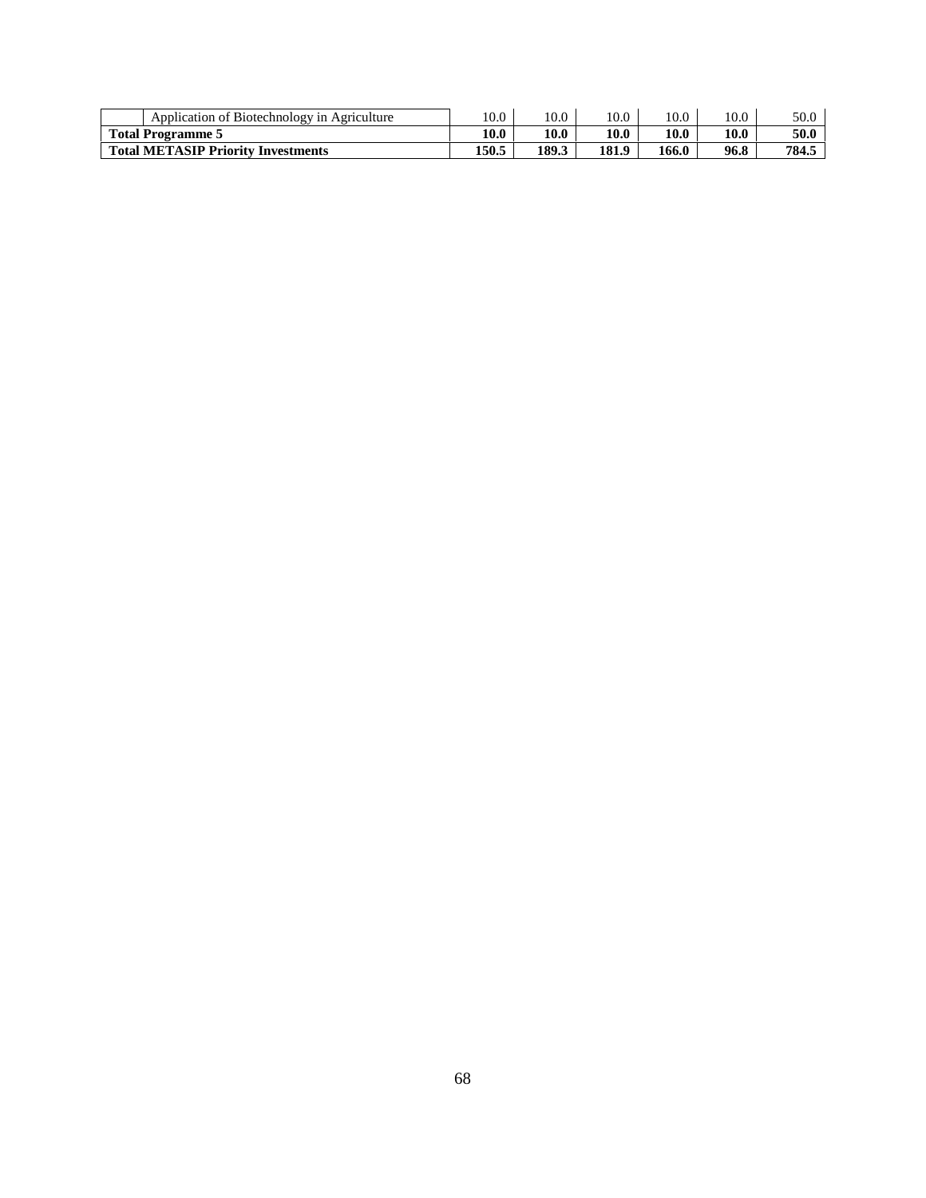| | | | | | | | |
|---|---|---|---|---|---|---|---|
| | Application of Biotechnology in Agriculture | 10.0 | 10.0 | 10.0 | 10.0 | 10.0 | 50.0 |
| **Total Programme 5** | | **10.0** | **10.0** | **10.0** | **10.0** | **10.0** | **50.0** |
| **Total METASIP Priority Investments** | | **150.5** | **189.3** | **181.9** | **166.0** | **96.8** | **784.5** |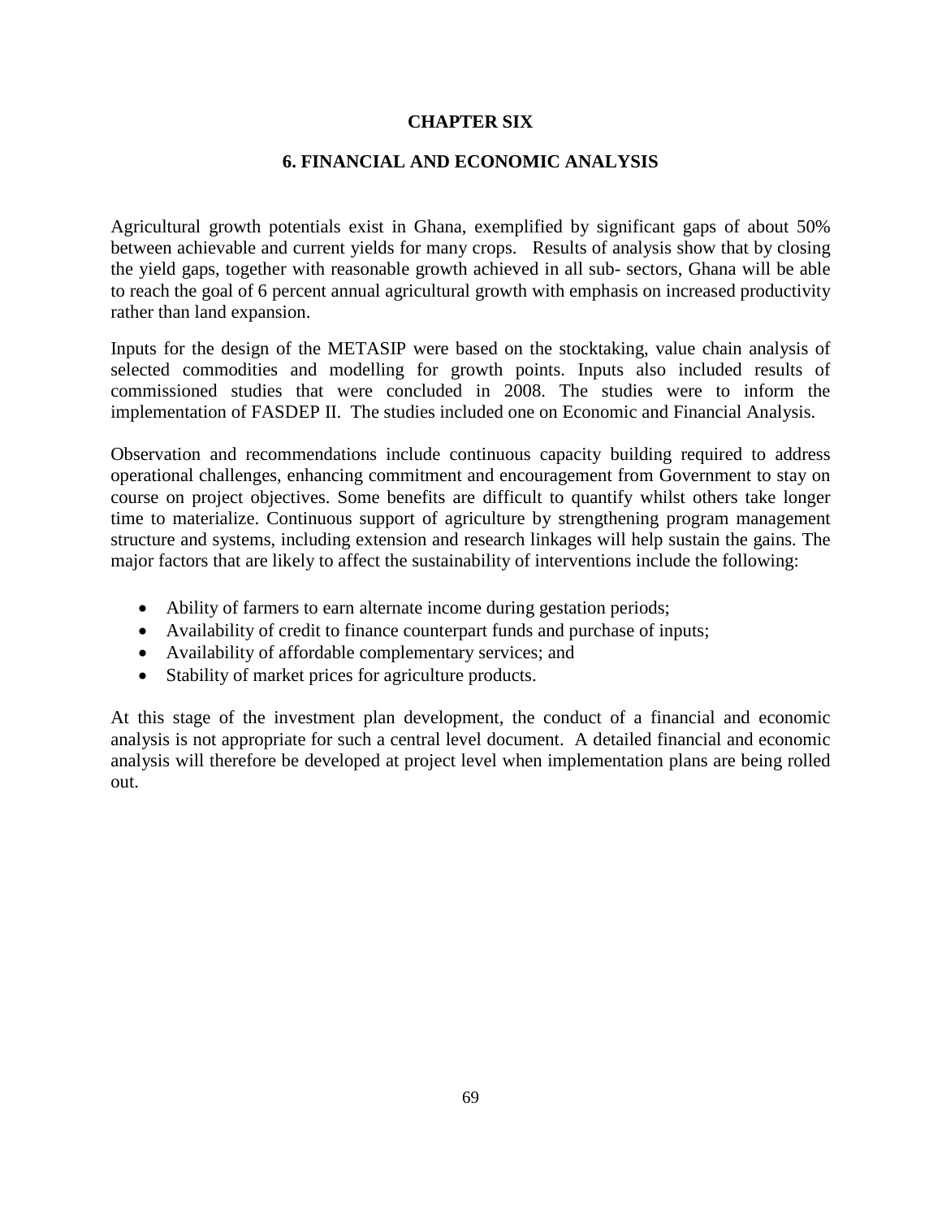# CHAPTER SIX

## 6. FINANCIAL AND ECONOMIC ANALYSIS

Agricultural growth potentials exist in Ghana, exemplified by significant gaps of about 50% between achievable and current yields for many crops. Results of analysis show that by closing the yield gaps, together with reasonable growth achieved in all sub- sectors, Ghana will be able to reach the goal of 6 percent annual agricultural growth with emphasis on increased productivity rather than land expansion.

Inputs for the design of the METASIP were based on the stocktaking, value chain analysis of selected commodities and modelling for growth points. Inputs also included results of commissioned studies that were concluded in 2008. The studies were to inform the implementation of FASDEP II. The studies included one on Economic and Financial Analysis.

Observation and recommendations include continuous capacity building required to address operational challenges, enhancing commitment and encouragement from Government to stay on course on project objectives. Some benefits are difficult to quantify whilst others take longer time to materialize. Continuous support of agriculture by strengthening program management structure and systems, including extension and research linkages will help sustain the gains. The major factors that are likely to affect the sustainability of interventions include the following:

- Ability of farmers to earn alternate income during gestation periods;
- Availability of credit to finance counterpart funds and purchase of inputs;
- Availability of affordable complementary services; and
- Stability of market prices for agriculture products.

At this stage of the investment plan development, the conduct of a financial and economic analysis is not appropriate for such a central level document. A detailed financial and economic analysis will therefore be developed at project level when implementation plans are being rolled out.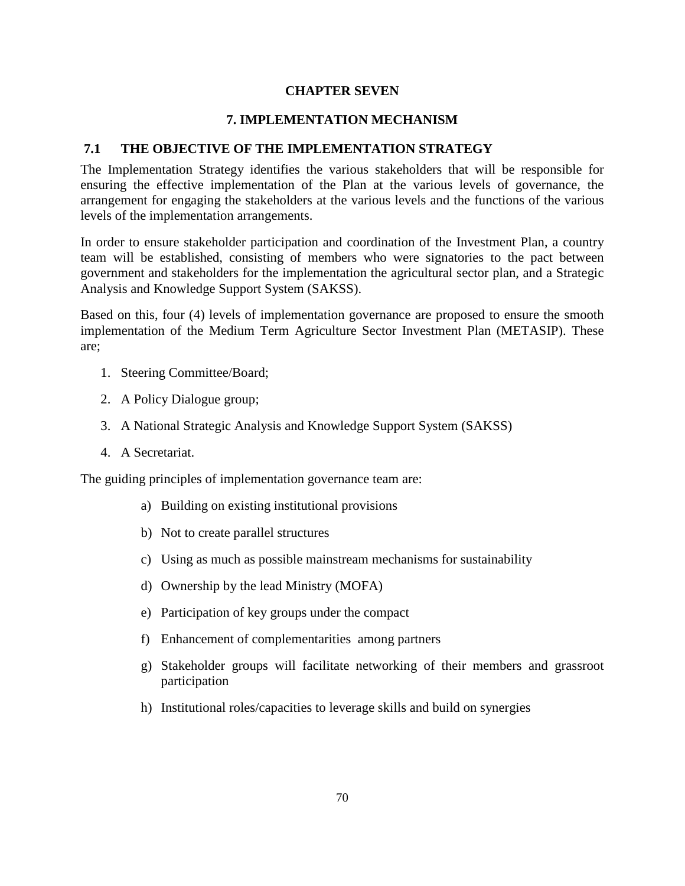# CHAPTER SEVEN

# 7. IMPLEMENTATION MECHANISM

## 7.1 THE OBJECTIVE OF THE IMPLEMENTATION STRATEGY

The Implementation Strategy identifies the various stakeholders that will be responsible for ensuring the effective implementation of the Plan at the various levels of governance, the arrangement for engaging the stakeholders at the various levels and the functions of the various levels of the implementation arrangements.

In order to ensure stakeholder participation and coordination of the Investment Plan, a country team will be established, consisting of members who were signatories to the pact between government and stakeholders for the implementation the agricultural sector plan, and a Strategic Analysis and Knowledge Support System (SAKSS).

Based on this, four (4) levels of implementation governance are proposed to ensure the smooth implementation of the Medium Term Agriculture Sector Investment Plan (METASIP). These are;

1. Steering Committee/Board;
2. A Policy Dialogue group;
3. A National Strategic Analysis and Knowledge Support System (SAKSS)
4. A Secretariat.

The guiding principles of implementation governance team are:

a) Building on existing institutional provisions
b) Not to create parallel structures
c) Using as much as possible mainstream mechanisms for sustainability
d) Ownership by the lead Ministry (MOFA)
e) Participation of key groups under the compact
f) Enhancement of complementarities among partners
g) Stakeholder groups will facilitate networking of their members and grassroot participation
h) Institutional roles/capacities to leverage skills and build on synergies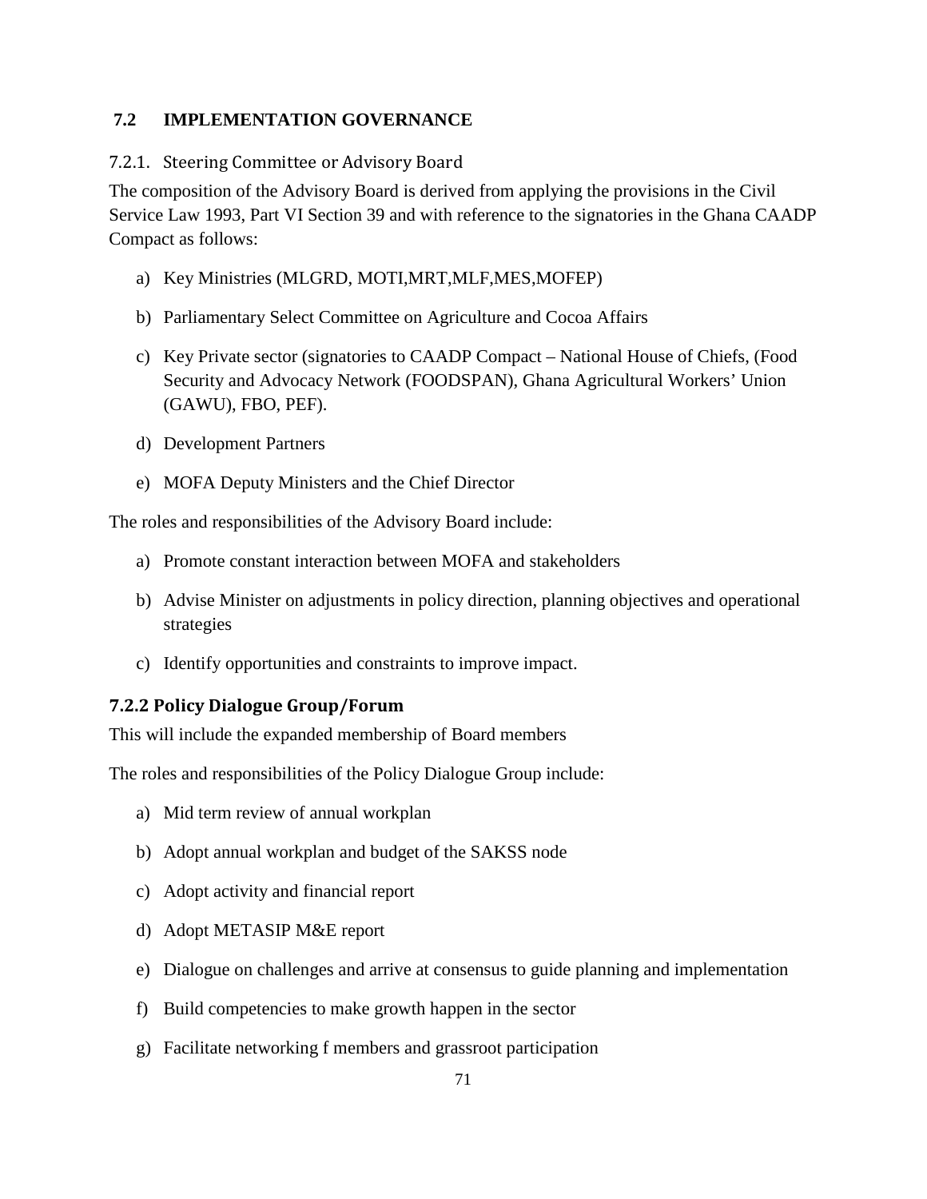## 7.2 IMPLEMENTATION GOVERNANCE

### 7.2.1. Steering Committee or Advisory Board

The composition of the Advisory Board is derived from applying the provisions in the Civil Service Law 1993, Part VI Section 39 and with reference to the signatories in the Ghana CAADP Compact as follows:

a) Key Ministries (MLGRD, MOTI,MRT,MLF,MES,MOFEP)

b) Parliamentary Select Committee on Agriculture and Cocoa Affairs

c) Key Private sector (signatories to CAADP Compact – National House of Chiefs, (Food Security and Advocacy Network (FOODSPAN), Ghana Agricultural Workers' Union (GAWU), FBO, PEF).

d) Development Partners

e) MOFA Deputy Ministers and the Chief Director

The roles and responsibilities of the Advisory Board include:

a) Promote constant interaction between MOFA and stakeholders

b) Advise Minister on adjustments in policy direction, planning objectives and operational strategies

c) Identify opportunities and constraints to improve impact.

### 7.2.2 Policy Dialogue Group/Forum

This will include the expanded membership of Board members

The roles and responsibilities of the Policy Dialogue Group include:

a) Mid term review of annual workplan

b) Adopt annual workplan and budget of the SAKSS node

c) Adopt activity and financial report

d) Adopt METASIP M&E report

e) Dialogue on challenges and arrive at consensus to guide planning and implementation

f) Build competencies to make growth happen in the sector

g) Facilitate networking f members and grassroot participation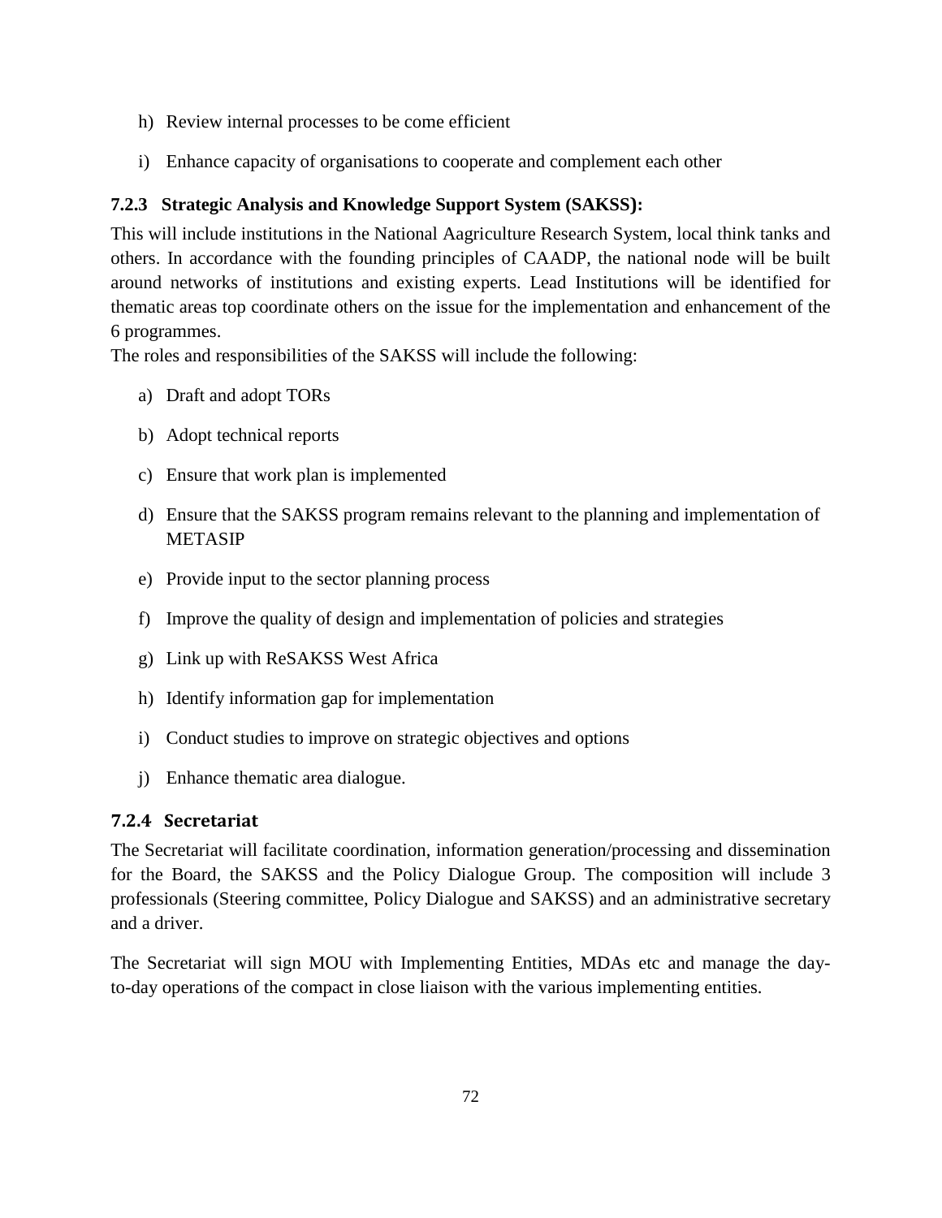h) Review internal processes to be come efficient

i) Enhance capacity of organisations to cooperate and complement each other

### 7.2.3 Strategic Analysis and Knowledge Support System (SAKSS):

This will include institutions in the National Aagriculture Research System, local think tanks and others. In accordance with the founding principles of CAADP, the national node will be built around networks of institutions and existing experts. Lead Institutions will be identified for thematic areas top coordinate others on the issue for the implementation and enhancement of the 6 programmes.

The roles and responsibilities of the SAKSS will include the following:

a) Draft and adopt TORs

b) Adopt technical reports

c) Ensure that work plan is implemented

d) Ensure that the SAKSS program remains relevant to the planning and implementation of METASIP

e) Provide input to the sector planning process

f) Improve the quality of design and implementation of policies and strategies

g) Link up with ReSAKSS West Africa

h) Identify information gap for implementation

i) Conduct studies to improve on strategic objectives and options

j) Enhance thematic area dialogue.

### 7.2.4 Secretariat

The Secretariat will facilitate coordination, information generation/processing and dissemination for the Board, the SAKSS and the Policy Dialogue Group. The composition will include 3 professionals (Steering committee, Policy Dialogue and SAKSS) and an administrative secretary and a driver.

The Secretariat will sign MOU with Implementing Entities, MDAs etc and manage the day-to-day operations of the compact in close liaison with the various implementing entities.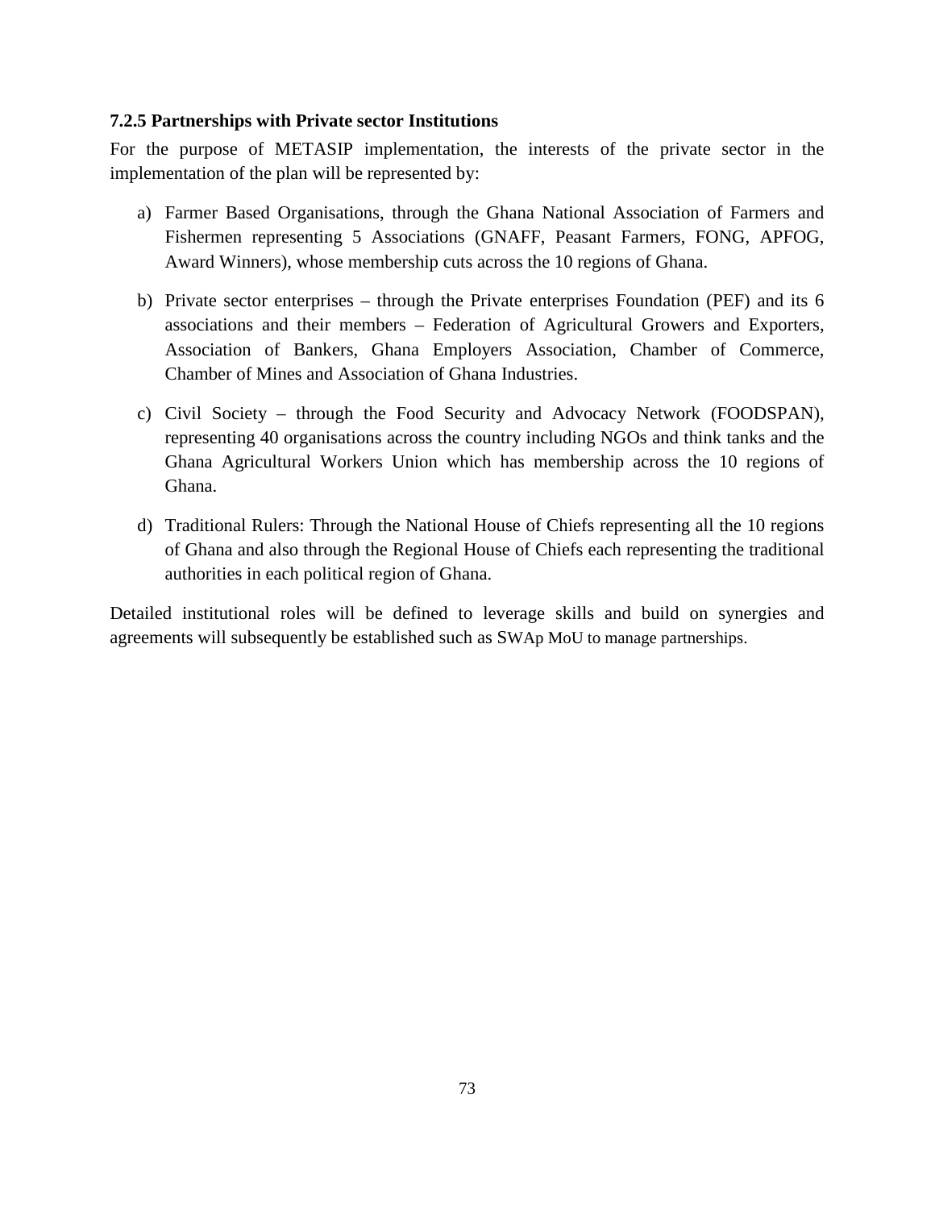### 7.2.5 Partnerships with Private sector Institutions

For the purpose of METASIP implementation, the interests of the private sector in the implementation of the plan will be represented by:

a) Farmer Based Organisations, through the Ghana National Association of Farmers and Fishermen representing 5 Associations (GNAFF, Peasant Farmers, FONG, APFOG, Award Winners), whose membership cuts across the 10 regions of Ghana.

b) Private sector enterprises – through the Private enterprises Foundation (PEF) and its 6 associations and their members – Federation of Agricultural Growers and Exporters, Association of Bankers, Ghana Employers Association, Chamber of Commerce, Chamber of Mines and Association of Ghana Industries.

c) Civil Society – through the Food Security and Advocacy Network (FOODSPAN), representing 40 organisations across the country including NGOs and think tanks and the Ghana Agricultural Workers Union which has membership across the 10 regions of Ghana.

d) Traditional Rulers: Through the National House of Chiefs representing all the 10 regions of Ghana and also through the Regional House of Chiefs each representing the traditional authorities in each political region of Ghana.

Detailed institutional roles will be defined to leverage skills and build on synergies and agreements will subsequently be established such as SWAp MoU to manage partnerships.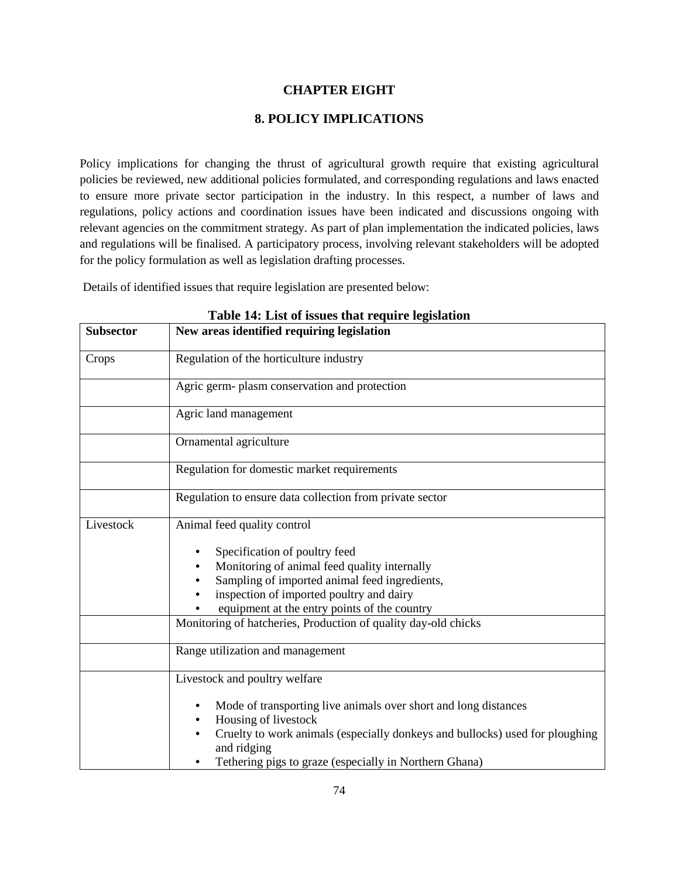# CHAPTER EIGHT

## 8. POLICY IMPLICATIONS

Policy implications for changing the thrust of agricultural growth require that existing agricultural policies be reviewed, new additional policies formulated, and corresponding regulations and laws enacted to ensure more private sector participation in the industry. In this respect, a number of laws and regulations, policy actions and coordination issues have been indicated and discussions ongoing with relevant agencies on the commitment strategy. As part of plan implementation the indicated policies, laws and regulations will be finalised. A participatory process, involving relevant stakeholders will be adopted for the policy formulation as well as legislation drafting processes.

Details of identified issues that require legislation are presented below:

**Table 14: List of issues that require legislation**

| Subsector | New areas identified requiring legislation |
|---|---|
| Crops | Regulation of the horticulture industry |
| | Agric germ- plasm conservation and protection |
| | Agric land management |
| | Ornamental agriculture |
| | Regulation for domestic market requirements |
| | Regulation to ensure data collection from private sector |
| Livestock | Animal feed quality control<br>• Specification of poultry feed<br>• Monitoring of animal feed quality internally<br>• Sampling of imported animal feed ingredients,<br>• inspection of imported poultry and dairy<br>• equipment at the entry points of the country |
| | Monitoring of hatcheries, Production of quality day-old chicks |
| | Range utilization and management |
| | Livestock and poultry welfare<br>• Mode of transporting live animals over short and long distances<br>• Housing of livestock<br>• Cruelty to work animals (especially donkeys and bullocks) used for ploughing and ridging<br>• Tethering pigs to graze (especially in Northern Ghana) |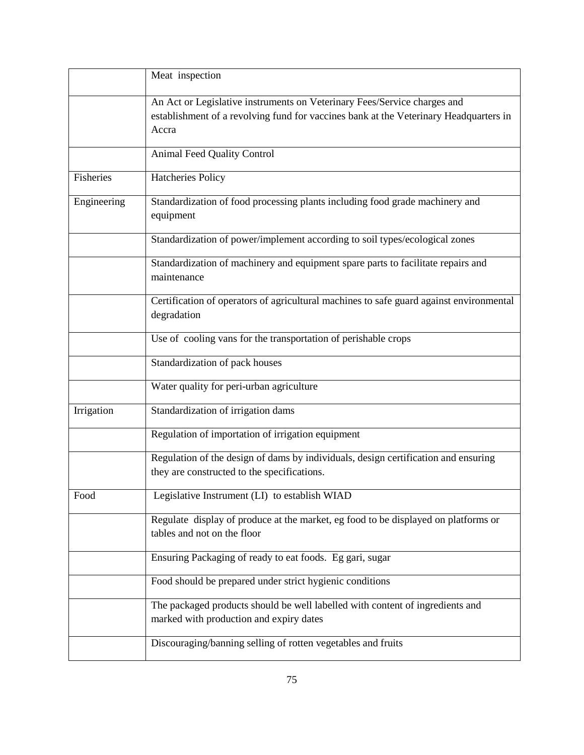| | |
|---|---|
| | Meat inspection |
| | An Act or Legislative instruments on Veterinary Fees/Service charges and establishment of a revolving fund for vaccines bank at the Veterinary Headquarters in Accra |
| | Animal Feed Quality Control |
| Fisheries | Hatcheries Policy |
| Engineering | Standardization of food processing plants including food grade machinery and equipment |
| | Standardization of power/implement according to soil types/ecological zones |
| | Standardization of machinery and equipment spare parts to facilitate repairs and maintenance |
| | Certification of operators of agricultural machines to safe guard against environmental degradation |
| | Use of cooling vans for the transportation of perishable crops |
| | Standardization of pack houses |
| | Water quality for peri-urban agriculture |
| Irrigation | Standardization of irrigation dams |
| | Regulation of importation of irrigation equipment |
| | Regulation of the design of dams by individuals, design certification and ensuring they are constructed to the specifications. |
| Food | Legislative Instrument (LI) to establish WIAD |
| | Regulate display of produce at the market, eg food to be displayed on platforms or tables and not on the floor |
| | Ensuring Packaging of ready to eat foods. Eg gari, sugar |
| | Food should be prepared under strict hygienic conditions |
| | The packaged products should be well labelled with content of ingredients and marked with production and expiry dates |
| | Discouraging/banning selling of rotten vegetables and fruits |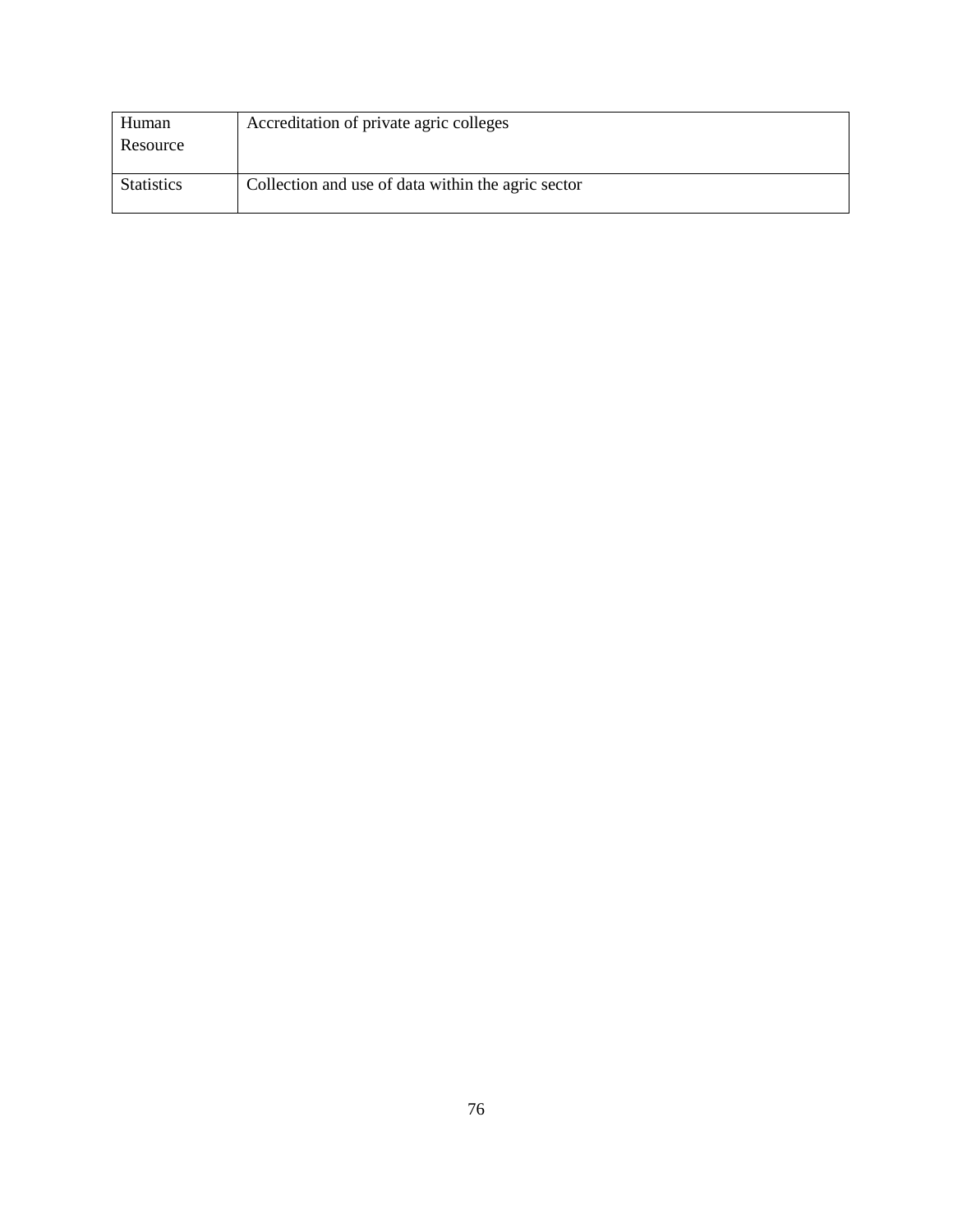| Human Resource | Accreditation of private agric colleges |
| --- | --- |
| Statistics | Collection and use of data within the agric sector |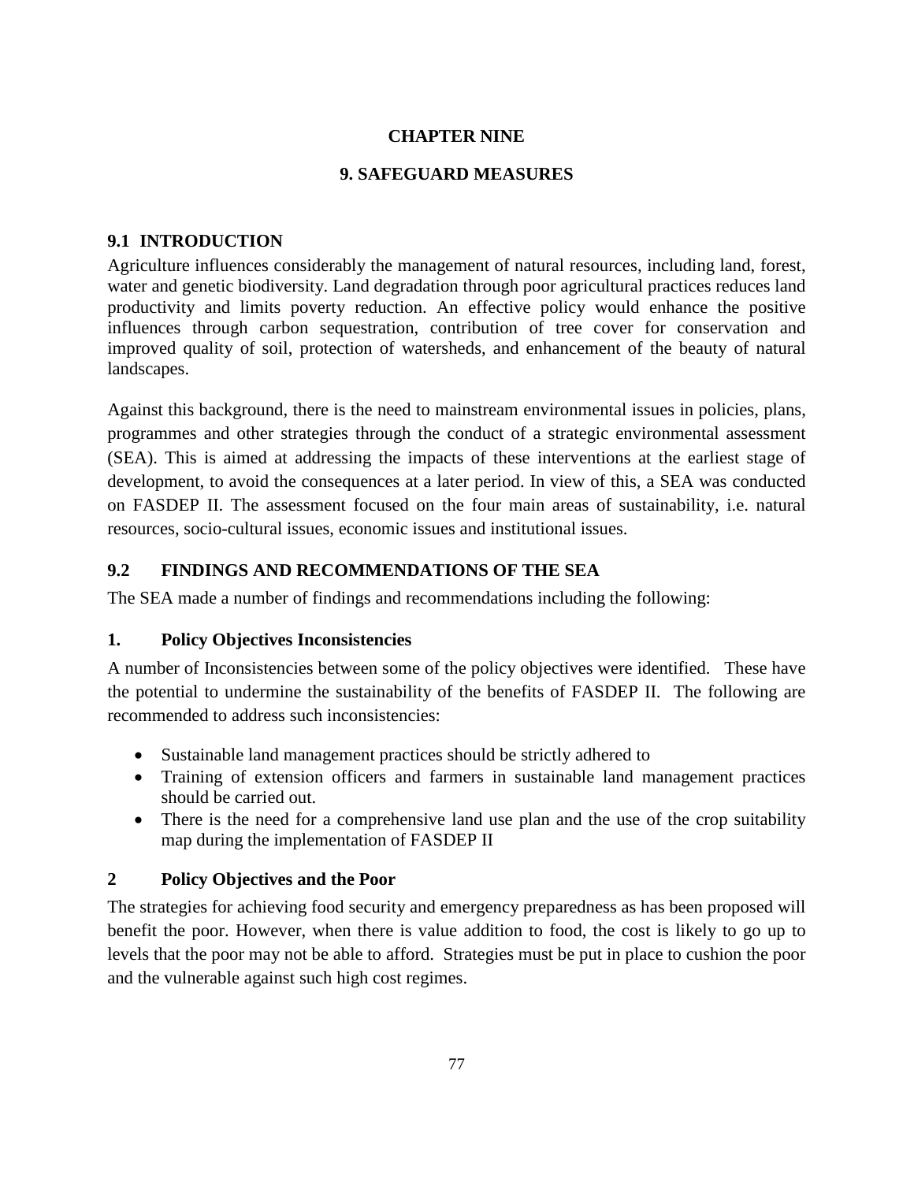# CHAPTER NINE

# 9. SAFEGUARD MEASURES

## 9.1 INTRODUCTION

Agriculture influences considerably the management of natural resources, including land, forest, water and genetic biodiversity. Land degradation through poor agricultural practices reduces land productivity and limits poverty reduction. An effective policy would enhance the positive influences through carbon sequestration, contribution of tree cover for conservation and improved quality of soil, protection of watersheds, and enhancement of the beauty of natural landscapes.

Against this background, there is the need to mainstream environmental issues in policies, plans, programmes and other strategies through the conduct of a strategic environmental assessment (SEA). This is aimed at addressing the impacts of these interventions at the earliest stage of development, to avoid the consequences at a later period. In view of this, a SEA was conducted on FASDEP II. The assessment focused on the four main areas of sustainability, i.e. natural resources, socio-cultural issues, economic issues and institutional issues.

## 9.2 FINDINGS AND RECOMMENDATIONS OF THE SEA

The SEA made a number of findings and recommendations including the following:

### 1. Policy Objectives Inconsistencies

A number of Inconsistencies between some of the policy objectives were identified. These have the potential to undermine the sustainability of the benefits of FASDEP II. The following are recommended to address such inconsistencies:

- Sustainable land management practices should be strictly adhered to
- Training of extension officers and farmers in sustainable land management practices should be carried out.
- There is the need for a comprehensive land use plan and the use of the crop suitability map during the implementation of FASDEP II

### 2 Policy Objectives and the Poor

The strategies for achieving food security and emergency preparedness as has been proposed will benefit the poor. However, when there is value addition to food, the cost is likely to go up to levels that the poor may not be able to afford. Strategies must be put in place to cushion the poor and the vulnerable against such high cost regimes.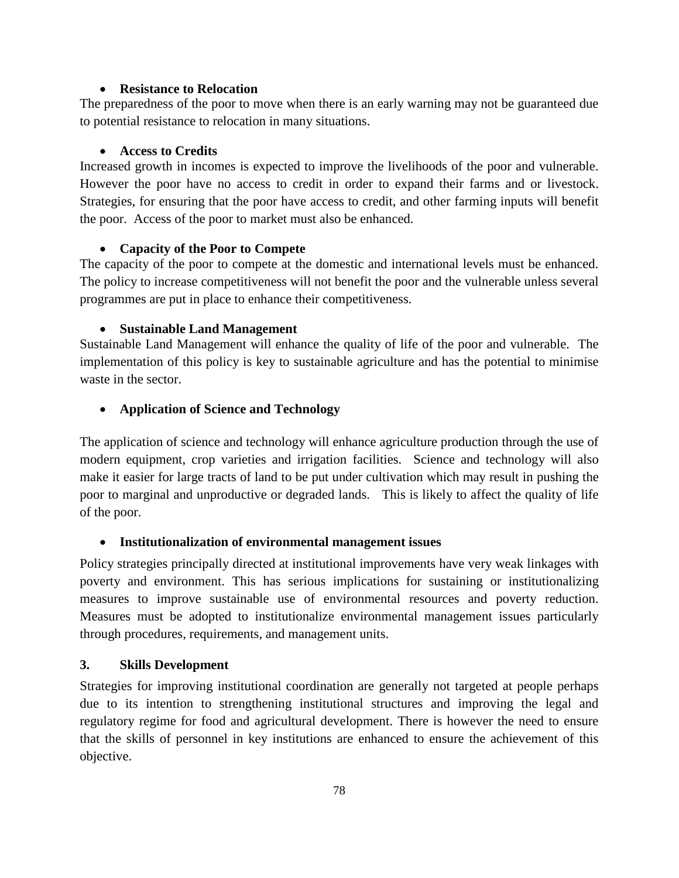- **Resistance to Relocation**

The preparedness of the poor to move when there is an early warning may not be guaranteed due to potential resistance to relocation in many situations.

- **Access to Credits**

Increased growth in incomes is expected to improve the livelihoods of the poor and vulnerable. However the poor have no access to credit in order to expand their farms and or livestock. Strategies, for ensuring that the poor have access to credit, and other farming inputs will benefit the poor. Access of the poor to market must also be enhanced.

- **Capacity of the Poor to Compete**

The capacity of the poor to compete at the domestic and international levels must be enhanced. The policy to increase competitiveness will not benefit the poor and the vulnerable unless several programmes are put in place to enhance their competitiveness.

- **Sustainable Land Management**

Sustainable Land Management will enhance the quality of life of the poor and vulnerable. The implementation of this policy is key to sustainable agriculture and has the potential to minimise waste in the sector.

- **Application of Science and Technology**

The application of science and technology will enhance agriculture production through the use of modern equipment, crop varieties and irrigation facilities. Science and technology will also make it easier for large tracts of land to be put under cultivation which may result in pushing the poor to marginal and unproductive or degraded lands. This is likely to affect the quality of life of the poor.

- **Institutionalization of environmental management issues**

Policy strategies principally directed at institutional improvements have very weak linkages with poverty and environment. This has serious implications for sustaining or institutionalizing measures to improve sustainable use of environmental resources and poverty reduction. Measures must be adopted to institutionalize environmental management issues particularly through procedures, requirements, and management units.

### 3. Skills Development

Strategies for improving institutional coordination are generally not targeted at people perhaps due to its intention to strengthening institutional structures and improving the legal and regulatory regime for food and agricultural development. There is however the need to ensure that the skills of personnel in key institutions are enhanced to ensure the achievement of this objective.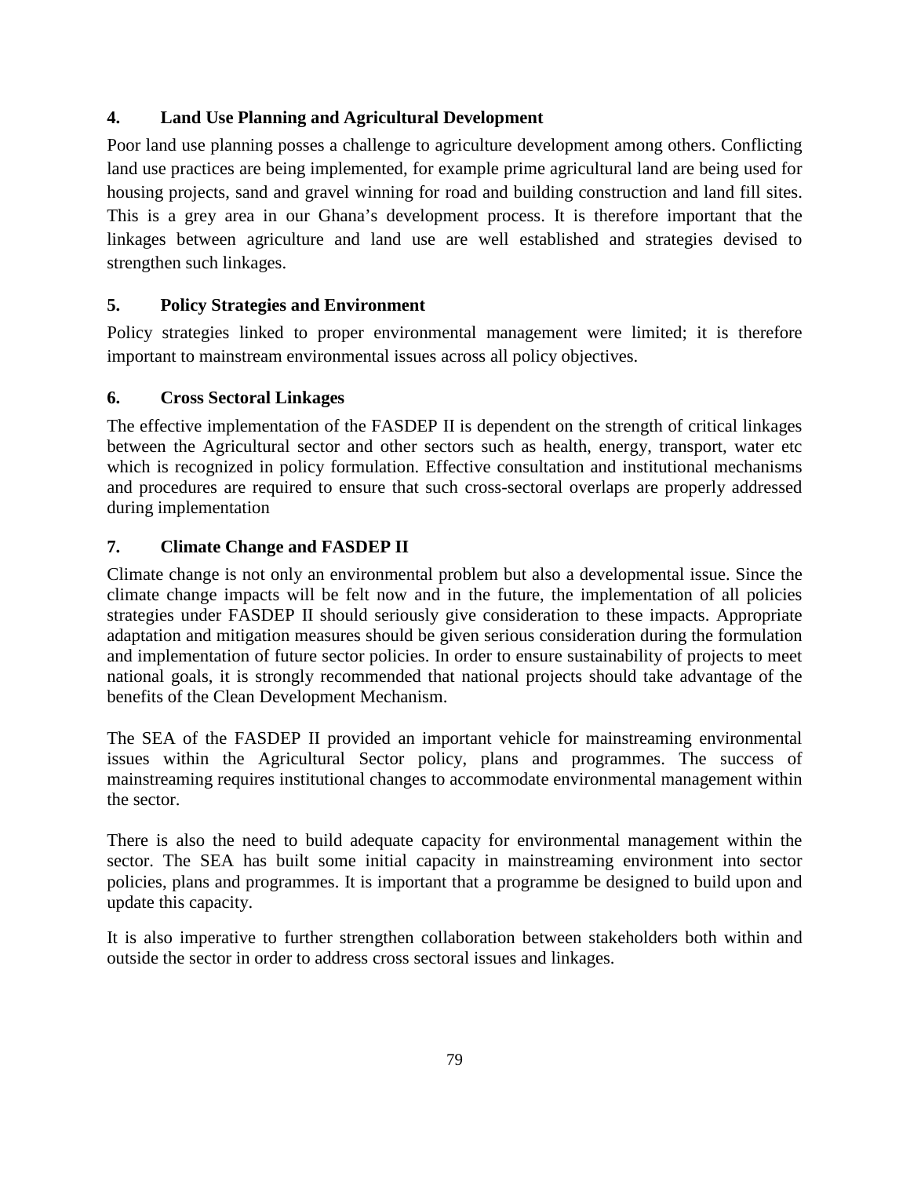### 4. Land Use Planning and Agricultural Development

Poor land use planning posses a challenge to agriculture development among others. Conflicting land use practices are being implemented, for example prime agricultural land are being used for housing projects, sand and gravel winning for road and building construction and land fill sites. This is a grey area in our Ghana's development process. It is therefore important that the linkages between agriculture and land use are well established and strategies devised to strengthen such linkages.

### 5. Policy Strategies and Environment

Policy strategies linked to proper environmental management were limited; it is therefore important to mainstream environmental issues across all policy objectives.

### 6. Cross Sectoral Linkages

The effective implementation of the FASDEP II is dependent on the strength of critical linkages between the Agricultural sector and other sectors such as health, energy, transport, water etc which is recognized in policy formulation. Effective consultation and institutional mechanisms and procedures are required to ensure that such cross-sectoral overlaps are properly addressed during implementation

### 7. Climate Change and FASDEP II

Climate change is not only an environmental problem but also a developmental issue. Since the climate change impacts will be felt now and in the future, the implementation of all policies strategies under FASDEP II should seriously give consideration to these impacts. Appropriate adaptation and mitigation measures should be given serious consideration during the formulation and implementation of future sector policies. In order to ensure sustainability of projects to meet national goals, it is strongly recommended that national projects should take advantage of the benefits of the Clean Development Mechanism.

The SEA of the FASDEP II provided an important vehicle for mainstreaming environmental issues within the Agricultural Sector policy, plans and programmes. The success of mainstreaming requires institutional changes to accommodate environmental management within the sector.

There is also the need to build adequate capacity for environmental management within the sector. The SEA has built some initial capacity in mainstreaming environment into sector policies, plans and programmes. It is important that a programme be designed to build upon and update this capacity.

It is also imperative to further strengthen collaboration between stakeholders both within and outside the sector in order to address cross sectoral issues and linkages.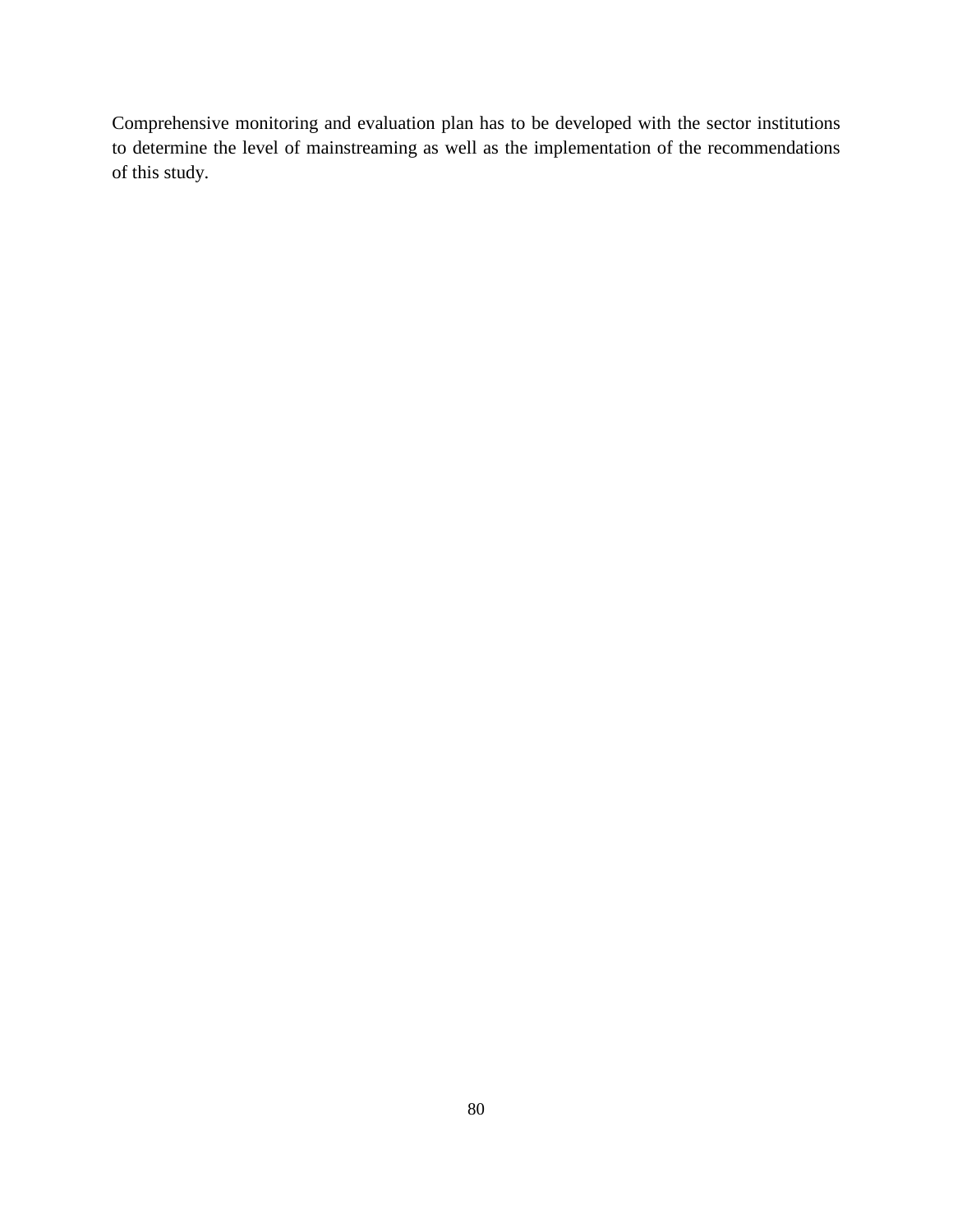Comprehensive monitoring and evaluation plan has to be developed with the sector institutions to determine the level of mainstreaming as well as the implementation of the recommendations of this study.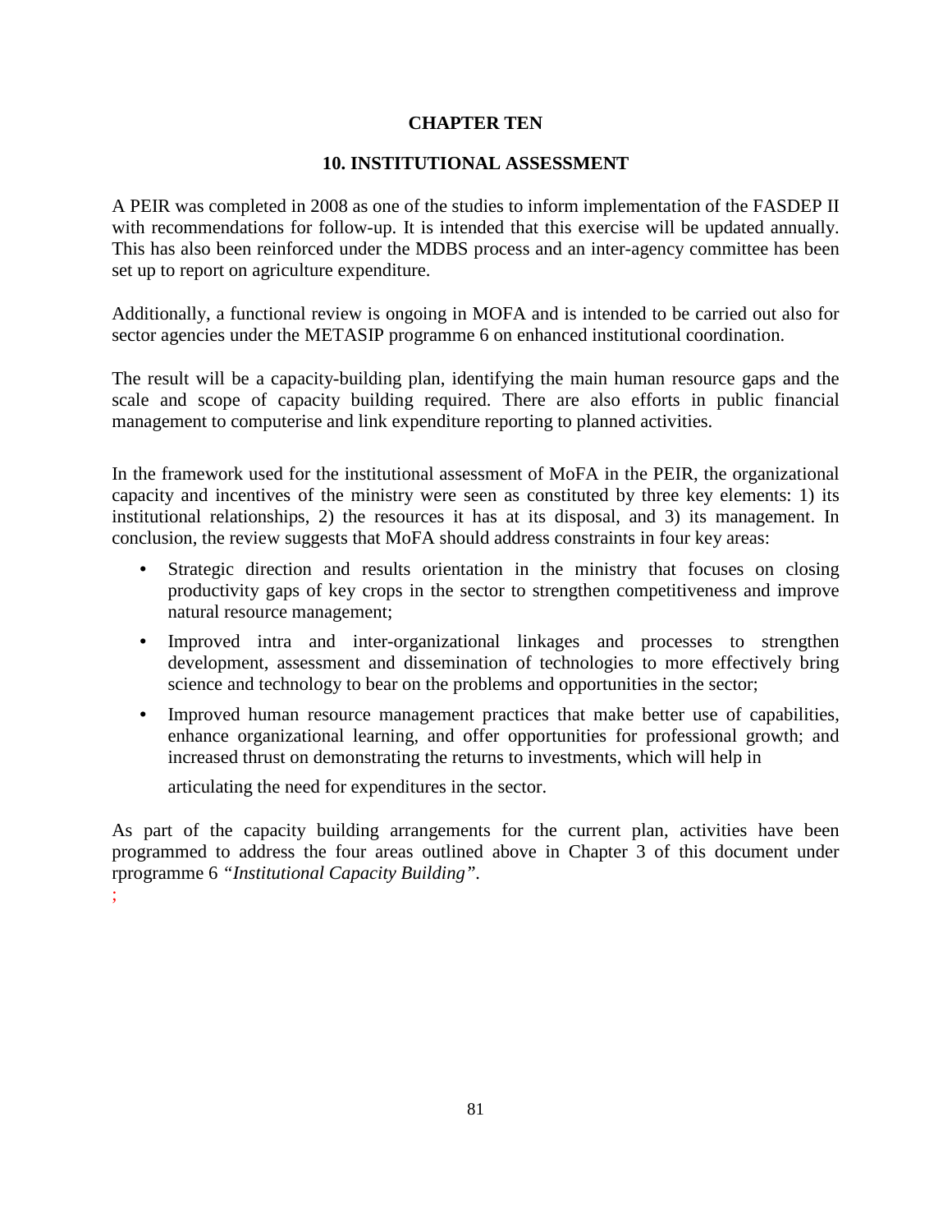# CHAPTER TEN

## 10. INSTITUTIONAL ASSESSMENT

A PEIR was completed in 2008 as one of the studies to inform implementation of the FASDEP II with recommendations for follow-up. It is intended that this exercise will be updated annually. This has also been reinforced under the MDBS process and an inter-agency committee has been set up to report on agriculture expenditure.

Additionally, a functional review is ongoing in MOFA and is intended to be carried out also for sector agencies under the METASIP programme 6 on enhanced institutional coordination.

The result will be a capacity-building plan, identifying the main human resource gaps and the scale and scope of capacity building required. There are also efforts in public financial management to computerise and link expenditure reporting to planned activities.

In the framework used for the institutional assessment of MoFA in the PEIR, the organizational capacity and incentives of the ministry were seen as constituted by three key elements: 1) its institutional relationships, 2) the resources it has at its disposal, and 3) its management. In conclusion, the review suggests that MoFA should address constraints in four key areas:

- Strategic direction and results orientation in the ministry that focuses on closing productivity gaps of key crops in the sector to strengthen competitiveness and improve natural resource management;
- Improved intra and inter-organizational linkages and processes to strengthen development, assessment and dissemination of technologies to more effectively bring science and technology to bear on the problems and opportunities in the sector;
- Improved human resource management practices that make better use of capabilities, enhance organizational learning, and offer opportunities for professional growth; and increased thrust on demonstrating the returns to investments, which will help in

  articulating the need for expenditures in the sector.

As part of the capacity building arrangements for the current plan, activities have been programmed to address the four areas outlined above in Chapter 3 of this document under rprogramme 6 *"Institutional Capacity Building"*.

;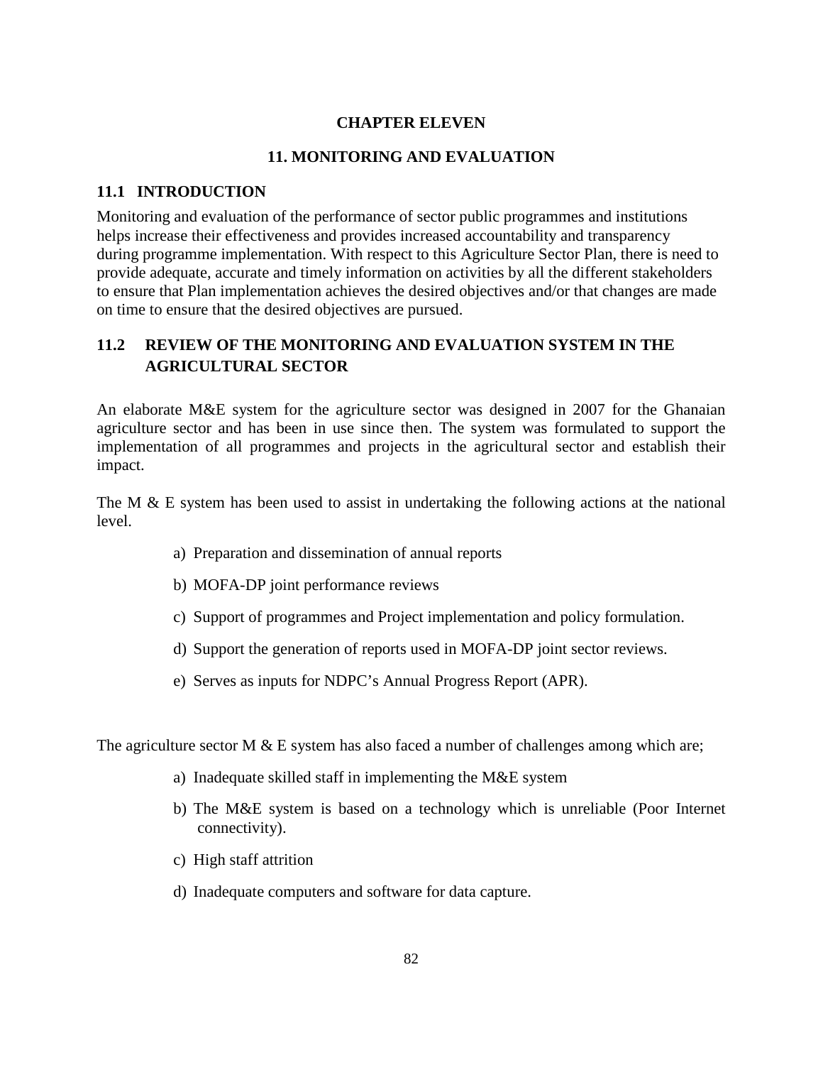# CHAPTER ELEVEN

# 11. MONITORING AND EVALUATION

## 11.1 INTRODUCTION

Monitoring and evaluation of the performance of sector public programmes and institutions helps increase their effectiveness and provides increased accountability and transparency during programme implementation. With respect to this Agriculture Sector Plan, there is need to provide adequate, accurate and timely information on activities by all the different stakeholders to ensure that Plan implementation achieves the desired objectives and/or that changes are made on time to ensure that the desired objectives are pursued.

## 11.2 REVIEW OF THE MONITORING AND EVALUATION SYSTEM IN THE AGRICULTURAL SECTOR

An elaborate M&E system for the agriculture sector was designed in 2007 for the Ghanaian agriculture sector and has been in use since then. The system was formulated to support the implementation of all programmes and projects in the agricultural sector and establish their impact.

The M & E system has been used to assist in undertaking the following actions at the national level.

a) Preparation and dissemination of annual reports

b) MOFA-DP joint performance reviews

c) Support of programmes and Project implementation and policy formulation.

d) Support the generation of reports used in MOFA-DP joint sector reviews.

e) Serves as inputs for NDPC's Annual Progress Report (APR).

The agriculture sector M & E system has also faced a number of challenges among which are;

a) Inadequate skilled staff in implementing the M&E system

b) The M&E system is based on a technology which is unreliable (Poor Internet connectivity).

c) High staff attrition

d) Inadequate computers and software for data capture.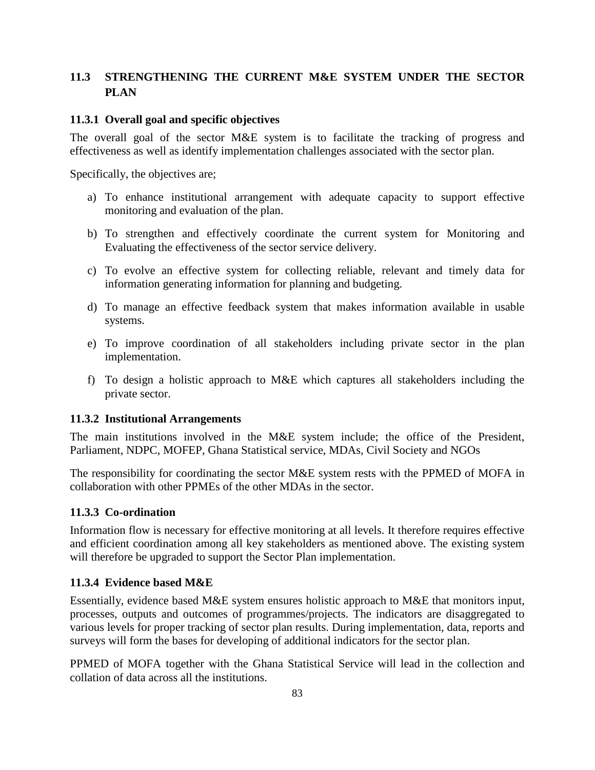## 11.3 STRENGTHENING THE CURRENT M&E SYSTEM UNDER THE SECTOR PLAN

### 11.3.1 Overall goal and specific objectives

The overall goal of the sector M&E system is to facilitate the tracking of progress and effectiveness as well as identify implementation challenges associated with the sector plan.

Specifically, the objectives are;

a) To enhance institutional arrangement with adequate capacity to support effective monitoring and evaluation of the plan.

b) To strengthen and effectively coordinate the current system for Monitoring and Evaluating the effectiveness of the sector service delivery.

c) To evolve an effective system for collecting reliable, relevant and timely data for information generating information for planning and budgeting.

d) To manage an effective feedback system that makes information available in usable systems.

e) To improve coordination of all stakeholders including private sector in the plan implementation.

f) To design a holistic approach to M&E which captures all stakeholders including the private sector.

### 11.3.2 Institutional Arrangements

The main institutions involved in the M&E system include; the office of the President, Parliament, NDPC, MOFEP, Ghana Statistical service, MDAs, Civil Society and NGOs

The responsibility for coordinating the sector M&E system rests with the PPMED of MOFA in collaboration with other PPMEs of the other MDAs in the sector.

### 11.3.3 Co-ordination

Information flow is necessary for effective monitoring at all levels. It therefore requires effective and efficient coordination among all key stakeholders as mentioned above. The existing system will therefore be upgraded to support the Sector Plan implementation.

### 11.3.4 Evidence based M&E

Essentially, evidence based M&E system ensures holistic approach to M&E that monitors input, processes, outputs and outcomes of programmes/projects. The indicators are disaggregated to various levels for proper tracking of sector plan results. During implementation, data, reports and surveys will form the bases for developing of additional indicators for the sector plan.

PPMED of MOFA together with the Ghana Statistical Service will lead in the collection and collation of data across all the institutions.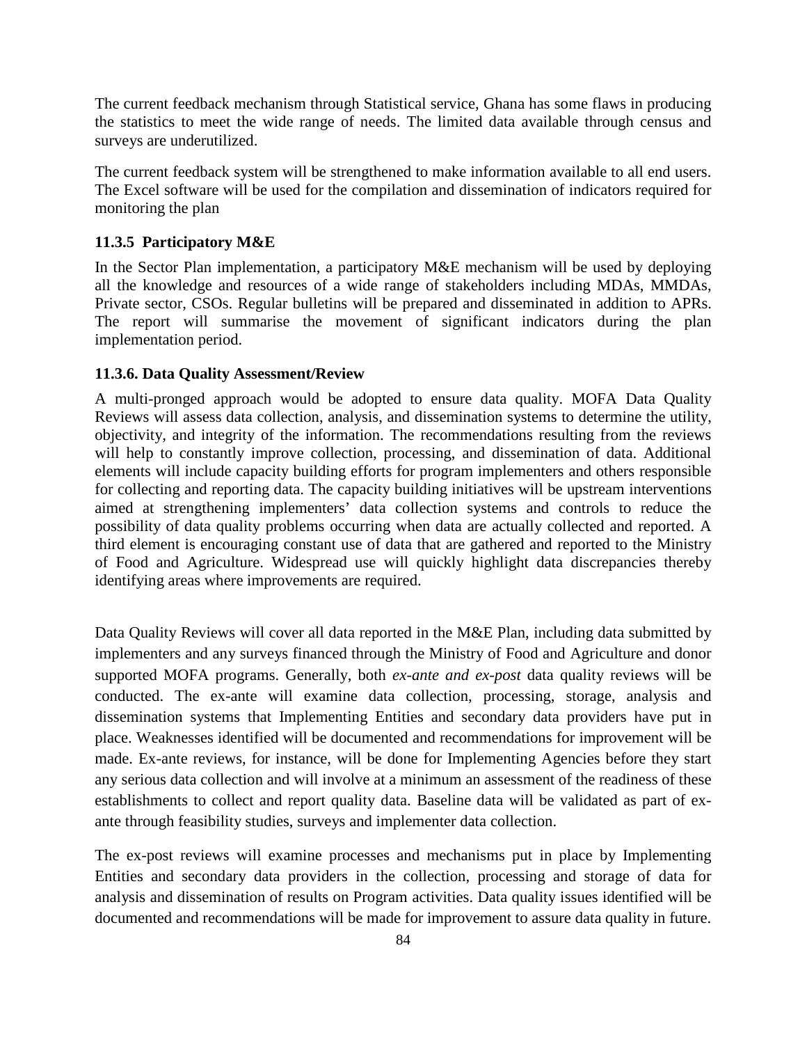The current feedback mechanism through Statistical service, Ghana has some flaws in producing the statistics to meet the wide range of needs. The limited data available through census and surveys are underutilized.

The current feedback system will be strengthened to make information available to all end users. The Excel software will be used for the compilation and dissemination of indicators required for monitoring the plan

### 11.3.5 Participatory M&E

In the Sector Plan implementation, a participatory M&E mechanism will be used by deploying all the knowledge and resources of a wide range of stakeholders including MDAs, MMDAs, Private sector, CSOs. Regular bulletins will be prepared and disseminated in addition to APRs. The report will summarise the movement of significant indicators during the plan implementation period.

### 11.3.6. Data Quality Assessment/Review

A multi-pronged approach would be adopted to ensure data quality. MOFA Data Quality Reviews will assess data collection, analysis, and dissemination systems to determine the utility, objectivity, and integrity of the information. The recommendations resulting from the reviews will help to constantly improve collection, processing, and dissemination of data. Additional elements will include capacity building efforts for program implementers and others responsible for collecting and reporting data. The capacity building initiatives will be upstream interventions aimed at strengthening implementers' data collection systems and controls to reduce the possibility of data quality problems occurring when data are actually collected and reported. A third element is encouraging constant use of data that are gathered and reported to the Ministry of Food and Agriculture. Widespread use will quickly highlight data discrepancies thereby identifying areas where improvements are required.

Data Quality Reviews will cover all data reported in the M&E Plan, including data submitted by implementers and any surveys financed through the Ministry of Food and Agriculture and donor supported MOFA programs. Generally, both *ex-ante and ex-post* data quality reviews will be conducted. The ex-ante will examine data collection, processing, storage, analysis and dissemination systems that Implementing Entities and secondary data providers have put in place. Weaknesses identified will be documented and recommendations for improvement will be made. Ex-ante reviews, for instance, will be done for Implementing Agencies before they start any serious data collection and will involve at a minimum an assessment of the readiness of these establishments to collect and report quality data. Baseline data will be validated as part of ex-ante through feasibility studies, surveys and implementer data collection.

The ex-post reviews will examine processes and mechanisms put in place by Implementing Entities and secondary data providers in the collection, processing and storage of data for analysis and dissemination of results on Program activities. Data quality issues identified will be documented and recommendations will be made for improvement to assure data quality in future.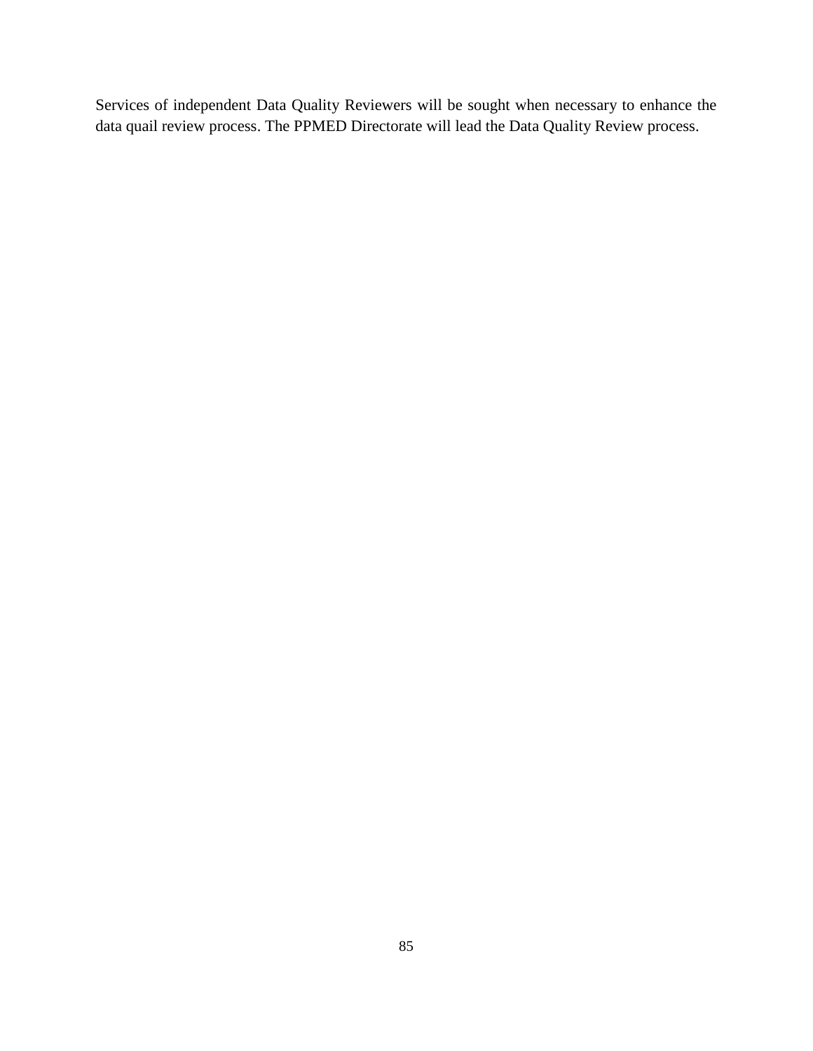Services of independent Data Quality Reviewers will be sought when necessary to enhance the data quail review process. The PPMED Directorate will lead the Data Quality Review process.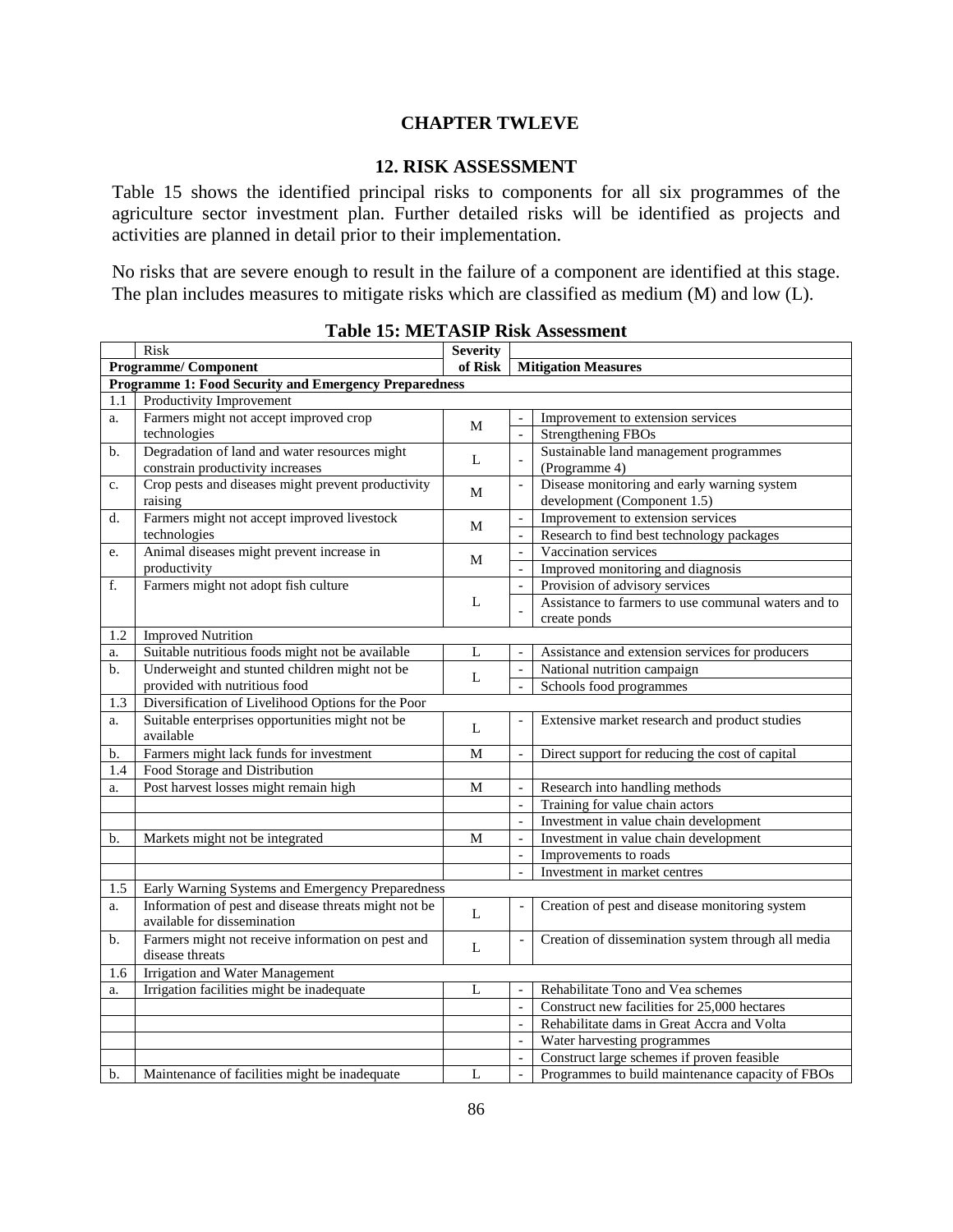# CHAPTER TWLEVE

## 12. RISK ASSESSMENT

Table 15 shows the identified principal risks to components for all six programmes of the agriculture sector investment plan. Further detailed risks will be identified as projects and activities are planned in detail prior to their implementation.

No risks that are severe enough to result in the failure of a component are identified at this stage. The plan includes measures to mitigate risks which are classified as medium (M) and low (L).

**Table 15: METASIP Risk Assessment**

| | Risk<br>Programme/ Component | Severity of Risk | | Mitigation Measures |
|---|---|---|---|---|
| **Programme 1: Food Security and Emergency Preparedness** | | | | |
| 1.1 | Productivity Improvement | | | |
| a. | Farmers might not accept improved crop technologies | M | - | Improvement to extension services |
| | | | - | Strengthening FBOs |
| b. | Degradation of land and water resources might constrain productivity increases | L | - | Sustainable land management programmes (Programme 4) |
| c. | Crop pests and diseases might prevent productivity raising | M | - | Disease monitoring and early warning system development (Component 1.5) |
| d. | Farmers might not accept improved livestock technologies | M | - | Improvement to extension services |
| | | | - | Research to find best technology packages |
| e. | Animal diseases might prevent increase in productivity | M | - | Vaccination services |
| | | | - | Improved monitoring and diagnosis |
| f. | Farmers might not adopt fish culture | L | - | Provision of advisory services |
| | | | - | Assistance to farmers to use communal waters and to create ponds |
| 1.2 | Improved Nutrition | | | |
| a. | Suitable nutritious foods might not be available | L | - | Assistance and extension services for producers |
| b. | Underweight and stunted children might not be provided with nutritious food | L | - | National nutrition campaign |
| | | | - | Schools food programmes |
| 1.3 | Diversification of Livelihood Options for the Poor | | | |
| a. | Suitable enterprises opportunities might not be available | L | - | Extensive market research and product studies |
| b. | Farmers might lack funds for investment | M | - | Direct support for reducing the cost of capital |
| 1.4 | Food Storage and Distribution | | | |
| a. | Post harvest losses might remain high | M | - | Research into handling methods |
| | | | - | Training for value chain actors |
| | | | - | Investment in value chain development |
| b. | Markets might not be integrated | M | - | Investment in value chain development |
| | | | - | Improvements to roads |
| | | | - | Investment in market centres |
| 1.5 | Early Warning Systems and Emergency Preparedness | | | |
| a. | Information of pest and disease threats might not be available for dissemination | L | - | Creation of pest and disease monitoring system |
| b. | Farmers might not receive information on pest and disease threats | L | - | Creation of dissemination system through all media |
| 1.6 | Irrigation and Water Management | | | |
| a. | Irrigation facilities might be inadequate | L | - | Rehabilitate Tono and Vea schemes |
| | | | - | Construct new facilities for 25,000 hectares |
| | | | - | Rehabilitate dams in Great Accra and Volta |
| | | | - | Water harvesting programmes |
| | | | - | Construct large schemes if proven feasible |
| b. | Maintenance of facilities might be inadequate | L | - | Programmes to build maintenance capacity of FBOs |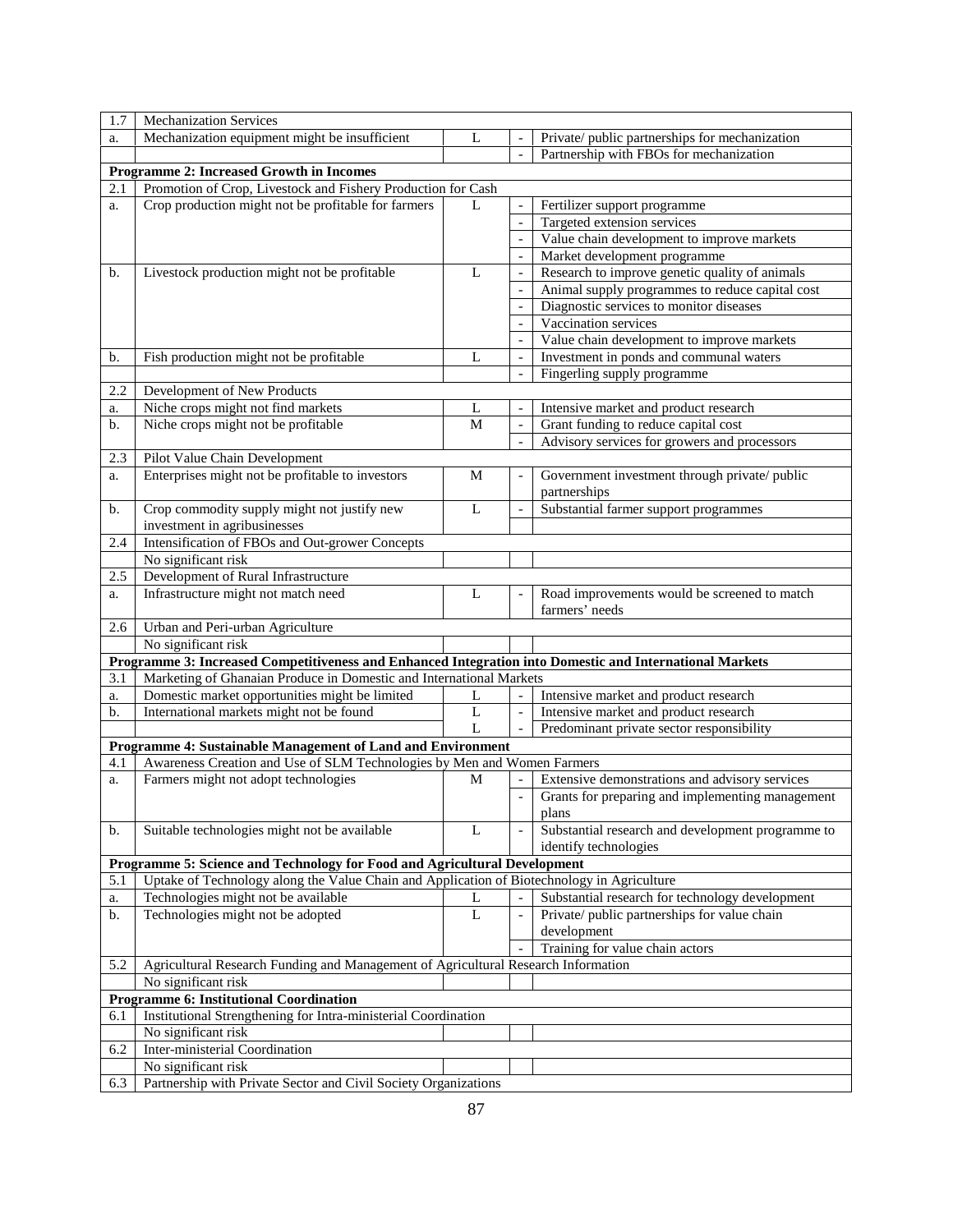| | | | | |
|---|---|---|---|---|
| 1.7 | Mechanization Services | | | |
| a. | Mechanization equipment might be insufficient | L | - | Private/ public partnerships for mechanization |
| | | | - | Partnership with FBOs for mechanization |
| **Programme 2: Increased Growth in Incomes** | | | | |
| 2.1 | Promotion of Crop, Livestock and Fishery Production for Cash | | | |
| a. | Crop production might not be profitable for farmers | L | - | Fertilizer support programme |
| | | | - | Targeted extension services |
| | | | - | Value chain development to improve markets |
| | | | - | Market development programme |
| b. | Livestock production might not be profitable | L | - | Research to improve genetic quality of animals |
| | | | - | Animal supply programmes to reduce capital cost |
| | | | - | Diagnostic services to monitor diseases |
| | | | - | Vaccination services |
| | | | - | Value chain development to improve markets |
| b. | Fish production might not be profitable | L | - | Investment in ponds and communal waters |
| | | | - | Fingerling supply programme |
| 2.2 | Development of New Products | | | |
| a. | Niche crops might not find markets | L | - | Intensive market and product research |
| b. | Niche crops might not be profitable | M | - | Grant funding to reduce capital cost |
| | | | - | Advisory services for growers and processors |
| 2.3 | Pilot Value Chain Development | | | |
| a. | Enterprises might not be profitable to investors | M | - | Government investment through private/ public partnerships |
| b. | Crop commodity supply might not justify new investment in agribusinesses | L | - | Substantial farmer support programmes |
| 2.4 | Intensification of FBOs and Out-grower Concepts | | | |
| | No significant risk | | | |
| 2.5 | Development of Rural Infrastructure | | | |
| a. | Infrastructure might not match need | L | - | Road improvements would be screened to match farmers' needs |
| 2.6 | Urban and Peri-urban Agriculture | | | |
| | No significant risk | | | |
| **Programme 3: Increased Competitiveness and Enhanced Integration into Domestic and International Markets** | | | | |
| 3.1 | Marketing of Ghanaian Produce in Domestic and International Markets | | | |
| a. | Domestic market opportunities might be limited | L | - | Intensive market and product research |
| b. | International markets might not be found | L | - | Intensive market and product research |
| | | L | - | Predominant private sector responsibility |
| **Programme 4: Sustainable Management of Land and Environment** | | | | |
| 4.1 | Awareness Creation and Use of SLM Technologies by Men and Women Farmers | | | |
| a. | Farmers might not adopt technologies | M | - | Extensive demonstrations and advisory services |
| | | | - | Grants for preparing and implementing management plans |
| b. | Suitable technologies might not be available | L | - | Substantial research and development programme to identify technologies |
| **Programme 5: Science and Technology for Food and Agricultural Development** | | | | |
| 5.1 | Uptake of Technology along the Value Chain and Application of Biotechnology in Agriculture | | | |
| a. | Technologies might not be available | L | - | Substantial research for technology development |
| b. | Technologies might not be adopted | L | - | Private/ public partnerships for value chain development |
| | | | - | Training for value chain actors |
| 5.2 | Agricultural Research Funding and Management of Agricultural Research Information | | | |
| | No significant risk | | | |
| **Programme 6: Institutional Coordination** | | | | |
| 6.1 | Institutional Strengthening for Intra-ministerial Coordination | | | |
| | No significant risk | | | |
| 6.2 | Inter-ministerial Coordination | | | |
| | No significant risk | | | |
| 6.3 | Partnership with Private Sector and Civil Society Organizations | | | |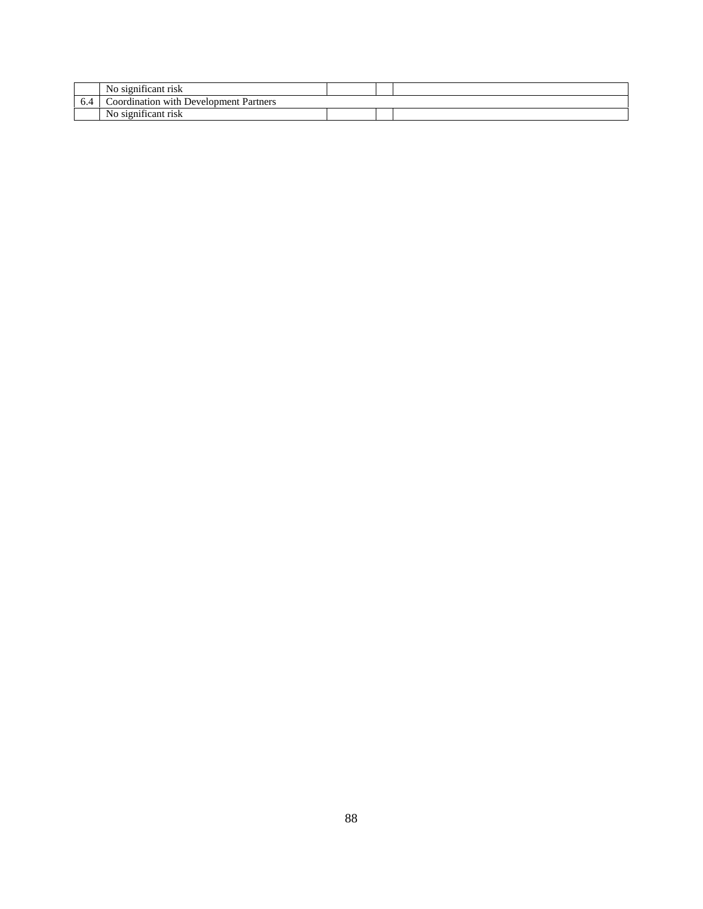| | | | | |
|---|---|---|---|---|
| | No significant risk | | | |
| 6.4 | Coordination with Development Partners | | | |
| | No significant risk | | | |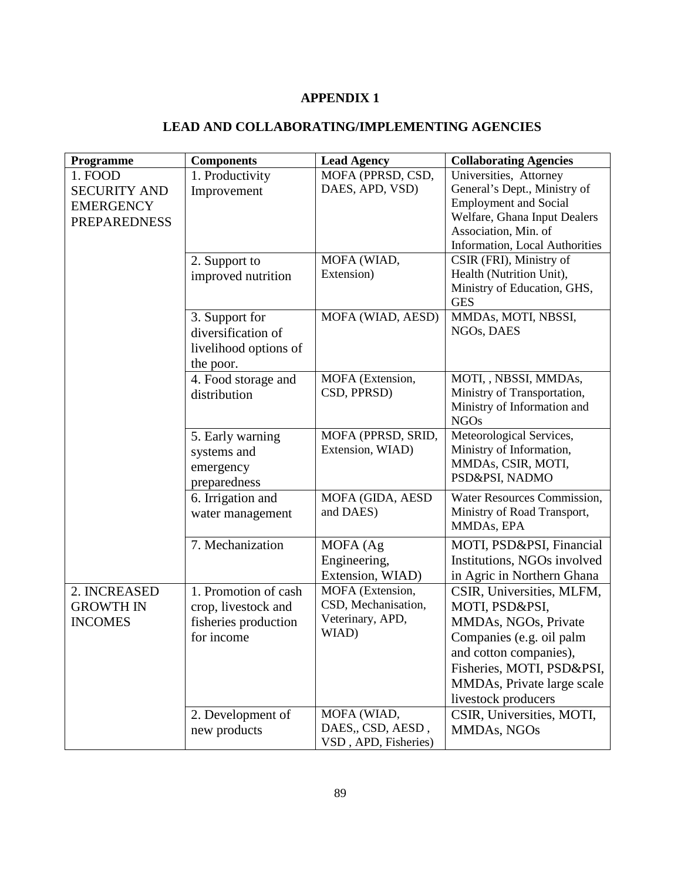# APPENDIX 1

## LEAD AND COLLABORATING/IMPLEMENTING AGENCIES

| Programme | Components | Lead Agency | Collaborating Agencies |
|---|---|---|---|
| 1. FOOD SECURITY AND EMERGENCY PREPAREDNESS | 1. Productivity Improvement | MOFA (PPRSD, CSD, DAES, APD, VSD) | Universities, Attorney General's Dept., Ministry of Employment and Social Welfare, Ghana Input Dealers Association, Min. of Information, Local Authorities |
| | 2. Support to improved nutrition | MOFA (WIAD, Extension) | CSIR (FRI), Ministry of Health (Nutrition Unit), Ministry of Education, GHS, GES |
| | 3. Support for diversification of livelihood options of the poor. | MOFA (WIAD, AESD) | MMDAs, MOTI, NBSSI, NGOs, DAES |
| | 4. Food storage and distribution | MOFA (Extension, CSD, PPRSD) | MOTI, , NBSSI, MMDAs, Ministry of Transportation, Ministry of Information and NGOs |
| | 5. Early warning systems and emergency preparedness | MOFA (PPRSD, SRID, Extension, WIAD) | Meteorological Services, Ministry of Information, MMDAs, CSIR, MOTI, PSD&PSI, NADMO |
| | 6. Irrigation and water management | MOFA (GIDA, AESD and DAES) | Water Resources Commission, Ministry of Road Transport, MMDAs, EPA |
| | 7. Mechanization | MOFA (Ag Engineering, Extension, WIAD) | MOTI, PSD&PSI, Financial Institutions, NGOs involved in Agric in Northern Ghana |
| 2. INCREASED GROWTH IN INCOMES | 1. Promotion of cash crop, livestock and fisheries production for income | MOFA (Extension, CSD, Mechanisation, Veterinary, APD, WIAD) | CSIR, Universities, MLFM, MOTI, PSD&PSI, MMDAs, NGOs, Private Companies (e.g. oil palm and cotton companies), Fisheries, MOTI, PSD&PSI, MMDAs, Private large scale livestock producers |
| | 2. Development of new products | MOFA (WIAD, DAES,, CSD, AESD , VSD , APD, Fisheries) | CSIR, Universities, MOTI, MMDAs, NGOs |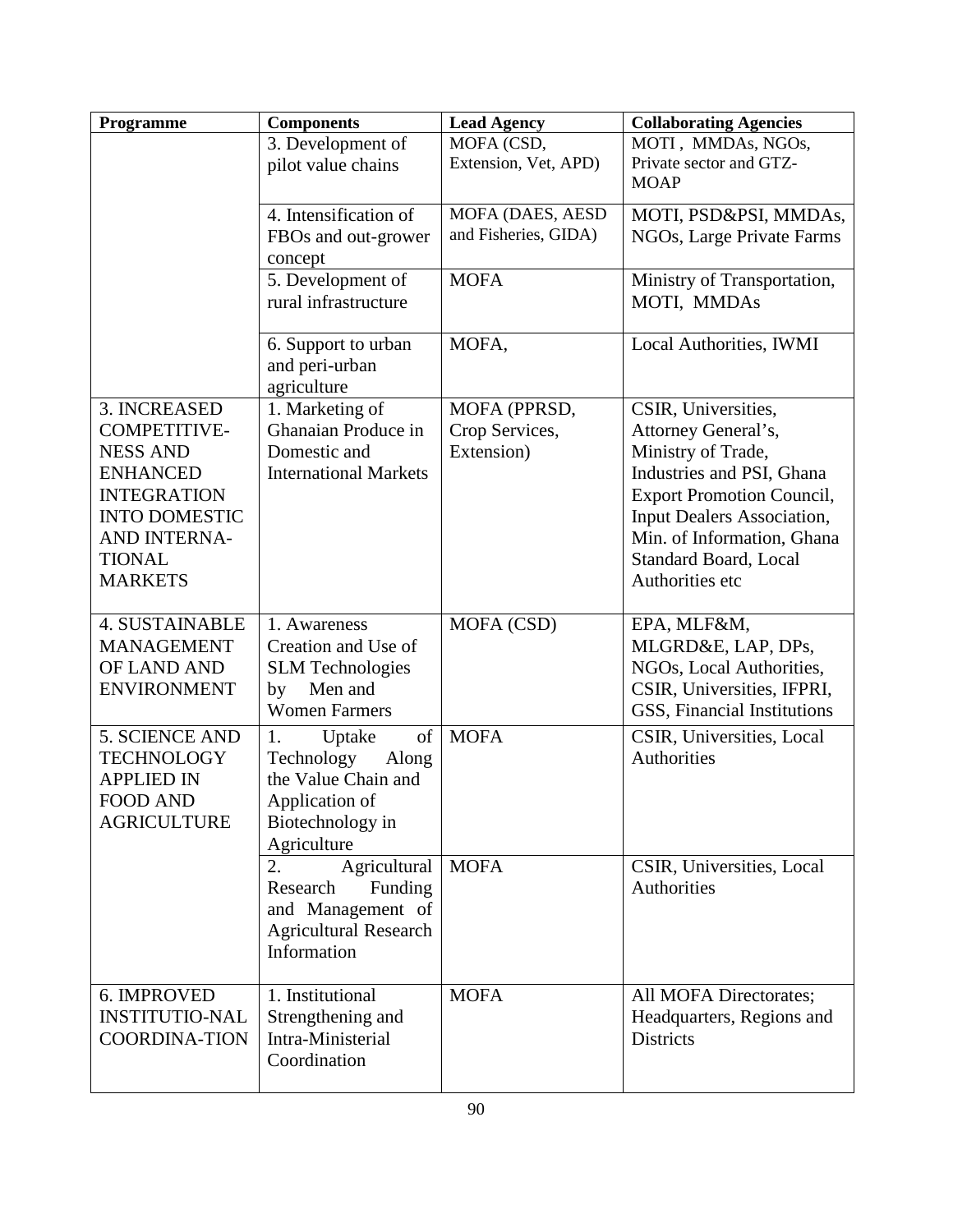| Programme | Components | Lead Agency | Collaborating Agencies |
|---|---|---|---|
| | 3. Development of pilot value chains | MOFA (CSD, Extension, Vet, APD) | MOTI , MMDAs, NGOs, Private sector and GTZ-MOAP |
| | 4. Intensification of FBOs and out-grower concept | MOFA (DAES, AESD and Fisheries, GIDA) | MOTI, PSD&PSI, MMDAs, NGOs, Large Private Farms |
| | 5. Development of rural infrastructure | MOFA | Ministry of Transportation, MOTI, MMDAs |
| | 6. Support to urban and peri-urban agriculture | MOFA, | Local Authorities, IWMI |
| 3. INCREASED COMPETITIVE-NESS AND ENHANCED INTEGRATION INTO DOMESTIC AND INTERNA-TIONAL MARKETS | 1. Marketing of Ghanaian Produce in Domestic and International Markets | MOFA (PPRSD, Crop Services, Extension) | CSIR, Universities, Attorney General's, Ministry of Trade, Industries and PSI, Ghana Export Promotion Council, Input Dealers Association, Min. of Information, Ghana Standard Board, Local Authorities etc |
| 4. SUSTAINABLE MANAGEMENT OF LAND AND ENVIRONMENT | 1. Awareness Creation and Use of SLM Technologies by Men and Women Farmers | MOFA (CSD) | EPA, MLF&M, MLGRD&E, LAP, DPs, NGOs, Local Authorities, CSIR, Universities, IFPRI, GSS, Financial Institutions |
| 5. SCIENCE AND TECHNOLOGY APPLIED IN FOOD AND AGRICULTURE | 1. Uptake of Technology Along the Value Chain and Application of Biotechnology in Agriculture | MOFA | CSIR, Universities, Local Authorities |
| | 2. Agricultural Research Funding and Management of Agricultural Research Information | MOFA | CSIR, Universities, Local Authorities |
| 6. IMPROVED INSTITUTIO-NAL COORDINA-TION | 1. Institutional Strengthening and Intra-Ministerial Coordination | MOFA | All MOFA Directorates; Headquarters, Regions and Districts |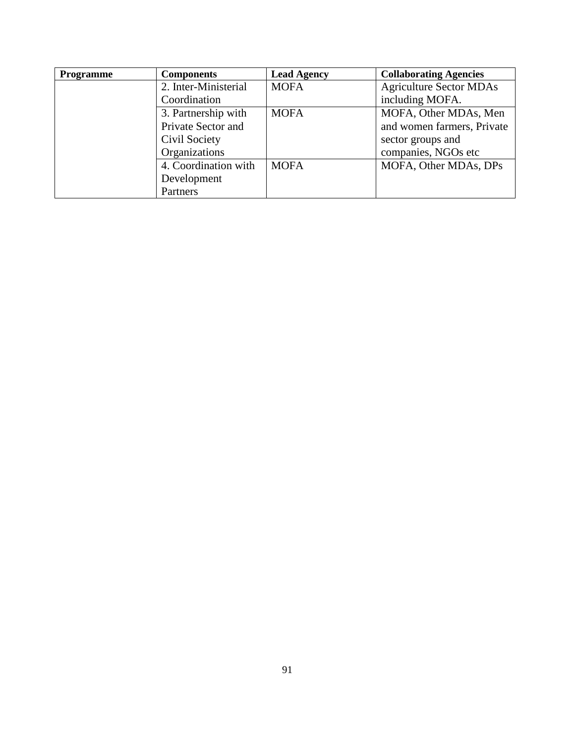| Programme | Components | Lead Agency | Collaborating Agencies |
|---|---|---|---|
| | 2. Inter-Ministerial Coordination | MOFA | Agriculture Sector MDAs including MOFA. |
| | 3. Partnership with Private Sector and Civil Society Organizations | MOFA | MOFA, Other MDAs, Men and women farmers, Private sector groups and companies, NGOs etc |
| | 4. Coordination with Development Partners | MOFA | MOFA, Other MDAs, DPs |